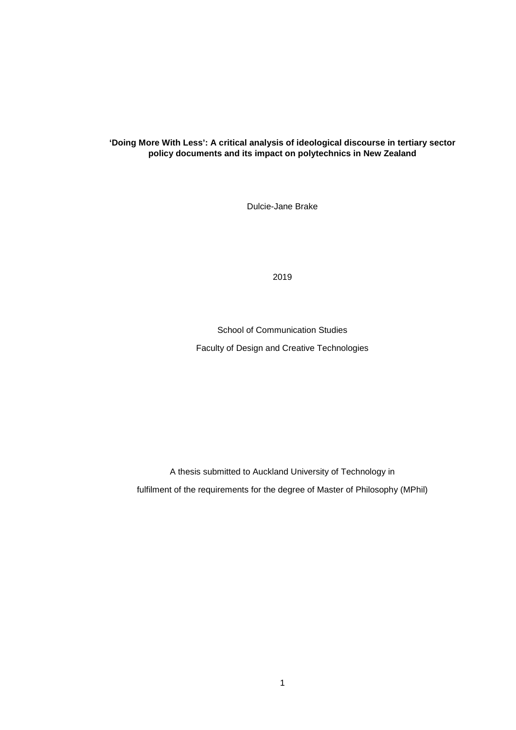**'Doing More With Less': A critical analysis of ideological discourse in tertiary sector policy documents and its impact on polytechnics in New Zealand**

Dulcie-Jane Brake

2019

School of Communication Studies

Faculty of Design and Creative Technologies

A thesis submitted to Auckland University of Technology in

fulfilment of the requirements for the degree of Master of Philosophy (MPhil)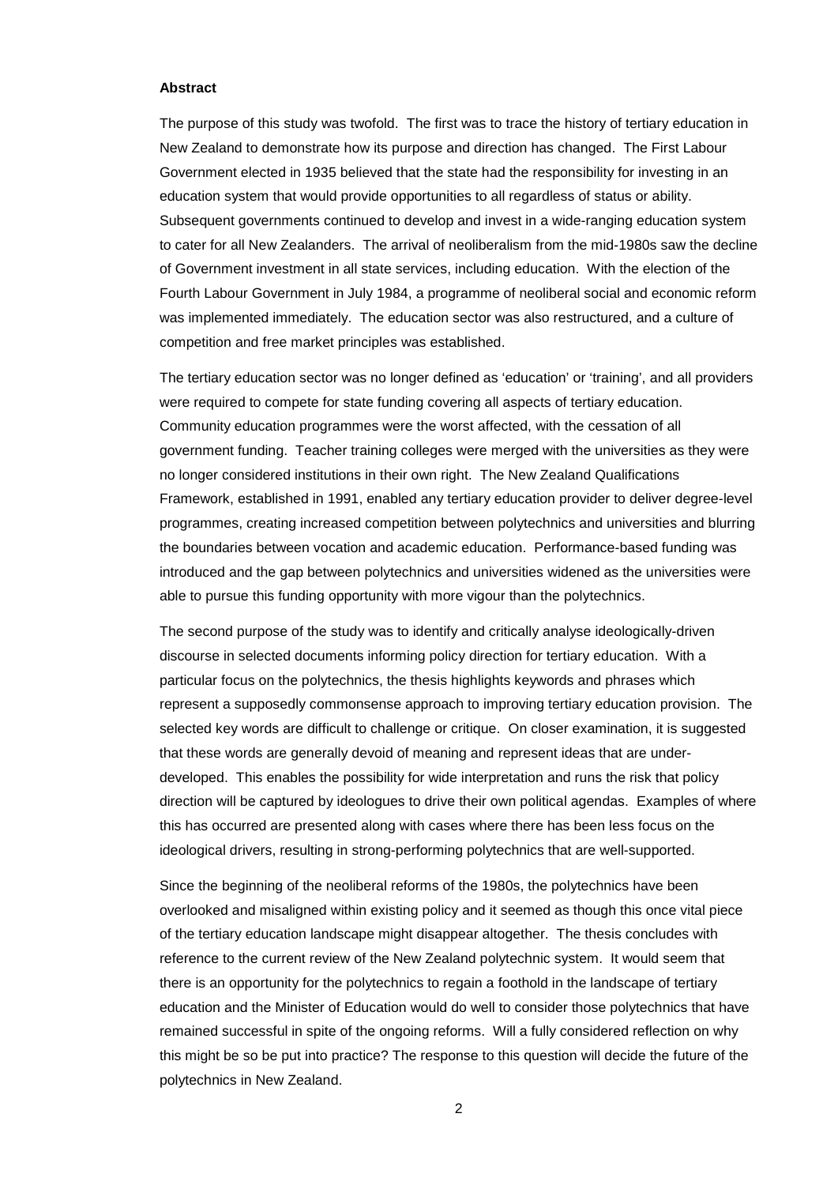**Abstract**

The purpose of this study was twofold. The first was to trace the history of tertiary education in New Zealand to demonstrate how its purpose and direction has changed. The First Labour Government elected in 1935 believed that the state had the responsibility for investing in an education system that would provide opportunities to all regardless of status or ability. Subsequent governments continued to develop and invest in a wide-ranging education system to cater for all New Zealanders. The arrival of neoliberalism from the mid-1980s saw the decline of Government investment in all state services, including education. With the election of the Fourth Labour Government in July 1984, a programme of neoliberal social and economic reform was implemented immediately. The education sector was also restructured, and a culture of competition and free market principles was established.

The tertiary education sector was no longer defined as 'education' or 'training', and all providers were required to compete for state funding covering all aspects of tertiary education. Community education programmes were the worst affected, with the cessation of all government funding. Teacher training colleges were merged with the universities as they were no longer considered institutions in their own right. The New Zealand Qualifications Framework, established in 1991, enabled any tertiary education provider to deliver degree-level programmes, creating increased competition between polytechnics and universities and blurring the boundaries between vocation and academic education. Performance-based funding was introduced and the gap between polytechnics and universities widened as the universities were able to pursue this funding opportunity with more vigour than the polytechnics.

The second purpose of the study was to identify and critically analyse ideologically-driven discourse in selected documents informing policy direction for tertiary education. With a particular focus on the polytechnics, the thesis highlights keywords and phrases which represent a supposedly commonsense approach to improving tertiary education provision. The selected key words are difficult to challenge or critique. On closer examination, it is suggested that these words are generally devoid of meaning and represent ideas that are under-developed. This enables the possibility for wide interpretation and runs the risk that policy direction will be captured by ideologues to drive their own political agendas. Examples of where this has occurred are presented along with cases where there has been less focus on the ideological drivers, resulting in strong-performing polytechnics that are well-supported.

Since the beginning of the neoliberal reforms of the 1980s, the polytechnics have been overlooked and misaligned within existing policy and it seemed as though this once vital piece of the tertiary education landscape might disappear altogether. The thesis concludes with reference to the current review of the New Zealand polytechnic system. It would seem that there is an opportunity for the polytechnics to regain a foothold in the landscape of tertiary education and the Minister of Education would do well to consider those polytechnics that have remained successful in spite of the ongoing reforms. Will a fully considered reflection on why this might be so be put into practice? The response to this question will decide the future of the polytechnics in New Zealand.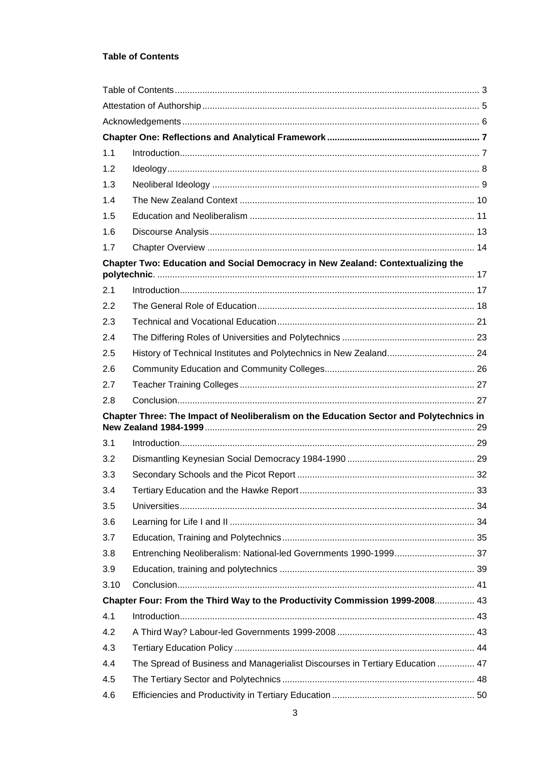**Table of Contents**

| | | |
|---|---|---|
| Table of Contents | | 3 |
| Attestation of Authorship | | 5 |
| Acknowledgements | | 6 |
| **Chapter One: Reflections and Analytical Framework** | | **7** |
| 1.1 | Introduction | 7 |
| 1.2 | Ideology | 8 |
| 1.3 | Neoliberal Ideology | 9 |
| 1.4 | The New Zealand Context | 10 |
| 1.5 | Education and Neoliberalism | 11 |
| 1.6 | Discourse Analysis | 13 |
| 1.7 | Chapter Overview | 14 |
| **Chapter Two: Education and Social Democracy in New Zealand: Contextualizing the polytechnic.** | | **17** |
| 2.1 | Introduction | 17 |
| 2.2 | The General Role of Education | 18 |
| 2.3 | Technical and Vocational Education | 21 |
| 2.4 | The Differing Roles of Universities and Polytechnics | 23 |
| 2.5 | History of Technical Institutes and Polytechnics in New Zealand | 24 |
| 2.6 | Community Education and Community Colleges | 26 |
| 2.7 | Teacher Training Colleges | 27 |
| 2.8 | Conclusion | 27 |
| **Chapter Three: The Impact of Neoliberalism on the Education Sector and Polytechnics in New Zealand 1984-1999** | | **29** |
| 3.1 | Introduction | 29 |
| 3.2 | Dismantling Keynesian Social Democracy 1984-1990 | 29 |
| 3.3 | Secondary Schools and the Picot Report | 32 |
| 3.4 | Tertiary Education and the Hawke Report | 33 |
| 3.5 | Universities | 34 |
| 3.6 | Learning for Life I and II | 34 |
| 3.7 | Education, Training and Polytechnics | 35 |
| 3.8 | Entrenching Neoliberalism: National-led Governments 1990-1999 | 37 |
| 3.9 | Education, training and polytechnics | 39 |
| 3.10 | Conclusion | 41 |
| **Chapter Four: From the Third Way to the Productivity Commission 1999-2008** | | 43 |
| 4.1 | Introduction | 43 |
| 4.2 | A Third Way? Labour-led Governments 1999-2008 | 43 |
| 4.3 | Tertiary Education Policy | 44 |
| 4.4 | The Spread of Business and Managerialist Discourses in Tertiary Education | 47 |
| 4.5 | The Tertiary Sector and Polytechnics | 48 |
| 4.6 | Efficiencies and Productivity in Tertiary Education | 50 |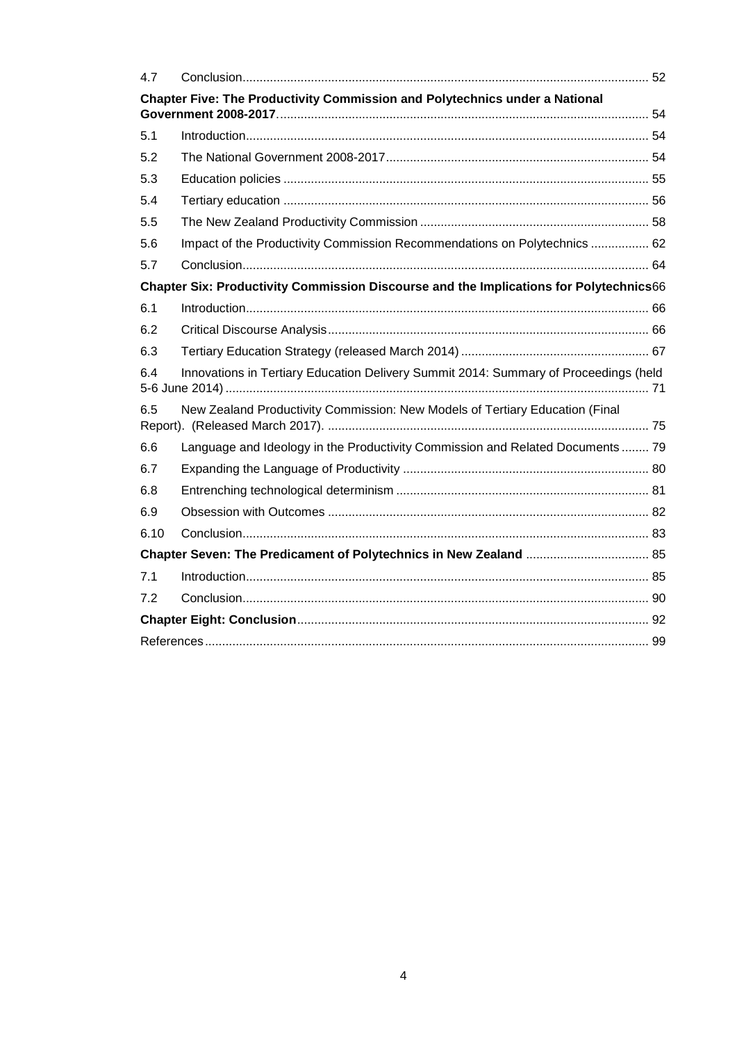| | | |
|---|---|---|
| 4.7 | Conclusion | 52 |
| **Chapter Five: The Productivity Commission and Polytechnics under a National Government 2008-2017** | | 54 |
| 5.1 | Introduction | 54 |
| 5.2 | The National Government 2008-2017 | 54 |
| 5.3 | Education policies | 55 |
| 5.4 | Tertiary education | 56 |
| 5.5 | The New Zealand Productivity Commission | 58 |
| 5.6 | Impact of the Productivity Commission Recommendations on Polytechnics | 62 |
| 5.7 | Conclusion | 64 |
| **Chapter Six: Productivity Commission Discourse and the Implications for Polytechnics** | | 66 |
| 6.1 | Introduction | 66 |
| 6.2 | Critical Discourse Analysis | 66 |
| 6.3 | Tertiary Education Strategy (released March 2014) | 67 |
| 6.4 | Innovations in Tertiary Education Delivery Summit 2014: Summary of Proceedings (held 5-6 June 2014) | 71 |
| 6.5 | New Zealand Productivity Commission: New Models of Tertiary Education (Final Report). (Released March 2017). | 75 |
| 6.6 | Language and Ideology in the Productivity Commission and Related Documents | 79 |
| 6.7 | Expanding the Language of Productivity | 80 |
| 6.8 | Entrenching technological determinism | 81 |
| 6.9 | Obsession with Outcomes | 82 |
| 6.10 | Conclusion | 83 |
| **Chapter Seven: The Predicament of Polytechnics in New Zealand** | | 85 |
| 7.1 | Introduction | 85 |
| 7.2 | Conclusion | 90 |
| **Chapter Eight: Conclusion** | | 92 |
| References | | 99 |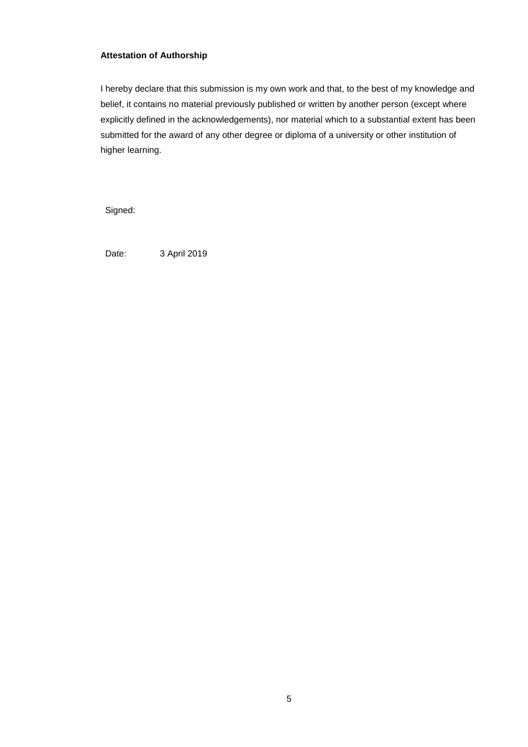**Attestation of Authorship**

I hereby declare that this submission is my own work and that, to the best of my knowledge and belief, it contains no material previously published or written by another person (except where explicitly defined in the acknowledgements), nor material which to a substantial extent has been submitted for the award of any other degree or diploma of a university or other institution of higher learning.

Signed:

Date: 3 April 2019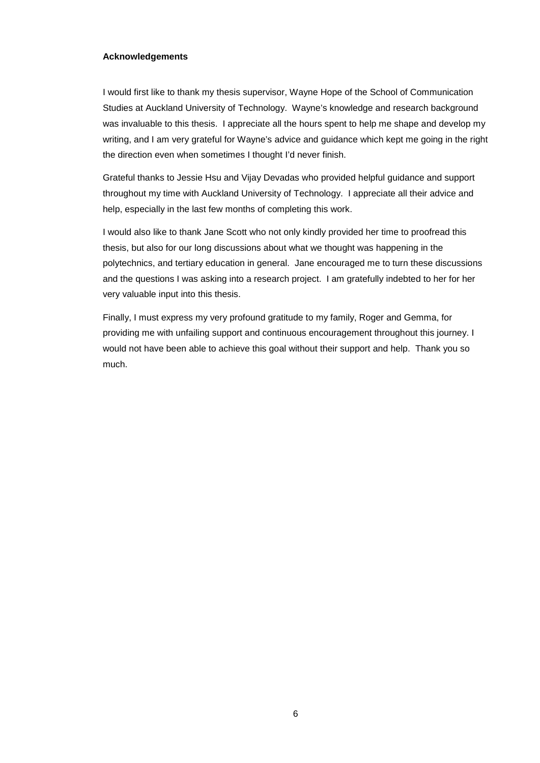**Acknowledgements**

I would first like to thank my thesis supervisor, Wayne Hope of the School of Communication Studies at Auckland University of Technology. Wayne's knowledge and research background was invaluable to this thesis. I appreciate all the hours spent to help me shape and develop my writing, and I am very grateful for Wayne's advice and guidance which kept me going in the right the direction even when sometimes I thought I'd never finish.

Grateful thanks to Jessie Hsu and Vijay Devadas who provided helpful guidance and support throughout my time with Auckland University of Technology. I appreciate all their advice and help, especially in the last few months of completing this work.

I would also like to thank Jane Scott who not only kindly provided her time to proofread this thesis, but also for our long discussions about what we thought was happening in the polytechnics, and tertiary education in general. Jane encouraged me to turn these discussions and the questions I was asking into a research project. I am gratefully indebted to her for her very valuable input into this thesis.

Finally, I must express my very profound gratitude to my family, Roger and Gemma, for providing me with unfailing support and continuous encouragement throughout this journey. I would not have been able to achieve this goal without their support and help. Thank you so much.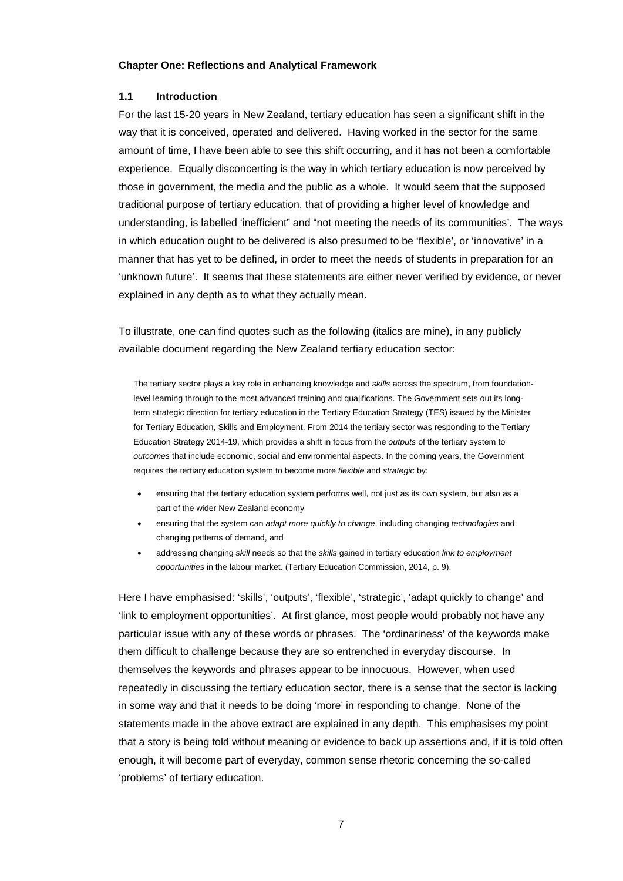**Chapter One: Reflections and Analytical Framework**

### 1.1 Introduction

For the last 15-20 years in New Zealand, tertiary education has seen a significant shift in the way that it is conceived, operated and delivered. Having worked in the sector for the same amount of time, I have been able to see this shift occurring, and it has not been a comfortable experience. Equally disconcerting is the way in which tertiary education is now perceived by those in government, the media and the public as a whole. It would seem that the supposed traditional purpose of tertiary education, that of providing a higher level of knowledge and understanding, is labelled 'inefficient" and "not meeting the needs of its communities'. The ways in which education ought to be delivered is also presumed to be 'flexible', or 'innovative' in a manner that has yet to be defined, in order to meet the needs of students in preparation for an 'unknown future'. It seems that these statements are either never verified by evidence, or never explained in any depth as to what they actually mean.

To illustrate, one can find quotes such as the following (italics are mine), in any publicly available document regarding the New Zealand tertiary education sector:

> The tertiary sector plays a key role in enhancing knowledge and *skills* across the spectrum, from foundation-level learning through to the most advanced training and qualifications. The Government sets out its long-term strategic direction for tertiary education in the Tertiary Education Strategy (TES) issued by the Minister for Tertiary Education, Skills and Employment. From 2014 the tertiary sector was responding to the Tertiary Education Strategy 2014-19, which provides a shift in focus from the *outputs* of the tertiary system to *outcomes* that include economic, social and environmental aspects. In the coming years, the Government requires the tertiary education system to become more *flexible* and *strategic* by:
>
> - ensuring that the tertiary education system performs well, not just as its own system, but also as a part of the wider New Zealand economy
> - ensuring that the system can *adapt more quickly to change*, including changing *technologies* and changing patterns of demand, and
> - addressing changing *skill* needs so that the *skills* gained in tertiary education *link to employment opportunities* in the labour market. (Tertiary Education Commission, 2014, p. 9).

Here I have emphasised: 'skills', 'outputs', 'flexible', 'strategic', 'adapt quickly to change' and 'link to employment opportunities'. At first glance, most people would probably not have any particular issue with any of these words or phrases. The 'ordinariness' of the keywords make them difficult to challenge because they are so entrenched in everyday discourse. In themselves the keywords and phrases appear to be innocuous. However, when used repeatedly in discussing the tertiary education sector, there is a sense that the sector is lacking in some way and that it needs to be doing 'more' in responding to change. None of the statements made in the above extract are explained in any depth. This emphasises my point that a story is being told without meaning or evidence to back up assertions and, if it is told often enough, it will become part of everyday, common sense rhetoric concerning the so-called 'problems' of tertiary education.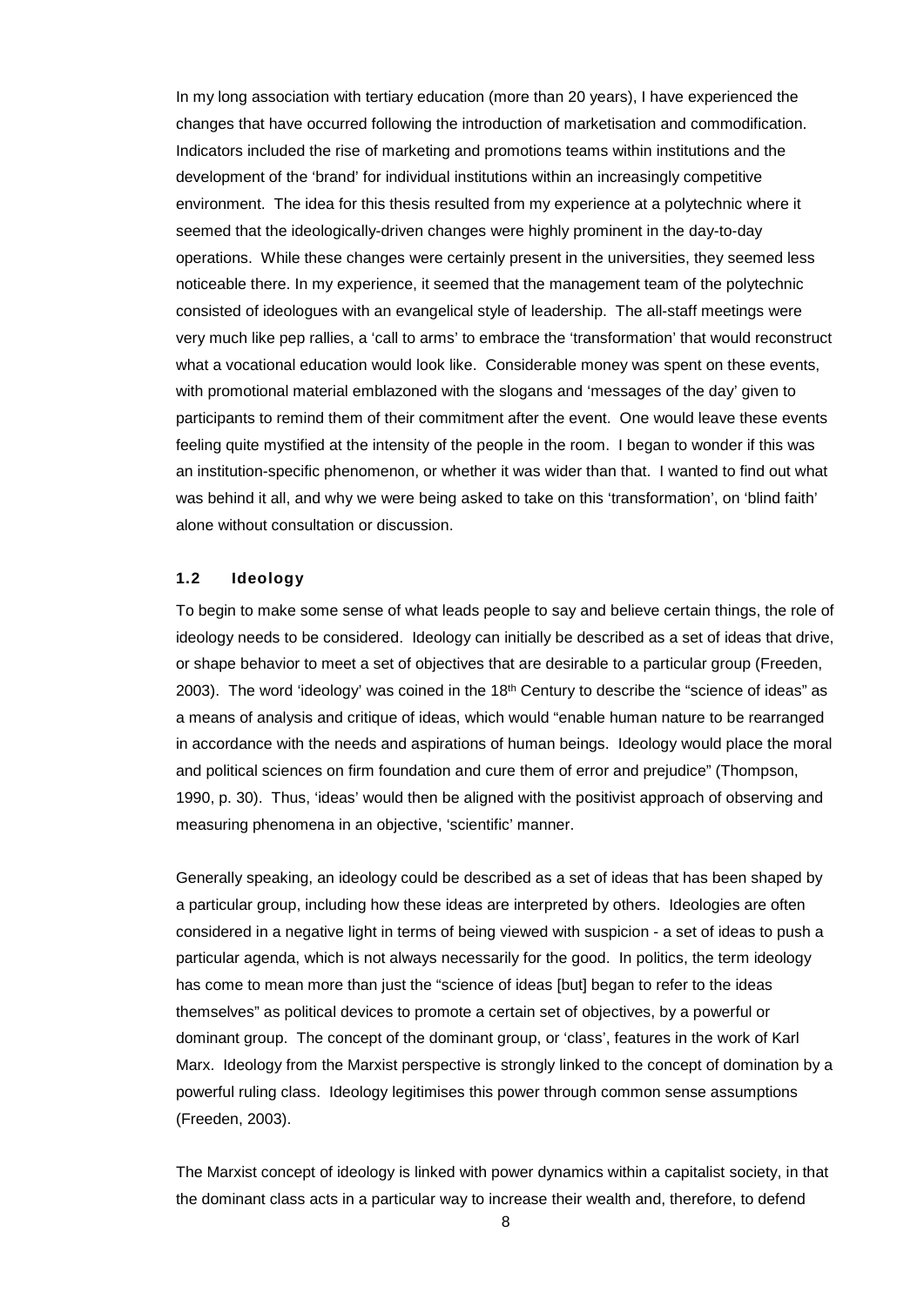In my long association with tertiary education (more than 20 years), I have experienced the changes that have occurred following the introduction of marketisation and commodification. Indicators included the rise of marketing and promotions teams within institutions and the development of the 'brand' for individual institutions within an increasingly competitive environment. The idea for this thesis resulted from my experience at a polytechnic where it seemed that the ideologically-driven changes were highly prominent in the day-to-day operations. While these changes were certainly present in the universities, they seemed less noticeable there. In my experience, it seemed that the management team of the polytechnic consisted of ideologues with an evangelical style of leadership. The all-staff meetings were very much like pep rallies, a 'call to arms' to embrace the 'transformation' that would reconstruct what a vocational education would look like. Considerable money was spent on these events, with promotional material emblazoned with the slogans and 'messages of the day' given to participants to remind them of their commitment after the event. One would leave these events feeling quite mystified at the intensity of the people in the room. I began to wonder if this was an institution-specific phenomenon, or whether it was wider than that. I wanted to find out what was behind it all, and why we were being asked to take on this 'transformation', on 'blind faith' alone without consultation or discussion.

### 1.2 Ideology

To begin to make some sense of what leads people to say and believe certain things, the role of ideology needs to be considered. Ideology can initially be described as a set of ideas that drive, or shape behavior to meet a set of objectives that are desirable to a particular group (Freeden, 2003). The word 'ideology' was coined in the 18th Century to describe the "science of ideas" as a means of analysis and critique of ideas, which would "enable human nature to be rearranged in accordance with the needs and aspirations of human beings. Ideology would place the moral and political sciences on firm foundation and cure them of error and prejudice" (Thompson, 1990, p. 30). Thus, 'ideas' would then be aligned with the positivist approach of observing and measuring phenomena in an objective, 'scientific' manner.

Generally speaking, an ideology could be described as a set of ideas that has been shaped by a particular group, including how these ideas are interpreted by others. Ideologies are often considered in a negative light in terms of being viewed with suspicion - a set of ideas to push a particular agenda, which is not always necessarily for the good. In politics, the term ideology has come to mean more than just the "science of ideas [but] began to refer to the ideas themselves" as political devices to promote a certain set of objectives, by a powerful or dominant group. The concept of the dominant group, or 'class', features in the work of Karl Marx. Ideology from the Marxist perspective is strongly linked to the concept of domination by a powerful ruling class. Ideology legitimises this power through common sense assumptions (Freeden, 2003).

The Marxist concept of ideology is linked with power dynamics within a capitalist society, in that the dominant class acts in a particular way to increase their wealth and, therefore, to defend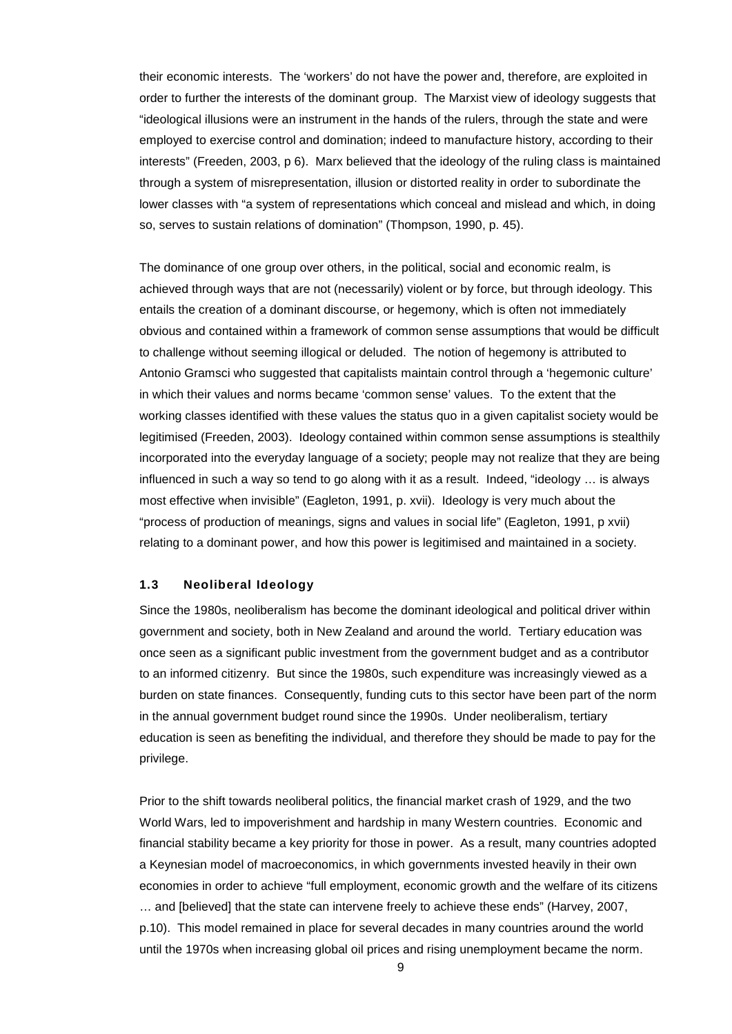their economic interests. The 'workers' do not have the power and, therefore, are exploited in order to further the interests of the dominant group. The Marxist view of ideology suggests that "ideological illusions were an instrument in the hands of the rulers, through the state and were employed to exercise control and domination; indeed to manufacture history, according to their interests" (Freeden, 2003, p 6). Marx believed that the ideology of the ruling class is maintained through a system of misrepresentation, illusion or distorted reality in order to subordinate the lower classes with "a system of representations which conceal and mislead and which, in doing so, serves to sustain relations of domination" (Thompson, 1990, p. 45).

The dominance of one group over others, in the political, social and economic realm, is achieved through ways that are not (necessarily) violent or by force, but through ideology. This entails the creation of a dominant discourse, or hegemony, which is often not immediately obvious and contained within a framework of common sense assumptions that would be difficult to challenge without seeming illogical or deluded. The notion of hegemony is attributed to Antonio Gramsci who suggested that capitalists maintain control through a 'hegemonic culture' in which their values and norms became 'common sense' values. To the extent that the working classes identified with these values the status quo in a given capitalist society would be legitimised (Freeden, 2003). Ideology contained within common sense assumptions is stealthily incorporated into the everyday language of a society; people may not realize that they are being influenced in such a way so tend to go along with it as a result. Indeed, "ideology … is always most effective when invisible" (Eagleton, 1991, p. xvii). Ideology is very much about the "process of production of meanings, signs and values in social life" (Eagleton, 1991, p xvii) relating to a dominant power, and how this power is legitimised and maintained in a society.

### 1.3 Neoliberal Ideology

Since the 1980s, neoliberalism has become the dominant ideological and political driver within government and society, both in New Zealand and around the world. Tertiary education was once seen as a significant public investment from the government budget and as a contributor to an informed citizenry. But since the 1980s, such expenditure was increasingly viewed as a burden on state finances. Consequently, funding cuts to this sector have been part of the norm in the annual government budget round since the 1990s. Under neoliberalism, tertiary education is seen as benefiting the individual, and therefore they should be made to pay for the privilege.

Prior to the shift towards neoliberal politics, the financial market crash of 1929, and the two World Wars, led to impoverishment and hardship in many Western countries. Economic and financial stability became a key priority for those in power. As a result, many countries adopted a Keynesian model of macroeconomics, in which governments invested heavily in their own economies in order to achieve "full employment, economic growth and the welfare of its citizens … and [believed] that the state can intervene freely to achieve these ends" (Harvey, 2007, p.10). This model remained in place for several decades in many countries around the world until the 1970s when increasing global oil prices and rising unemployment became the norm.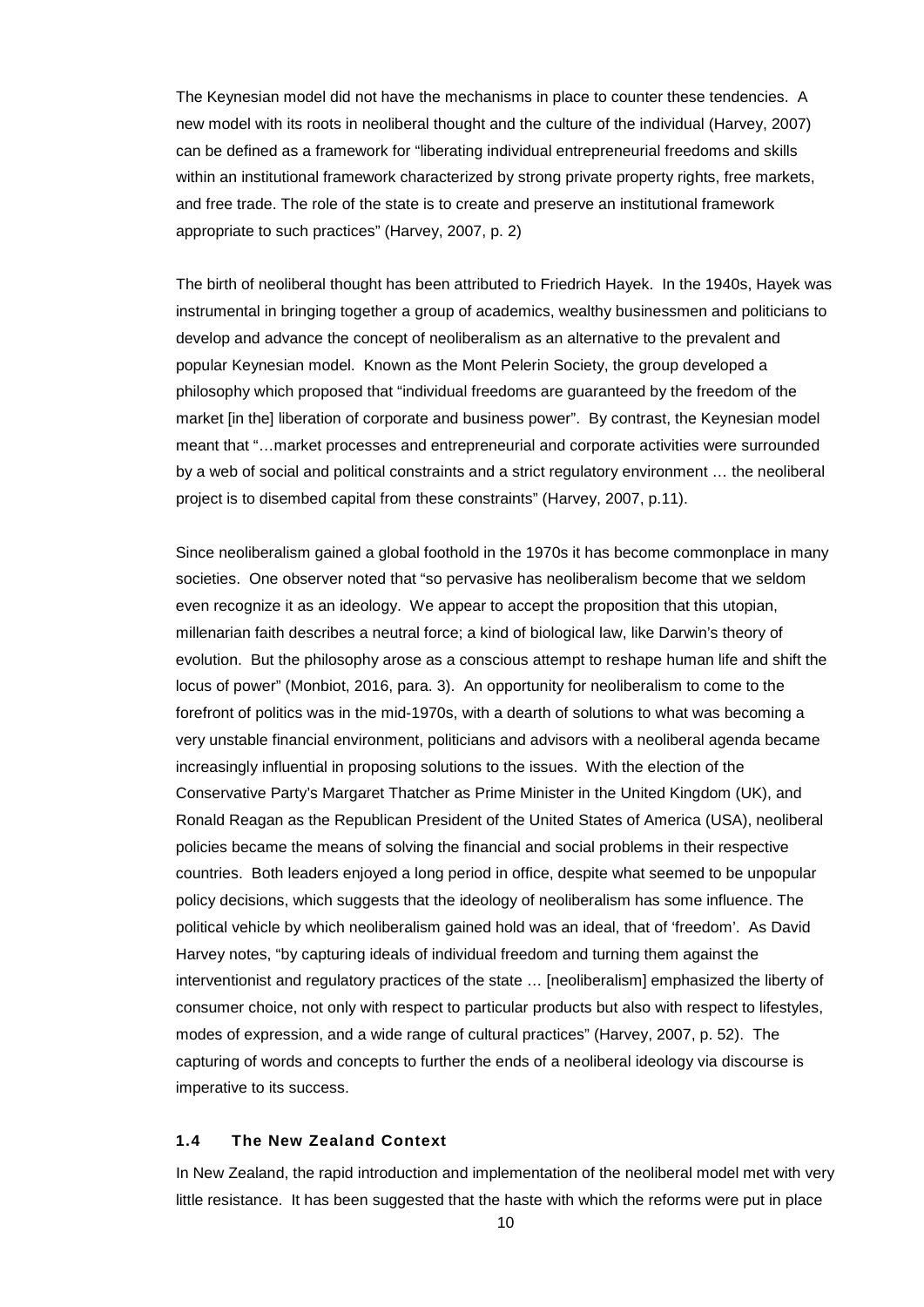The Keynesian model did not have the mechanisms in place to counter these tendencies. A new model with its roots in neoliberal thought and the culture of the individual (Harvey, 2007) can be defined as a framework for "liberating individual entrepreneurial freedoms and skills within an institutional framework characterized by strong private property rights, free markets, and free trade. The role of the state is to create and preserve an institutional framework appropriate to such practices" (Harvey, 2007, p. 2)

The birth of neoliberal thought has been attributed to Friedrich Hayek. In the 1940s, Hayek was instrumental in bringing together a group of academics, wealthy businessmen and politicians to develop and advance the concept of neoliberalism as an alternative to the prevalent and popular Keynesian model. Known as the Mont Pelerin Society, the group developed a philosophy which proposed that "individual freedoms are guaranteed by the freedom of the market [in the] liberation of corporate and business power". By contrast, the Keynesian model meant that "…market processes and entrepreneurial and corporate activities were surrounded by a web of social and political constraints and a strict regulatory environment … the neoliberal project is to disembed capital from these constraints" (Harvey, 2007, p.11).

Since neoliberalism gained a global foothold in the 1970s it has become commonplace in many societies. One observer noted that "so pervasive has neoliberalism become that we seldom even recognize it as an ideology. We appear to accept the proposition that this utopian, millenarian faith describes a neutral force; a kind of biological law, like Darwin's theory of evolution. But the philosophy arose as a conscious attempt to reshape human life and shift the locus of power" (Monbiot, 2016, para. 3). An opportunity for neoliberalism to come to the forefront of politics was in the mid-1970s, with a dearth of solutions to what was becoming a very unstable financial environment, politicians and advisors with a neoliberal agenda became increasingly influential in proposing solutions to the issues. With the election of the Conservative Party's Margaret Thatcher as Prime Minister in the United Kingdom (UK), and Ronald Reagan as the Republican President of the United States of America (USA), neoliberal policies became the means of solving the financial and social problems in their respective countries. Both leaders enjoyed a long period in office, despite what seemed to be unpopular policy decisions, which suggests that the ideology of neoliberalism has some influence. The political vehicle by which neoliberalism gained hold was an ideal, that of 'freedom'. As David Harvey notes, "by capturing ideals of individual freedom and turning them against the interventionist and regulatory practices of the state … [neoliberalism] emphasized the liberty of consumer choice, not only with respect to particular products but also with respect to lifestyles, modes of expression, and a wide range of cultural practices" (Harvey, 2007, p. 52). The capturing of words and concepts to further the ends of a neoliberal ideology via discourse is imperative to its success.

### 1.4 The New Zealand Context

In New Zealand, the rapid introduction and implementation of the neoliberal model met with very little resistance. It has been suggested that the haste with which the reforms were put in place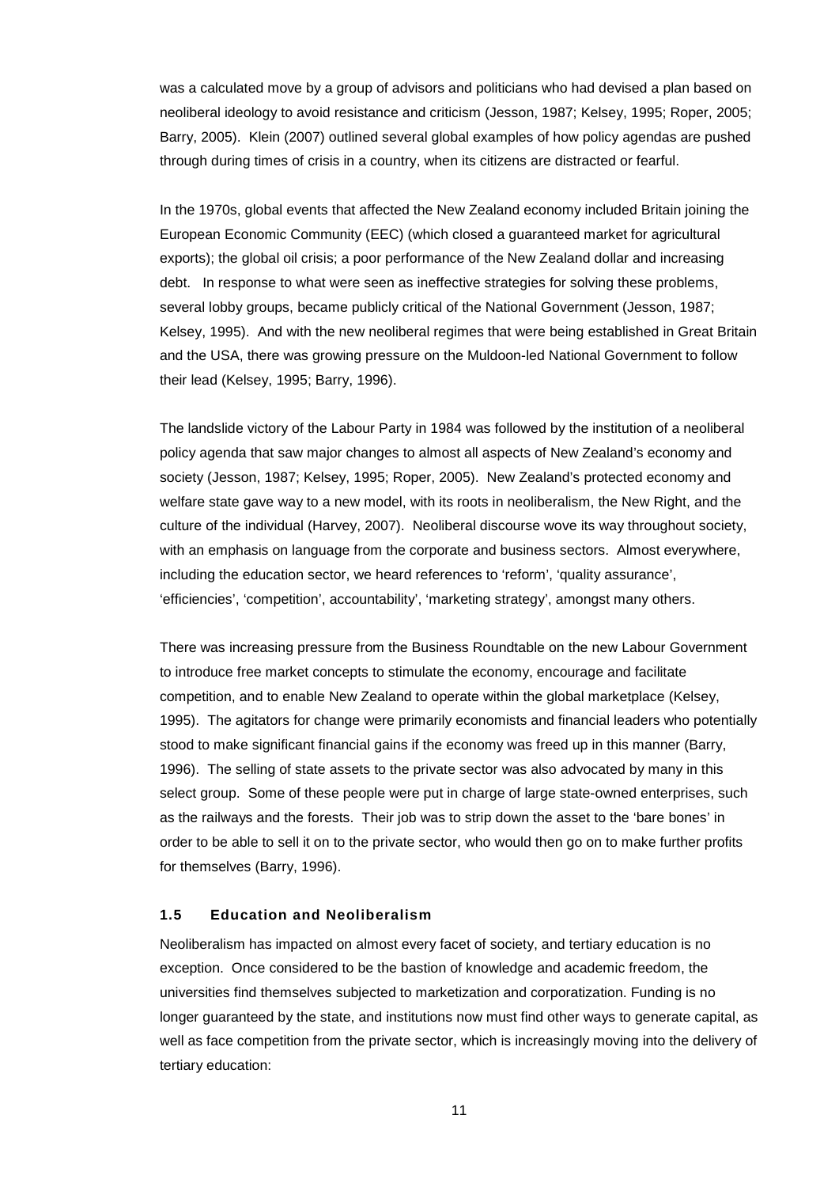was a calculated move by a group of advisors and politicians who had devised a plan based on neoliberal ideology to avoid resistance and criticism (Jesson, 1987; Kelsey, 1995; Roper, 2005; Barry, 2005). Klein (2007) outlined several global examples of how policy agendas are pushed through during times of crisis in a country, when its citizens are distracted or fearful.

In the 1970s, global events that affected the New Zealand economy included Britain joining the European Economic Community (EEC) (which closed a guaranteed market for agricultural exports); the global oil crisis; a poor performance of the New Zealand dollar and increasing debt. In response to what were seen as ineffective strategies for solving these problems, several lobby groups, became publicly critical of the National Government (Jesson, 1987; Kelsey, 1995). And with the new neoliberal regimes that were being established in Great Britain and the USA, there was growing pressure on the Muldoon-led National Government to follow their lead (Kelsey, 1995; Barry, 1996).

The landslide victory of the Labour Party in 1984 was followed by the institution of a neoliberal policy agenda that saw major changes to almost all aspects of New Zealand's economy and society (Jesson, 1987; Kelsey, 1995; Roper, 2005). New Zealand's protected economy and welfare state gave way to a new model, with its roots in neoliberalism, the New Right, and the culture of the individual (Harvey, 2007). Neoliberal discourse wove its way throughout society, with an emphasis on language from the corporate and business sectors. Almost everywhere, including the education sector, we heard references to 'reform', 'quality assurance', 'efficiencies', 'competition', accountability', 'marketing strategy', amongst many others.

There was increasing pressure from the Business Roundtable on the new Labour Government to introduce free market concepts to stimulate the economy, encourage and facilitate competition, and to enable New Zealand to operate within the global marketplace (Kelsey, 1995). The agitators for change were primarily economists and financial leaders who potentially stood to make significant financial gains if the economy was freed up in this manner (Barry, 1996). The selling of state assets to the private sector was also advocated by many in this select group. Some of these people were put in charge of large state-owned enterprises, such as the railways and the forests. Their job was to strip down the asset to the 'bare bones' in order to be able to sell it on to the private sector, who would then go on to make further profits for themselves (Barry, 1996).

### 1.5 Education and Neoliberalism

Neoliberalism has impacted on almost every facet of society, and tertiary education is no exception. Once considered to be the bastion of knowledge and academic freedom, the universities find themselves subjected to marketization and corporatization. Funding is no longer guaranteed by the state, and institutions now must find other ways to generate capital, as well as face competition from the private sector, which is increasingly moving into the delivery of tertiary education: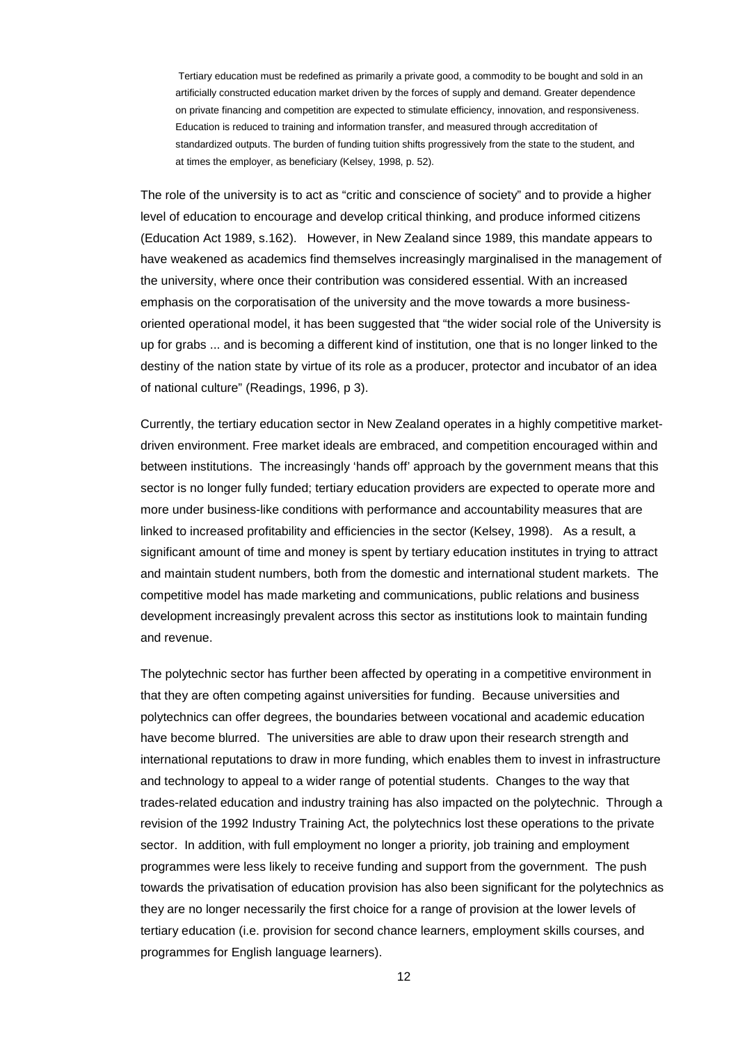> Tertiary education must be redefined as primarily a private good, a commodity to be bought and sold in an artificially constructed education market driven by the forces of supply and demand. Greater dependence on private financing and competition are expected to stimulate efficiency, innovation, and responsiveness. Education is reduced to training and information transfer, and measured through accreditation of standardized outputs. The burden of funding tuition shifts progressively from the state to the student, and at times the employer, as beneficiary (Kelsey, 1998, p. 52).

The role of the university is to act as "critic and conscience of society" and to provide a higher level of education to encourage and develop critical thinking, and produce informed citizens (Education Act 1989, s.162). However, in New Zealand since 1989, this mandate appears to have weakened as academics find themselves increasingly marginalised in the management of the university, where once their contribution was considered essential. With an increased emphasis on the corporatisation of the university and the move towards a more business-oriented operational model, it has been suggested that "the wider social role of the University is up for grabs ... and is becoming a different kind of institution, one that is no longer linked to the destiny of the nation state by virtue of its role as a producer, protector and incubator of an idea of national culture" (Readings, 1996, p 3).

Currently, the tertiary education sector in New Zealand operates in a highly competitive market-driven environment. Free market ideals are embraced, and competition encouraged within and between institutions. The increasingly 'hands off' approach by the government means that this sector is no longer fully funded; tertiary education providers are expected to operate more and more under business-like conditions with performance and accountability measures that are linked to increased profitability and efficiencies in the sector (Kelsey, 1998). As a result, a significant amount of time and money is spent by tertiary education institutes in trying to attract and maintain student numbers, both from the domestic and international student markets. The competitive model has made marketing and communications, public relations and business development increasingly prevalent across this sector as institutions look to maintain funding and revenue.

The polytechnic sector has further been affected by operating in a competitive environment in that they are often competing against universities for funding. Because universities and polytechnics can offer degrees, the boundaries between vocational and academic education have become blurred. The universities are able to draw upon their research strength and international reputations to draw in more funding, which enables them to invest in infrastructure and technology to appeal to a wider range of potential students. Changes to the way that trades-related education and industry training has also impacted on the polytechnic. Through a revision of the 1992 Industry Training Act, the polytechnics lost these operations to the private sector. In addition, with full employment no longer a priority, job training and employment programmes were less likely to receive funding and support from the government. The push towards the privatisation of education provision has also been significant for the polytechnics as they are no longer necessarily the first choice for a range of provision at the lower levels of tertiary education (i.e. provision for second chance learners, employment skills courses, and programmes for English language learners).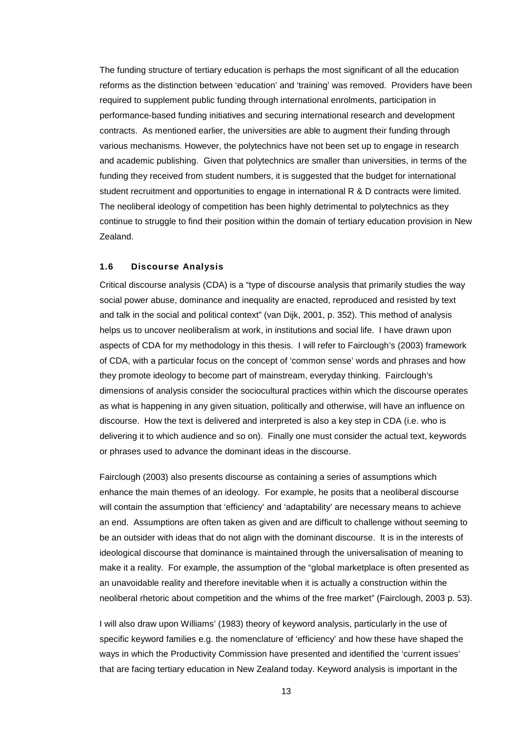The funding structure of tertiary education is perhaps the most significant of all the education reforms as the distinction between 'education' and 'training' was removed. Providers have been required to supplement public funding through international enrolments, participation in performance-based funding initiatives and securing international research and development contracts. As mentioned earlier, the universities are able to augment their funding through various mechanisms. However, the polytechnics have not been set up to engage in research and academic publishing. Given that polytechnics are smaller than universities, in terms of the funding they received from student numbers, it is suggested that the budget for international student recruitment and opportunities to engage in international R & D contracts were limited. The neoliberal ideology of competition has been highly detrimental to polytechnics as they continue to struggle to find their position within the domain of tertiary education provision in New Zealand.

### 1.6 Discourse Analysis

Critical discourse analysis (CDA) is a "type of discourse analysis that primarily studies the way social power abuse, dominance and inequality are enacted, reproduced and resisted by text and talk in the social and political context" (van Dijk, 2001, p. 352). This method of analysis helps us to uncover neoliberalism at work, in institutions and social life. I have drawn upon aspects of CDA for my methodology in this thesis. I will refer to Fairclough's (2003) framework of CDA, with a particular focus on the concept of 'common sense' words and phrases and how they promote ideology to become part of mainstream, everyday thinking. Fairclough's dimensions of analysis consider the sociocultural practices within which the discourse operates as what is happening in any given situation, politically and otherwise, will have an influence on discourse. How the text is delivered and interpreted is also a key step in CDA (i.e. who is delivering it to which audience and so on). Finally one must consider the actual text, keywords or phrases used to advance the dominant ideas in the discourse.

Fairclough (2003) also presents discourse as containing a series of assumptions which enhance the main themes of an ideology. For example, he posits that a neoliberal discourse will contain the assumption that 'efficiency' and 'adaptability' are necessary means to achieve an end. Assumptions are often taken as given and are difficult to challenge without seeming to be an outsider with ideas that do not align with the dominant discourse. It is in the interests of ideological discourse that dominance is maintained through the universalisation of meaning to make it a reality. For example, the assumption of the "global marketplace is often presented as an unavoidable reality and therefore inevitable when it is actually a construction within the neoliberal rhetoric about competition and the whims of the free market" (Fairclough, 2003 p. 53).

I will also draw upon Williams' (1983) theory of keyword analysis, particularly in the use of specific keyword families e.g. the nomenclature of 'efficiency' and how these have shaped the ways in which the Productivity Commission have presented and identified the 'current issues' that are facing tertiary education in New Zealand today. Keyword analysis is important in the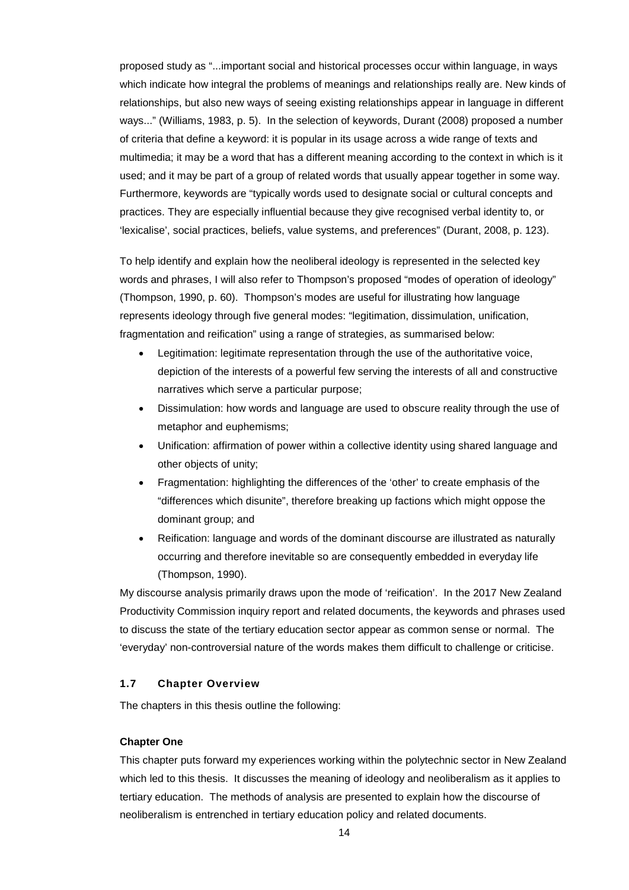proposed study as "...important social and historical processes occur within language, in ways which indicate how integral the problems of meanings and relationships really are. New kinds of relationships, but also new ways of seeing existing relationships appear in language in different ways..." (Williams, 1983, p. 5). In the selection of keywords, Durant (2008) proposed a number of criteria that define a keyword: it is popular in its usage across a wide range of texts and multimedia; it may be a word that has a different meaning according to the context in which is it used; and it may be part of a group of related words that usually appear together in some way. Furthermore, keywords are "typically words used to designate social or cultural concepts and practices. They are especially influential because they give recognised verbal identity to, or 'lexicalise', social practices, beliefs, value systems, and preferences" (Durant, 2008, p. 123).

To help identify and explain how the neoliberal ideology is represented in the selected key words and phrases, I will also refer to Thompson's proposed "modes of operation of ideology" (Thompson, 1990, p. 60). Thompson's modes are useful for illustrating how language represents ideology through five general modes: "legitimation, dissimulation, unification, fragmentation and reification" using a range of strategies, as summarised below:

- Legitimation: legitimate representation through the use of the authoritative voice, depiction of the interests of a powerful few serving the interests of all and constructive narratives which serve a particular purpose;
- Dissimulation: how words and language are used to obscure reality through the use of metaphor and euphemisms;
- Unification: affirmation of power within a collective identity using shared language and other objects of unity;
- Fragmentation: highlighting the differences of the 'other' to create emphasis of the "differences which disunite", therefore breaking up factions which might oppose the dominant group; and
- Reification: language and words of the dominant discourse are illustrated as naturally occurring and therefore inevitable so are consequently embedded in everyday life (Thompson, 1990).

My discourse analysis primarily draws upon the mode of 'reification'. In the 2017 New Zealand Productivity Commission inquiry report and related documents, the keywords and phrases used to discuss the state of the tertiary education sector appear as common sense or normal. The 'everyday' non-controversial nature of the words makes them difficult to challenge or criticise.

### 1.7 Chapter Overview

The chapters in this thesis outline the following:

**Chapter One**

This chapter puts forward my experiences working within the polytechnic sector in New Zealand which led to this thesis. It discusses the meaning of ideology and neoliberalism as it applies to tertiary education. The methods of analysis are presented to explain how the discourse of neoliberalism is entrenched in tertiary education policy and related documents.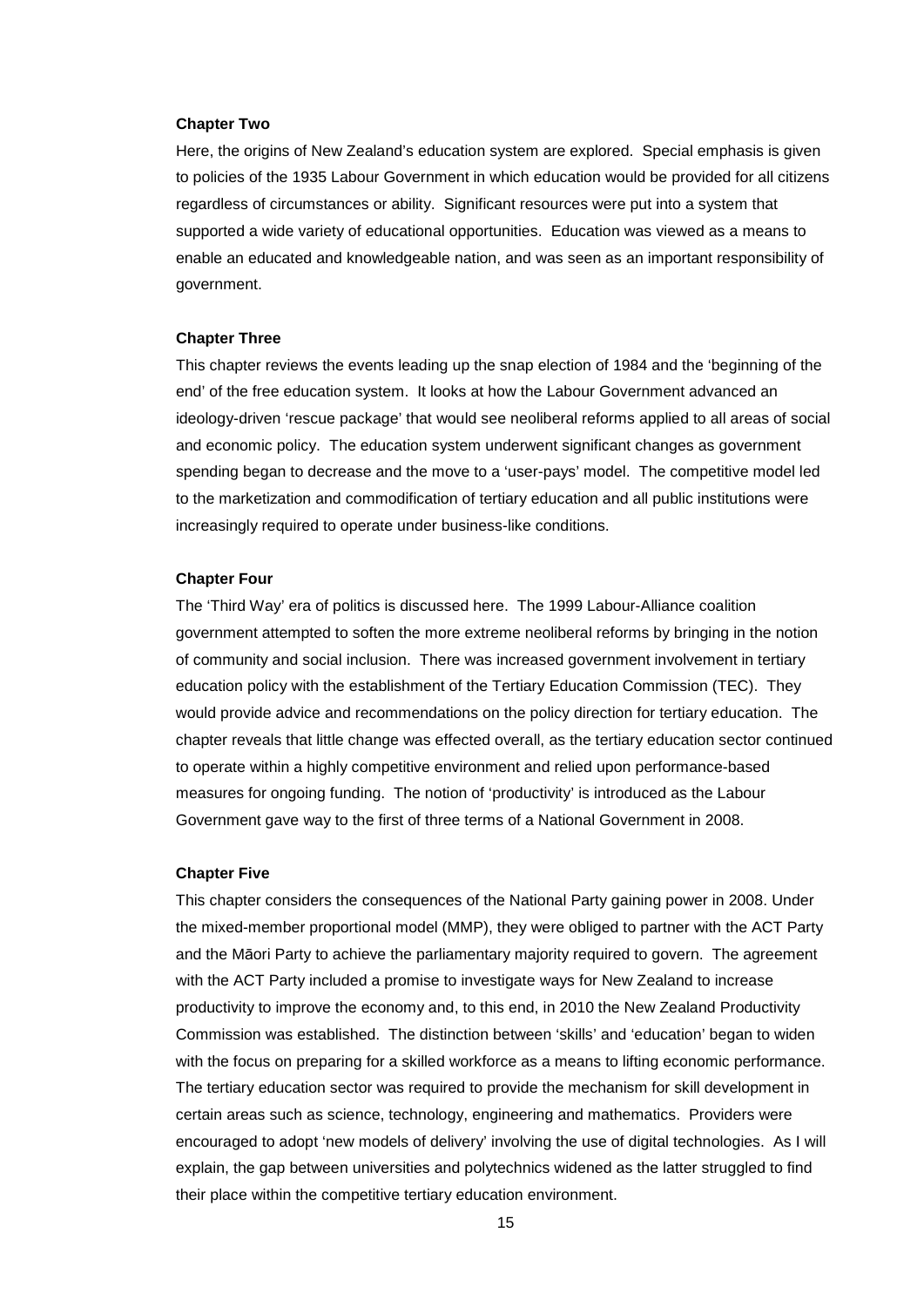### Chapter Two

Here, the origins of New Zealand's education system are explored. Special emphasis is given to policies of the 1935 Labour Government in which education would be provided for all citizens regardless of circumstances or ability. Significant resources were put into a system that supported a wide variety of educational opportunities. Education was viewed as a means to enable an educated and knowledgeable nation, and was seen as an important responsibility of government.

### Chapter Three

This chapter reviews the events leading up the snap election of 1984 and the 'beginning of the end' of the free education system. It looks at how the Labour Government advanced an ideology-driven 'rescue package' that would see neoliberal reforms applied to all areas of social and economic policy. The education system underwent significant changes as government spending began to decrease and the move to a 'user-pays' model. The competitive model led to the marketization and commodification of tertiary education and all public institutions were increasingly required to operate under business-like conditions.

### Chapter Four

The 'Third Way' era of politics is discussed here. The 1999 Labour-Alliance coalition government attempted to soften the more extreme neoliberal reforms by bringing in the notion of community and social inclusion. There was increased government involvement in tertiary education policy with the establishment of the Tertiary Education Commission (TEC). They would provide advice and recommendations on the policy direction for tertiary education. The chapter reveals that little change was effected overall, as the tertiary education sector continued to operate within a highly competitive environment and relied upon performance-based measures for ongoing funding. The notion of 'productivity' is introduced as the Labour Government gave way to the first of three terms of a National Government in 2008.

### Chapter Five

This chapter considers the consequences of the National Party gaining power in 2008. Under the mixed-member proportional model (MMP), they were obliged to partner with the ACT Party and the Māori Party to achieve the parliamentary majority required to govern. The agreement with the ACT Party included a promise to investigate ways for New Zealand to increase productivity to improve the economy and, to this end, in 2010 the New Zealand Productivity Commission was established. The distinction between 'skills' and 'education' began to widen with the focus on preparing for a skilled workforce as a means to lifting economic performance. The tertiary education sector was required to provide the mechanism for skill development in certain areas such as science, technology, engineering and mathematics. Providers were encouraged to adopt 'new models of delivery' involving the use of digital technologies. As I will explain, the gap between universities and polytechnics widened as the latter struggled to find their place within the competitive tertiary education environment.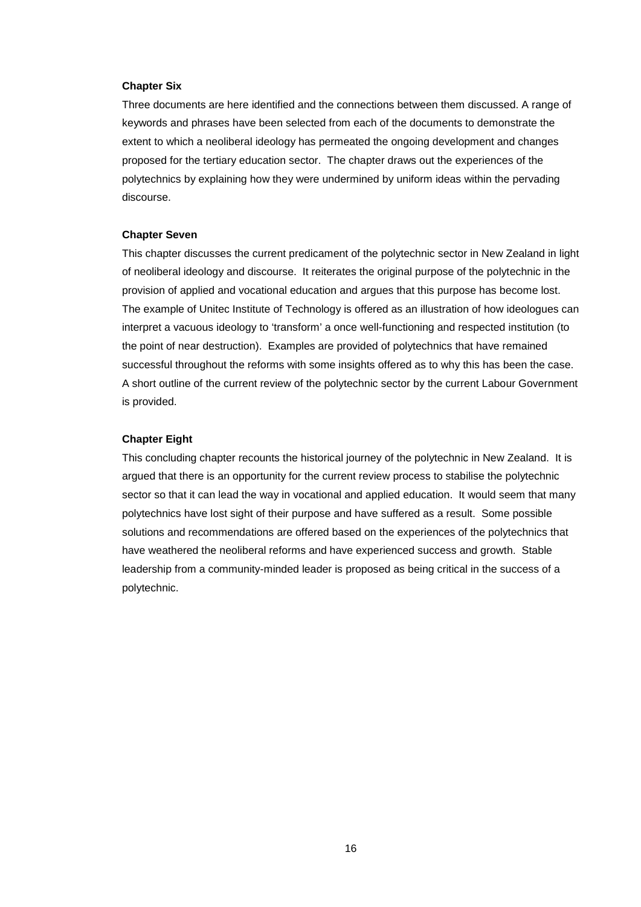**Chapter Six**

Three documents are here identified and the connections between them discussed. A range of keywords and phrases have been selected from each of the documents to demonstrate the extent to which a neoliberal ideology has permeated the ongoing development and changes proposed for the tertiary education sector. The chapter draws out the experiences of the polytechnics by explaining how they were undermined by uniform ideas within the pervading discourse.

**Chapter Seven**

This chapter discusses the current predicament of the polytechnic sector in New Zealand in light of neoliberal ideology and discourse. It reiterates the original purpose of the polytechnic in the provision of applied and vocational education and argues that this purpose has become lost. The example of Unitec Institute of Technology is offered as an illustration of how ideologues can interpret a vacuous ideology to 'transform' a once well-functioning and respected institution (to the point of near destruction). Examples are provided of polytechnics that have remained successful throughout the reforms with some insights offered as to why this has been the case. A short outline of the current review of the polytechnic sector by the current Labour Government is provided.

**Chapter Eight**

This concluding chapter recounts the historical journey of the polytechnic in New Zealand. It is argued that there is an opportunity for the current review process to stabilise the polytechnic sector so that it can lead the way in vocational and applied education. It would seem that many polytechnics have lost sight of their purpose and have suffered as a result. Some possible solutions and recommendations are offered based on the experiences of the polytechnics that have weathered the neoliberal reforms and have experienced success and growth. Stable leadership from a community-minded leader is proposed as being critical in the success of a polytechnic.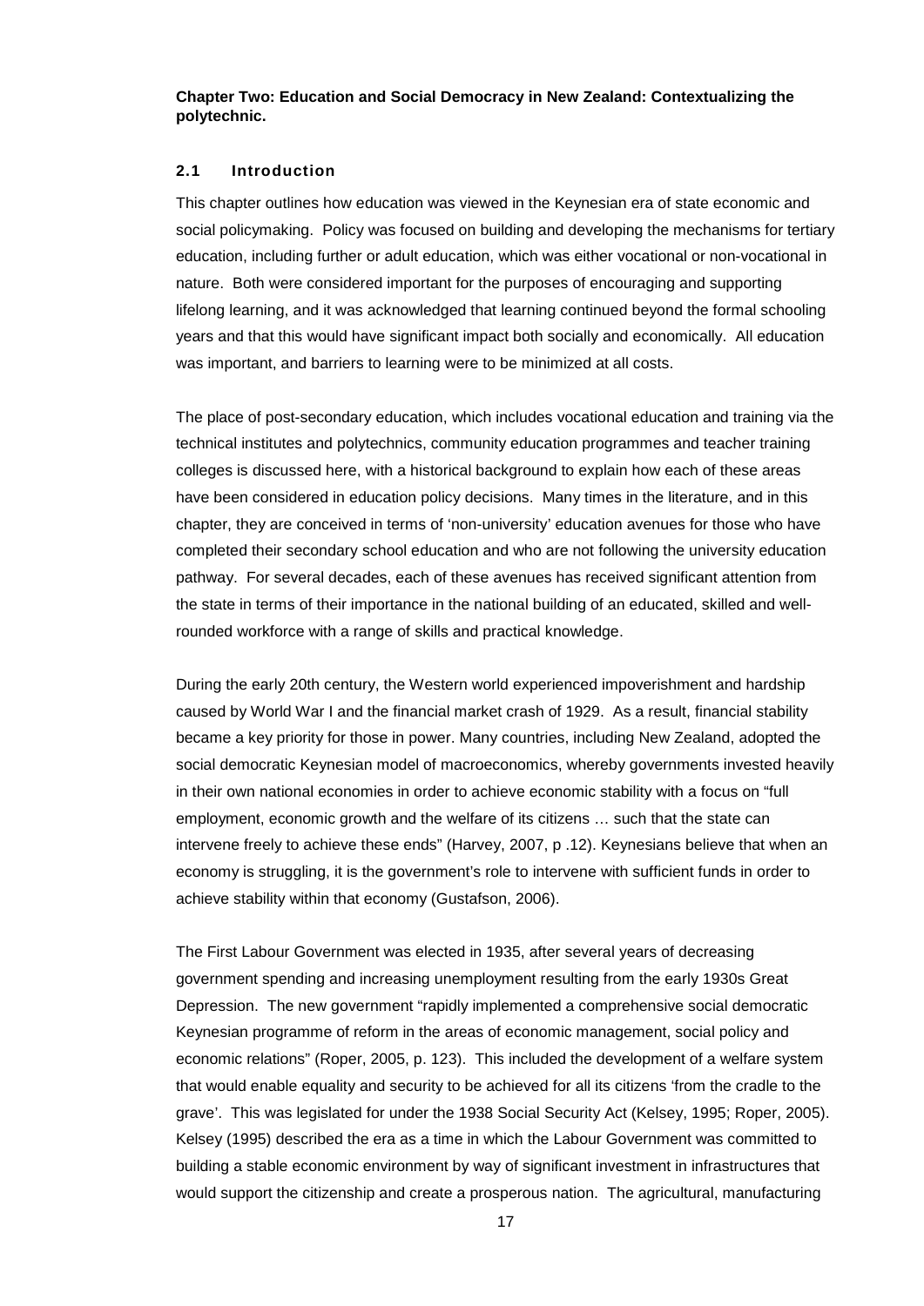**Chapter Two: Education and Social Democracy in New Zealand: Contextualizing the polytechnic.**

## 2.1 Introduction

This chapter outlines how education was viewed in the Keynesian era of state economic and social policymaking. Policy was focused on building and developing the mechanisms for tertiary education, including further or adult education, which was either vocational or non-vocational in nature. Both were considered important for the purposes of encouraging and supporting lifelong learning, and it was acknowledged that learning continued beyond the formal schooling years and that this would have significant impact both socially and economically. All education was important, and barriers to learning were to be minimized at all costs.

The place of post-secondary education, which includes vocational education and training via the technical institutes and polytechnics, community education programmes and teacher training colleges is discussed here, with a historical background to explain how each of these areas have been considered in education policy decisions. Many times in the literature, and in this chapter, they are conceived in terms of 'non-university' education avenues for those who have completed their secondary school education and who are not following the university education pathway. For several decades, each of these avenues has received significant attention from the state in terms of their importance in the national building of an educated, skilled and well-rounded workforce with a range of skills and practical knowledge.

During the early 20th century, the Western world experienced impoverishment and hardship caused by World War I and the financial market crash of 1929. As a result, financial stability became a key priority for those in power. Many countries, including New Zealand, adopted the social democratic Keynesian model of macroeconomics, whereby governments invested heavily in their own national economies in order to achieve economic stability with a focus on "full employment, economic growth and the welfare of its citizens … such that the state can intervene freely to achieve these ends" (Harvey, 2007, p .12). Keynesians believe that when an economy is struggling, it is the government's role to intervene with sufficient funds in order to achieve stability within that economy (Gustafson, 2006).

The First Labour Government was elected in 1935, after several years of decreasing government spending and increasing unemployment resulting from the early 1930s Great Depression. The new government "rapidly implemented a comprehensive social democratic Keynesian programme of reform in the areas of economic management, social policy and economic relations" (Roper, 2005, p. 123). This included the development of a welfare system that would enable equality and security to be achieved for all its citizens 'from the cradle to the grave'. This was legislated for under the 1938 Social Security Act (Kelsey, 1995; Roper, 2005). Kelsey (1995) described the era as a time in which the Labour Government was committed to building a stable economic environment by way of significant investment in infrastructures that would support the citizenship and create a prosperous nation. The agricultural, manufacturing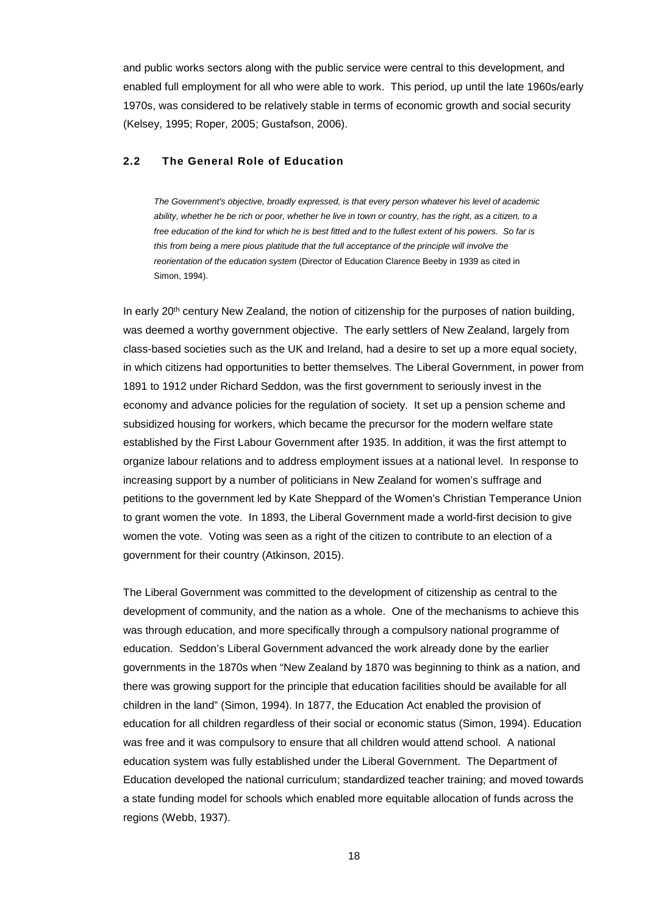and public works sectors along with the public service were central to this development, and enabled full employment for all who were able to work. This period, up until the late 1960s/early 1970s, was considered to be relatively stable in terms of economic growth and social security (Kelsey, 1995; Roper, 2005; Gustafson, 2006).

## 2.2 The General Role of Education

> *The Government's objective, broadly expressed, is that every person whatever his level of academic ability, whether he be rich or poor, whether he live in town or country, has the right, as a citizen, to a free education of the kind for which he is best fitted and to the fullest extent of his powers. So far is this from being a mere pious platitude that the full acceptance of the principle will involve the reorientation of the education system* (Director of Education Clarence Beeby in 1939 as cited in Simon, 1994).

In early 20th century New Zealand, the notion of citizenship for the purposes of nation building, was deemed a worthy government objective. The early settlers of New Zealand, largely from class-based societies such as the UK and Ireland, had a desire to set up a more equal society, in which citizens had opportunities to better themselves. The Liberal Government, in power from 1891 to 1912 under Richard Seddon, was the first government to seriously invest in the economy and advance policies for the regulation of society. It set up a pension scheme and subsidized housing for workers, which became the precursor for the modern welfare state established by the First Labour Government after 1935. In addition, it was the first attempt to organize labour relations and to address employment issues at a national level. In response to increasing support by a number of politicians in New Zealand for women's suffrage and petitions to the government led by Kate Sheppard of the Women's Christian Temperance Union to grant women the vote. In 1893, the Liberal Government made a world-first decision to give women the vote. Voting was seen as a right of the citizen to contribute to an election of a government for their country (Atkinson, 2015).

The Liberal Government was committed to the development of citizenship as central to the development of community, and the nation as a whole. One of the mechanisms to achieve this was through education, and more specifically through a compulsory national programme of education. Seddon's Liberal Government advanced the work already done by the earlier governments in the 1870s when "New Zealand by 1870 was beginning to think as a nation, and there was growing support for the principle that education facilities should be available for all children in the land" (Simon, 1994). In 1877, the Education Act enabled the provision of education for all children regardless of their social or economic status (Simon, 1994). Education was free and it was compulsory to ensure that all children would attend school. A national education system was fully established under the Liberal Government. The Department of Education developed the national curriculum; standardized teacher training; and moved towards a state funding model for schools which enabled more equitable allocation of funds across the regions (Webb, 1937).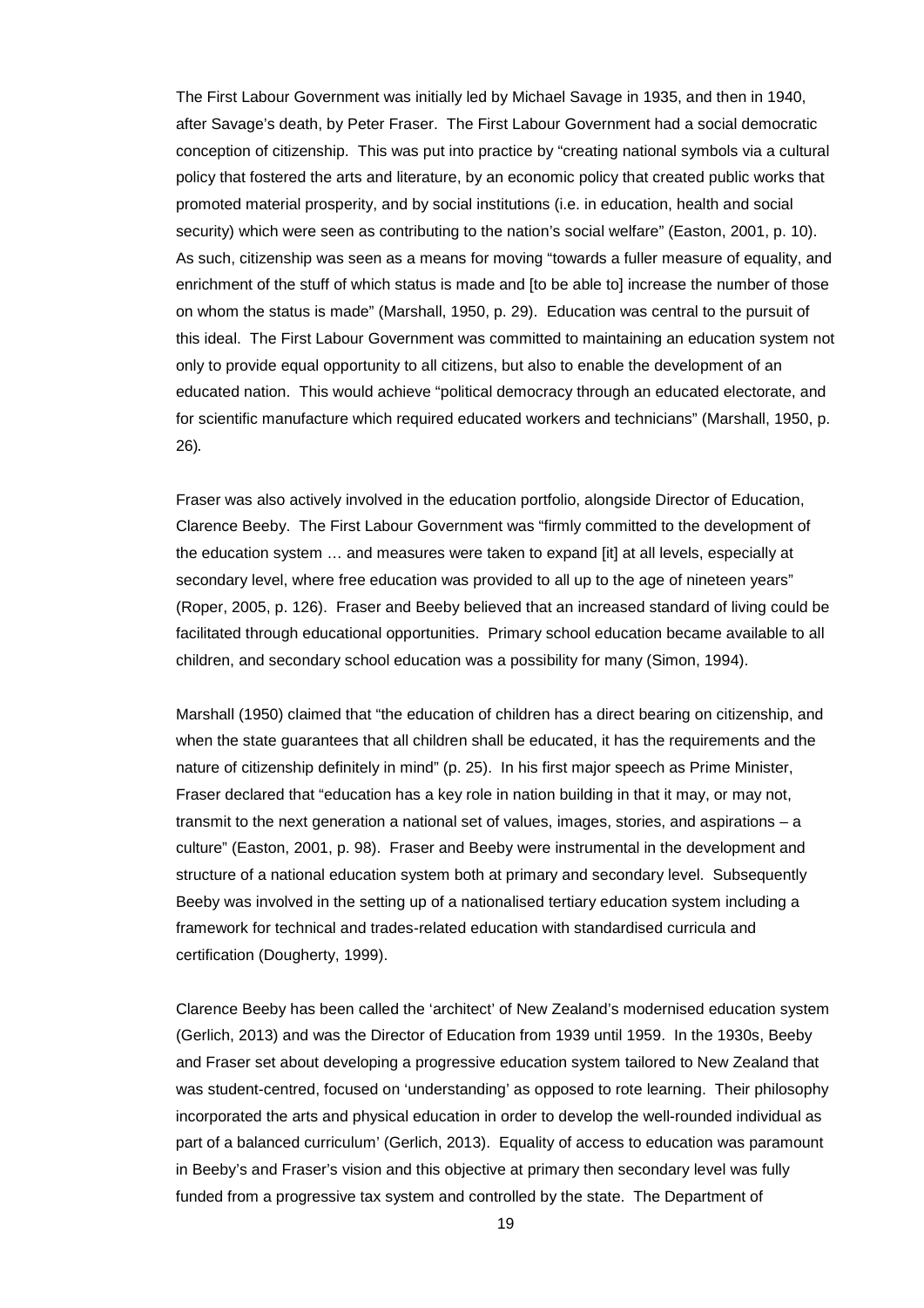The First Labour Government was initially led by Michael Savage in 1935, and then in 1940, after Savage's death, by Peter Fraser. The First Labour Government had a social democratic conception of citizenship. This was put into practice by "creating national symbols via a cultural policy that fostered the arts and literature, by an economic policy that created public works that promoted material prosperity, and by social institutions (i.e. in education, health and social security) which were seen as contributing to the nation's social welfare" (Easton, 2001, p. 10). As such, citizenship was seen as a means for moving "towards a fuller measure of equality, and enrichment of the stuff of which status is made and [to be able to] increase the number of those on whom the status is made" (Marshall, 1950, p. 29). Education was central to the pursuit of this ideal. The First Labour Government was committed to maintaining an education system not only to provide equal opportunity to all citizens, but also to enable the development of an educated nation. This would achieve "political democracy through an educated electorate, and for scientific manufacture which required educated workers and technicians" (Marshall, 1950, p. 26).

Fraser was also actively involved in the education portfolio, alongside Director of Education, Clarence Beeby. The First Labour Government was "firmly committed to the development of the education system … and measures were taken to expand [it] at all levels, especially at secondary level, where free education was provided to all up to the age of nineteen years" (Roper, 2005, p. 126). Fraser and Beeby believed that an increased standard of living could be facilitated through educational opportunities. Primary school education became available to all children, and secondary school education was a possibility for many (Simon, 1994).

Marshall (1950) claimed that "the education of children has a direct bearing on citizenship, and when the state guarantees that all children shall be educated, it has the requirements and the nature of citizenship definitely in mind" (p. 25). In his first major speech as Prime Minister, Fraser declared that "education has a key role in nation building in that it may, or may not, transmit to the next generation a national set of values, images, stories, and aspirations – a culture" (Easton, 2001, p. 98). Fraser and Beeby were instrumental in the development and structure of a national education system both at primary and secondary level. Subsequently Beeby was involved in the setting up of a nationalised tertiary education system including a framework for technical and trades-related education with standardised curricula and certification (Dougherty, 1999).

Clarence Beeby has been called the 'architect' of New Zealand's modernised education system (Gerlich, 2013) and was the Director of Education from 1939 until 1959. In the 1930s, Beeby and Fraser set about developing a progressive education system tailored to New Zealand that was student-centred, focused on 'understanding' as opposed to rote learning. Their philosophy incorporated the arts and physical education in order to develop the well-rounded individual as part of a balanced curriculum' (Gerlich, 2013). Equality of access to education was paramount in Beeby's and Fraser's vision and this objective at primary then secondary level was fully funded from a progressive tax system and controlled by the state. The Department of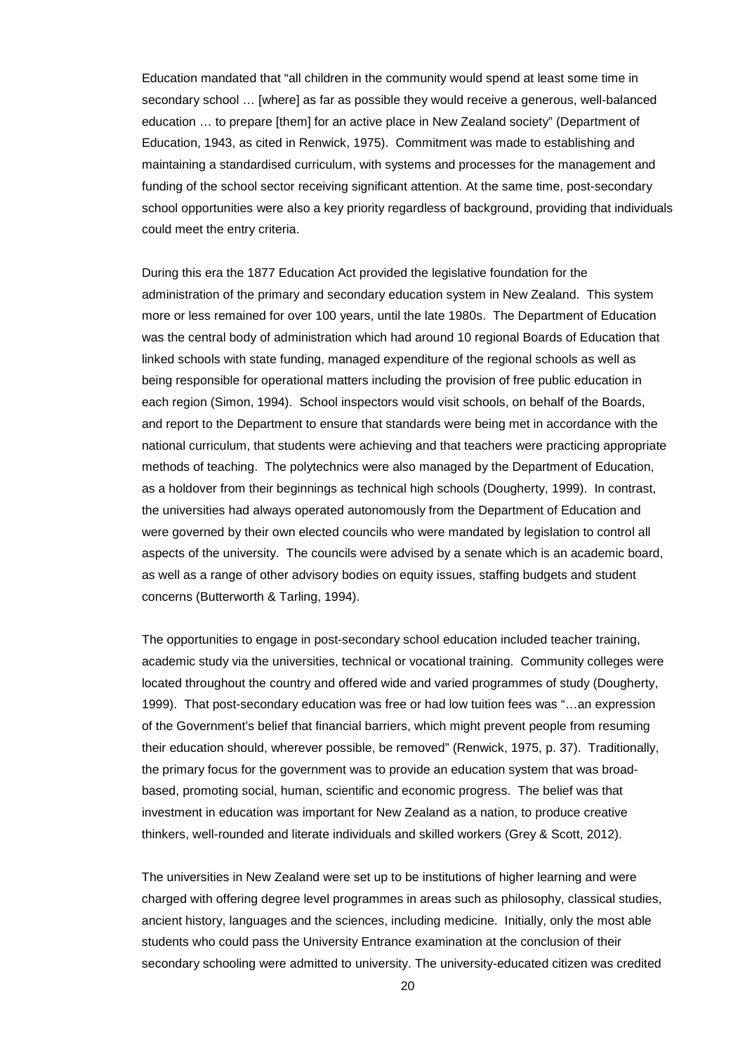Education mandated that "all children in the community would spend at least some time in secondary school … [where] as far as possible they would receive a generous, well-balanced education … to prepare [them] for an active place in New Zealand society" (Department of Education, 1943, as cited in Renwick, 1975). Commitment was made to establishing and maintaining a standardised curriculum, with systems and processes for the management and funding of the school sector receiving significant attention. At the same time, post-secondary school opportunities were also a key priority regardless of background, providing that individuals could meet the entry criteria.

During this era the 1877 Education Act provided the legislative foundation for the administration of the primary and secondary education system in New Zealand. This system more or less remained for over 100 years, until the late 1980s. The Department of Education was the central body of administration which had around 10 regional Boards of Education that linked schools with state funding, managed expenditure of the regional schools as well as being responsible for operational matters including the provision of free public education in each region (Simon, 1994). School inspectors would visit schools, on behalf of the Boards, and report to the Department to ensure that standards were being met in accordance with the national curriculum, that students were achieving and that teachers were practicing appropriate methods of teaching. The polytechnics were also managed by the Department of Education, as a holdover from their beginnings as technical high schools (Dougherty, 1999). In contrast, the universities had always operated autonomously from the Department of Education and were governed by their own elected councils who were mandated by legislation to control all aspects of the university. The councils were advised by a senate which is an academic board, as well as a range of other advisory bodies on equity issues, staffing budgets and student concerns (Butterworth & Tarling, 1994).

The opportunities to engage in post-secondary school education included teacher training, academic study via the universities, technical or vocational training. Community colleges were located throughout the country and offered wide and varied programmes of study (Dougherty, 1999). That post-secondary education was free or had low tuition fees was "…an expression of the Government's belief that financial barriers, which might prevent people from resuming their education should, wherever possible, be removed" (Renwick, 1975, p. 37). Traditionally, the primary focus for the government was to provide an education system that was broad-based, promoting social, human, scientific and economic progress. The belief was that investment in education was important for New Zealand as a nation, to produce creative thinkers, well-rounded and literate individuals and skilled workers (Grey & Scott, 2012).

The universities in New Zealand were set up to be institutions of higher learning and were charged with offering degree level programmes in areas such as philosophy, classical studies, ancient history, languages and the sciences, including medicine. Initially, only the most able students who could pass the University Entrance examination at the conclusion of their secondary schooling were admitted to university. The university-educated citizen was credited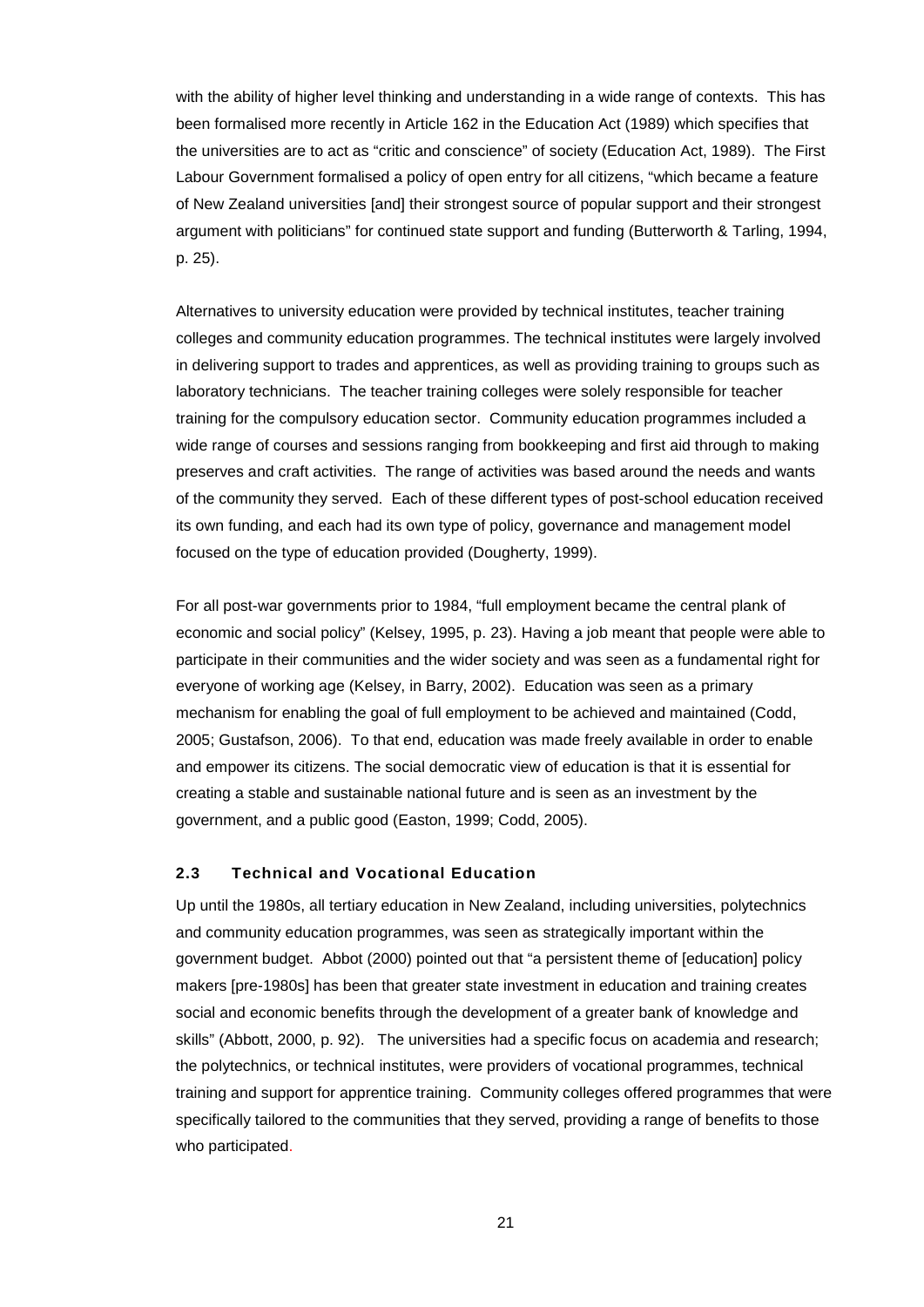with the ability of higher level thinking and understanding in a wide range of contexts. This has been formalised more recently in Article 162 in the Education Act (1989) which specifies that the universities are to act as "critic and conscience" of society (Education Act, 1989). The First Labour Government formalised a policy of open entry for all citizens, "which became a feature of New Zealand universities [and] their strongest source of popular support and their strongest argument with politicians" for continued state support and funding (Butterworth & Tarling, 1994, p. 25).

Alternatives to university education were provided by technical institutes, teacher training colleges and community education programmes. The technical institutes were largely involved in delivering support to trades and apprentices, as well as providing training to groups such as laboratory technicians. The teacher training colleges were solely responsible for teacher training for the compulsory education sector. Community education programmes included a wide range of courses and sessions ranging from bookkeeping and first aid through to making preserves and craft activities. The range of activities was based around the needs and wants of the community they served. Each of these different types of post-school education received its own funding, and each had its own type of policy, governance and management model focused on the type of education provided (Dougherty, 1999).

For all post-war governments prior to 1984, "full employment became the central plank of economic and social policy" (Kelsey, 1995, p. 23). Having a job meant that people were able to participate in their communities and the wider society and was seen as a fundamental right for everyone of working age (Kelsey, in Barry, 2002). Education was seen as a primary mechanism for enabling the goal of full employment to be achieved and maintained (Codd, 2005; Gustafson, 2006). To that end, education was made freely available in order to enable and empower its citizens. The social democratic view of education is that it is essential for creating a stable and sustainable national future and is seen as an investment by the government, and a public good (Easton, 1999; Codd, 2005).

### 2.3 Technical and Vocational Education

Up until the 1980s, all tertiary education in New Zealand, including universities, polytechnics and community education programmes, was seen as strategically important within the government budget. Abbot (2000) pointed out that "a persistent theme of [education] policy makers [pre-1980s] has been that greater state investment in education and training creates social and economic benefits through the development of a greater bank of knowledge and skills" (Abbott, 2000, p. 92). The universities had a specific focus on academia and research; the polytechnics, or technical institutes, were providers of vocational programmes, technical training and support for apprentice training. Community colleges offered programmes that were specifically tailored to the communities that they served, providing a range of benefits to those who participated.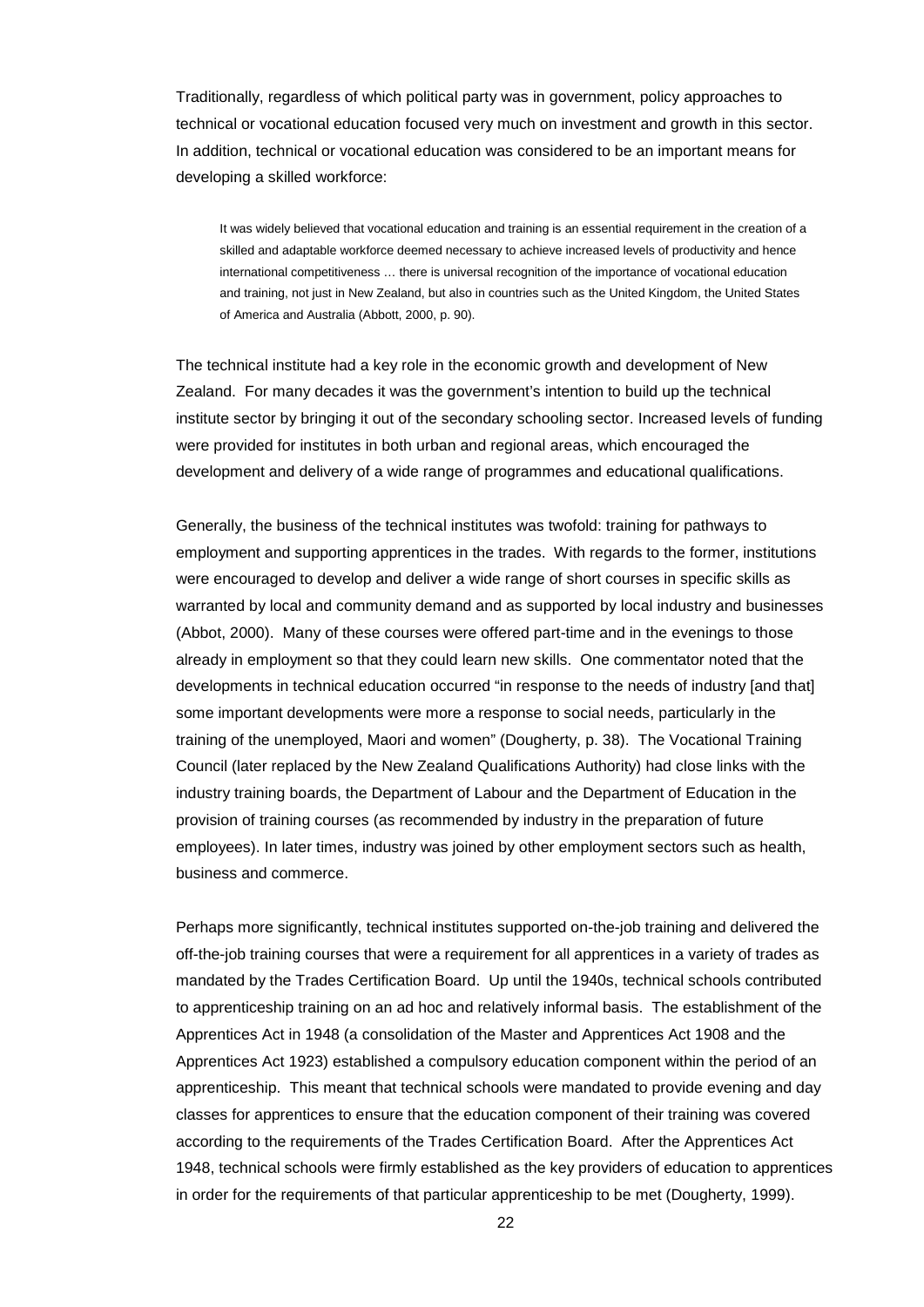Traditionally, regardless of which political party was in government, policy approaches to technical or vocational education focused very much on investment and growth in this sector. In addition, technical or vocational education was considered to be an important means for developing a skilled workforce:

> It was widely believed that vocational education and training is an essential requirement in the creation of a skilled and adaptable workforce deemed necessary to achieve increased levels of productivity and hence international competitiveness … there is universal recognition of the importance of vocational education and training, not just in New Zealand, but also in countries such as the United Kingdom, the United States of America and Australia (Abbott, 2000, p. 90).

The technical institute had a key role in the economic growth and development of New Zealand. For many decades it was the government's intention to build up the technical institute sector by bringing it out of the secondary schooling sector. Increased levels of funding were provided for institutes in both urban and regional areas, which encouraged the development and delivery of a wide range of programmes and educational qualifications.

Generally, the business of the technical institutes was twofold: training for pathways to employment and supporting apprentices in the trades. With regards to the former, institutions were encouraged to develop and deliver a wide range of short courses in specific skills as warranted by local and community demand and as supported by local industry and businesses (Abbot, 2000). Many of these courses were offered part-time and in the evenings to those already in employment so that they could learn new skills. One commentator noted that the developments in technical education occurred "in response to the needs of industry [and that] some important developments were more a response to social needs, particularly in the training of the unemployed, Maori and women" (Dougherty, p. 38). The Vocational Training Council (later replaced by the New Zealand Qualifications Authority) had close links with the industry training boards, the Department of Labour and the Department of Education in the provision of training courses (as recommended by industry in the preparation of future employees). In later times, industry was joined by other employment sectors such as health, business and commerce.

Perhaps more significantly, technical institutes supported on-the-job training and delivered the off-the-job training courses that were a requirement for all apprentices in a variety of trades as mandated by the Trades Certification Board. Up until the 1940s, technical schools contributed to apprenticeship training on an ad hoc and relatively informal basis. The establishment of the Apprentices Act in 1948 (a consolidation of the Master and Apprentices Act 1908 and the Apprentices Act 1923) established a compulsory education component within the period of an apprenticeship. This meant that technical schools were mandated to provide evening and day classes for apprentices to ensure that the education component of their training was covered according to the requirements of the Trades Certification Board. After the Apprentices Act 1948, technical schools were firmly established as the key providers of education to apprentices in order for the requirements of that particular apprenticeship to be met (Dougherty, 1999).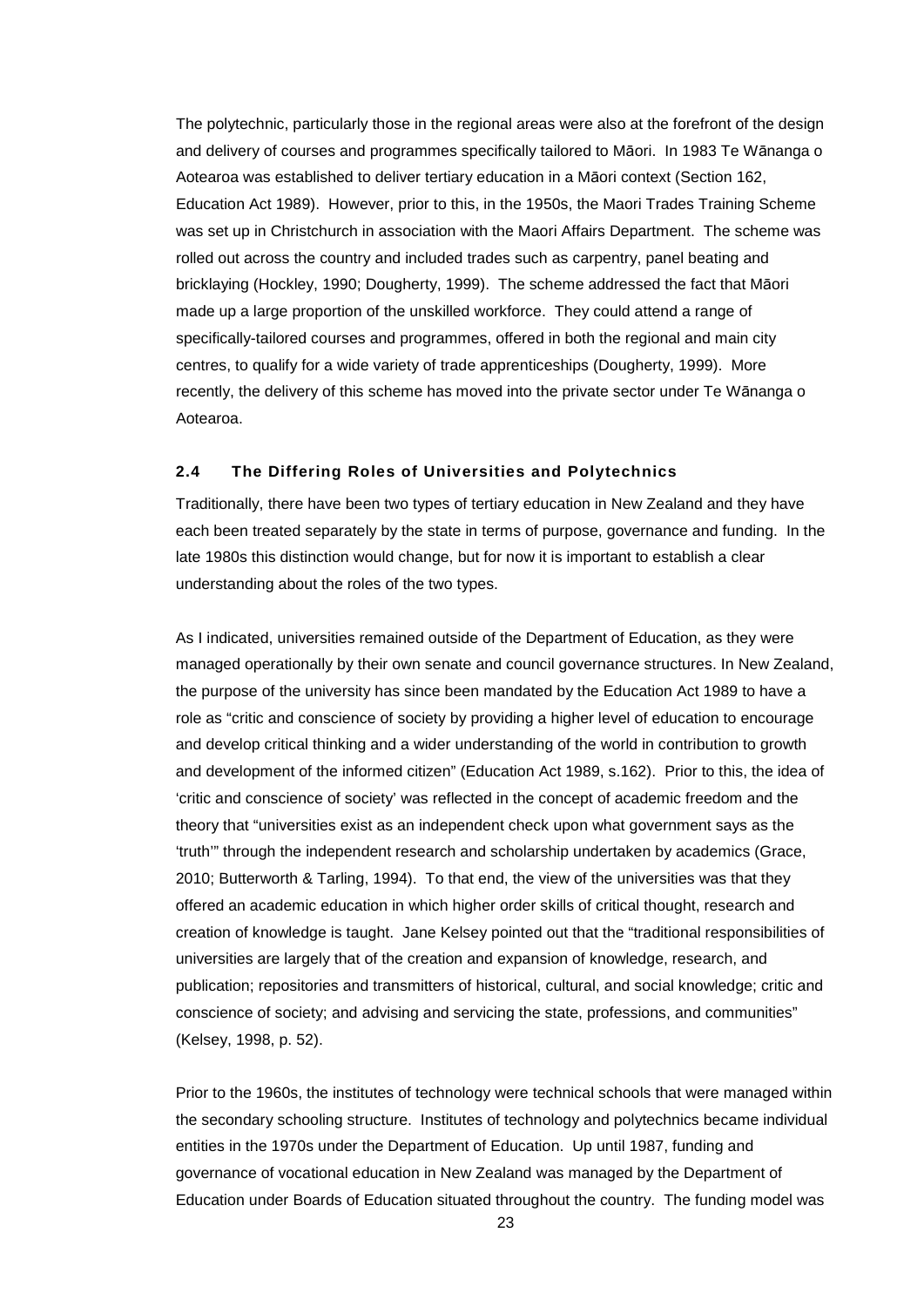The polytechnic, particularly those in the regional areas were also at the forefront of the design and delivery of courses and programmes specifically tailored to Māori. In 1983 Te Wānanga o Aotearoa was established to deliver tertiary education in a Māori context (Section 162, Education Act 1989). However, prior to this, in the 1950s, the Maori Trades Training Scheme was set up in Christchurch in association with the Maori Affairs Department. The scheme was rolled out across the country and included trades such as carpentry, panel beating and bricklaying (Hockley, 1990; Dougherty, 1999). The scheme addressed the fact that Māori made up a large proportion of the unskilled workforce. They could attend a range of specifically-tailored courses and programmes, offered in both the regional and main city centres, to qualify for a wide variety of trade apprenticeships (Dougherty, 1999). More recently, the delivery of this scheme has moved into the private sector under Te Wānanga o Aotearoa.

### 2.4 The Differing Roles of Universities and Polytechnics

Traditionally, there have been two types of tertiary education in New Zealand and they have each been treated separately by the state in terms of purpose, governance and funding. In the late 1980s this distinction would change, but for now it is important to establish a clear understanding about the roles of the two types.

As I indicated, universities remained outside of the Department of Education, as they were managed operationally by their own senate and council governance structures. In New Zealand, the purpose of the university has since been mandated by the Education Act 1989 to have a role as "critic and conscience of society by providing a higher level of education to encourage and develop critical thinking and a wider understanding of the world in contribution to growth and development of the informed citizen" (Education Act 1989, s.162). Prior to this, the idea of 'critic and conscience of society' was reflected in the concept of academic freedom and the theory that "universities exist as an independent check upon what government says as the 'truth'" through the independent research and scholarship undertaken by academics (Grace, 2010; Butterworth & Tarling, 1994). To that end, the view of the universities was that they offered an academic education in which higher order skills of critical thought, research and creation of knowledge is taught. Jane Kelsey pointed out that the "traditional responsibilities of universities are largely that of the creation and expansion of knowledge, research, and publication; repositories and transmitters of historical, cultural, and social knowledge; critic and conscience of society; and advising and servicing the state, professions, and communities" (Kelsey, 1998, p. 52).

Prior to the 1960s, the institutes of technology were technical schools that were managed within the secondary schooling structure. Institutes of technology and polytechnics became individual entities in the 1970s under the Department of Education. Up until 1987, funding and governance of vocational education in New Zealand was managed by the Department of Education under Boards of Education situated throughout the country. The funding model was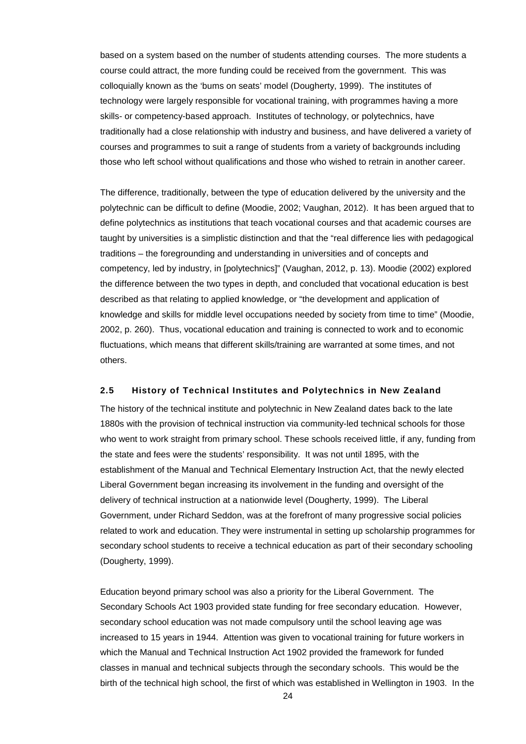based on a system based on the number of students attending courses. The more students a course could attract, the more funding could be received from the government. This was colloquially known as the 'bums on seats' model (Dougherty, 1999). The institutes of technology were largely responsible for vocational training, with programmes having a more skills- or competency-based approach. Institutes of technology, or polytechnics, have traditionally had a close relationship with industry and business, and have delivered a variety of courses and programmes to suit a range of students from a variety of backgrounds including those who left school without qualifications and those who wished to retrain in another career.

The difference, traditionally, between the type of education delivered by the university and the polytechnic can be difficult to define (Moodie, 2002; Vaughan, 2012). It has been argued that to define polytechnics as institutions that teach vocational courses and that academic courses are taught by universities is a simplistic distinction and that the "real difference lies with pedagogical traditions – the foregrounding and understanding in universities and of concepts and competency, led by industry, in [polytechnics]" (Vaughan, 2012, p. 13). Moodie (2002) explored the difference between the two types in depth, and concluded that vocational education is best described as that relating to applied knowledge, or "the development and application of knowledge and skills for middle level occupations needed by society from time to time" (Moodie, 2002, p. 260). Thus, vocational education and training is connected to work and to economic fluctuations, which means that different skills/training are warranted at some times, and not others.

### 2.5 History of Technical Institutes and Polytechnics in New Zealand

The history of the technical institute and polytechnic in New Zealand dates back to the late 1880s with the provision of technical instruction via community-led technical schools for those who went to work straight from primary school. These schools received little, if any, funding from the state and fees were the students' responsibility. It was not until 1895, with the establishment of the Manual and Technical Elementary Instruction Act, that the newly elected Liberal Government began increasing its involvement in the funding and oversight of the delivery of technical instruction at a nationwide level (Dougherty, 1999). The Liberal Government, under Richard Seddon, was at the forefront of many progressive social policies related to work and education. They were instrumental in setting up scholarship programmes for secondary school students to receive a technical education as part of their secondary schooling (Dougherty, 1999).

Education beyond primary school was also a priority for the Liberal Government. The Secondary Schools Act 1903 provided state funding for free secondary education. However, secondary school education was not made compulsory until the school leaving age was increased to 15 years in 1944. Attention was given to vocational training for future workers in which the Manual and Technical Instruction Act 1902 provided the framework for funded classes in manual and technical subjects through the secondary schools. This would be the birth of the technical high school, the first of which was established in Wellington in 1903. In the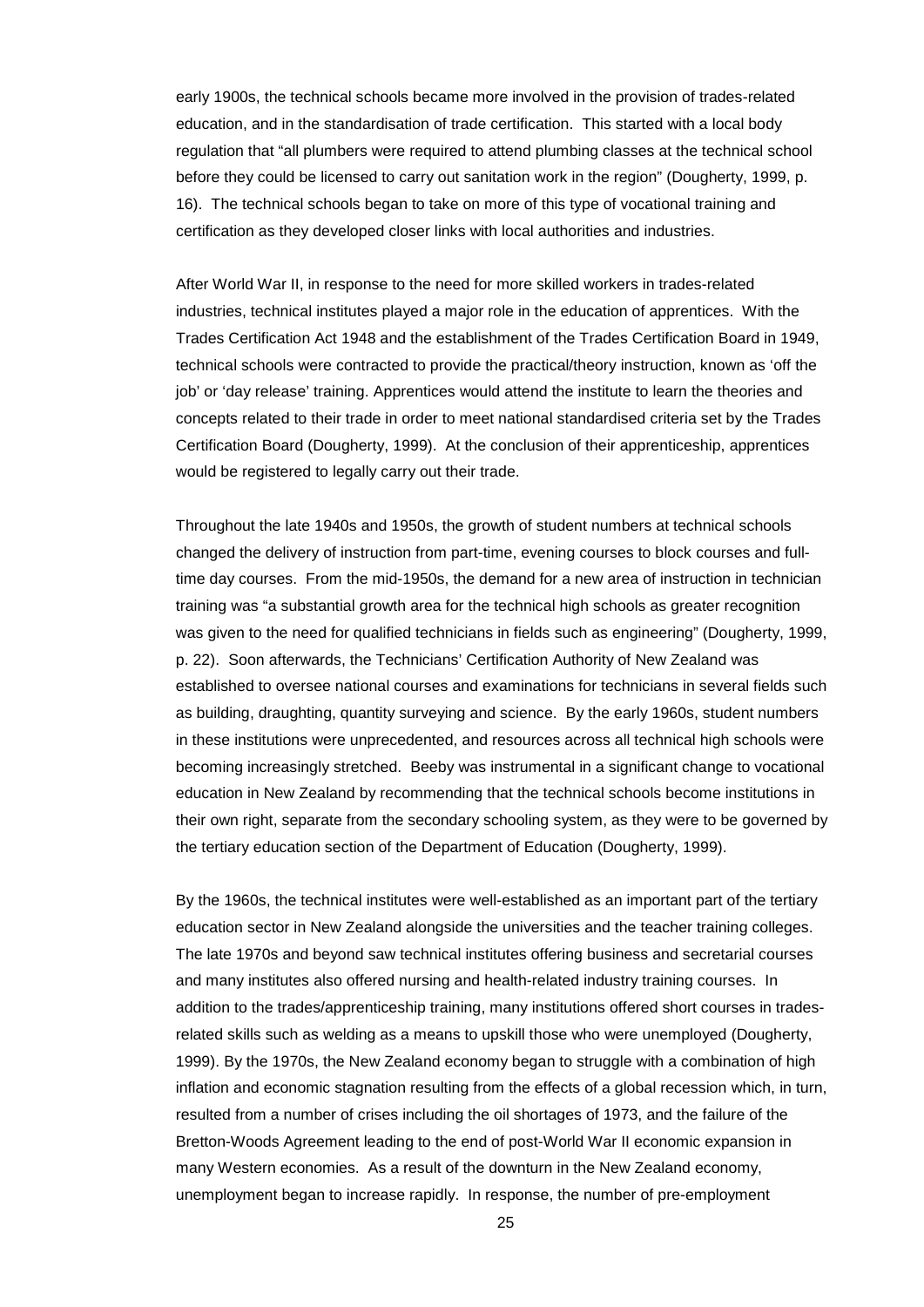early 1900s, the technical schools became more involved in the provision of trades-related education, and in the standardisation of trade certification. This started with a local body regulation that "all plumbers were required to attend plumbing classes at the technical school before they could be licensed to carry out sanitation work in the region" (Dougherty, 1999, p. 16). The technical schools began to take on more of this type of vocational training and certification as they developed closer links with local authorities and industries.

After World War II, in response to the need for more skilled workers in trades-related industries, technical institutes played a major role in the education of apprentices. With the Trades Certification Act 1948 and the establishment of the Trades Certification Board in 1949, technical schools were contracted to provide the practical/theory instruction, known as 'off the job' or 'day release' training. Apprentices would attend the institute to learn the theories and concepts related to their trade in order to meet national standardised criteria set by the Trades Certification Board (Dougherty, 1999). At the conclusion of their apprenticeship, apprentices would be registered to legally carry out their trade.

Throughout the late 1940s and 1950s, the growth of student numbers at technical schools changed the delivery of instruction from part-time, evening courses to block courses and full-time day courses. From the mid-1950s, the demand for a new area of instruction in technician training was "a substantial growth area for the technical high schools as greater recognition was given to the need for qualified technicians in fields such as engineering" (Dougherty, 1999, p. 22). Soon afterwards, the Technicians' Certification Authority of New Zealand was established to oversee national courses and examinations for technicians in several fields such as building, draughting, quantity surveying and science. By the early 1960s, student numbers in these institutions were unprecedented, and resources across all technical high schools were becoming increasingly stretched. Beeby was instrumental in a significant change to vocational education in New Zealand by recommending that the technical schools become institutions in their own right, separate from the secondary schooling system, as they were to be governed by the tertiary education section of the Department of Education (Dougherty, 1999).

By the 1960s, the technical institutes were well-established as an important part of the tertiary education sector in New Zealand alongside the universities and the teacher training colleges. The late 1970s and beyond saw technical institutes offering business and secretarial courses and many institutes also offered nursing and health-related industry training courses. In addition to the trades/apprenticeship training, many institutions offered short courses in trades-related skills such as welding as a means to upskill those who were unemployed (Dougherty, 1999). By the 1970s, the New Zealand economy began to struggle with a combination of high inflation and economic stagnation resulting from the effects of a global recession which, in turn, resulted from a number of crises including the oil shortages of 1973, and the failure of the Bretton-Woods Agreement leading to the end of post-World War II economic expansion in many Western economies. As a result of the downturn in the New Zealand economy, unemployment began to increase rapidly. In response, the number of pre-employment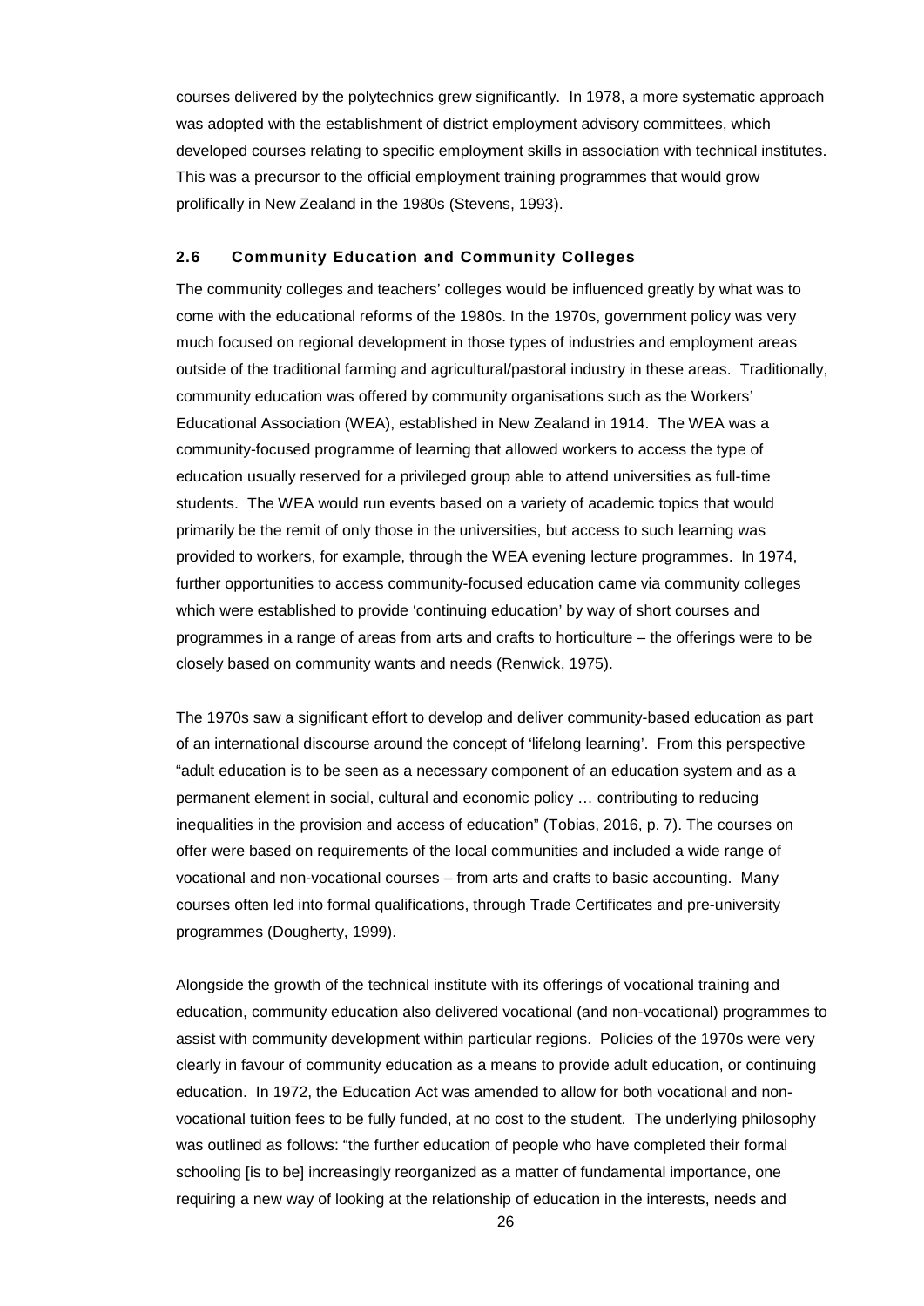courses delivered by the polytechnics grew significantly. In 1978, a more systematic approach was adopted with the establishment of district employment advisory committees, which developed courses relating to specific employment skills in association with technical institutes. This was a precursor to the official employment training programmes that would grow prolifically in New Zealand in the 1980s (Stevens, 1993).

### 2.6 Community Education and Community Colleges

The community colleges and teachers' colleges would be influenced greatly by what was to come with the educational reforms of the 1980s. In the 1970s, government policy was very much focused on regional development in those types of industries and employment areas outside of the traditional farming and agricultural/pastoral industry in these areas. Traditionally, community education was offered by community organisations such as the Workers' Educational Association (WEA), established in New Zealand in 1914. The WEA was a community-focused programme of learning that allowed workers to access the type of education usually reserved for a privileged group able to attend universities as full-time students. The WEA would run events based on a variety of academic topics that would primarily be the remit of only those in the universities, but access to such learning was provided to workers, for example, through the WEA evening lecture programmes. In 1974, further opportunities to access community-focused education came via community colleges which were established to provide 'continuing education' by way of short courses and programmes in a range of areas from arts and crafts to horticulture – the offerings were to be closely based on community wants and needs (Renwick, 1975).

The 1970s saw a significant effort to develop and deliver community-based education as part of an international discourse around the concept of 'lifelong learning'. From this perspective "adult education is to be seen as a necessary component of an education system and as a permanent element in social, cultural and economic policy … contributing to reducing inequalities in the provision and access of education" (Tobias, 2016, p. 7). The courses on offer were based on requirements of the local communities and included a wide range of vocational and non-vocational courses – from arts and crafts to basic accounting. Many courses often led into formal qualifications, through Trade Certificates and pre-university programmes (Dougherty, 1999).

Alongside the growth of the technical institute with its offerings of vocational training and education, community education also delivered vocational (and non-vocational) programmes to assist with community development within particular regions. Policies of the 1970s were very clearly in favour of community education as a means to provide adult education, or continuing education. In 1972, the Education Act was amended to allow for both vocational and non-vocational tuition fees to be fully funded, at no cost to the student. The underlying philosophy was outlined as follows: "the further education of people who have completed their formal schooling [is to be] increasingly reorganized as a matter of fundamental importance, one requiring a new way of looking at the relationship of education in the interests, needs and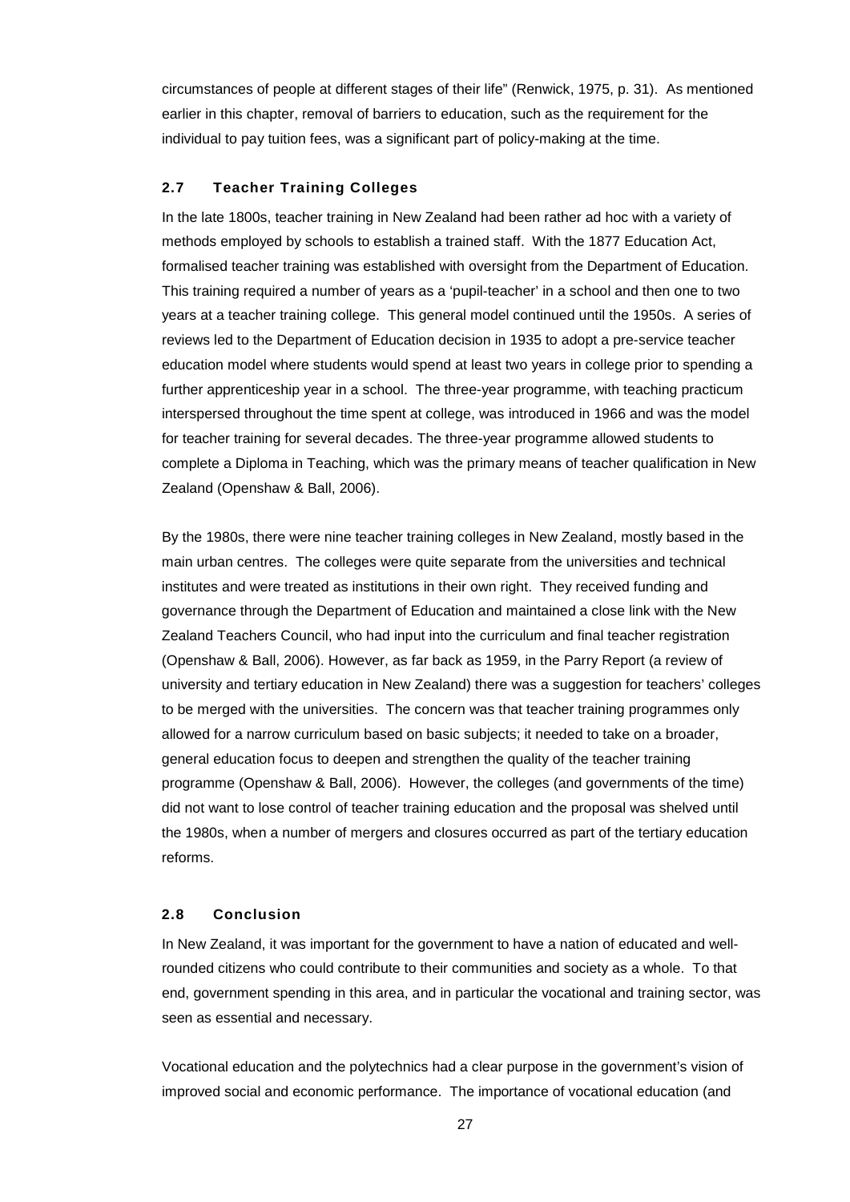circumstances of people at different stages of their life" (Renwick, 1975, p. 31). As mentioned earlier in this chapter, removal of barriers to education, such as the requirement for the individual to pay tuition fees, was a significant part of policy-making at the time.

### 2.7 Teacher Training Colleges

In the late 1800s, teacher training in New Zealand had been rather ad hoc with a variety of methods employed by schools to establish a trained staff. With the 1877 Education Act, formalised teacher training was established with oversight from the Department of Education. This training required a number of years as a 'pupil-teacher' in a school and then one to two years at a teacher training college. This general model continued until the 1950s. A series of reviews led to the Department of Education decision in 1935 to adopt a pre-service teacher education model where students would spend at least two years in college prior to spending a further apprenticeship year in a school. The three-year programme, with teaching practicum interspersed throughout the time spent at college, was introduced in 1966 and was the model for teacher training for several decades. The three-year programme allowed students to complete a Diploma in Teaching, which was the primary means of teacher qualification in New Zealand (Openshaw & Ball, 2006).

By the 1980s, there were nine teacher training colleges in New Zealand, mostly based in the main urban centres. The colleges were quite separate from the universities and technical institutes and were treated as institutions in their own right. They received funding and governance through the Department of Education and maintained a close link with the New Zealand Teachers Council, who had input into the curriculum and final teacher registration (Openshaw & Ball, 2006). However, as far back as 1959, in the Parry Report (a review of university and tertiary education in New Zealand) there was a suggestion for teachers' colleges to be merged with the universities. The concern was that teacher training programmes only allowed for a narrow curriculum based on basic subjects; it needed to take on a broader, general education focus to deepen and strengthen the quality of the teacher training programme (Openshaw & Ball, 2006). However, the colleges (and governments of the time) did not want to lose control of teacher training education and the proposal was shelved until the 1980s, when a number of mergers and closures occurred as part of the tertiary education reforms.

### 2.8 Conclusion

In New Zealand, it was important for the government to have a nation of educated and well-rounded citizens who could contribute to their communities and society as a whole. To that end, government spending in this area, and in particular the vocational and training sector, was seen as essential and necessary.

Vocational education and the polytechnics had a clear purpose in the government's vision of improved social and economic performance. The importance of vocational education (and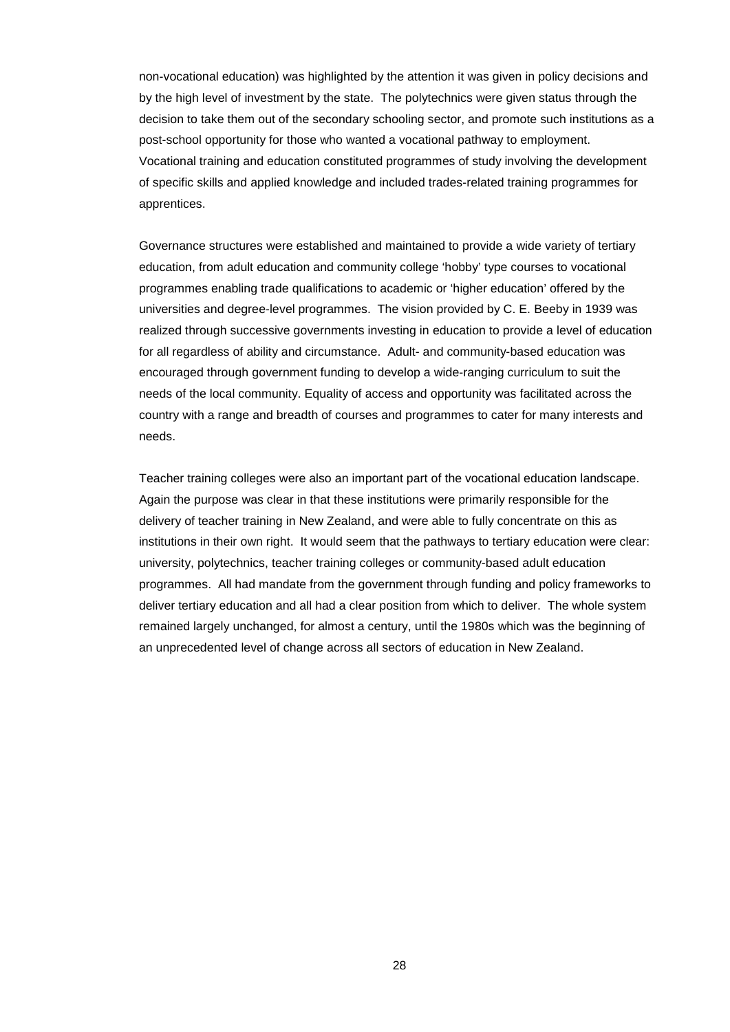non-vocational education) was highlighted by the attention it was given in policy decisions and by the high level of investment by the state. The polytechnics were given status through the decision to take them out of the secondary schooling sector, and promote such institutions as a post-school opportunity for those who wanted a vocational pathway to employment. Vocational training and education constituted programmes of study involving the development of specific skills and applied knowledge and included trades-related training programmes for apprentices.

Governance structures were established and maintained to provide a wide variety of tertiary education, from adult education and community college 'hobby' type courses to vocational programmes enabling trade qualifications to academic or 'higher education' offered by the universities and degree-level programmes. The vision provided by C. E. Beeby in 1939 was realized through successive governments investing in education to provide a level of education for all regardless of ability and circumstance. Adult- and community-based education was encouraged through government funding to develop a wide-ranging curriculum to suit the needs of the local community. Equality of access and opportunity was facilitated across the country with a range and breadth of courses and programmes to cater for many interests and needs.

Teacher training colleges were also an important part of the vocational education landscape. Again the purpose was clear in that these institutions were primarily responsible for the delivery of teacher training in New Zealand, and were able to fully concentrate on this as institutions in their own right. It would seem that the pathways to tertiary education were clear: university, polytechnics, teacher training colleges or community-based adult education programmes. All had mandate from the government through funding and policy frameworks to deliver tertiary education and all had a clear position from which to deliver. The whole system remained largely unchanged, for almost a century, until the 1980s which was the beginning of an unprecedented level of change across all sectors of education in New Zealand.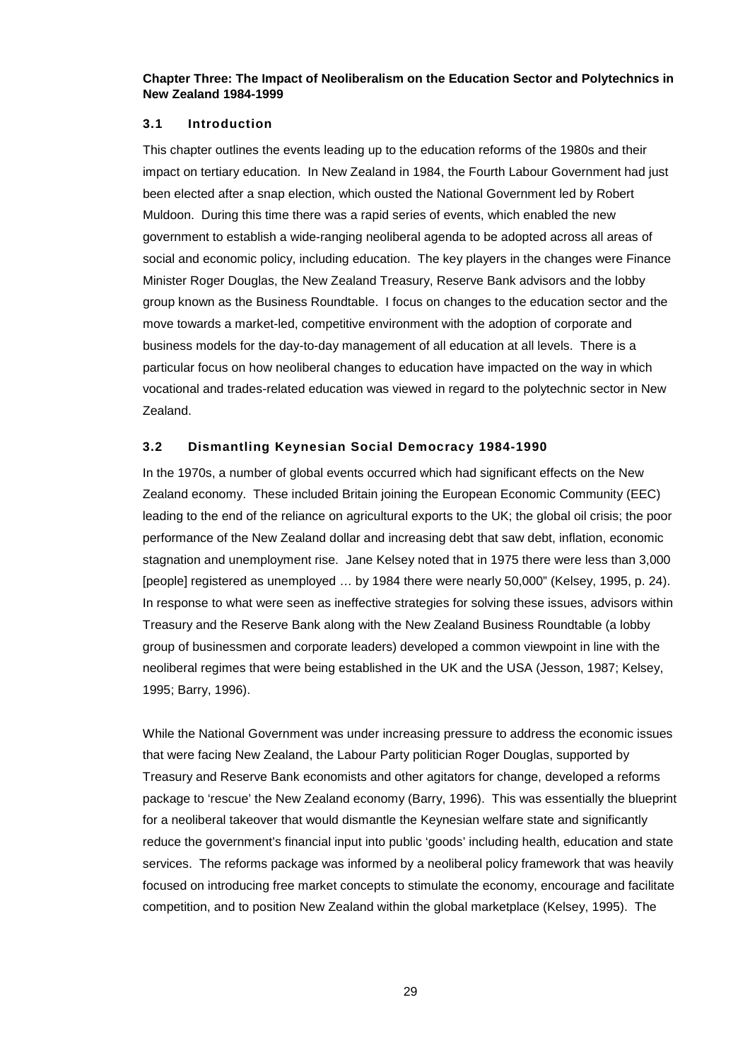**Chapter Three: The Impact of Neoliberalism on the Education Sector and Polytechnics in New Zealand 1984-1999**

### 3.1 Introduction

This chapter outlines the events leading up to the education reforms of the 1980s and their impact on tertiary education. In New Zealand in 1984, the Fourth Labour Government had just been elected after a snap election, which ousted the National Government led by Robert Muldoon. During this time there was a rapid series of events, which enabled the new government to establish a wide-ranging neoliberal agenda to be adopted across all areas of social and economic policy, including education. The key players in the changes were Finance Minister Roger Douglas, the New Zealand Treasury, Reserve Bank advisors and the lobby group known as the Business Roundtable. I focus on changes to the education sector and the move towards a market-led, competitive environment with the adoption of corporate and business models for the day-to-day management of all education at all levels. There is a particular focus on how neoliberal changes to education have impacted on the way in which vocational and trades-related education was viewed in regard to the polytechnic sector in New Zealand.

### 3.2 Dismantling Keynesian Social Democracy 1984-1990

In the 1970s, a number of global events occurred which had significant effects on the New Zealand economy. These included Britain joining the European Economic Community (EEC) leading to the end of the reliance on agricultural exports to the UK; the global oil crisis; the poor performance of the New Zealand dollar and increasing debt that saw debt, inflation, economic stagnation and unemployment rise. Jane Kelsey noted that in 1975 there were less than 3,000 [people] registered as unemployed … by 1984 there were nearly 50,000" (Kelsey, 1995, p. 24). In response to what were seen as ineffective strategies for solving these issues, advisors within Treasury and the Reserve Bank along with the New Zealand Business Roundtable (a lobby group of businessmen and corporate leaders) developed a common viewpoint in line with the neoliberal regimes that were being established in the UK and the USA (Jesson, 1987; Kelsey, 1995; Barry, 1996).

While the National Government was under increasing pressure to address the economic issues that were facing New Zealand, the Labour Party politician Roger Douglas, supported by Treasury and Reserve Bank economists and other agitators for change, developed a reforms package to 'rescue' the New Zealand economy (Barry, 1996). This was essentially the blueprint for a neoliberal takeover that would dismantle the Keynesian welfare state and significantly reduce the government's financial input into public 'goods' including health, education and state services. The reforms package was informed by a neoliberal policy framework that was heavily focused on introducing free market concepts to stimulate the economy, encourage and facilitate competition, and to position New Zealand within the global marketplace (Kelsey, 1995). The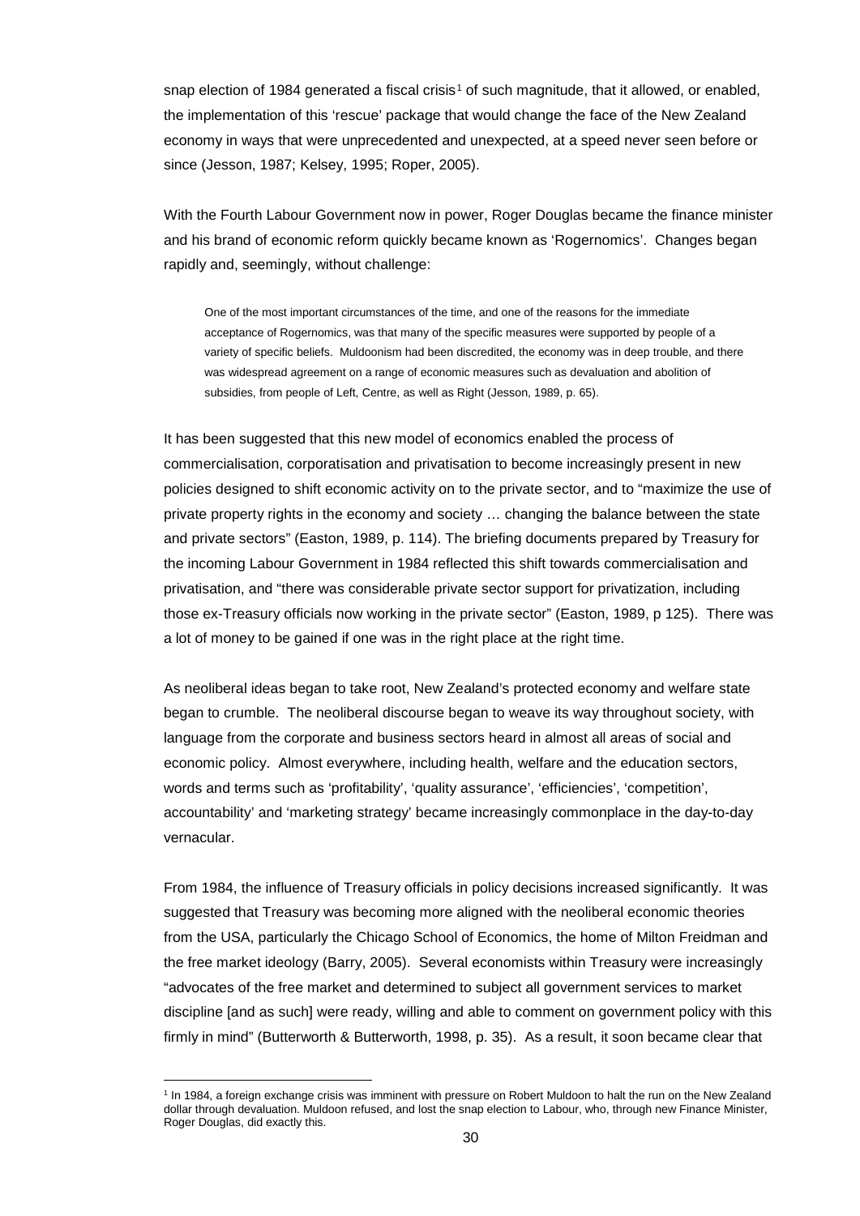snap election of 1984 generated a fiscal crisis[1] of such magnitude, that it allowed, or enabled, the implementation of this 'rescue' package that would change the face of the New Zealand economy in ways that were unprecedented and unexpected, at a speed never seen before or since (Jesson, 1987; Kelsey, 1995; Roper, 2005).

With the Fourth Labour Government now in power, Roger Douglas became the finance minister and his brand of economic reform quickly became known as 'Rogernomics'. Changes began rapidly and, seemingly, without challenge:

> One of the most important circumstances of the time, and one of the reasons for the immediate acceptance of Rogernomics, was that many of the specific measures were supported by people of a variety of specific beliefs. Muldoonism had been discredited, the economy was in deep trouble, and there was widespread agreement on a range of economic measures such as devaluation and abolition of subsidies, from people of Left, Centre, as well as Right (Jesson, 1989, p. 65).

It has been suggested that this new model of economics enabled the process of commercialisation, corporatisation and privatisation to become increasingly present in new policies designed to shift economic activity on to the private sector, and to "maximize the use of private property rights in the economy and society … changing the balance between the state and private sectors" (Easton, 1989, p. 114). The briefing documents prepared by Treasury for the incoming Labour Government in 1984 reflected this shift towards commercialisation and privatisation, and "there was considerable private sector support for privatization, including those ex-Treasury officials now working in the private sector" (Easton, 1989, p 125). There was a lot of money to be gained if one was in the right place at the right time.

As neoliberal ideas began to take root, New Zealand's protected economy and welfare state began to crumble. The neoliberal discourse began to weave its way throughout society, with language from the corporate and business sectors heard in almost all areas of social and economic policy. Almost everywhere, including health, welfare and the education sectors, words and terms such as 'profitability', 'quality assurance', 'efficiencies', 'competition', accountability' and 'marketing strategy' became increasingly commonplace in the day-to-day vernacular.

From 1984, the influence of Treasury officials in policy decisions increased significantly. It was suggested that Treasury was becoming more aligned with the neoliberal economic theories from the USA, particularly the Chicago School of Economics, the home of Milton Freidman and the free market ideology (Barry, 2005). Several economists within Treasury were increasingly "advocates of the free market and determined to subject all government services to market discipline [and as such] were ready, willing and able to comment on government policy with this firmly in mind" (Butterworth & Butterworth, 1998, p. 35). As a result, it soon became clear that

[1] In 1984, a foreign exchange crisis was imminent with pressure on Robert Muldoon to halt the run on the New Zealand dollar through devaluation. Muldoon refused, and lost the snap election to Labour, who, through new Finance Minister, Roger Douglas, did exactly this.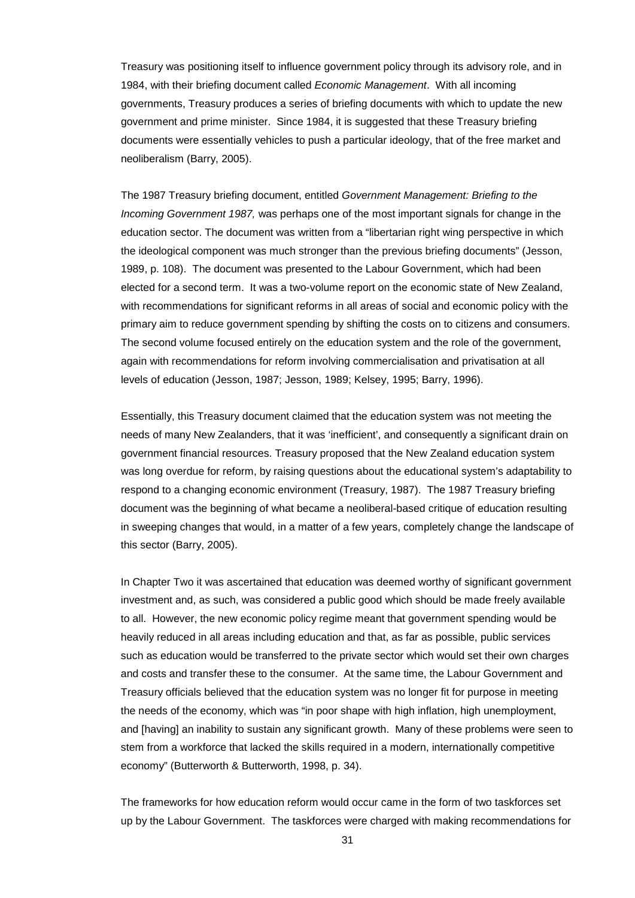Treasury was positioning itself to influence government policy through its advisory role, and in 1984, with their briefing document called *Economic Management*. With all incoming governments, Treasury produces a series of briefing documents with which to update the new government and prime minister. Since 1984, it is suggested that these Treasury briefing documents were essentially vehicles to push a particular ideology, that of the free market and neoliberalism (Barry, 2005).

The 1987 Treasury briefing document, entitled *Government Management: Briefing to the Incoming Government 1987,* was perhaps one of the most important signals for change in the education sector. The document was written from a "libertarian right wing perspective in which the ideological component was much stronger than the previous briefing documents" (Jesson, 1989, p. 108). The document was presented to the Labour Government, which had been elected for a second term. It was a two-volume report on the economic state of New Zealand, with recommendations for significant reforms in all areas of social and economic policy with the primary aim to reduce government spending by shifting the costs on to citizens and consumers. The second volume focused entirely on the education system and the role of the government, again with recommendations for reform involving commercialisation and privatisation at all levels of education (Jesson, 1987; Jesson, 1989; Kelsey, 1995; Barry, 1996).

Essentially, this Treasury document claimed that the education system was not meeting the needs of many New Zealanders, that it was 'inefficient', and consequently a significant drain on government financial resources. Treasury proposed that the New Zealand education system was long overdue for reform, by raising questions about the educational system's adaptability to respond to a changing economic environment (Treasury, 1987). The 1987 Treasury briefing document was the beginning of what became a neoliberal-based critique of education resulting in sweeping changes that would, in a matter of a few years, completely change the landscape of this sector (Barry, 2005).

In Chapter Two it was ascertained that education was deemed worthy of significant government investment and, as such, was considered a public good which should be made freely available to all. However, the new economic policy regime meant that government spending would be heavily reduced in all areas including education and that, as far as possible, public services such as education would be transferred to the private sector which would set their own charges and costs and transfer these to the consumer. At the same time, the Labour Government and Treasury officials believed that the education system was no longer fit for purpose in meeting the needs of the economy, which was "in poor shape with high inflation, high unemployment, and [having] an inability to sustain any significant growth. Many of these problems were seen to stem from a workforce that lacked the skills required in a modern, internationally competitive economy" (Butterworth & Butterworth, 1998, p. 34).

The frameworks for how education reform would occur came in the form of two taskforces set up by the Labour Government. The taskforces were charged with making recommendations for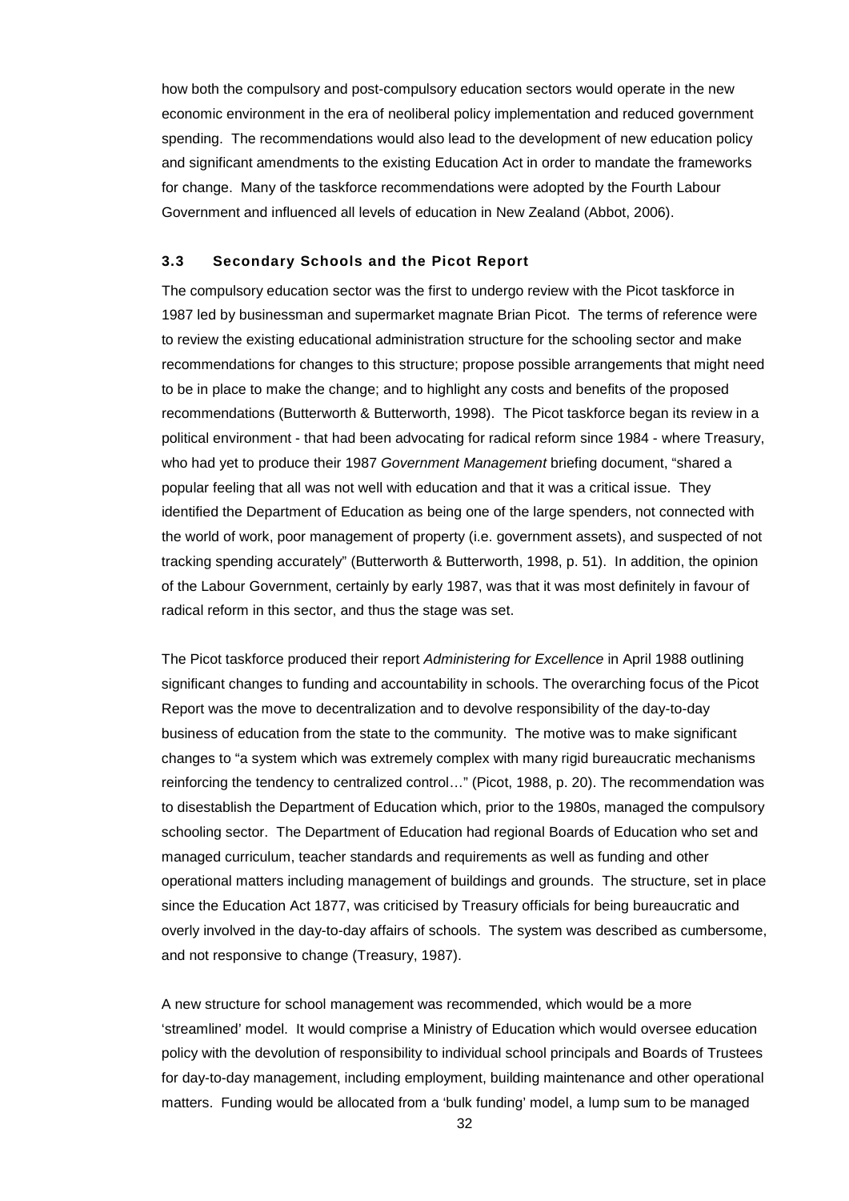how both the compulsory and post-compulsory education sectors would operate in the new economic environment in the era of neoliberal policy implementation and reduced government spending. The recommendations would also lead to the development of new education policy and significant amendments to the existing Education Act in order to mandate the frameworks for change. Many of the taskforce recommendations were adopted by the Fourth Labour Government and influenced all levels of education in New Zealand (Abbot, 2006).

### 3.3 Secondary Schools and the Picot Report

The compulsory education sector was the first to undergo review with the Picot taskforce in 1987 led by businessman and supermarket magnate Brian Picot. The terms of reference were to review the existing educational administration structure for the schooling sector and make recommendations for changes to this structure; propose possible arrangements that might need to be in place to make the change; and to highlight any costs and benefits of the proposed recommendations (Butterworth & Butterworth, 1998). The Picot taskforce began its review in a political environment - that had been advocating for radical reform since 1984 - where Treasury, who had yet to produce their 1987 *Government Management* briefing document, "shared a popular feeling that all was not well with education and that it was a critical issue. They identified the Department of Education as being one of the large spenders, not connected with the world of work, poor management of property (i.e. government assets), and suspected of not tracking spending accurately" (Butterworth & Butterworth, 1998, p. 51). In addition, the opinion of the Labour Government, certainly by early 1987, was that it was most definitely in favour of radical reform in this sector, and thus the stage was set.

The Picot taskforce produced their report *Administering for Excellence* in April 1988 outlining significant changes to funding and accountability in schools. The overarching focus of the Picot Report was the move to decentralization and to devolve responsibility of the day-to-day business of education from the state to the community. The motive was to make significant changes to "a system which was extremely complex with many rigid bureaucratic mechanisms reinforcing the tendency to centralized control…" (Picot, 1988, p. 20). The recommendation was to disestablish the Department of Education which, prior to the 1980s, managed the compulsory schooling sector. The Department of Education had regional Boards of Education who set and managed curriculum, teacher standards and requirements as well as funding and other operational matters including management of buildings and grounds. The structure, set in place since the Education Act 1877, was criticised by Treasury officials for being bureaucratic and overly involved in the day-to-day affairs of schools. The system was described as cumbersome, and not responsive to change (Treasury, 1987).

A new structure for school management was recommended, which would be a more 'streamlined' model. It would comprise a Ministry of Education which would oversee education policy with the devolution of responsibility to individual school principals and Boards of Trustees for day-to-day management, including employment, building maintenance and other operational matters. Funding would be allocated from a 'bulk funding' model, a lump sum to be managed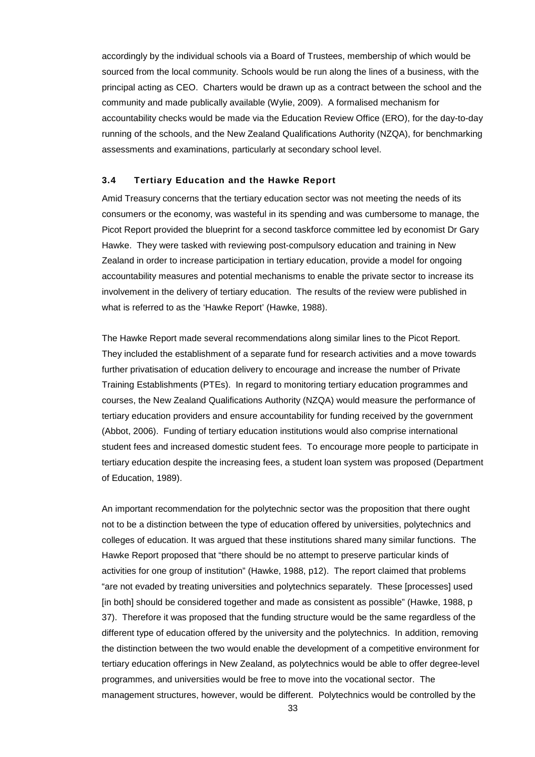accordingly by the individual schools via a Board of Trustees, membership of which would be sourced from the local community. Schools would be run along the lines of a business, with the principal acting as CEO. Charters would be drawn up as a contract between the school and the community and made publically available (Wylie, 2009). A formalised mechanism for accountability checks would be made via the Education Review Office (ERO), for the day-to-day running of the schools, and the New Zealand Qualifications Authority (NZQA), for benchmarking assessments and examinations, particularly at secondary school level.

### 3.4 Tertiary Education and the Hawke Report

Amid Treasury concerns that the tertiary education sector was not meeting the needs of its consumers or the economy, was wasteful in its spending and was cumbersome to manage, the Picot Report provided the blueprint for a second taskforce committee led by economist Dr Gary Hawke. They were tasked with reviewing post-compulsory education and training in New Zealand in order to increase participation in tertiary education, provide a model for ongoing accountability measures and potential mechanisms to enable the private sector to increase its involvement in the delivery of tertiary education. The results of the review were published in what is referred to as the 'Hawke Report' (Hawke, 1988).

The Hawke Report made several recommendations along similar lines to the Picot Report. They included the establishment of a separate fund for research activities and a move towards further privatisation of education delivery to encourage and increase the number of Private Training Establishments (PTEs). In regard to monitoring tertiary education programmes and courses, the New Zealand Qualifications Authority (NZQA) would measure the performance of tertiary education providers and ensure accountability for funding received by the government (Abbot, 2006). Funding of tertiary education institutions would also comprise international student fees and increased domestic student fees. To encourage more people to participate in tertiary education despite the increasing fees, a student loan system was proposed (Department of Education, 1989).

An important recommendation for the polytechnic sector was the proposition that there ought not to be a distinction between the type of education offered by universities, polytechnics and colleges of education. It was argued that these institutions shared many similar functions. The Hawke Report proposed that "there should be no attempt to preserve particular kinds of activities for one group of institution" (Hawke, 1988, p12). The report claimed that problems "are not evaded by treating universities and polytechnics separately. These [processes] used [in both] should be considered together and made as consistent as possible" (Hawke, 1988, p 37). Therefore it was proposed that the funding structure would be the same regardless of the different type of education offered by the university and the polytechnics. In addition, removing the distinction between the two would enable the development of a competitive environment for tertiary education offerings in New Zealand, as polytechnics would be able to offer degree-level programmes, and universities would be free to move into the vocational sector. The management structures, however, would be different. Polytechnics would be controlled by the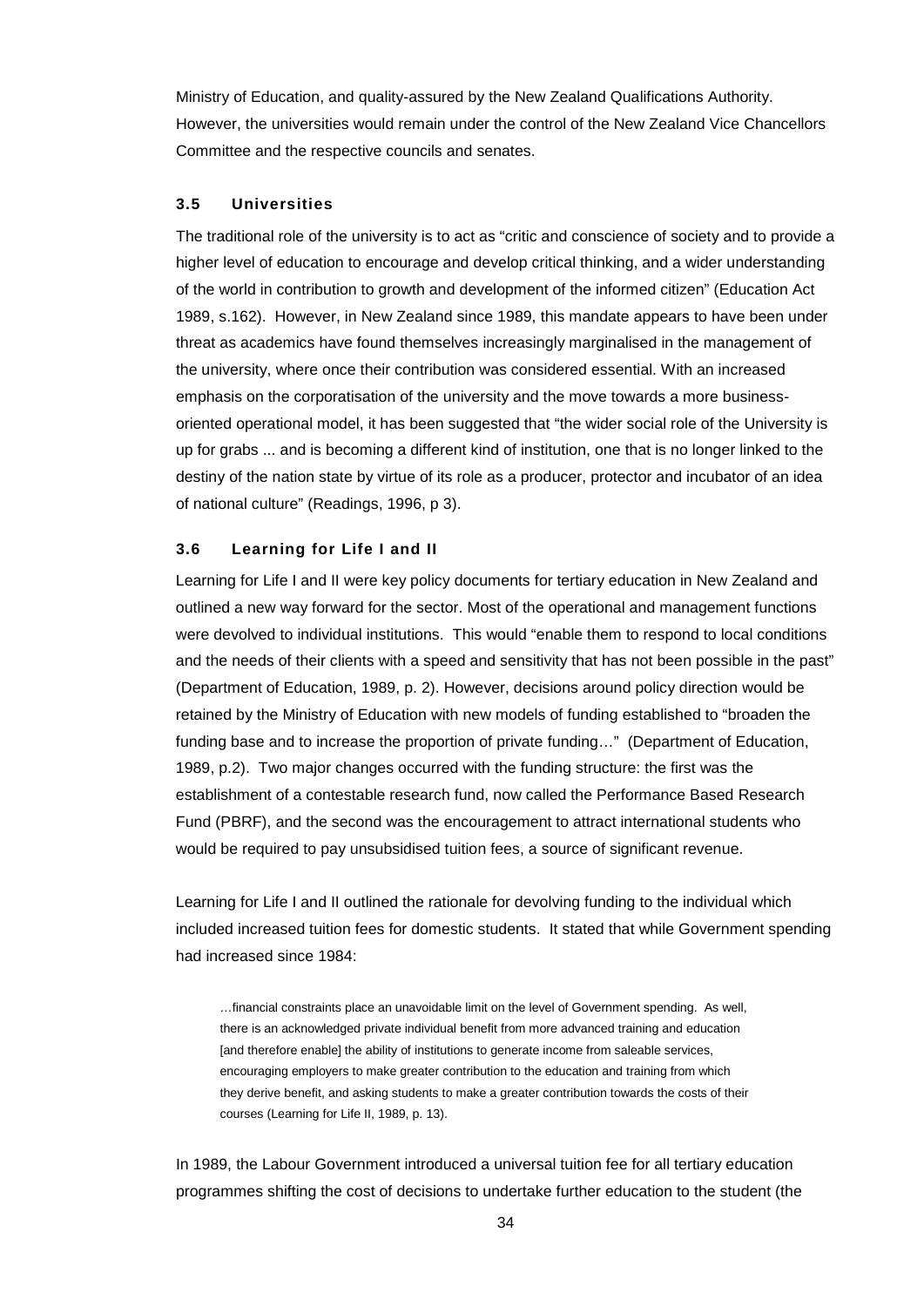Ministry of Education, and quality-assured by the New Zealand Qualifications Authority. However, the universities would remain under the control of the New Zealand Vice Chancellors Committee and the respective councils and senates.

### 3.5 Universities

The traditional role of the university is to act as "critic and conscience of society and to provide a higher level of education to encourage and develop critical thinking, and a wider understanding of the world in contribution to growth and development of the informed citizen" (Education Act 1989, s.162). However, in New Zealand since 1989, this mandate appears to have been under threat as academics have found themselves increasingly marginalised in the management of the university, where once their contribution was considered essential. With an increased emphasis on the corporatisation of the university and the move towards a more business-oriented operational model, it has been suggested that "the wider social role of the University is up for grabs ... and is becoming a different kind of institution, one that is no longer linked to the destiny of the nation state by virtue of its role as a producer, protector and incubator of an idea of national culture" (Readings, 1996, p 3).

### 3.6 Learning for Life I and II

Learning for Life I and II were key policy documents for tertiary education in New Zealand and outlined a new way forward for the sector. Most of the operational and management functions were devolved to individual institutions. This would "enable them to respond to local conditions and the needs of their clients with a speed and sensitivity that has not been possible in the past" (Department of Education, 1989, p. 2). However, decisions around policy direction would be retained by the Ministry of Education with new models of funding established to "broaden the funding base and to increase the proportion of private funding…" (Department of Education, 1989, p.2). Two major changes occurred with the funding structure: the first was the establishment of a contestable research fund, now called the Performance Based Research Fund (PBRF), and the second was the encouragement to attract international students who would be required to pay unsubsidised tuition fees, a source of significant revenue.

Learning for Life I and II outlined the rationale for devolving funding to the individual which included increased tuition fees for domestic students. It stated that while Government spending had increased since 1984:

> …financial constraints place an unavoidable limit on the level of Government spending. As well, there is an acknowledged private individual benefit from more advanced training and education [and therefore enable] the ability of institutions to generate income from saleable services, encouraging employers to make greater contribution to the education and training from which they derive benefit, and asking students to make a greater contribution towards the costs of their courses (Learning for Life II, 1989, p. 13).

In 1989, the Labour Government introduced a universal tuition fee for all tertiary education programmes shifting the cost of decisions to undertake further education to the student (the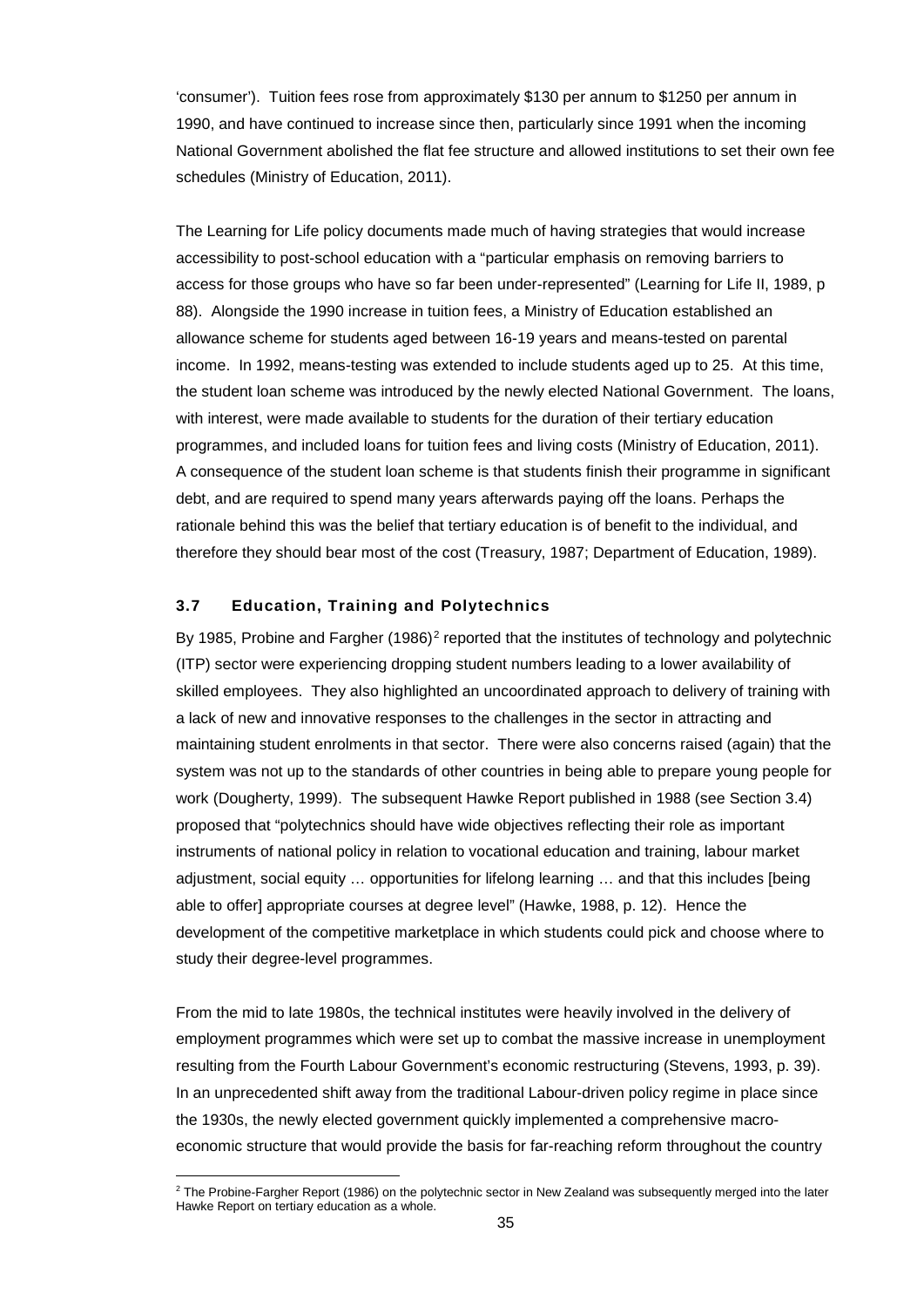'consumer'). Tuition fees rose from approximately $130 per annum to $1250 per annum in 1990, and have continued to increase since then, particularly since 1991 when the incoming National Government abolished the flat fee structure and allowed institutions to set their own fee schedules (Ministry of Education, 2011).

The Learning for Life policy documents made much of having strategies that would increase accessibility to post-school education with a "particular emphasis on removing barriers to access for those groups who have so far been under-represented" (Learning for Life II, 1989, p 88). Alongside the 1990 increase in tuition fees, a Ministry of Education established an allowance scheme for students aged between 16-19 years and means-tested on parental income. In 1992, means-testing was extended to include students aged up to 25. At this time, the student loan scheme was introduced by the newly elected National Government. The loans, with interest, were made available to students for the duration of their tertiary education programmes, and included loans for tuition fees and living costs (Ministry of Education, 2011). A consequence of the student loan scheme is that students finish their programme in significant debt, and are required to spend many years afterwards paying off the loans. Perhaps the rationale behind this was the belief that tertiary education is of benefit to the individual, and therefore they should bear most of the cost (Treasury, 1987; Department of Education, 1989).

### 3.7 Education, Training and Polytechnics

By 1985, Probine and Fargher (1986)[2] reported that the institutes of technology and polytechnic (ITP) sector were experiencing dropping student numbers leading to a lower availability of skilled employees. They also highlighted an uncoordinated approach to delivery of training with a lack of new and innovative responses to the challenges in the sector in attracting and maintaining student enrolments in that sector. There were also concerns raised (again) that the system was not up to the standards of other countries in being able to prepare young people for work (Dougherty, 1999). The subsequent Hawke Report published in 1988 (see Section 3.4) proposed that "polytechnics should have wide objectives reflecting their role as important instruments of national policy in relation to vocational education and training, labour market adjustment, social equity … opportunities for lifelong learning … and that this includes [being able to offer] appropriate courses at degree level" (Hawke, 1988, p. 12). Hence the development of the competitive marketplace in which students could pick and choose where to study their degree-level programmes.

From the mid to late 1980s, the technical institutes were heavily involved in the delivery of employment programmes which were set up to combat the massive increase in unemployment resulting from the Fourth Labour Government's economic restructuring (Stevens, 1993, p. 39). In an unprecedented shift away from the traditional Labour-driven policy regime in place since the 1930s, the newly elected government quickly implemented a comprehensive macro-economic structure that would provide the basis for far-reaching reform throughout the country

[2] The Probine-Fargher Report (1986) on the polytechnic sector in New Zealand was subsequently merged into the later Hawke Report on tertiary education as a whole.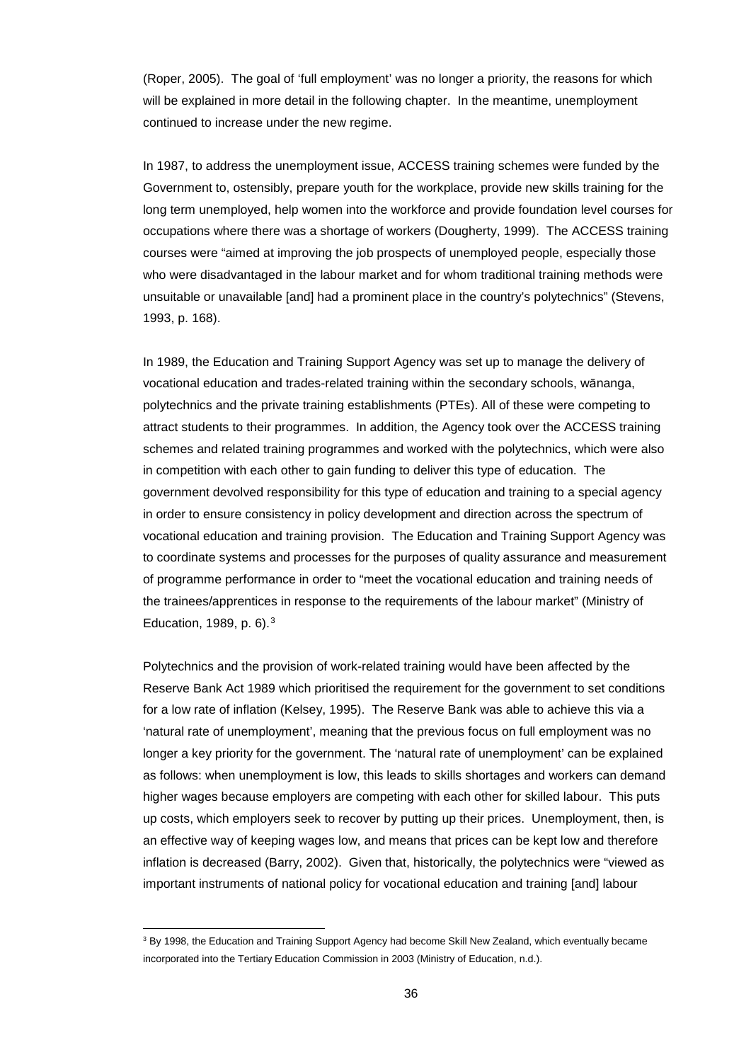(Roper, 2005). The goal of 'full employment' was no longer a priority, the reasons for which will be explained in more detail in the following chapter. In the meantime, unemployment continued to increase under the new regime.

In 1987, to address the unemployment issue, ACCESS training schemes were funded by the Government to, ostensibly, prepare youth for the workplace, provide new skills training for the long term unemployed, help women into the workforce and provide foundation level courses for occupations where there was a shortage of workers (Dougherty, 1999). The ACCESS training courses were "aimed at improving the job prospects of unemployed people, especially those who were disadvantaged in the labour market and for whom traditional training methods were unsuitable or unavailable [and] had a prominent place in the country's polytechnics" (Stevens, 1993, p. 168).

In 1989, the Education and Training Support Agency was set up to manage the delivery of vocational education and trades-related training within the secondary schools, wānanga, polytechnics and the private training establishments (PTEs). All of these were competing to attract students to their programmes. In addition, the Agency took over the ACCESS training schemes and related training programmes and worked with the polytechnics, which were also in competition with each other to gain funding to deliver this type of education. The government devolved responsibility for this type of education and training to a special agency in order to ensure consistency in policy development and direction across the spectrum of vocational education and training provision. The Education and Training Support Agency was to coordinate systems and processes for the purposes of quality assurance and measurement of programme performance in order to "meet the vocational education and training needs of the trainees/apprentices in response to the requirements of the labour market" (Ministry of Education, 1989, p. 6).[3]

Polytechnics and the provision of work-related training would have been affected by the Reserve Bank Act 1989 which prioritised the requirement for the government to set conditions for a low rate of inflation (Kelsey, 1995). The Reserve Bank was able to achieve this via a 'natural rate of unemployment', meaning that the previous focus on full employment was no longer a key priority for the government. The 'natural rate of unemployment' can be explained as follows: when unemployment is low, this leads to skills shortages and workers can demand higher wages because employers are competing with each other for skilled labour. This puts up costs, which employers seek to recover by putting up their prices. Unemployment, then, is an effective way of keeping wages low, and means that prices can be kept low and therefore inflation is decreased (Barry, 2002). Given that, historically, the polytechnics were "viewed as important instruments of national policy for vocational education and training [and] labour

[3] By 1998, the Education and Training Support Agency had become Skill New Zealand, which eventually became incorporated into the Tertiary Education Commission in 2003 (Ministry of Education, n.d.).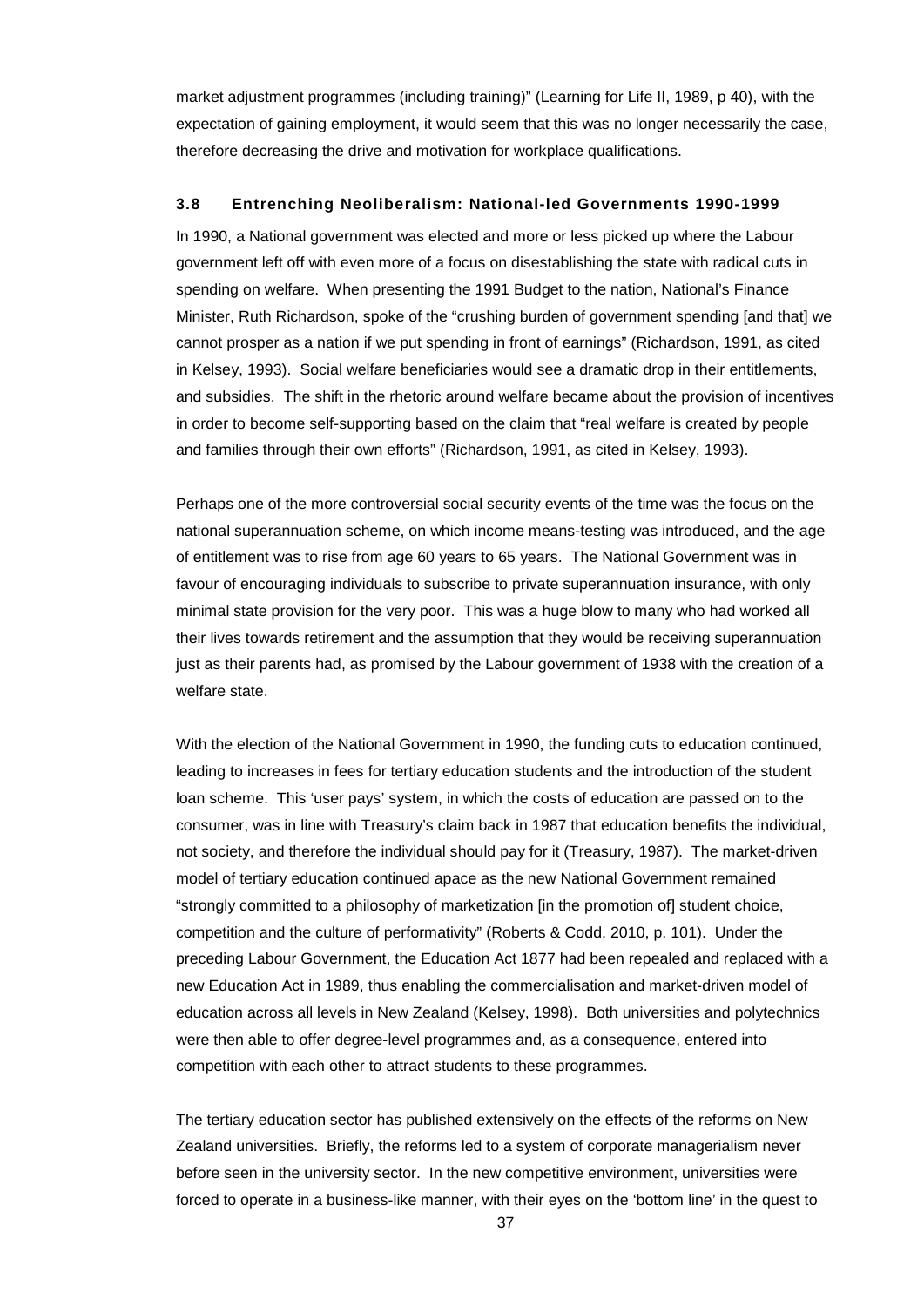market adjustment programmes (including training)" (Learning for Life II, 1989, p 40), with the expectation of gaining employment, it would seem that this was no longer necessarily the case, therefore decreasing the drive and motivation for workplace qualifications.

### 3.8 Entrenching Neoliberalism: National-led Governments 1990-1999

In 1990, a National government was elected and more or less picked up where the Labour government left off with even more of a focus on disestablishing the state with radical cuts in spending on welfare. When presenting the 1991 Budget to the nation, National's Finance Minister, Ruth Richardson, spoke of the "crushing burden of government spending [and that] we cannot prosper as a nation if we put spending in front of earnings" (Richardson, 1991, as cited in Kelsey, 1993). Social welfare beneficiaries would see a dramatic drop in their entitlements, and subsidies. The shift in the rhetoric around welfare became about the provision of incentives in order to become self-supporting based on the claim that "real welfare is created by people and families through their own efforts" (Richardson, 1991, as cited in Kelsey, 1993).

Perhaps one of the more controversial social security events of the time was the focus on the national superannuation scheme, on which income means-testing was introduced, and the age of entitlement was to rise from age 60 years to 65 years. The National Government was in favour of encouraging individuals to subscribe to private superannuation insurance, with only minimal state provision for the very poor. This was a huge blow to many who had worked all their lives towards retirement and the assumption that they would be receiving superannuation just as their parents had, as promised by the Labour government of 1938 with the creation of a welfare state.

With the election of the National Government in 1990, the funding cuts to education continued, leading to increases in fees for tertiary education students and the introduction of the student loan scheme. This 'user pays' system, in which the costs of education are passed on to the consumer, was in line with Treasury's claim back in 1987 that education benefits the individual, not society, and therefore the individual should pay for it (Treasury, 1987). The market-driven model of tertiary education continued apace as the new National Government remained "strongly committed to a philosophy of marketization [in the promotion of] student choice, competition and the culture of performativity" (Roberts & Codd, 2010, p. 101). Under the preceding Labour Government, the Education Act 1877 had been repealed and replaced with a new Education Act in 1989, thus enabling the commercialisation and market-driven model of education across all levels in New Zealand (Kelsey, 1998). Both universities and polytechnics were then able to offer degree-level programmes and, as a consequence, entered into competition with each other to attract students to these programmes.

The tertiary education sector has published extensively on the effects of the reforms on New Zealand universities. Briefly, the reforms led to a system of corporate managerialism never before seen in the university sector. In the new competitive environment, universities were forced to operate in a business-like manner, with their eyes on the 'bottom line' in the quest to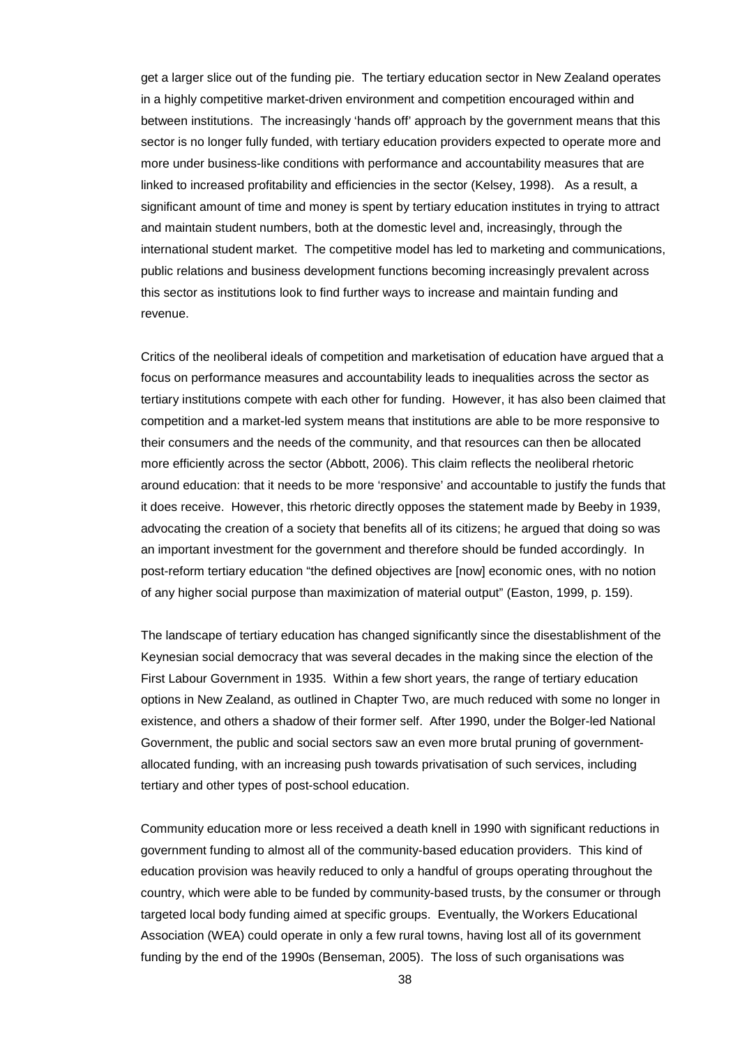get a larger slice out of the funding pie. The tertiary education sector in New Zealand operates in a highly competitive market-driven environment and competition encouraged within and between institutions. The increasingly 'hands off' approach by the government means that this sector is no longer fully funded, with tertiary education providers expected to operate more and more under business-like conditions with performance and accountability measures that are linked to increased profitability and efficiencies in the sector (Kelsey, 1998). As a result, a significant amount of time and money is spent by tertiary education institutes in trying to attract and maintain student numbers, both at the domestic level and, increasingly, through the international student market. The competitive model has led to marketing and communications, public relations and business development functions becoming increasingly prevalent across this sector as institutions look to find further ways to increase and maintain funding and revenue.

Critics of the neoliberal ideals of competition and marketisation of education have argued that a focus on performance measures and accountability leads to inequalities across the sector as tertiary institutions compete with each other for funding. However, it has also been claimed that competition and a market-led system means that institutions are able to be more responsive to their consumers and the needs of the community, and that resources can then be allocated more efficiently across the sector (Abbott, 2006). This claim reflects the neoliberal rhetoric around education: that it needs to be more 'responsive' and accountable to justify the funds that it does receive. However, this rhetoric directly opposes the statement made by Beeby in 1939, advocating the creation of a society that benefits all of its citizens; he argued that doing so was an important investment for the government and therefore should be funded accordingly. In post-reform tertiary education "the defined objectives are [now] economic ones, with no notion of any higher social purpose than maximization of material output" (Easton, 1999, p. 159).

The landscape of tertiary education has changed significantly since the disestablishment of the Keynesian social democracy that was several decades in the making since the election of the First Labour Government in 1935. Within a few short years, the range of tertiary education options in New Zealand, as outlined in Chapter Two, are much reduced with some no longer in existence, and others a shadow of their former self. After 1990, under the Bolger-led National Government, the public and social sectors saw an even more brutal pruning of government-allocated funding, with an increasing push towards privatisation of such services, including tertiary and other types of post-school education.

Community education more or less received a death knell in 1990 with significant reductions in government funding to almost all of the community-based education providers. This kind of education provision was heavily reduced to only a handful of groups operating throughout the country, which were able to be funded by community-based trusts, by the consumer or through targeted local body funding aimed at specific groups. Eventually, the Workers Educational Association (WEA) could operate in only a few rural towns, having lost all of its government funding by the end of the 1990s (Benseman, 2005). The loss of such organisations was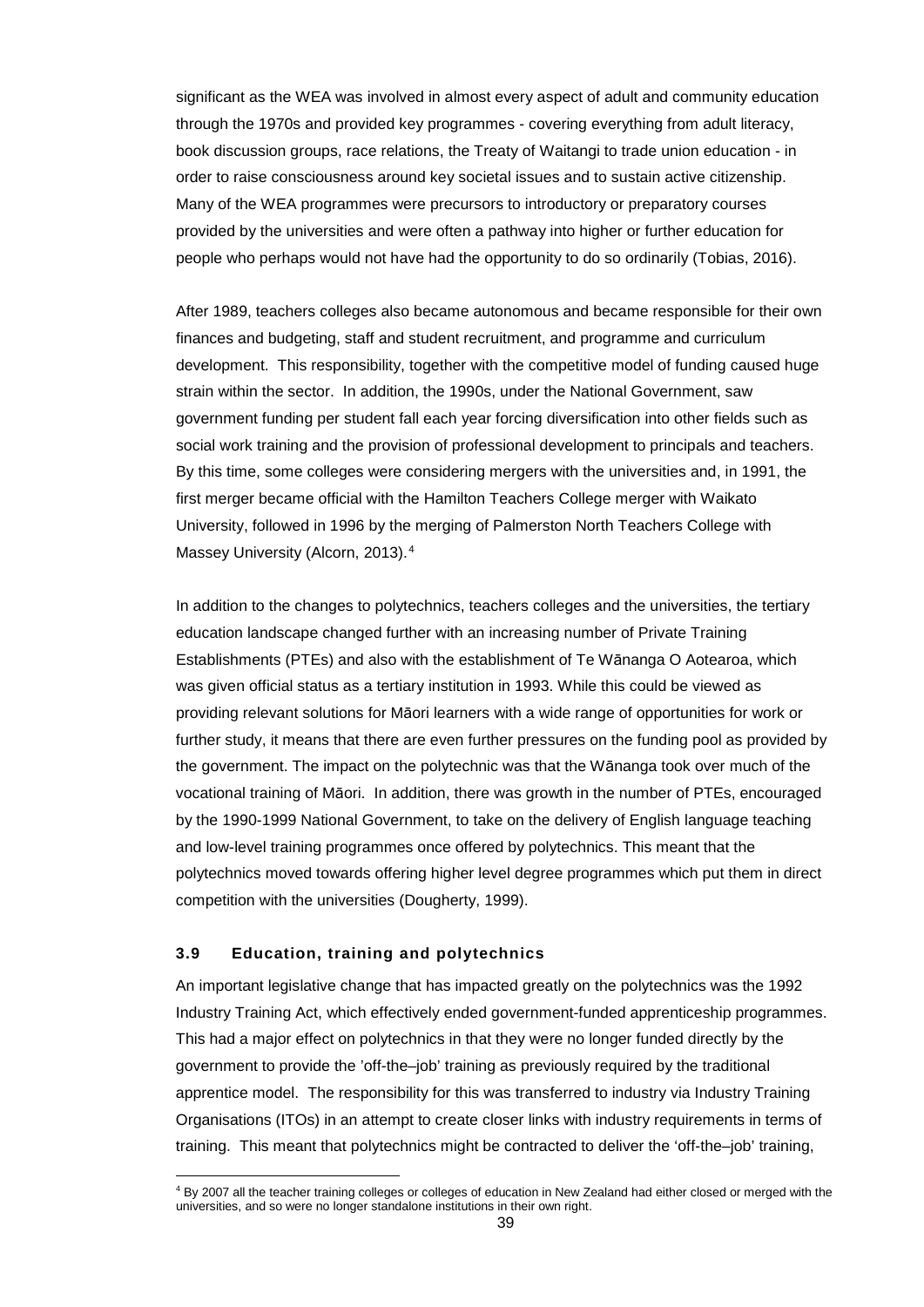significant as the WEA was involved in almost every aspect of adult and community education through the 1970s and provided key programmes - covering everything from adult literacy, book discussion groups, race relations, the Treaty of Waitangi to trade union education - in order to raise consciousness around key societal issues and to sustain active citizenship. Many of the WEA programmes were precursors to introductory or preparatory courses provided by the universities and were often a pathway into higher or further education for people who perhaps would not have had the opportunity to do so ordinarily (Tobias, 2016).

After 1989, teachers colleges also became autonomous and became responsible for their own finances and budgeting, staff and student recruitment, and programme and curriculum development. This responsibility, together with the competitive model of funding caused huge strain within the sector. In addition, the 1990s, under the National Government, saw government funding per student fall each year forcing diversification into other fields such as social work training and the provision of professional development to principals and teachers. By this time, some colleges were considering mergers with the universities and, in 1991, the first merger became official with the Hamilton Teachers College merger with Waikato University, followed in 1996 by the merging of Palmerston North Teachers College with Massey University (Alcorn, 2013).[4]

In addition to the changes to polytechnics, teachers colleges and the universities, the tertiary education landscape changed further with an increasing number of Private Training Establishments (PTEs) and also with the establishment of Te Wānanga O Aotearoa, which was given official status as a tertiary institution in 1993. While this could be viewed as providing relevant solutions for Māori learners with a wide range of opportunities for work or further study, it means that there are even further pressures on the funding pool as provided by the government. The impact on the polytechnic was that the Wānanga took over much of the vocational training of Māori. In addition, there was growth in the number of PTEs, encouraged by the 1990-1999 National Government, to take on the delivery of English language teaching and low-level training programmes once offered by polytechnics. This meant that the polytechnics moved towards offering higher level degree programmes which put them in direct competition with the universities (Dougherty, 1999).

### 3.9 Education, training and polytechnics

An important legislative change that has impacted greatly on the polytechnics was the 1992 Industry Training Act, which effectively ended government-funded apprenticeship programmes. This had a major effect on polytechnics in that they were no longer funded directly by the government to provide the 'off-the–job' training as previously required by the traditional apprentice model. The responsibility for this was transferred to industry via Industry Training Organisations (ITOs) in an attempt to create closer links with industry requirements in terms of training. This meant that polytechnics might be contracted to deliver the 'off-the–job' training,

---

[4] By 2007 all the teacher training colleges or colleges of education in New Zealand had either closed or merged with the universities, and so were no longer standalone institutions in their own right.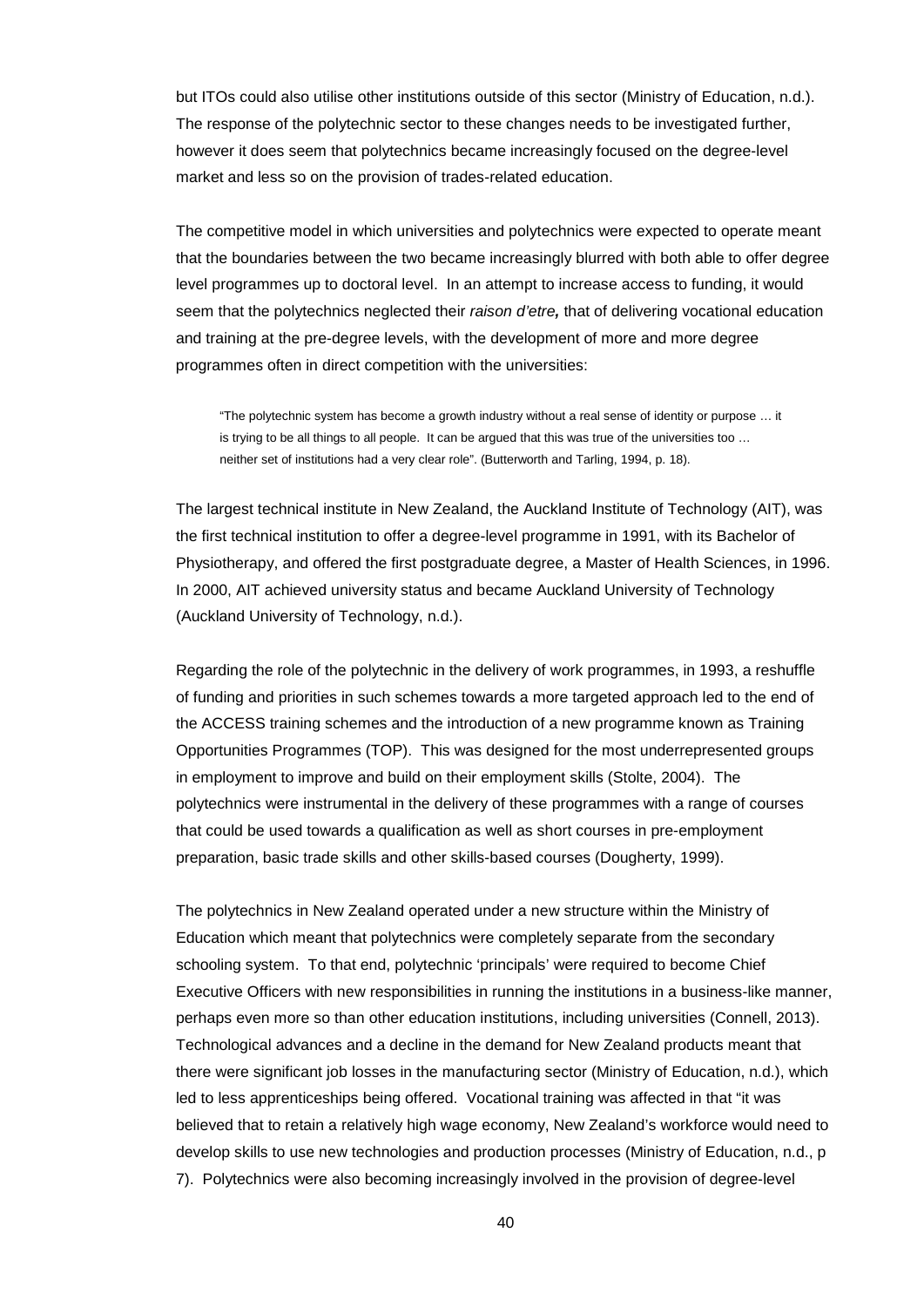but ITOs could also utilise other institutions outside of this sector (Ministry of Education, n.d.). The response of the polytechnic sector to these changes needs to be investigated further, however it does seem that polytechnics became increasingly focused on the degree-level market and less so on the provision of trades-related education.

The competitive model in which universities and polytechnics were expected to operate meant that the boundaries between the two became increasingly blurred with both able to offer degree level programmes up to doctoral level. In an attempt to increase access to funding, it would seem that the polytechnics neglected their *raison d'etre,* that of delivering vocational education and training at the pre-degree levels, with the development of more and more degree programmes often in direct competition with the universities:

> "The polytechnic system has become a growth industry without a real sense of identity or purpose … it is trying to be all things to all people. It can be argued that this was true of the universities too … neither set of institutions had a very clear role". (Butterworth and Tarling, 1994, p. 18).

The largest technical institute in New Zealand, the Auckland Institute of Technology (AIT), was the first technical institution to offer a degree-level programme in 1991, with its Bachelor of Physiotherapy, and offered the first postgraduate degree, a Master of Health Sciences, in 1996. In 2000, AIT achieved university status and became Auckland University of Technology (Auckland University of Technology, n.d.).

Regarding the role of the polytechnic in the delivery of work programmes, in 1993, a reshuffle of funding and priorities in such schemes towards a more targeted approach led to the end of the ACCESS training schemes and the introduction of a new programme known as Training Opportunities Programmes (TOP). This was designed for the most underrepresented groups in employment to improve and build on their employment skills (Stolte, 2004). The polytechnics were instrumental in the delivery of these programmes with a range of courses that could be used towards a qualification as well as short courses in pre-employment preparation, basic trade skills and other skills-based courses (Dougherty, 1999).

The polytechnics in New Zealand operated under a new structure within the Ministry of Education which meant that polytechnics were completely separate from the secondary schooling system. To that end, polytechnic 'principals' were required to become Chief Executive Officers with new responsibilities in running the institutions in a business-like manner, perhaps even more so than other education institutions, including universities (Connell, 2013). Technological advances and a decline in the demand for New Zealand products meant that there were significant job losses in the manufacturing sector (Ministry of Education, n.d.), which led to less apprenticeships being offered. Vocational training was affected in that "it was believed that to retain a relatively high wage economy, New Zealand's workforce would need to develop skills to use new technologies and production processes (Ministry of Education, n.d., p 7). Polytechnics were also becoming increasingly involved in the provision of degree-level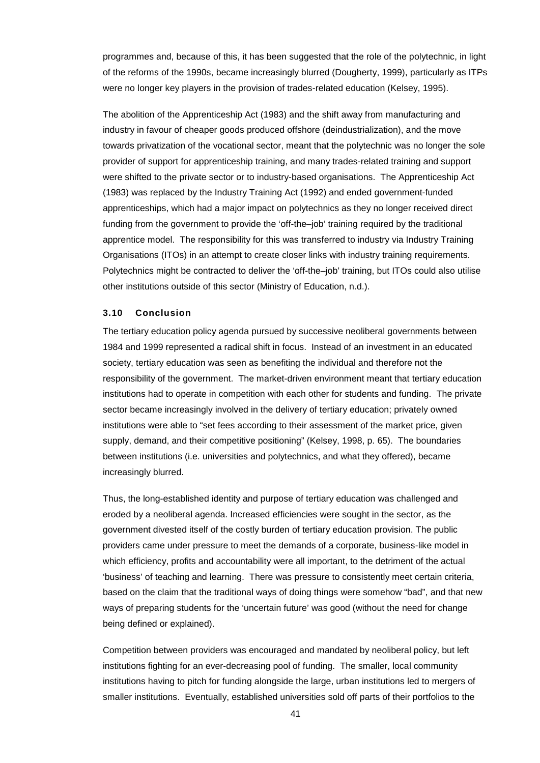programmes and, because of this, it has been suggested that the role of the polytechnic, in light of the reforms of the 1990s, became increasingly blurred (Dougherty, 1999), particularly as ITPs were no longer key players in the provision of trades-related education (Kelsey, 1995).

The abolition of the Apprenticeship Act (1983) and the shift away from manufacturing and industry in favour of cheaper goods produced offshore (deindustrialization), and the move towards privatization of the vocational sector, meant that the polytechnic was no longer the sole provider of support for apprenticeship training, and many trades-related training and support were shifted to the private sector or to industry-based organisations. The Apprenticeship Act (1983) was replaced by the Industry Training Act (1992) and ended government-funded apprenticeships, which had a major impact on polytechnics as they no longer received direct funding from the government to provide the 'off-the–job' training required by the traditional apprentice model. The responsibility for this was transferred to industry via Industry Training Organisations (ITOs) in an attempt to create closer links with industry training requirements. Polytechnics might be contracted to deliver the 'off-the–job' training, but ITOs could also utilise other institutions outside of this sector (Ministry of Education, n.d.).

### 3.10 Conclusion

The tertiary education policy agenda pursued by successive neoliberal governments between 1984 and 1999 represented a radical shift in focus. Instead of an investment in an educated society, tertiary education was seen as benefiting the individual and therefore not the responsibility of the government. The market-driven environment meant that tertiary education institutions had to operate in competition with each other for students and funding. The private sector became increasingly involved in the delivery of tertiary education; privately owned institutions were able to "set fees according to their assessment of the market price, given supply, demand, and their competitive positioning" (Kelsey, 1998, p. 65). The boundaries between institutions (i.e. universities and polytechnics, and what they offered), became increasingly blurred.

Thus, the long-established identity and purpose of tertiary education was challenged and eroded by a neoliberal agenda. Increased efficiencies were sought in the sector, as the government divested itself of the costly burden of tertiary education provision. The public providers came under pressure to meet the demands of a corporate, business-like model in which efficiency, profits and accountability were all important, to the detriment of the actual 'business' of teaching and learning. There was pressure to consistently meet certain criteria, based on the claim that the traditional ways of doing things were somehow "bad", and that new ways of preparing students for the 'uncertain future' was good (without the need for change being defined or explained).

Competition between providers was encouraged and mandated by neoliberal policy, but left institutions fighting for an ever-decreasing pool of funding. The smaller, local community institutions having to pitch for funding alongside the large, urban institutions led to mergers of smaller institutions. Eventually, established universities sold off parts of their portfolios to the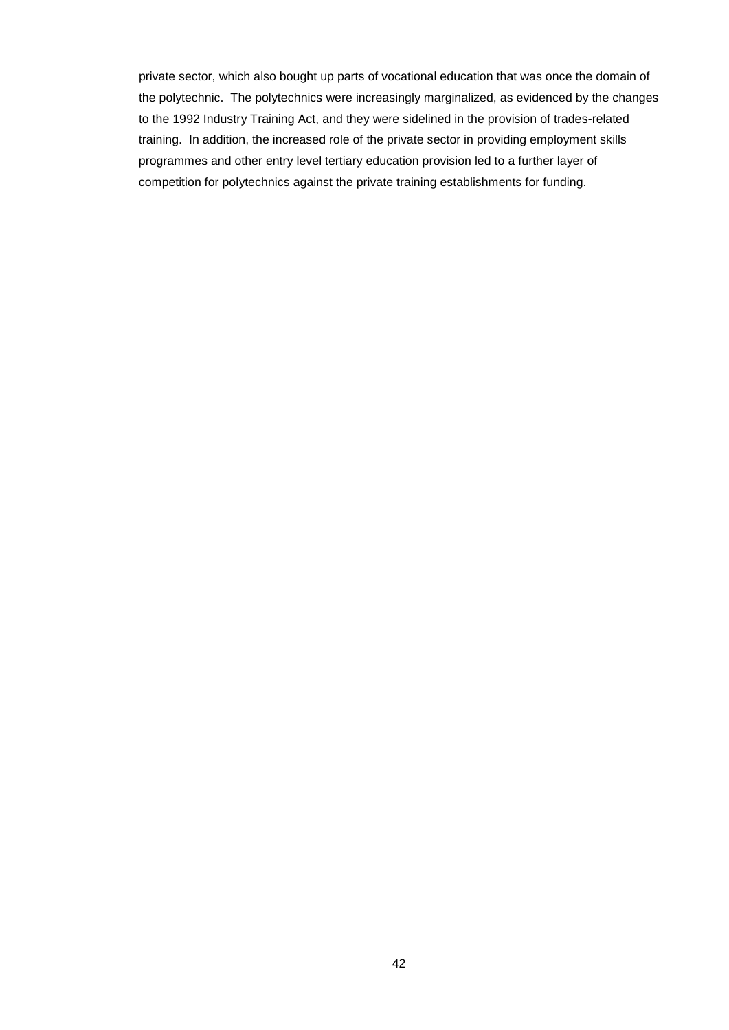private sector, which also bought up parts of vocational education that was once the domain of the polytechnic. The polytechnics were increasingly marginalized, as evidenced by the changes to the 1992 Industry Training Act, and they were sidelined in the provision of trades-related training. In addition, the increased role of the private sector in providing employment skills programmes and other entry level tertiary education provision led to a further layer of competition for polytechnics against the private training establishments for funding.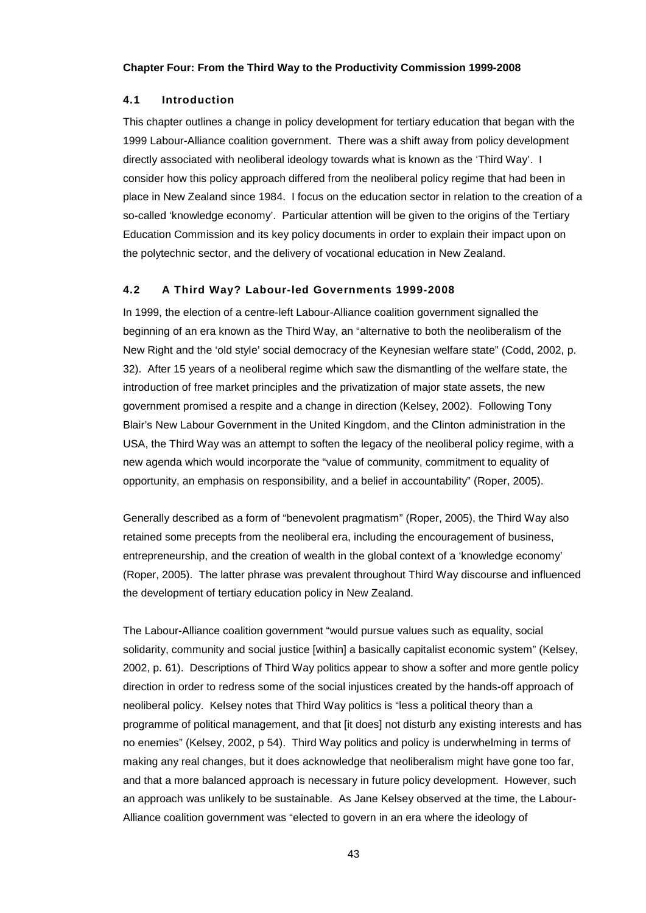**Chapter Four: From the Third Way to the Productivity Commission 1999-2008**

### 4.1 Introduction

This chapter outlines a change in policy development for tertiary education that began with the 1999 Labour-Alliance coalition government. There was a shift away from policy development directly associated with neoliberal ideology towards what is known as the 'Third Way'. I consider how this policy approach differed from the neoliberal policy regime that had been in place in New Zealand since 1984. I focus on the education sector in relation to the creation of a so-called 'knowledge economy'. Particular attention will be given to the origins of the Tertiary Education Commission and its key policy documents in order to explain their impact upon on the polytechnic sector, and the delivery of vocational education in New Zealand.

### 4.2 A Third Way? Labour-led Governments 1999-2008

In 1999, the election of a centre-left Labour-Alliance coalition government signalled the beginning of an era known as the Third Way, an "alternative to both the neoliberalism of the New Right and the 'old style' social democracy of the Keynesian welfare state" (Codd, 2002, p. 32). After 15 years of a neoliberal regime which saw the dismantling of the welfare state, the introduction of free market principles and the privatization of major state assets, the new government promised a respite and a change in direction (Kelsey, 2002). Following Tony Blair's New Labour Government in the United Kingdom, and the Clinton administration in the USA, the Third Way was an attempt to soften the legacy of the neoliberal policy regime, with a new agenda which would incorporate the "value of community, commitment to equality of opportunity, an emphasis on responsibility, and a belief in accountability" (Roper, 2005).

Generally described as a form of "benevolent pragmatism" (Roper, 2005), the Third Way also retained some precepts from the neoliberal era, including the encouragement of business, entrepreneurship, and the creation of wealth in the global context of a 'knowledge economy' (Roper, 2005). The latter phrase was prevalent throughout Third Way discourse and influenced the development of tertiary education policy in New Zealand.

The Labour-Alliance coalition government "would pursue values such as equality, social solidarity, community and social justice [within] a basically capitalist economic system" (Kelsey, 2002, p. 61). Descriptions of Third Way politics appear to show a softer and more gentle policy direction in order to redress some of the social injustices created by the hands-off approach of neoliberal policy. Kelsey notes that Third Way politics is "less a political theory than a programme of political management, and that [it does] not disturb any existing interests and has no enemies" (Kelsey, 2002, p 54). Third Way politics and policy is underwhelming in terms of making any real changes, but it does acknowledge that neoliberalism might have gone too far, and that a more balanced approach is necessary in future policy development. However, such an approach was unlikely to be sustainable. As Jane Kelsey observed at the time, the Labour-Alliance coalition government was "elected to govern in an era where the ideology of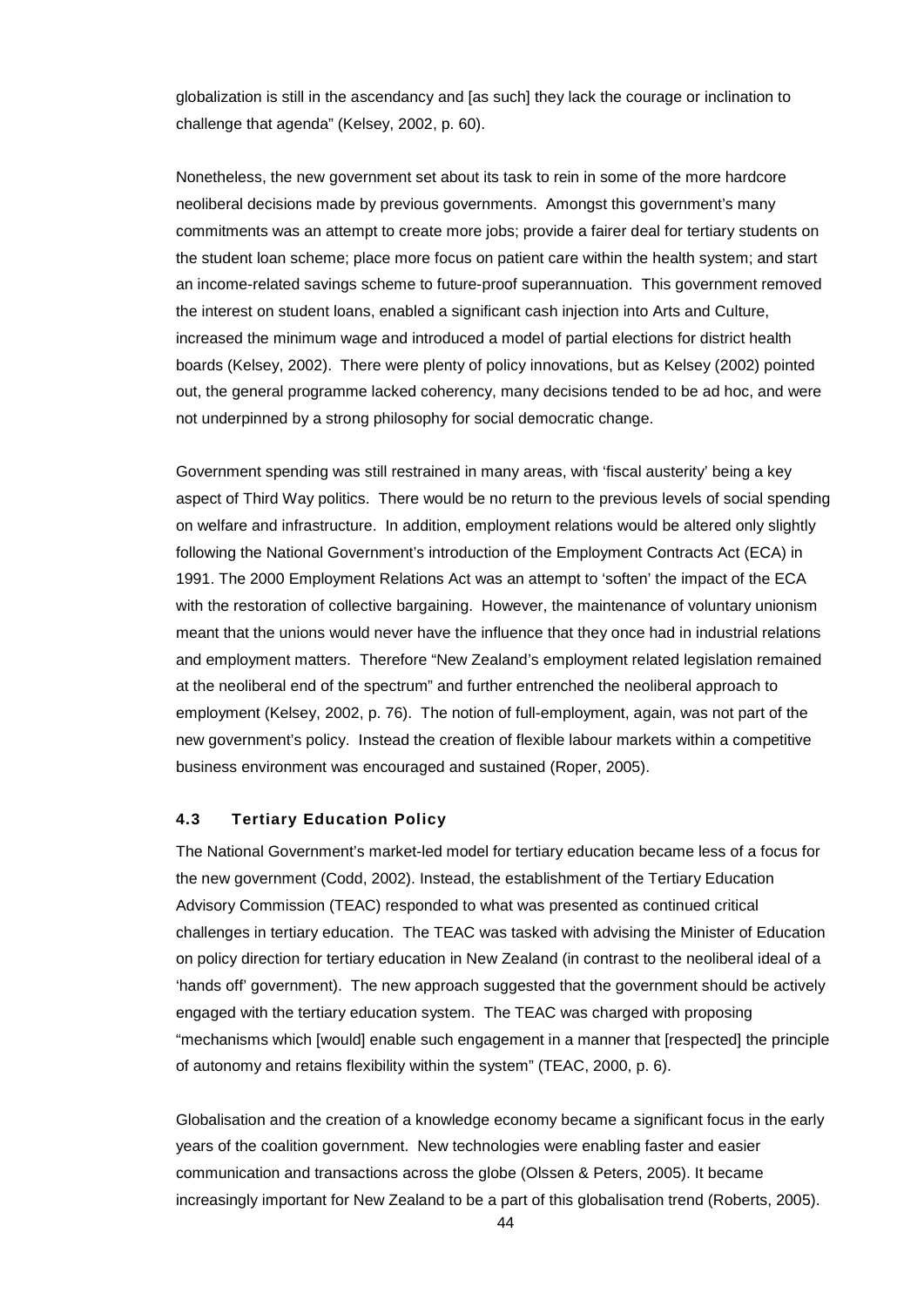globalization is still in the ascendancy and [as such] they lack the courage or inclination to challenge that agenda" (Kelsey, 2002, p. 60).

Nonetheless, the new government set about its task to rein in some of the more hardcore neoliberal decisions made by previous governments. Amongst this government's many commitments was an attempt to create more jobs; provide a fairer deal for tertiary students on the student loan scheme; place more focus on patient care within the health system; and start an income-related savings scheme to future-proof superannuation. This government removed the interest on student loans, enabled a significant cash injection into Arts and Culture, increased the minimum wage and introduced a model of partial elections for district health boards (Kelsey, 2002). There were plenty of policy innovations, but as Kelsey (2002) pointed out, the general programme lacked coherency, many decisions tended to be ad hoc, and were not underpinned by a strong philosophy for social democratic change.

Government spending was still restrained in many areas, with 'fiscal austerity' being a key aspect of Third Way politics. There would be no return to the previous levels of social spending on welfare and infrastructure. In addition, employment relations would be altered only slightly following the National Government's introduction of the Employment Contracts Act (ECA) in 1991. The 2000 Employment Relations Act was an attempt to 'soften' the impact of the ECA with the restoration of collective bargaining. However, the maintenance of voluntary unionism meant that the unions would never have the influence that they once had in industrial relations and employment matters. Therefore "New Zealand's employment related legislation remained at the neoliberal end of the spectrum" and further entrenched the neoliberal approach to employment (Kelsey, 2002, p. 76). The notion of full-employment, again, was not part of the new government's policy. Instead the creation of flexible labour markets within a competitive business environment was encouraged and sustained (Roper, 2005).

### 4.3 Tertiary Education Policy

The National Government's market-led model for tertiary education became less of a focus for the new government (Codd, 2002). Instead, the establishment of the Tertiary Education Advisory Commission (TEAC) responded to what was presented as continued critical challenges in tertiary education. The TEAC was tasked with advising the Minister of Education on policy direction for tertiary education in New Zealand (in contrast to the neoliberal ideal of a 'hands off' government). The new approach suggested that the government should be actively engaged with the tertiary education system. The TEAC was charged with proposing "mechanisms which [would] enable such engagement in a manner that [respected] the principle of autonomy and retains flexibility within the system" (TEAC, 2000, p. 6).

Globalisation and the creation of a knowledge economy became a significant focus in the early years of the coalition government. New technologies were enabling faster and easier communication and transactions across the globe (Olssen & Peters, 2005). It became increasingly important for New Zealand to be a part of this globalisation trend (Roberts, 2005).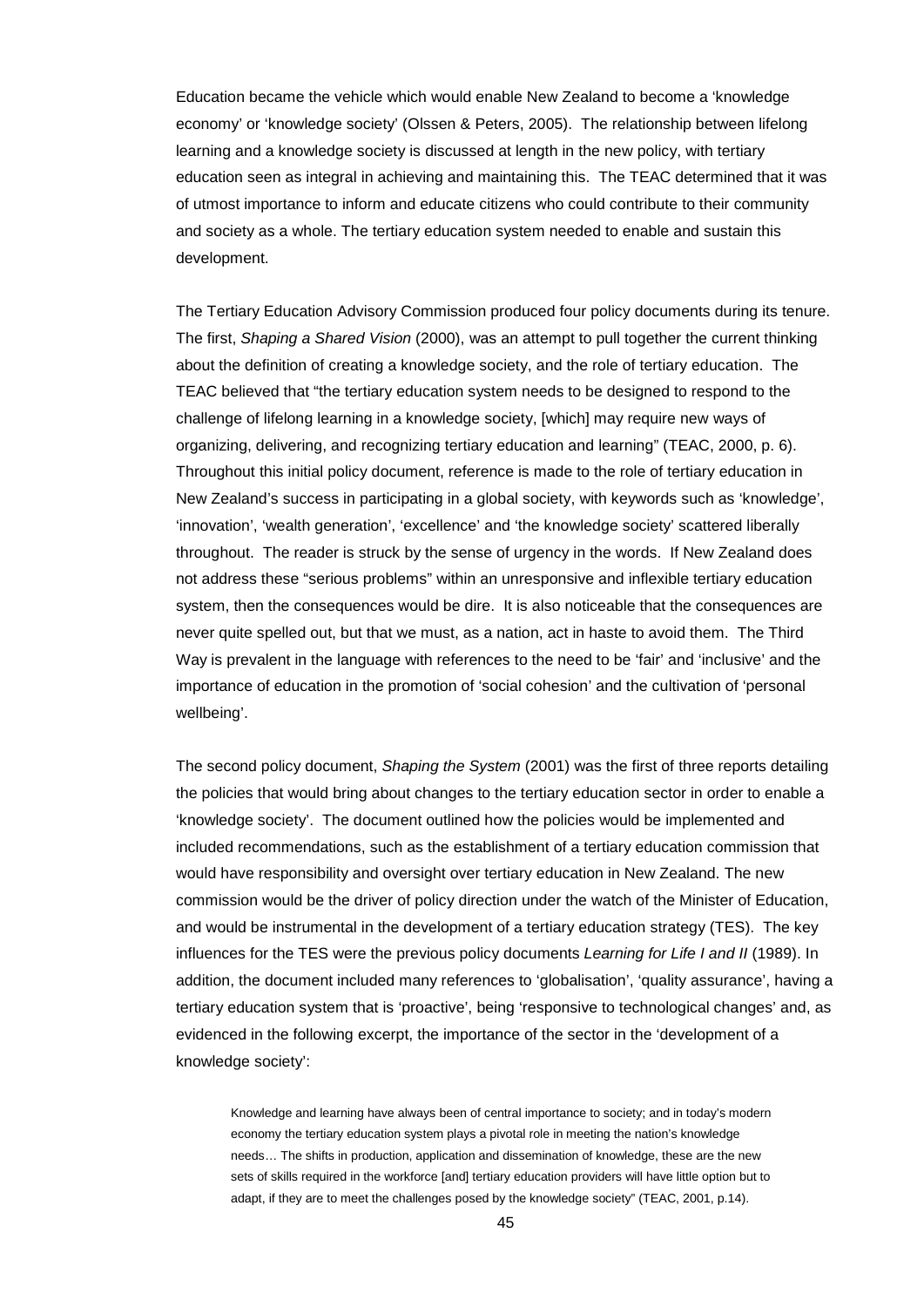Education became the vehicle which would enable New Zealand to become a 'knowledge economy' or 'knowledge society' (Olssen & Peters, 2005). The relationship between lifelong learning and a knowledge society is discussed at length in the new policy, with tertiary education seen as integral in achieving and maintaining this. The TEAC determined that it was of utmost importance to inform and educate citizens who could contribute to their community and society as a whole. The tertiary education system needed to enable and sustain this development.

The Tertiary Education Advisory Commission produced four policy documents during its tenure. The first, *Shaping a Shared Vision* (2000), was an attempt to pull together the current thinking about the definition of creating a knowledge society, and the role of tertiary education. The TEAC believed that "the tertiary education system needs to be designed to respond to the challenge of lifelong learning in a knowledge society, [which] may require new ways of organizing, delivering, and recognizing tertiary education and learning" (TEAC, 2000, p. 6). Throughout this initial policy document, reference is made to the role of tertiary education in New Zealand's success in participating in a global society, with keywords such as 'knowledge', 'innovation', 'wealth generation', 'excellence' and 'the knowledge society' scattered liberally throughout. The reader is struck by the sense of urgency in the words. If New Zealand does not address these "serious problems" within an unresponsive and inflexible tertiary education system, then the consequences would be dire. It is also noticeable that the consequences are never quite spelled out, but that we must, as a nation, act in haste to avoid them. The Third Way is prevalent in the language with references to the need to be 'fair' and 'inclusive' and the importance of education in the promotion of 'social cohesion' and the cultivation of 'personal wellbeing'.

The second policy document, *Shaping the System* (2001) was the first of three reports detailing the policies that would bring about changes to the tertiary education sector in order to enable a 'knowledge society'. The document outlined how the policies would be implemented and included recommendations, such as the establishment of a tertiary education commission that would have responsibility and oversight over tertiary education in New Zealand. The new commission would be the driver of policy direction under the watch of the Minister of Education, and would be instrumental in the development of a tertiary education strategy (TES). The key influences for the TES were the previous policy documents *Learning for Life I and II* (1989). In addition, the document included many references to 'globalisation', 'quality assurance', having a tertiary education system that is 'proactive', being 'responsive to technological changes' and, as evidenced in the following excerpt, the importance of the sector in the 'development of a knowledge society':

> Knowledge and learning have always been of central importance to society; and in today's modern economy the tertiary education system plays a pivotal role in meeting the nation's knowledge needs… The shifts in production, application and dissemination of knowledge, these are the new sets of skills required in the workforce [and] tertiary education providers will have little option but to adapt, if they are to meet the challenges posed by the knowledge society" (TEAC, 2001, p.14).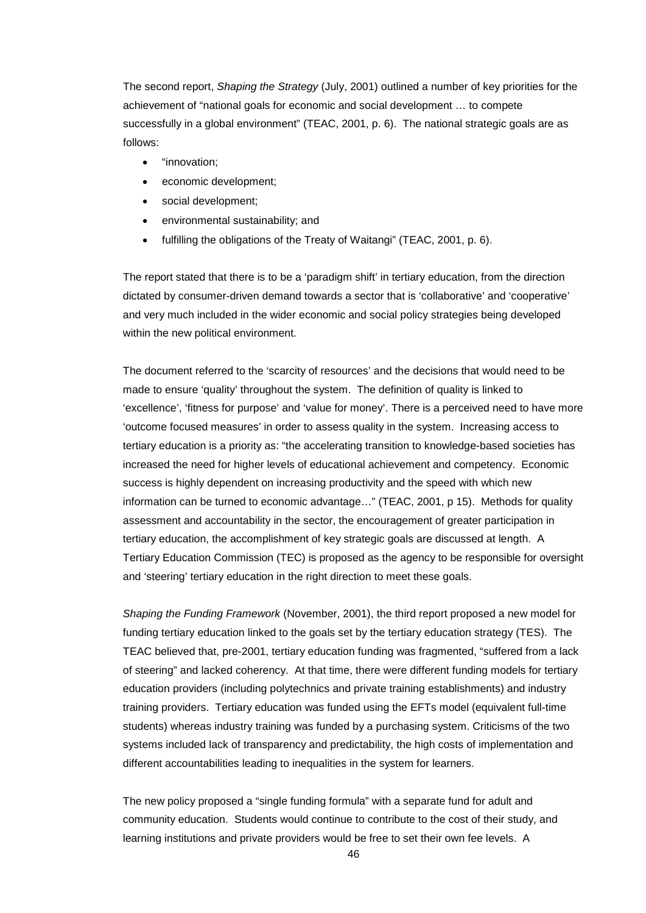The second report, *Shaping the Strategy* (July, 2001) outlined a number of key priorities for the achievement of "national goals for economic and social development … to compete successfully in a global environment" (TEAC, 2001, p. 6). The national strategic goals are as follows:

- "innovation;
- economic development;
- social development;
- environmental sustainability; and
- fulfilling the obligations of the Treaty of Waitangi" (TEAC, 2001, p. 6).

The report stated that there is to be a 'paradigm shift' in tertiary education, from the direction dictated by consumer-driven demand towards a sector that is 'collaborative' and 'cooperative' and very much included in the wider economic and social policy strategies being developed within the new political environment.

The document referred to the 'scarcity of resources' and the decisions that would need to be made to ensure 'quality' throughout the system. The definition of quality is linked to 'excellence', 'fitness for purpose' and 'value for money'. There is a perceived need to have more 'outcome focused measures' in order to assess quality in the system. Increasing access to tertiary education is a priority as: "the accelerating transition to knowledge-based societies has increased the need for higher levels of educational achievement and competency. Economic success is highly dependent on increasing productivity and the speed with which new information can be turned to economic advantage…" (TEAC, 2001, p 15). Methods for quality assessment and accountability in the sector, the encouragement of greater participation in tertiary education, the accomplishment of key strategic goals are discussed at length. A Tertiary Education Commission (TEC) is proposed as the agency to be responsible for oversight and 'steering' tertiary education in the right direction to meet these goals.

*Shaping the Funding Framework* (November, 2001), the third report proposed a new model for funding tertiary education linked to the goals set by the tertiary education strategy (TES). The TEAC believed that, pre-2001, tertiary education funding was fragmented, "suffered from a lack of steering" and lacked coherency. At that time, there were different funding models for tertiary education providers (including polytechnics and private training establishments) and industry training providers. Tertiary education was funded using the EFTs model (equivalent full-time students) whereas industry training was funded by a purchasing system. Criticisms of the two systems included lack of transparency and predictability, the high costs of implementation and different accountabilities leading to inequalities in the system for learners.

The new policy proposed a "single funding formula" with a separate fund for adult and community education. Students would continue to contribute to the cost of their study, and learning institutions and private providers would be free to set their own fee levels. A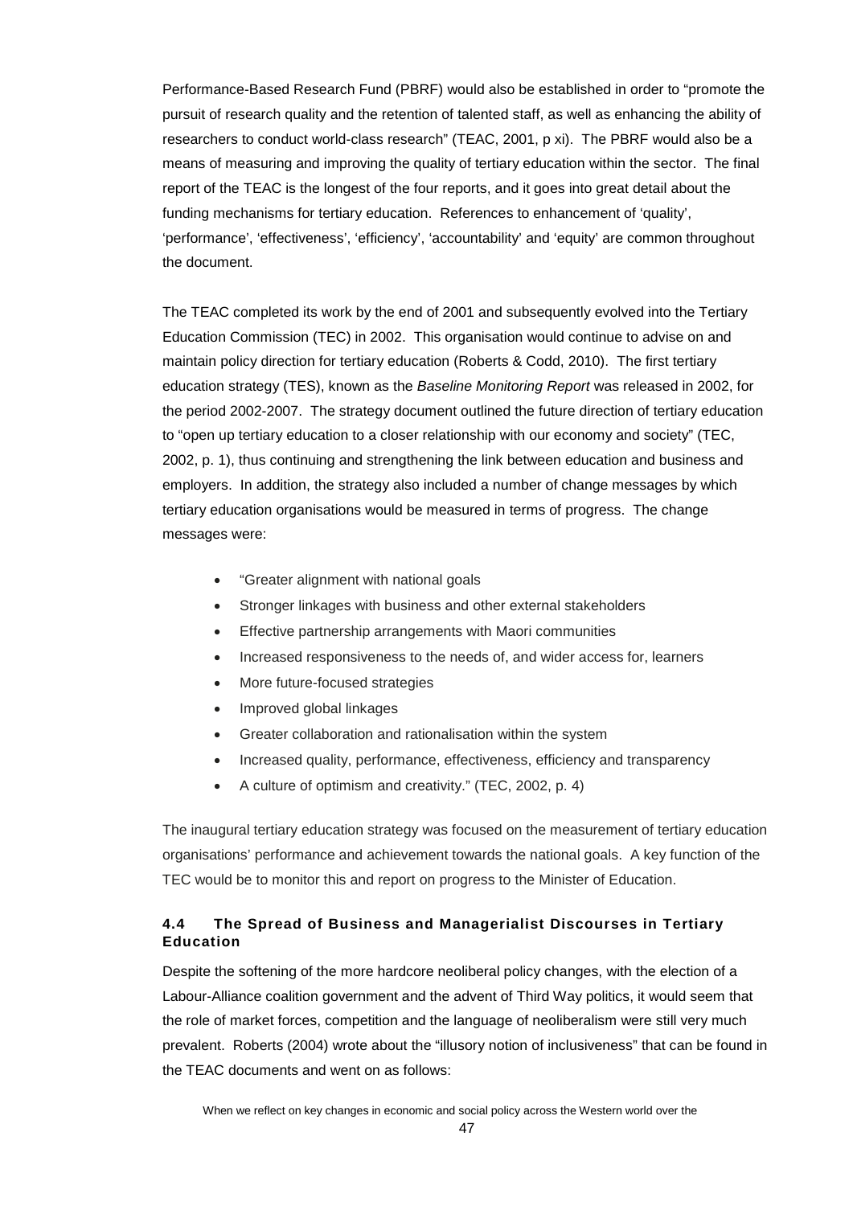Performance-Based Research Fund (PBRF) would also be established in order to "promote the pursuit of research quality and the retention of talented staff, as well as enhancing the ability of researchers to conduct world-class research" (TEAC, 2001, p xi). The PBRF would also be a means of measuring and improving the quality of tertiary education within the sector. The final report of the TEAC is the longest of the four reports, and it goes into great detail about the funding mechanisms for tertiary education. References to enhancement of 'quality', 'performance', 'effectiveness', 'efficiency', 'accountability' and 'equity' are common throughout the document.

The TEAC completed its work by the end of 2001 and subsequently evolved into the Tertiary Education Commission (TEC) in 2002. This organisation would continue to advise on and maintain policy direction for tertiary education (Roberts & Codd, 2010). The first tertiary education strategy (TES), known as the *Baseline Monitoring Report* was released in 2002, for the period 2002-2007. The strategy document outlined the future direction of tertiary education to "open up tertiary education to a closer relationship with our economy and society" (TEC, 2002, p. 1), thus continuing and strengthening the link between education and business and employers. In addition, the strategy also included a number of change messages by which tertiary education organisations would be measured in terms of progress. The change messages were:

- "Greater alignment with national goals
- Stronger linkages with business and other external stakeholders
- Effective partnership arrangements with Maori communities
- Increased responsiveness to the needs of, and wider access for, learners
- More future-focused strategies
- Improved global linkages
- Greater collaboration and rationalisation within the system
- Increased quality, performance, effectiveness, efficiency and transparency
- A culture of optimism and creativity." (TEC, 2002, p. 4)

The inaugural tertiary education strategy was focused on the measurement of tertiary education organisations' performance and achievement towards the national goals. A key function of the TEC would be to monitor this and report on progress to the Minister of Education.

### 4.4 The Spread of Business and Managerialist Discourses in Tertiary Education

Despite the softening of the more hardcore neoliberal policy changes, with the election of a Labour-Alliance coalition government and the advent of Third Way politics, it would seem that the role of market forces, competition and the language of neoliberalism were still very much prevalent. Roberts (2004) wrote about the "illusory notion of inclusiveness" that can be found in the TEAC documents and went on as follows:

> When we reflect on key changes in economic and social policy across the Western world over the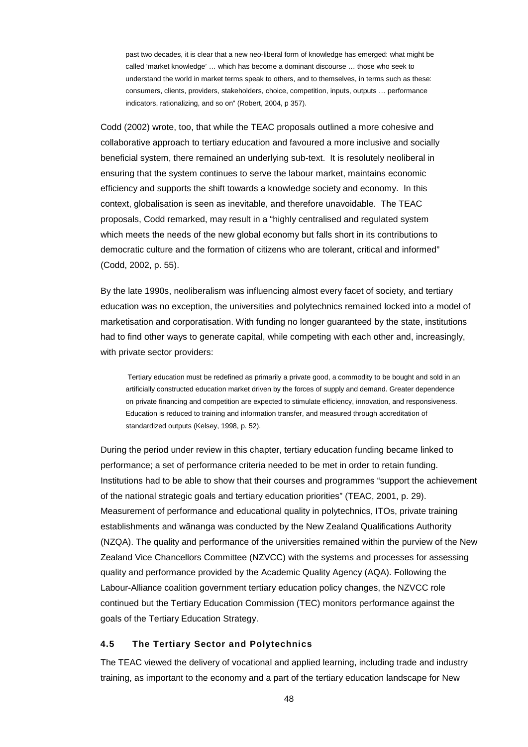> past two decades, it is clear that a new neo-liberal form of knowledge has emerged: what might be called 'market knowledge' … which has become a dominant discourse … those who seek to understand the world in market terms speak to others, and to themselves, in terms such as these: consumers, clients, providers, stakeholders, choice, competition, inputs, outputs … performance indicators, rationalizing, and so on" (Robert, 2004, p 357).

Codd (2002) wrote, too, that while the TEAC proposals outlined a more cohesive and collaborative approach to tertiary education and favoured a more inclusive and socially beneficial system, there remained an underlying sub-text. It is resolutely neoliberal in ensuring that the system continues to serve the labour market, maintains economic efficiency and supports the shift towards a knowledge society and economy. In this context, globalisation is seen as inevitable, and therefore unavoidable. The TEAC proposals, Codd remarked, may result in a "highly centralised and regulated system which meets the needs of the new global economy but falls short in its contributions to democratic culture and the formation of citizens who are tolerant, critical and informed" (Codd, 2002, p. 55).

By the late 1990s, neoliberalism was influencing almost every facet of society, and tertiary education was no exception, the universities and polytechnics remained locked into a model of marketisation and corporatisation. With funding no longer guaranteed by the state, institutions had to find other ways to generate capital, while competing with each other and, increasingly, with private sector providers:

> Tertiary education must be redefined as primarily a private good, a commodity to be bought and sold in an artificially constructed education market driven by the forces of supply and demand. Greater dependence on private financing and competition are expected to stimulate efficiency, innovation, and responsiveness. Education is reduced to training and information transfer, and measured through accreditation of standardized outputs (Kelsey, 1998, p. 52).

During the period under review in this chapter, tertiary education funding became linked to performance; a set of performance criteria needed to be met in order to retain funding. Institutions had to be able to show that their courses and programmes "support the achievement of the national strategic goals and tertiary education priorities" (TEAC, 2001, p. 29). Measurement of performance and educational quality in polytechnics, ITOs, private training establishments and wānanga was conducted by the New Zealand Qualifications Authority (NZQA). The quality and performance of the universities remained within the purview of the New Zealand Vice Chancellors Committee (NZVCC) with the systems and processes for assessing quality and performance provided by the Academic Quality Agency (AQA). Following the Labour-Alliance coalition government tertiary education policy changes, the NZVCC role continued but the Tertiary Education Commission (TEC) monitors performance against the goals of the Tertiary Education Strategy.

### 4.5 The Tertiary Sector and Polytechnics

The TEAC viewed the delivery of vocational and applied learning, including trade and industry training, as important to the economy and a part of the tertiary education landscape for New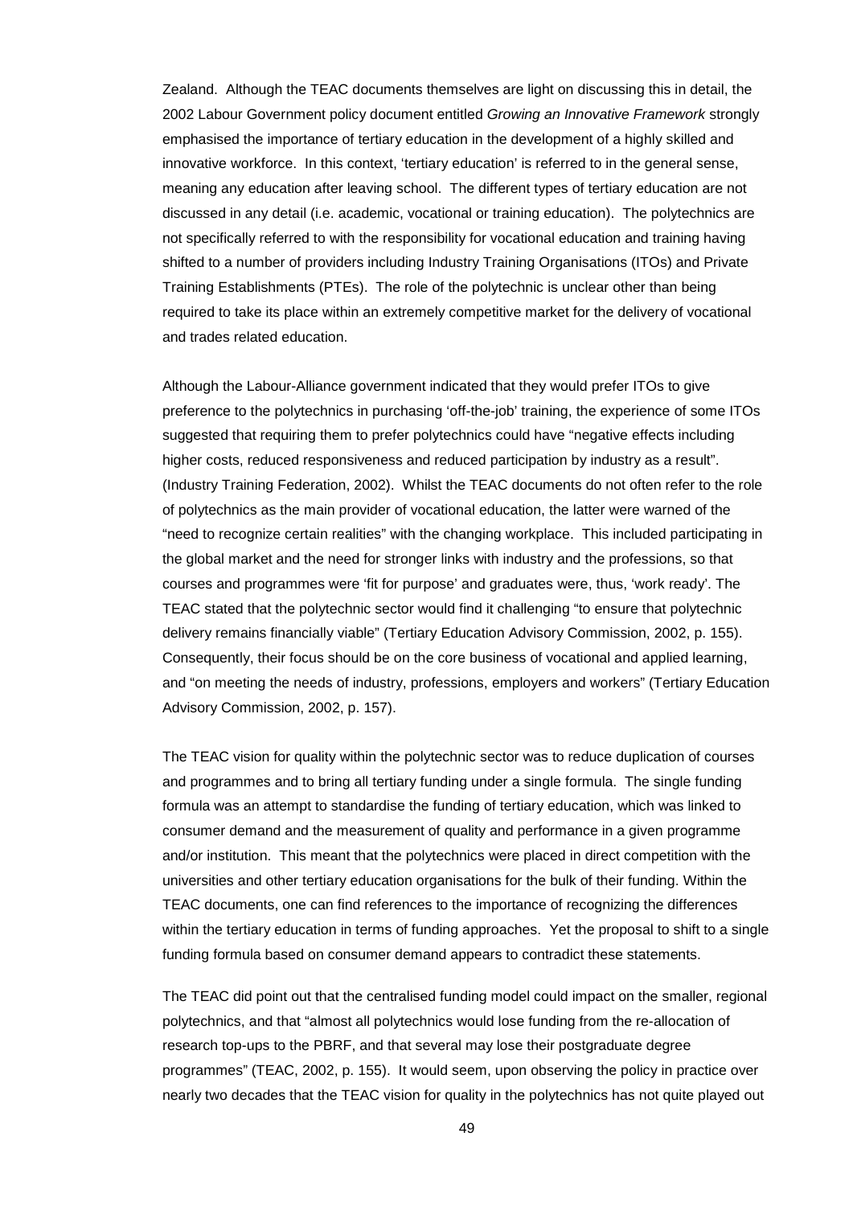Zealand. Although the TEAC documents themselves are light on discussing this in detail, the 2002 Labour Government policy document entitled *Growing an Innovative Framework* strongly emphasised the importance of tertiary education in the development of a highly skilled and innovative workforce. In this context, 'tertiary education' is referred to in the general sense, meaning any education after leaving school. The different types of tertiary education are not discussed in any detail (i.e. academic, vocational or training education). The polytechnics are not specifically referred to with the responsibility for vocational education and training having shifted to a number of providers including Industry Training Organisations (ITOs) and Private Training Establishments (PTEs). The role of the polytechnic is unclear other than being required to take its place within an extremely competitive market for the delivery of vocational and trades related education.

Although the Labour-Alliance government indicated that they would prefer ITOs to give preference to the polytechnics in purchasing 'off-the-job' training, the experience of some ITOs suggested that requiring them to prefer polytechnics could have "negative effects including higher costs, reduced responsiveness and reduced participation by industry as a result". (Industry Training Federation, 2002). Whilst the TEAC documents do not often refer to the role of polytechnics as the main provider of vocational education, the latter were warned of the "need to recognize certain realities" with the changing workplace. This included participating in the global market and the need for stronger links with industry and the professions, so that courses and programmes were 'fit for purpose' and graduates were, thus, 'work ready'. The TEAC stated that the polytechnic sector would find it challenging "to ensure that polytechnic delivery remains financially viable" (Tertiary Education Advisory Commission, 2002, p. 155). Consequently, their focus should be on the core business of vocational and applied learning, and "on meeting the needs of industry, professions, employers and workers" (Tertiary Education Advisory Commission, 2002, p. 157).

The TEAC vision for quality within the polytechnic sector was to reduce duplication of courses and programmes and to bring all tertiary funding under a single formula. The single funding formula was an attempt to standardise the funding of tertiary education, which was linked to consumer demand and the measurement of quality and performance in a given programme and/or institution. This meant that the polytechnics were placed in direct competition with the universities and other tertiary education organisations for the bulk of their funding. Within the TEAC documents, one can find references to the importance of recognizing the differences within the tertiary education in terms of funding approaches. Yet the proposal to shift to a single funding formula based on consumer demand appears to contradict these statements.

The TEAC did point out that the centralised funding model could impact on the smaller, regional polytechnics, and that "almost all polytechnics would lose funding from the re-allocation of research top-ups to the PBRF, and that several may lose their postgraduate degree programmes" (TEAC, 2002, p. 155). It would seem, upon observing the policy in practice over nearly two decades that the TEAC vision for quality in the polytechnics has not quite played out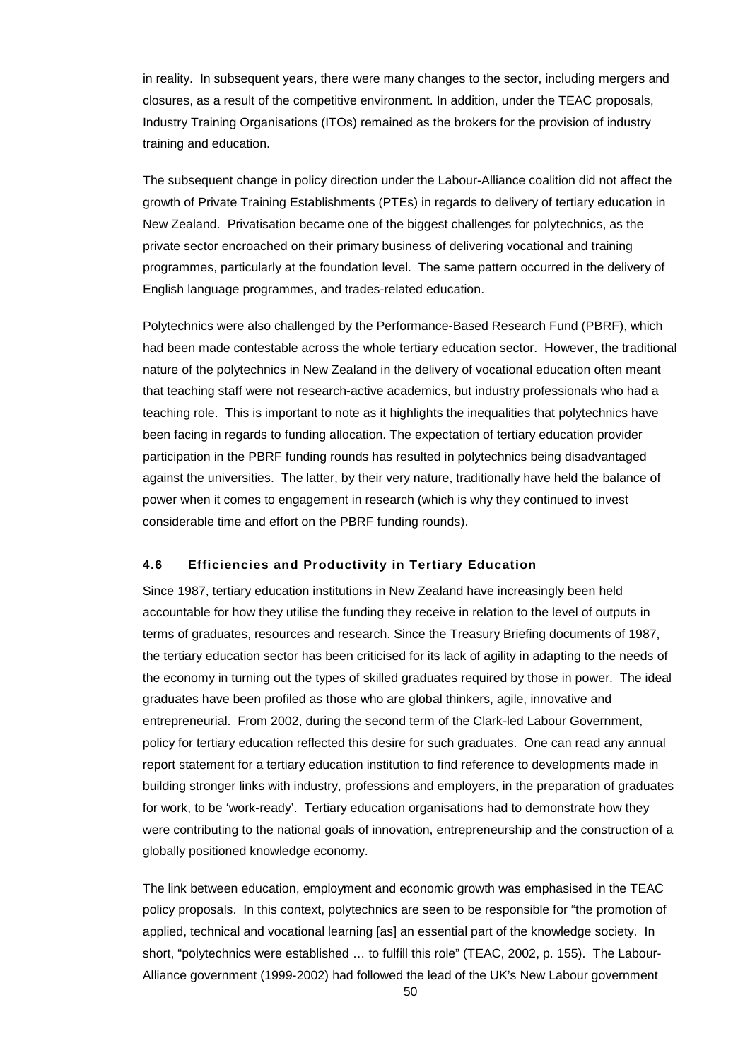in reality. In subsequent years, there were many changes to the sector, including mergers and closures, as a result of the competitive environment. In addition, under the TEAC proposals, Industry Training Organisations (ITOs) remained as the brokers for the provision of industry training and education.

The subsequent change in policy direction under the Labour-Alliance coalition did not affect the growth of Private Training Establishments (PTEs) in regards to delivery of tertiary education in New Zealand. Privatisation became one of the biggest challenges for polytechnics, as the private sector encroached on their primary business of delivering vocational and training programmes, particularly at the foundation level. The same pattern occurred in the delivery of English language programmes, and trades-related education.

Polytechnics were also challenged by the Performance-Based Research Fund (PBRF), which had been made contestable across the whole tertiary education sector. However, the traditional nature of the polytechnics in New Zealand in the delivery of vocational education often meant that teaching staff were not research-active academics, but industry professionals who had a teaching role. This is important to note as it highlights the inequalities that polytechnics have been facing in regards to funding allocation. The expectation of tertiary education provider participation in the PBRF funding rounds has resulted in polytechnics being disadvantaged against the universities. The latter, by their very nature, traditionally have held the balance of power when it comes to engagement in research (which is why they continued to invest considerable time and effort on the PBRF funding rounds).

### 4.6 Efficiencies and Productivity in Tertiary Education

Since 1987, tertiary education institutions in New Zealand have increasingly been held accountable for how they utilise the funding they receive in relation to the level of outputs in terms of graduates, resources and research. Since the Treasury Briefing documents of 1987, the tertiary education sector has been criticised for its lack of agility in adapting to the needs of the economy in turning out the types of skilled graduates required by those in power. The ideal graduates have been profiled as those who are global thinkers, agile, innovative and entrepreneurial. From 2002, during the second term of the Clark-led Labour Government, policy for tertiary education reflected this desire for such graduates. One can read any annual report statement for a tertiary education institution to find reference to developments made in building stronger links with industry, professions and employers, in the preparation of graduates for work, to be 'work-ready'. Tertiary education organisations had to demonstrate how they were contributing to the national goals of innovation, entrepreneurship and the construction of a globally positioned knowledge economy.

The link between education, employment and economic growth was emphasised in the TEAC policy proposals. In this context, polytechnics are seen to be responsible for "the promotion of applied, technical and vocational learning [as] an essential part of the knowledge society. In short, "polytechnics were established … to fulfill this role" (TEAC, 2002, p. 155). The Labour-Alliance government (1999-2002) had followed the lead of the UK's New Labour government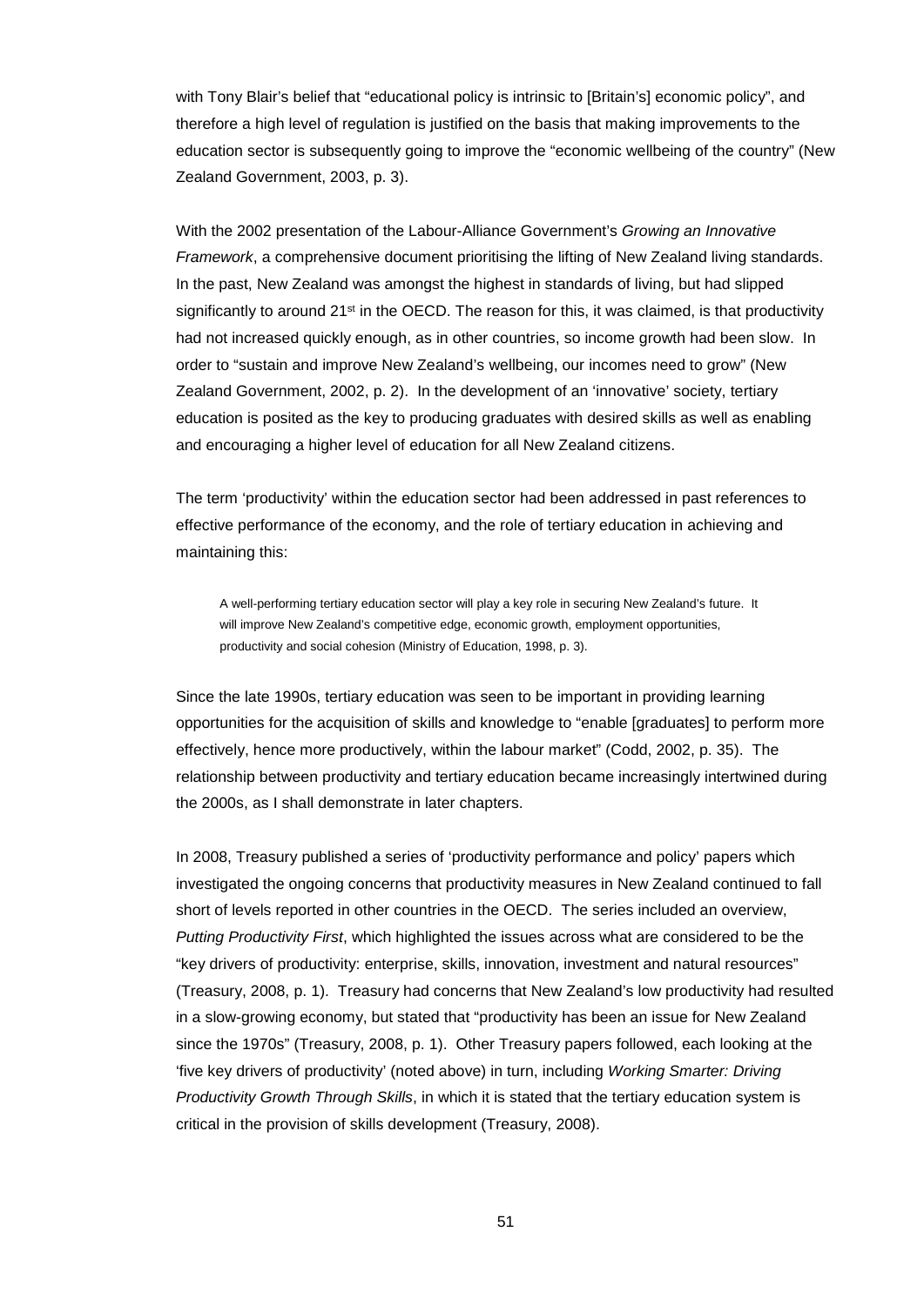with Tony Blair's belief that "educational policy is intrinsic to [Britain's] economic policy", and therefore a high level of regulation is justified on the basis that making improvements to the education sector is subsequently going to improve the "economic wellbeing of the country" (New Zealand Government, 2003, p. 3).

With the 2002 presentation of the Labour-Alliance Government's *Growing an Innovative Framework*, a comprehensive document prioritising the lifting of New Zealand living standards. In the past, New Zealand was amongst the highest in standards of living, but had slipped significantly to around 21st in the OECD. The reason for this, it was claimed, is that productivity had not increased quickly enough, as in other countries, so income growth had been slow. In order to "sustain and improve New Zealand's wellbeing, our incomes need to grow" (New Zealand Government, 2002, p. 2). In the development of an 'innovative' society, tertiary education is posited as the key to producing graduates with desired skills as well as enabling and encouraging a higher level of education for all New Zealand citizens.

The term 'productivity' within the education sector had been addressed in past references to effective performance of the economy, and the role of tertiary education in achieving and maintaining this:

> A well-performing tertiary education sector will play a key role in securing New Zealand's future. It will improve New Zealand's competitive edge, economic growth, employment opportunities, productivity and social cohesion (Ministry of Education, 1998, p. 3).

Since the late 1990s, tertiary education was seen to be important in providing learning opportunities for the acquisition of skills and knowledge to "enable [graduates] to perform more effectively, hence more productively, within the labour market" (Codd, 2002, p. 35). The relationship between productivity and tertiary education became increasingly intertwined during the 2000s, as I shall demonstrate in later chapters.

In 2008, Treasury published a series of 'productivity performance and policy' papers which investigated the ongoing concerns that productivity measures in New Zealand continued to fall short of levels reported in other countries in the OECD. The series included an overview, *Putting Productivity First*, which highlighted the issues across what are considered to be the "key drivers of productivity: enterprise, skills, innovation, investment and natural resources" (Treasury, 2008, p. 1). Treasury had concerns that New Zealand's low productivity had resulted in a slow-growing economy, but stated that "productivity has been an issue for New Zealand since the 1970s" (Treasury, 2008, p. 1). Other Treasury papers followed, each looking at the 'five key drivers of productivity' (noted above) in turn, including *Working Smarter: Driving Productivity Growth Through Skills*, in which it is stated that the tertiary education system is critical in the provision of skills development (Treasury, 2008).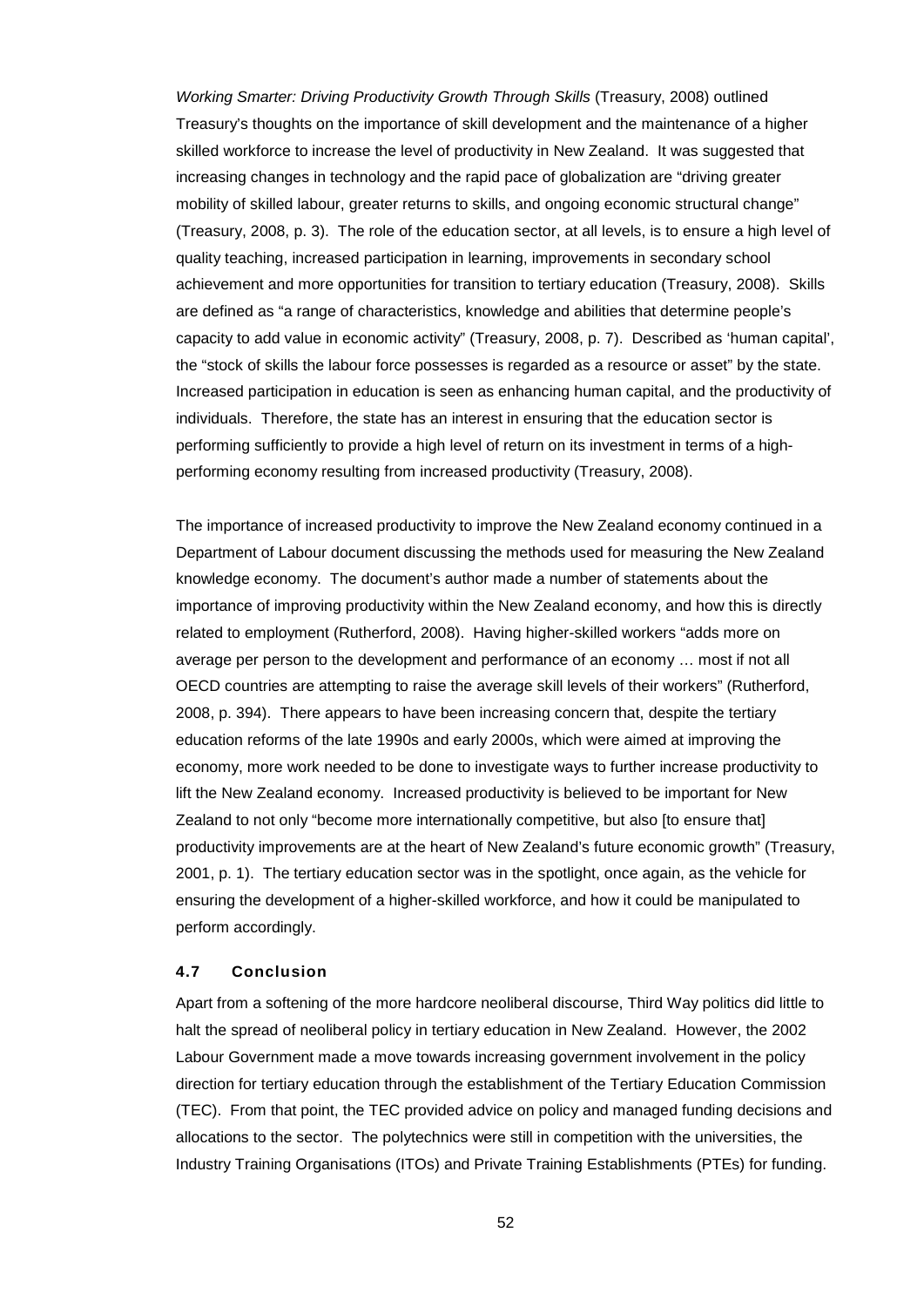*Working Smarter: Driving Productivity Growth Through Skills* (Treasury, 2008) outlined Treasury's thoughts on the importance of skill development and the maintenance of a higher skilled workforce to increase the level of productivity in New Zealand. It was suggested that increasing changes in technology and the rapid pace of globalization are "driving greater mobility of skilled labour, greater returns to skills, and ongoing economic structural change" (Treasury, 2008, p. 3). The role of the education sector, at all levels, is to ensure a high level of quality teaching, increased participation in learning, improvements in secondary school achievement and more opportunities for transition to tertiary education (Treasury, 2008). Skills are defined as "a range of characteristics, knowledge and abilities that determine people's capacity to add value in economic activity" (Treasury, 2008, p. 7). Described as 'human capital', the "stock of skills the labour force possesses is regarded as a resource or asset" by the state. Increased participation in education is seen as enhancing human capital, and the productivity of individuals. Therefore, the state has an interest in ensuring that the education sector is performing sufficiently to provide a high level of return on its investment in terms of a high-performing economy resulting from increased productivity (Treasury, 2008).

The importance of increased productivity to improve the New Zealand economy continued in a Department of Labour document discussing the methods used for measuring the New Zealand knowledge economy. The document's author made a number of statements about the importance of improving productivity within the New Zealand economy, and how this is directly related to employment (Rutherford, 2008). Having higher-skilled workers "adds more on average per person to the development and performance of an economy … most if not all OECD countries are attempting to raise the average skill levels of their workers" (Rutherford, 2008, p. 394). There appears to have been increasing concern that, despite the tertiary education reforms of the late 1990s and early 2000s, which were aimed at improving the economy, more work needed to be done to investigate ways to further increase productivity to lift the New Zealand economy. Increased productivity is believed to be important for New Zealand to not only "become more internationally competitive, but also [to ensure that] productivity improvements are at the heart of New Zealand's future economic growth" (Treasury, 2001, p. 1). The tertiary education sector was in the spotlight, once again, as the vehicle for ensuring the development of a higher-skilled workforce, and how it could be manipulated to perform accordingly.

### 4.7 Conclusion

Apart from a softening of the more hardcore neoliberal discourse, Third Way politics did little to halt the spread of neoliberal policy in tertiary education in New Zealand. However, the 2002 Labour Government made a move towards increasing government involvement in the policy direction for tertiary education through the establishment of the Tertiary Education Commission (TEC). From that point, the TEC provided advice on policy and managed funding decisions and allocations to the sector. The polytechnics were still in competition with the universities, the Industry Training Organisations (ITOs) and Private Training Establishments (PTEs) for funding.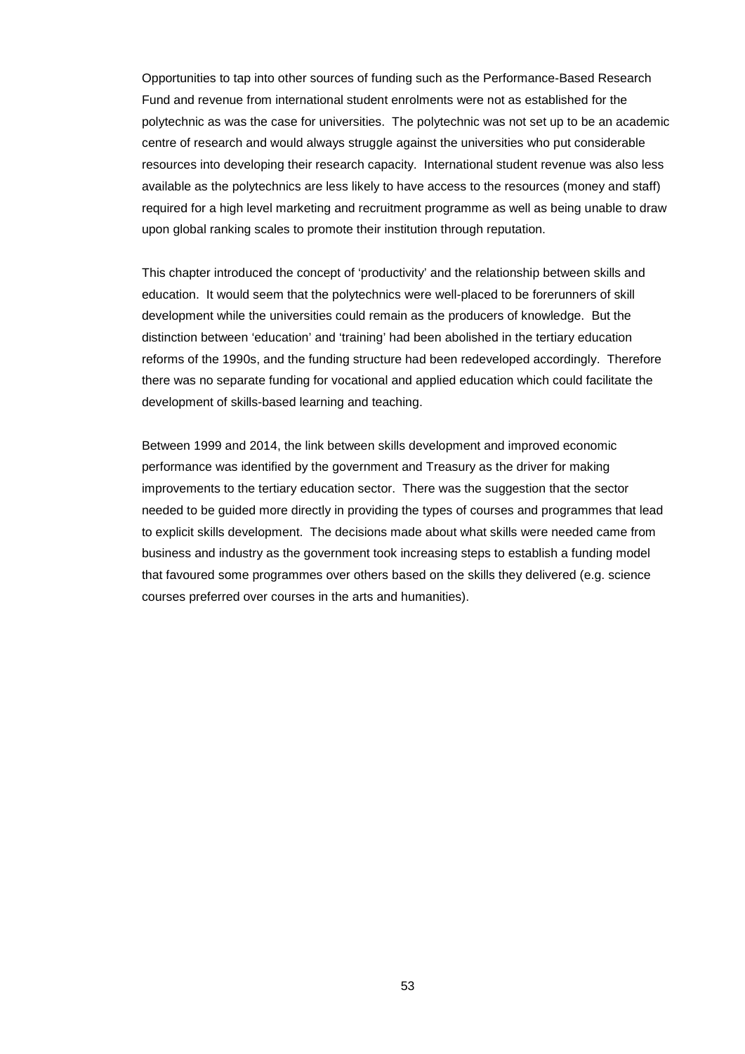Opportunities to tap into other sources of funding such as the Performance-Based Research Fund and revenue from international student enrolments were not as established for the polytechnic as was the case for universities. The polytechnic was not set up to be an academic centre of research and would always struggle against the universities who put considerable resources into developing their research capacity. International student revenue was also less available as the polytechnics are less likely to have access to the resources (money and staff) required for a high level marketing and recruitment programme as well as being unable to draw upon global ranking scales to promote their institution through reputation.

This chapter introduced the concept of 'productivity' and the relationship between skills and education. It would seem that the polytechnics were well-placed to be forerunners of skill development while the universities could remain as the producers of knowledge. But the distinction between 'education' and 'training' had been abolished in the tertiary education reforms of the 1990s, and the funding structure had been redeveloped accordingly. Therefore there was no separate funding for vocational and applied education which could facilitate the development of skills-based learning and teaching.

Between 1999 and 2014, the link between skills development and improved economic performance was identified by the government and Treasury as the driver for making improvements to the tertiary education sector. There was the suggestion that the sector needed to be guided more directly in providing the types of courses and programmes that lead to explicit skills development. The decisions made about what skills were needed came from business and industry as the government took increasing steps to establish a funding model that favoured some programmes over others based on the skills they delivered (e.g. science courses preferred over courses in the arts and humanities).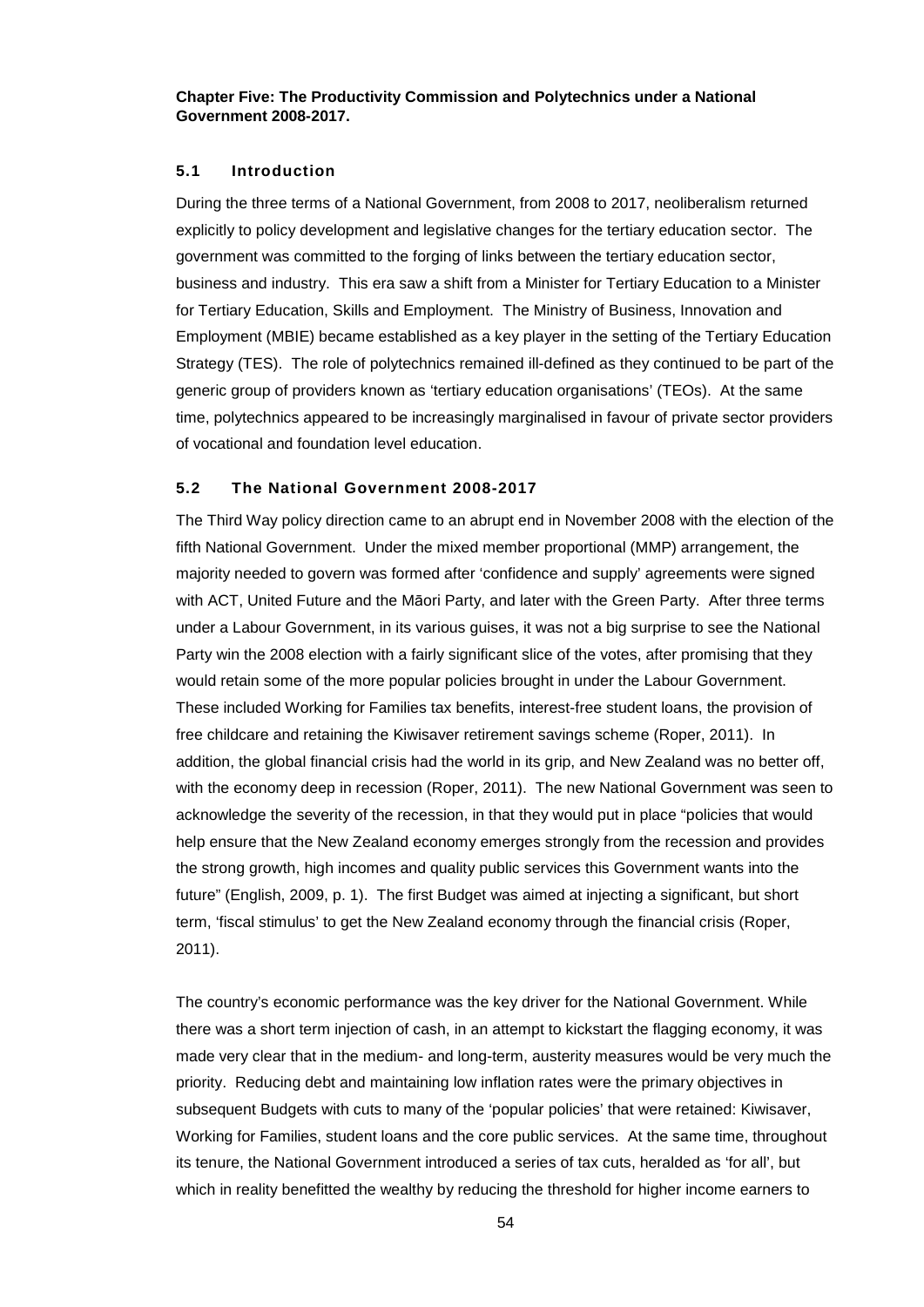**Chapter Five: The Productivity Commission and Polytechnics under a National Government 2008-2017.**

### 5.1 Introduction

During the three terms of a National Government, from 2008 to 2017, neoliberalism returned explicitly to policy development and legislative changes for the tertiary education sector. The government was committed to the forging of links between the tertiary education sector, business and industry. This era saw a shift from a Minister for Tertiary Education to a Minister for Tertiary Education, Skills and Employment. The Ministry of Business, Innovation and Employment (MBIE) became established as a key player in the setting of the Tertiary Education Strategy (TES). The role of polytechnics remained ill-defined as they continued to be part of the generic group of providers known as 'tertiary education organisations' (TEOs). At the same time, polytechnics appeared to be increasingly marginalised in favour of private sector providers of vocational and foundation level education.

### 5.2 The National Government 2008-2017

The Third Way policy direction came to an abrupt end in November 2008 with the election of the fifth National Government. Under the mixed member proportional (MMP) arrangement, the majority needed to govern was formed after 'confidence and supply' agreements were signed with ACT, United Future and the Māori Party, and later with the Green Party. After three terms under a Labour Government, in its various guises, it was not a big surprise to see the National Party win the 2008 election with a fairly significant slice of the votes, after promising that they would retain some of the more popular policies brought in under the Labour Government. These included Working for Families tax benefits, interest-free student loans, the provision of free childcare and retaining the Kiwisaver retirement savings scheme (Roper, 2011). In addition, the global financial crisis had the world in its grip, and New Zealand was no better off, with the economy deep in recession (Roper, 2011). The new National Government was seen to acknowledge the severity of the recession, in that they would put in place "policies that would help ensure that the New Zealand economy emerges strongly from the recession and provides the strong growth, high incomes and quality public services this Government wants into the future" (English, 2009, p. 1). The first Budget was aimed at injecting a significant, but short term, 'fiscal stimulus' to get the New Zealand economy through the financial crisis (Roper, 2011).

The country's economic performance was the key driver for the National Government. While there was a short term injection of cash, in an attempt to kickstart the flagging economy, it was made very clear that in the medium- and long-term, austerity measures would be very much the priority. Reducing debt and maintaining low inflation rates were the primary objectives in subsequent Budgets with cuts to many of the 'popular policies' that were retained: Kiwisaver, Working for Families, student loans and the core public services. At the same time, throughout its tenure, the National Government introduced a series of tax cuts, heralded as 'for all', but which in reality benefitted the wealthy by reducing the threshold for higher income earners to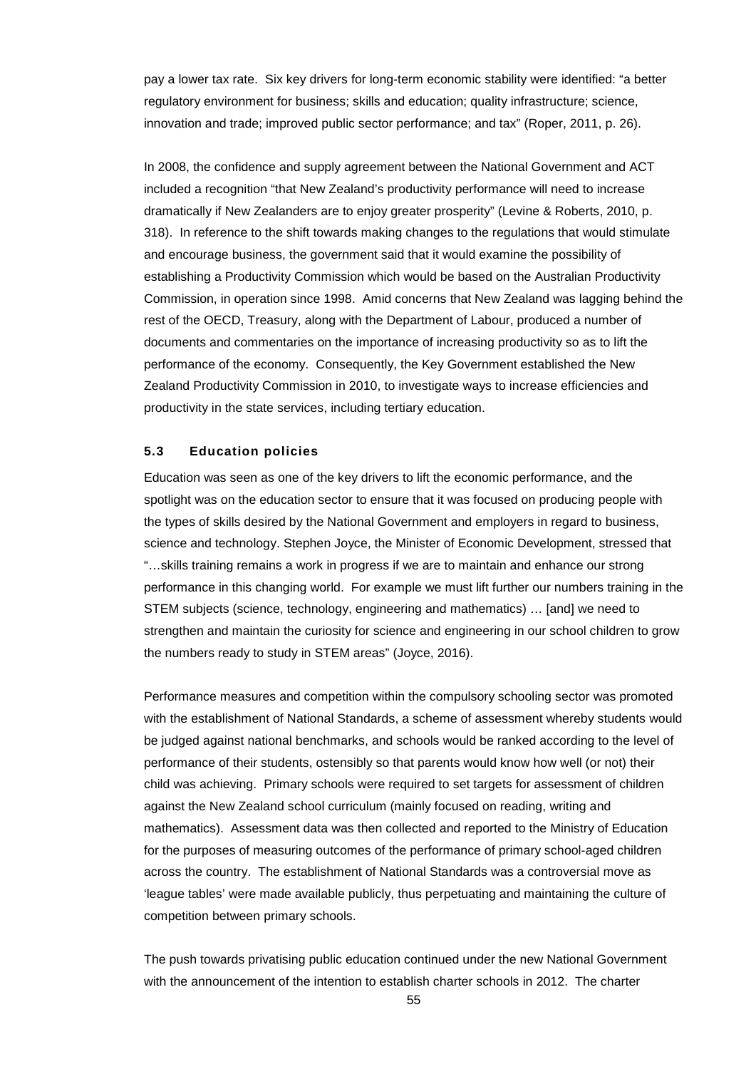pay a lower tax rate. Six key drivers for long-term economic stability were identified: "a better regulatory environment for business; skills and education; quality infrastructure; science, innovation and trade; improved public sector performance; and tax" (Roper, 2011, p. 26).

In 2008, the confidence and supply agreement between the National Government and ACT included a recognition "that New Zealand's productivity performance will need to increase dramatically if New Zealanders are to enjoy greater prosperity" (Levine & Roberts, 2010, p. 318). In reference to the shift towards making changes to the regulations that would stimulate and encourage business, the government said that it would examine the possibility of establishing a Productivity Commission which would be based on the Australian Productivity Commission, in operation since 1998. Amid concerns that New Zealand was lagging behind the rest of the OECD, Treasury, along with the Department of Labour, produced a number of documents and commentaries on the importance of increasing productivity so as to lift the performance of the economy. Consequently, the Key Government established the New Zealand Productivity Commission in 2010, to investigate ways to increase efficiencies and productivity in the state services, including tertiary education.

### 5.3 Education policies

Education was seen as one of the key drivers to lift the economic performance, and the spotlight was on the education sector to ensure that it was focused on producing people with the types of skills desired by the National Government and employers in regard to business, science and technology. Stephen Joyce, the Minister of Economic Development, stressed that "…skills training remains a work in progress if we are to maintain and enhance our strong performance in this changing world. For example we must lift further our numbers training in the STEM subjects (science, technology, engineering and mathematics) … [and] we need to strengthen and maintain the curiosity for science and engineering in our school children to grow the numbers ready to study in STEM areas" (Joyce, 2016).

Performance measures and competition within the compulsory schooling sector was promoted with the establishment of National Standards, a scheme of assessment whereby students would be judged against national benchmarks, and schools would be ranked according to the level of performance of their students, ostensibly so that parents would know how well (or not) their child was achieving. Primary schools were required to set targets for assessment of children against the New Zealand school curriculum (mainly focused on reading, writing and mathematics). Assessment data was then collected and reported to the Ministry of Education for the purposes of measuring outcomes of the performance of primary school-aged children across the country. The establishment of National Standards was a controversial move as 'league tables' were made available publicly, thus perpetuating and maintaining the culture of competition between primary schools.

The push towards privatising public education continued under the new National Government with the announcement of the intention to establish charter schools in 2012. The charter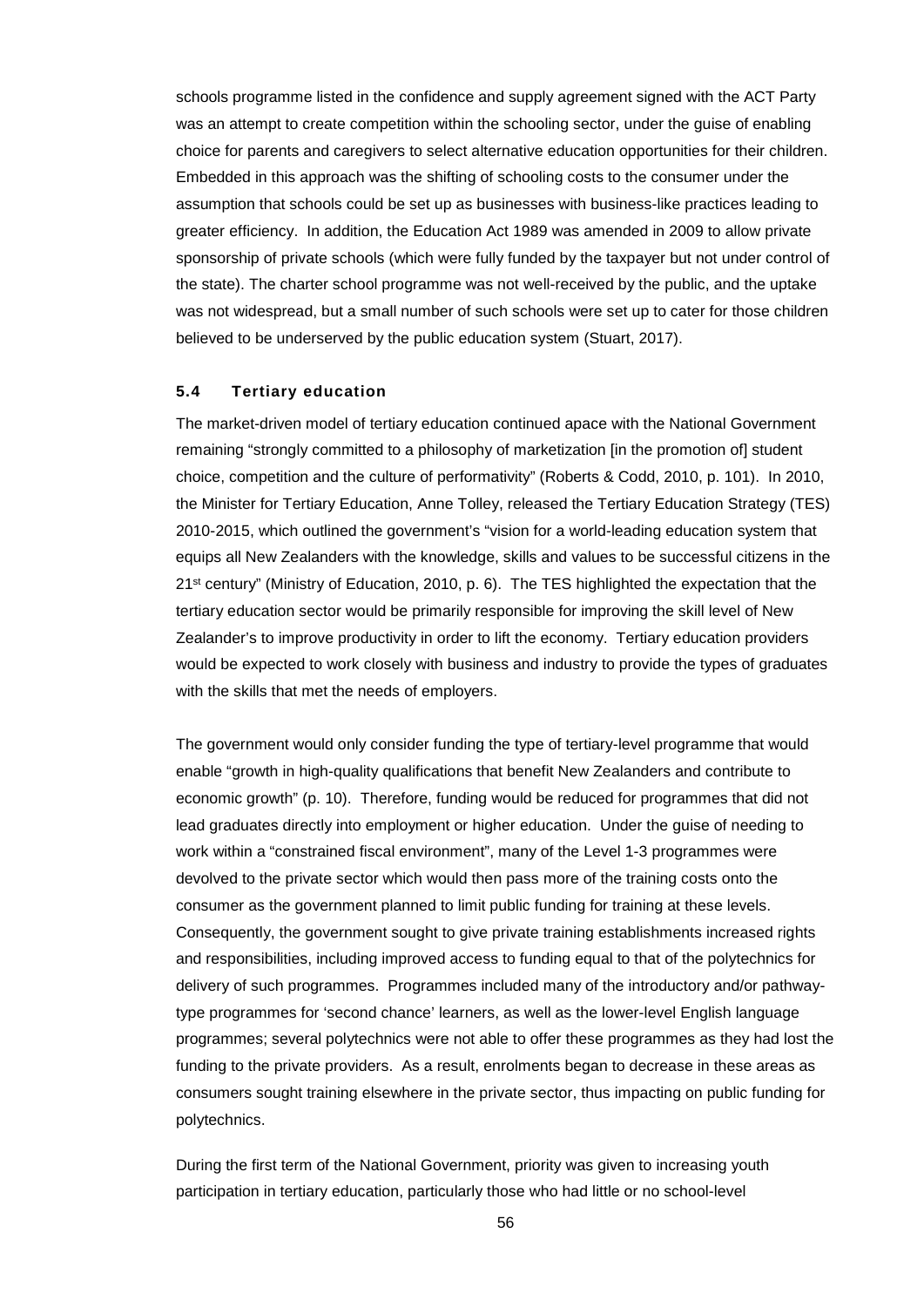schools programme listed in the confidence and supply agreement signed with the ACT Party was an attempt to create competition within the schooling sector, under the guise of enabling choice for parents and caregivers to select alternative education opportunities for their children. Embedded in this approach was the shifting of schooling costs to the consumer under the assumption that schools could be set up as businesses with business-like practices leading to greater efficiency. In addition, the Education Act 1989 was amended in 2009 to allow private sponsorship of private schools (which were fully funded by the taxpayer but not under control of the state). The charter school programme was not well-received by the public, and the uptake was not widespread, but a small number of such schools were set up to cater for those children believed to be underserved by the public education system (Stuart, 2017).

### 5.4 Tertiary education

The market-driven model of tertiary education continued apace with the National Government remaining "strongly committed to a philosophy of marketization [in the promotion of] student choice, competition and the culture of performativity" (Roberts & Codd, 2010, p. 101). In 2010, the Minister for Tertiary Education, Anne Tolley, released the Tertiary Education Strategy (TES) 2010-2015, which outlined the government's "vision for a world-leading education system that equips all New Zealanders with the knowledge, skills and values to be successful citizens in the 21st century" (Ministry of Education, 2010, p. 6). The TES highlighted the expectation that the tertiary education sector would be primarily responsible for improving the skill level of New Zealander's to improve productivity in order to lift the economy. Tertiary education providers would be expected to work closely with business and industry to provide the types of graduates with the skills that met the needs of employers.

The government would only consider funding the type of tertiary-level programme that would enable "growth in high-quality qualifications that benefit New Zealanders and contribute to economic growth" (p. 10). Therefore, funding would be reduced for programmes that did not lead graduates directly into employment or higher education. Under the guise of needing to work within a "constrained fiscal environment", many of the Level 1-3 programmes were devolved to the private sector which would then pass more of the training costs onto the consumer as the government planned to limit public funding for training at these levels. Consequently, the government sought to give private training establishments increased rights and responsibilities, including improved access to funding equal to that of the polytechnics for delivery of such programmes. Programmes included many of the introductory and/or pathway-type programmes for 'second chance' learners, as well as the lower-level English language programmes; several polytechnics were not able to offer these programmes as they had lost the funding to the private providers. As a result, enrolments began to decrease in these areas as consumers sought training elsewhere in the private sector, thus impacting on public funding for polytechnics.

During the first term of the National Government, priority was given to increasing youth participation in tertiary education, particularly those who had little or no school-level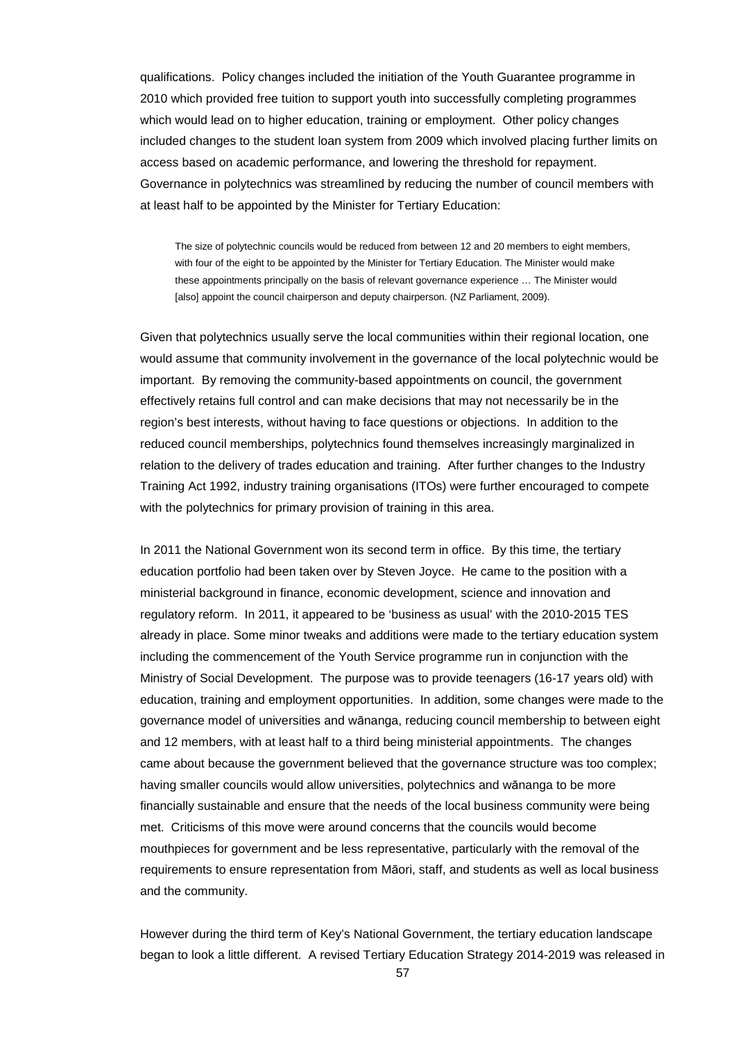qualifications. Policy changes included the initiation of the Youth Guarantee programme in 2010 which provided free tuition to support youth into successfully completing programmes which would lead on to higher education, training or employment. Other policy changes included changes to the student loan system from 2009 which involved placing further limits on access based on academic performance, and lowering the threshold for repayment. Governance in polytechnics was streamlined by reducing the number of council members with at least half to be appointed by the Minister for Tertiary Education:

> The size of polytechnic councils would be reduced from between 12 and 20 members to eight members, with four of the eight to be appointed by the Minister for Tertiary Education. The Minister would make these appointments principally on the basis of relevant governance experience … The Minister would [also] appoint the council chairperson and deputy chairperson. (NZ Parliament, 2009).

Given that polytechnics usually serve the local communities within their regional location, one would assume that community involvement in the governance of the local polytechnic would be important. By removing the community-based appointments on council, the government effectively retains full control and can make decisions that may not necessarily be in the region's best interests, without having to face questions or objections. In addition to the reduced council memberships, polytechnics found themselves increasingly marginalized in relation to the delivery of trades education and training. After further changes to the Industry Training Act 1992, industry training organisations (ITOs) were further encouraged to compete with the polytechnics for primary provision of training in this area.

In 2011 the National Government won its second term in office. By this time, the tertiary education portfolio had been taken over by Steven Joyce. He came to the position with a ministerial background in finance, economic development, science and innovation and regulatory reform. In 2011, it appeared to be 'business as usual' with the 2010-2015 TES already in place. Some minor tweaks and additions were made to the tertiary education system including the commencement of the Youth Service programme run in conjunction with the Ministry of Social Development. The purpose was to provide teenagers (16-17 years old) with education, training and employment opportunities. In addition, some changes were made to the governance model of universities and wānanga, reducing council membership to between eight and 12 members, with at least half to a third being ministerial appointments. The changes came about because the government believed that the governance structure was too complex; having smaller councils would allow universities, polytechnics and wānanga to be more financially sustainable and ensure that the needs of the local business community were being met. Criticisms of this move were around concerns that the councils would become mouthpieces for government and be less representative, particularly with the removal of the requirements to ensure representation from Māori, staff, and students as well as local business and the community.

However during the third term of Key's National Government, the tertiary education landscape began to look a little different. A revised Tertiary Education Strategy 2014-2019 was released in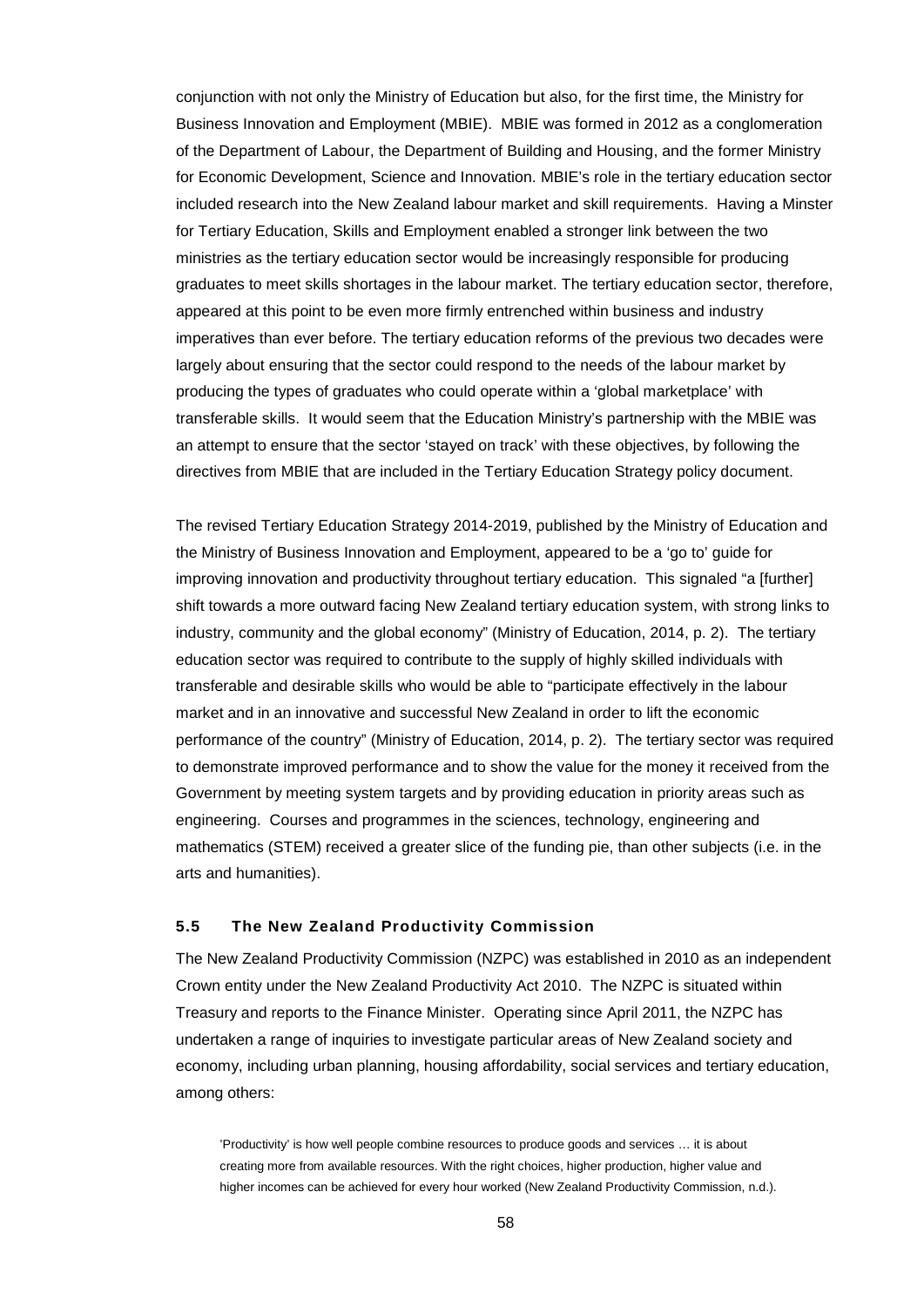conjunction with not only the Ministry of Education but also, for the first time, the Ministry for Business Innovation and Employment (MBIE). MBIE was formed in 2012 as a conglomeration of the Department of Labour, the Department of Building and Housing, and the former Ministry for Economic Development, Science and Innovation. MBIE's role in the tertiary education sector included research into the New Zealand labour market and skill requirements. Having a Minster for Tertiary Education, Skills and Employment enabled a stronger link between the two ministries as the tertiary education sector would be increasingly responsible for producing graduates to meet skills shortages in the labour market. The tertiary education sector, therefore, appeared at this point to be even more firmly entrenched within business and industry imperatives than ever before. The tertiary education reforms of the previous two decades were largely about ensuring that the sector could respond to the needs of the labour market by producing the types of graduates who could operate within a 'global marketplace' with transferable skills. It would seem that the Education Ministry's partnership with the MBIE was an attempt to ensure that the sector 'stayed on track' with these objectives, by following the directives from MBIE that are included in the Tertiary Education Strategy policy document.

The revised Tertiary Education Strategy 2014-2019, published by the Ministry of Education and the Ministry of Business Innovation and Employment, appeared to be a 'go to' guide for improving innovation and productivity throughout tertiary education. This signaled "a [further] shift towards a more outward facing New Zealand tertiary education system, with strong links to industry, community and the global economy" (Ministry of Education, 2014, p. 2). The tertiary education sector was required to contribute to the supply of highly skilled individuals with transferable and desirable skills who would be able to "participate effectively in the labour market and in an innovative and successful New Zealand in order to lift the economic performance of the country" (Ministry of Education, 2014, p. 2). The tertiary sector was required to demonstrate improved performance and to show the value for the money it received from the Government by meeting system targets and by providing education in priority areas such as engineering. Courses and programmes in the sciences, technology, engineering and mathematics (STEM) received a greater slice of the funding pie, than other subjects (i.e. in the arts and humanities).

### 5.5 The New Zealand Productivity Commission

The New Zealand Productivity Commission (NZPC) was established in 2010 as an independent Crown entity under the New Zealand Productivity Act 2010. The NZPC is situated within Treasury and reports to the Finance Minister. Operating since April 2011, the NZPC has undertaken a range of inquiries to investigate particular areas of New Zealand society and economy, including urban planning, housing affordability, social services and tertiary education, among others:

> 'Productivity' is how well people combine resources to produce goods and services … it is about creating more from available resources. With the right choices, higher production, higher value and higher incomes can be achieved for every hour worked (New Zealand Productivity Commission, n.d.).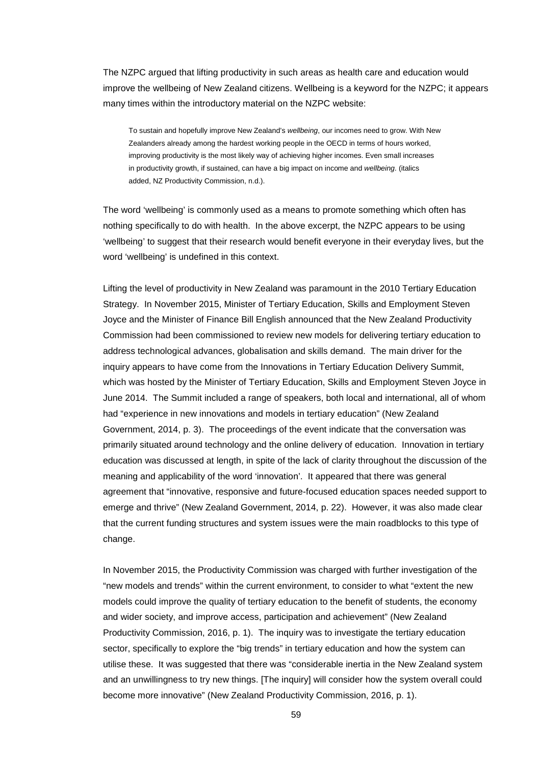The NZPC argued that lifting productivity in such areas as health care and education would improve the wellbeing of New Zealand citizens. Wellbeing is a keyword for the NZPC; it appears many times within the introductory material on the NZPC website:

> To sustain and hopefully improve New Zealand's *wellbeing*, our incomes need to grow. With New Zealanders already among the hardest working people in the OECD in terms of hours worked, improving productivity is the most likely way of achieving higher incomes. Even small increases in productivity growth, if sustained, can have a big impact on income and *wellbeing*. (italics added, NZ Productivity Commission, n.d.).

The word 'wellbeing' is commonly used as a means to promote something which often has nothing specifically to do with health. In the above excerpt, the NZPC appears to be using 'wellbeing' to suggest that their research would benefit everyone in their everyday lives, but the word 'wellbeing' is undefined in this context.

Lifting the level of productivity in New Zealand was paramount in the 2010 Tertiary Education Strategy. In November 2015, Minister of Tertiary Education, Skills and Employment Steven Joyce and the Minister of Finance Bill English announced that the New Zealand Productivity Commission had been commissioned to review new models for delivering tertiary education to address technological advances, globalisation and skills demand. The main driver for the inquiry appears to have come from the Innovations in Tertiary Education Delivery Summit, which was hosted by the Minister of Tertiary Education, Skills and Employment Steven Joyce in June 2014. The Summit included a range of speakers, both local and international, all of whom had "experience in new innovations and models in tertiary education" (New Zealand Government, 2014, p. 3). The proceedings of the event indicate that the conversation was primarily situated around technology and the online delivery of education. Innovation in tertiary education was discussed at length, in spite of the lack of clarity throughout the discussion of the meaning and applicability of the word 'innovation'. It appeared that there was general agreement that "innovative, responsive and future-focused education spaces needed support to emerge and thrive" (New Zealand Government, 2014, p. 22). However, it was also made clear that the current funding structures and system issues were the main roadblocks to this type of change.

In November 2015, the Productivity Commission was charged with further investigation of the "new models and trends" within the current environment, to consider to what "extent the new models could improve the quality of tertiary education to the benefit of students, the economy and wider society, and improve access, participation and achievement" (New Zealand Productivity Commission, 2016, p. 1). The inquiry was to investigate the tertiary education sector, specifically to explore the "big trends" in tertiary education and how the system can utilise these. It was suggested that there was "considerable inertia in the New Zealand system and an unwillingness to try new things. [The inquiry] will consider how the system overall could become more innovative" (New Zealand Productivity Commission, 2016, p. 1).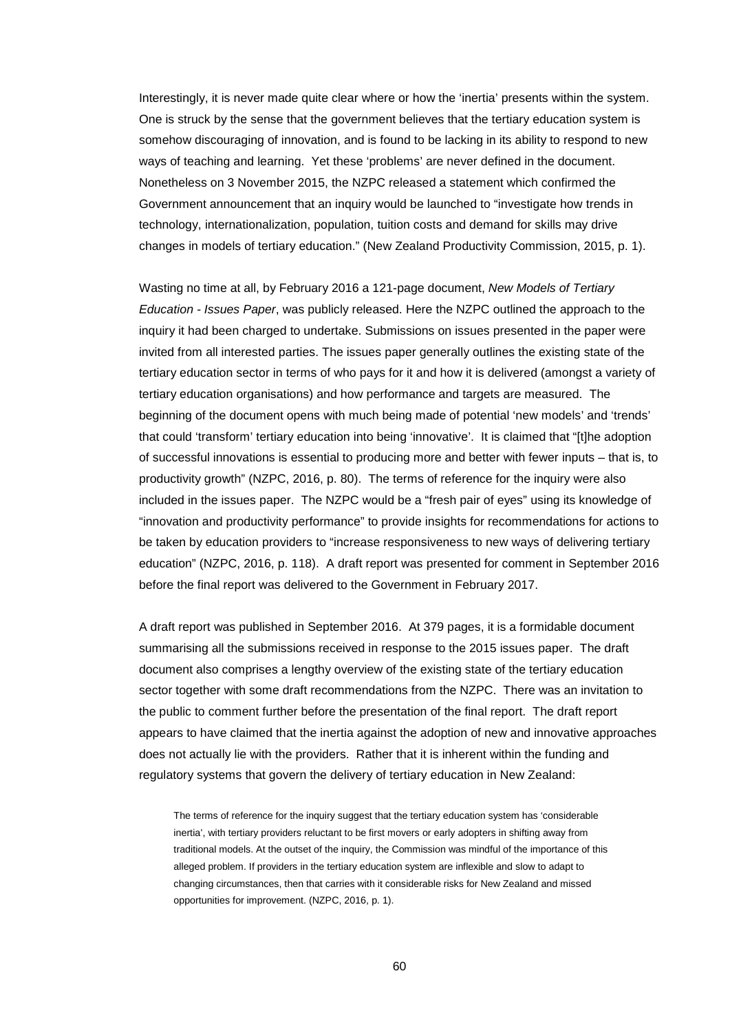Interestingly, it is never made quite clear where or how the 'inertia' presents within the system. One is struck by the sense that the government believes that the tertiary education system is somehow discouraging of innovation, and is found to be lacking in its ability to respond to new ways of teaching and learning. Yet these 'problems' are never defined in the document. Nonetheless on 3 November 2015, the NZPC released a statement which confirmed the Government announcement that an inquiry would be launched to "investigate how trends in technology, internationalization, population, tuition costs and demand for skills may drive changes in models of tertiary education." (New Zealand Productivity Commission, 2015, p. 1).

Wasting no time at all, by February 2016 a 121-page document, *New Models of Tertiary Education - Issues Paper*, was publicly released. Here the NZPC outlined the approach to the inquiry it had been charged to undertake. Submissions on issues presented in the paper were invited from all interested parties. The issues paper generally outlines the existing state of the tertiary education sector in terms of who pays for it and how it is delivered (amongst a variety of tertiary education organisations) and how performance and targets are measured. The beginning of the document opens with much being made of potential 'new models' and 'trends' that could 'transform' tertiary education into being 'innovative'. It is claimed that "[t]he adoption of successful innovations is essential to producing more and better with fewer inputs – that is, to productivity growth" (NZPC, 2016, p. 80). The terms of reference for the inquiry were also included in the issues paper. The NZPC would be a "fresh pair of eyes" using its knowledge of "innovation and productivity performance" to provide insights for recommendations for actions to be taken by education providers to "increase responsiveness to new ways of delivering tertiary education" (NZPC, 2016, p. 118). A draft report was presented for comment in September 2016 before the final report was delivered to the Government in February 2017.

A draft report was published in September 2016. At 379 pages, it is a formidable document summarising all the submissions received in response to the 2015 issues paper. The draft document also comprises a lengthy overview of the existing state of the tertiary education sector together with some draft recommendations from the NZPC. There was an invitation to the public to comment further before the presentation of the final report. The draft report appears to have claimed that the inertia against the adoption of new and innovative approaches does not actually lie with the providers. Rather that it is inherent within the funding and regulatory systems that govern the delivery of tertiary education in New Zealand:

> The terms of reference for the inquiry suggest that the tertiary education system has 'considerable inertia', with tertiary providers reluctant to be first movers or early adopters in shifting away from traditional models. At the outset of the inquiry, the Commission was mindful of the importance of this alleged problem. If providers in the tertiary education system are inflexible and slow to adapt to changing circumstances, then that carries with it considerable risks for New Zealand and missed opportunities for improvement. (NZPC, 2016, p. 1).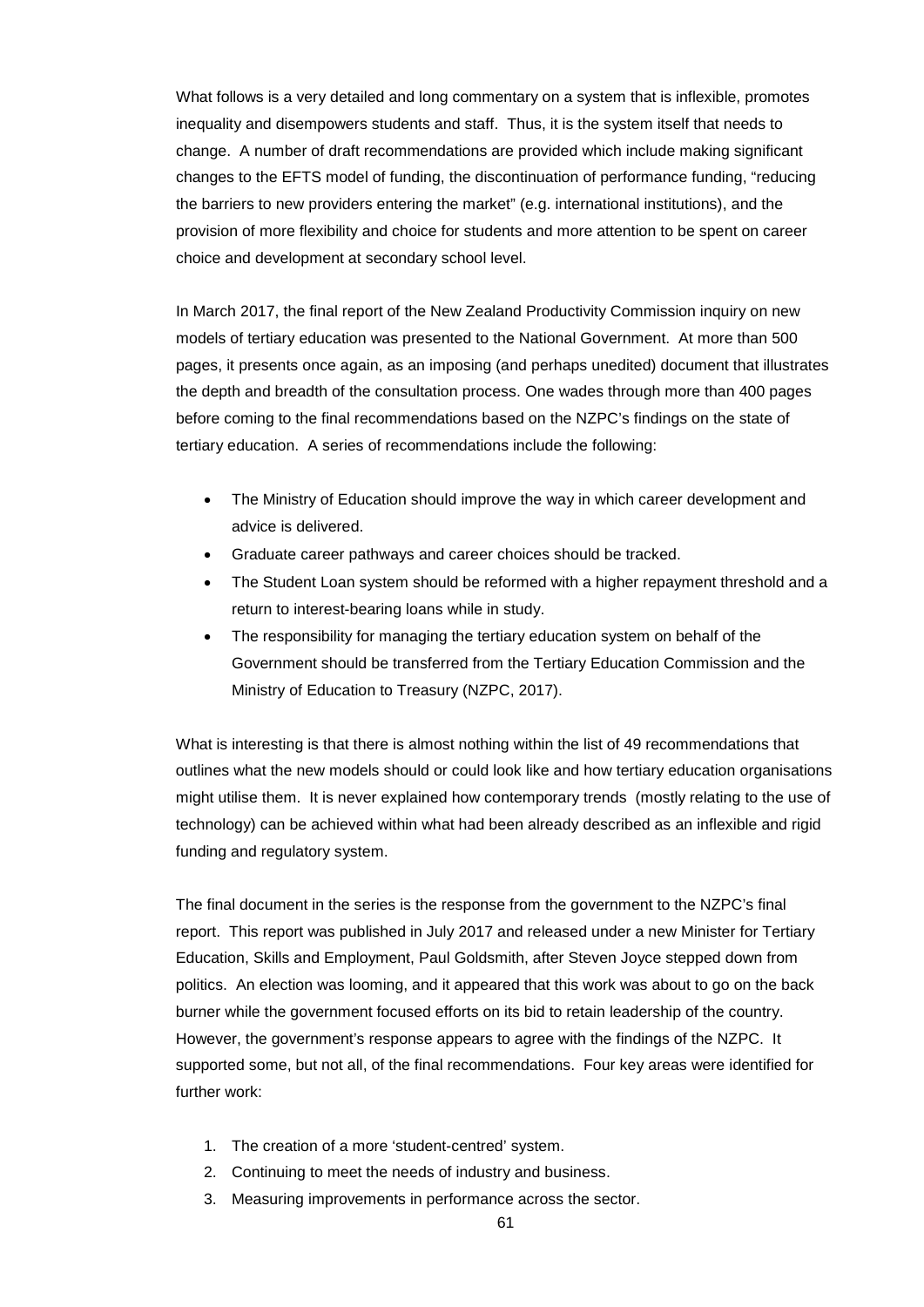What follows is a very detailed and long commentary on a system that is inflexible, promotes inequality and disempowers students and staff. Thus, it is the system itself that needs to change. A number of draft recommendations are provided which include making significant changes to the EFTS model of funding, the discontinuation of performance funding, "reducing the barriers to new providers entering the market" (e.g. international institutions), and the provision of more flexibility and choice for students and more attention to be spent on career choice and development at secondary school level.

In March 2017, the final report of the New Zealand Productivity Commission inquiry on new models of tertiary education was presented to the National Government. At more than 500 pages, it presents once again, as an imposing (and perhaps unedited) document that illustrates the depth and breadth of the consultation process. One wades through more than 400 pages before coming to the final recommendations based on the NZPC's findings on the state of tertiary education. A series of recommendations include the following:

- The Ministry of Education should improve the way in which career development and advice is delivered.
- Graduate career pathways and career choices should be tracked.
- The Student Loan system should be reformed with a higher repayment threshold and a return to interest-bearing loans while in study.
- The responsibility for managing the tertiary education system on behalf of the Government should be transferred from the Tertiary Education Commission and the Ministry of Education to Treasury (NZPC, 2017).

What is interesting is that there is almost nothing within the list of 49 recommendations that outlines what the new models should or could look like and how tertiary education organisations might utilise them. It is never explained how contemporary trends (mostly relating to the use of technology) can be achieved within what had been already described as an inflexible and rigid funding and regulatory system.

The final document in the series is the response from the government to the NZPC's final report. This report was published in July 2017 and released under a new Minister for Tertiary Education, Skills and Employment, Paul Goldsmith, after Steven Joyce stepped down from politics. An election was looming, and it appeared that this work was about to go on the back burner while the government focused efforts on its bid to retain leadership of the country. However, the government's response appears to agree with the findings of the NZPC. It supported some, but not all, of the final recommendations. Four key areas were identified for further work:

1. The creation of a more 'student-centred' system.
2. Continuing to meet the needs of industry and business.
3. Measuring improvements in performance across the sector.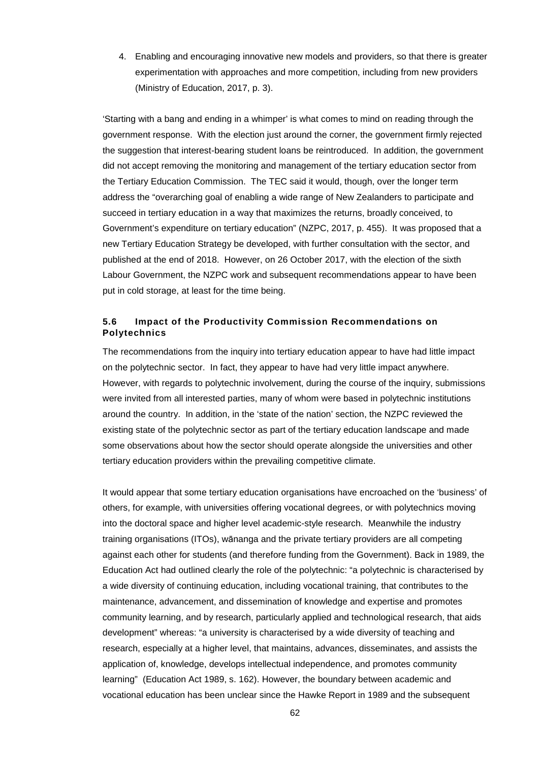4. Enabling and encouraging innovative new models and providers, so that there is greater experimentation with approaches and more competition, including from new providers (Ministry of Education, 2017, p. 3).

'Starting with a bang and ending in a whimper' is what comes to mind on reading through the government response. With the election just around the corner, the government firmly rejected the suggestion that interest-bearing student loans be reintroduced. In addition, the government did not accept removing the monitoring and management of the tertiary education sector from the Tertiary Education Commission. The TEC said it would, though, over the longer term address the "overarching goal of enabling a wide range of New Zealanders to participate and succeed in tertiary education in a way that maximizes the returns, broadly conceived, to Government's expenditure on tertiary education" (NZPC, 2017, p. 455). It was proposed that a new Tertiary Education Strategy be developed, with further consultation with the sector, and published at the end of 2018. However, on 26 October 2017, with the election of the sixth Labour Government, the NZPC work and subsequent recommendations appear to have been put in cold storage, at least for the time being.

### 5.6 Impact of the Productivity Commission Recommendations on Polytechnics

The recommendations from the inquiry into tertiary education appear to have had little impact on the polytechnic sector. In fact, they appear to have had very little impact anywhere. However, with regards to polytechnic involvement, during the course of the inquiry, submissions were invited from all interested parties, many of whom were based in polytechnic institutions around the country. In addition, in the 'state of the nation' section, the NZPC reviewed the existing state of the polytechnic sector as part of the tertiary education landscape and made some observations about how the sector should operate alongside the universities and other tertiary education providers within the prevailing competitive climate.

It would appear that some tertiary education organisations have encroached on the 'business' of others, for example, with universities offering vocational degrees, or with polytechnics moving into the doctoral space and higher level academic-style research. Meanwhile the industry training organisations (ITOs), wānanga and the private tertiary providers are all competing against each other for students (and therefore funding from the Government). Back in 1989, the Education Act had outlined clearly the role of the polytechnic: "a polytechnic is characterised by a wide diversity of continuing education, including vocational training, that contributes to the maintenance, advancement, and dissemination of knowledge and expertise and promotes community learning, and by research, particularly applied and technological research, that aids development" whereas: "a university is characterised by a wide diversity of teaching and research, especially at a higher level, that maintains, advances, disseminates, and assists the application of, knowledge, develops intellectual independence, and promotes community learning" (Education Act 1989, s. 162). However, the boundary between academic and vocational education has been unclear since the Hawke Report in 1989 and the subsequent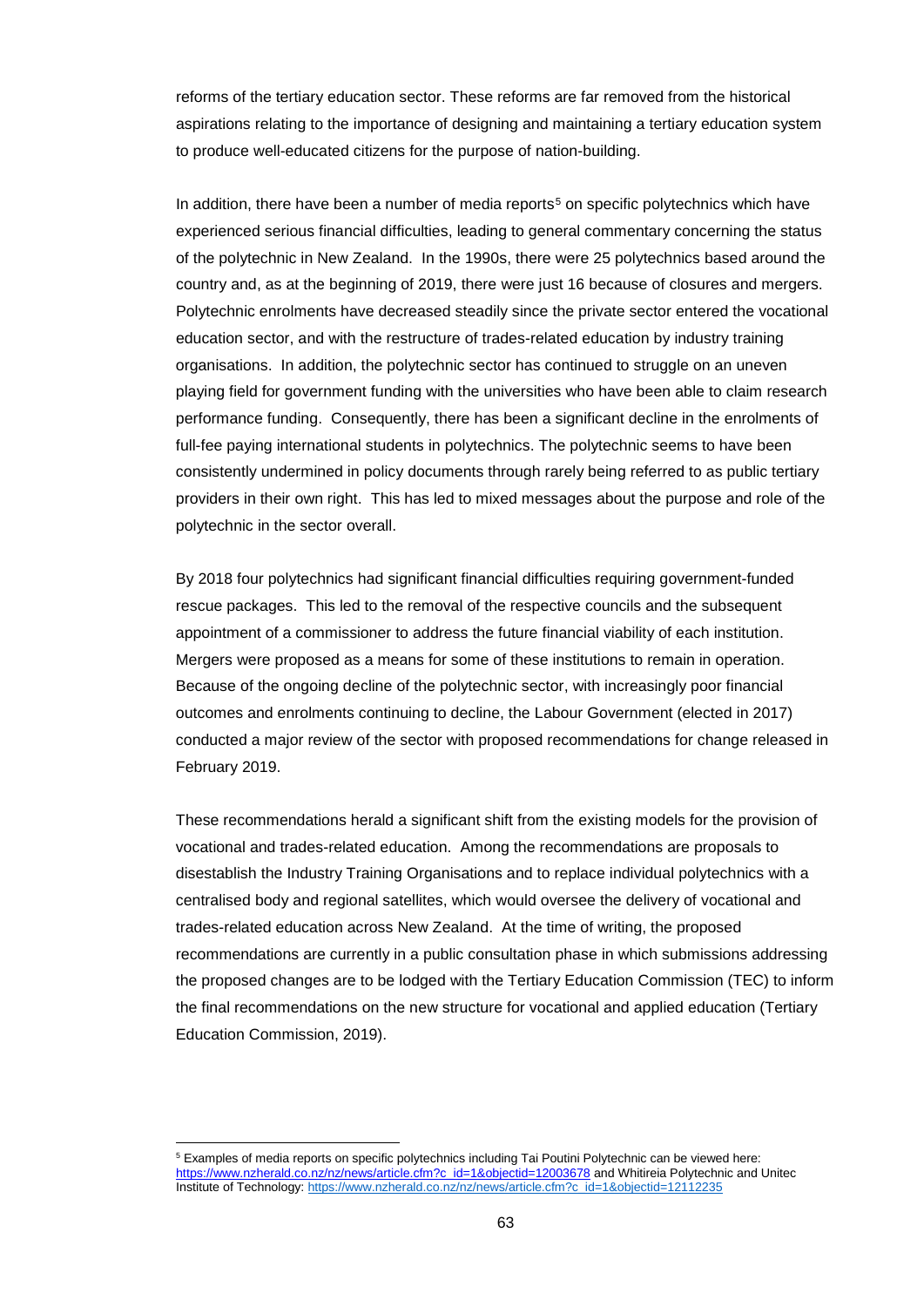reforms of the tertiary education sector. These reforms are far removed from the historical aspirations relating to the importance of designing and maintaining a tertiary education system to produce well-educated citizens for the purpose of nation-building.

In addition, there have been a number of media reports[5] on specific polytechnics which have experienced serious financial difficulties, leading to general commentary concerning the status of the polytechnic in New Zealand. In the 1990s, there were 25 polytechnics based around the country and, as at the beginning of 2019, there were just 16 because of closures and mergers. Polytechnic enrolments have decreased steadily since the private sector entered the vocational education sector, and with the restructure of trades-related education by industry training organisations. In addition, the polytechnic sector has continued to struggle on an uneven playing field for government funding with the universities who have been able to claim research performance funding. Consequently, there has been a significant decline in the enrolments of full-fee paying international students in polytechnics. The polytechnic seems to have been consistently undermined in policy documents through rarely being referred to as public tertiary providers in their own right. This has led to mixed messages about the purpose and role of the polytechnic in the sector overall.

By 2018 four polytechnics had significant financial difficulties requiring government-funded rescue packages. This led to the removal of the respective councils and the subsequent appointment of a commissioner to address the future financial viability of each institution. Mergers were proposed as a means for some of these institutions to remain in operation. Because of the ongoing decline of the polytechnic sector, with increasingly poor financial outcomes and enrolments continuing to decline, the Labour Government (elected in 2017) conducted a major review of the sector with proposed recommendations for change released in February 2019.

These recommendations herald a significant shift from the existing models for the provision of vocational and trades-related education. Among the recommendations are proposals to disestablish the Industry Training Organisations and to replace individual polytechnics with a centralised body and regional satellites, which would oversee the delivery of vocational and trades-related education across New Zealand. At the time of writing, the proposed recommendations are currently in a public consultation phase in which submissions addressing the proposed changes are to be lodged with the Tertiary Education Commission (TEC) to inform the final recommendations on the new structure for vocational and applied education (Tertiary Education Commission, 2019).

---

[5] Examples of media reports on specific polytechnics including Tai Poutini Polytechnic can be viewed here: https://www.nzherald.co.nz/nz/news/article.cfm?c_id=1&objectid=12003678 and Whitireia Polytechnic and Unitec Institute of Technology: https://www.nzherald.co.nz/nz/news/article.cfm?c_id=1&objectid=12112235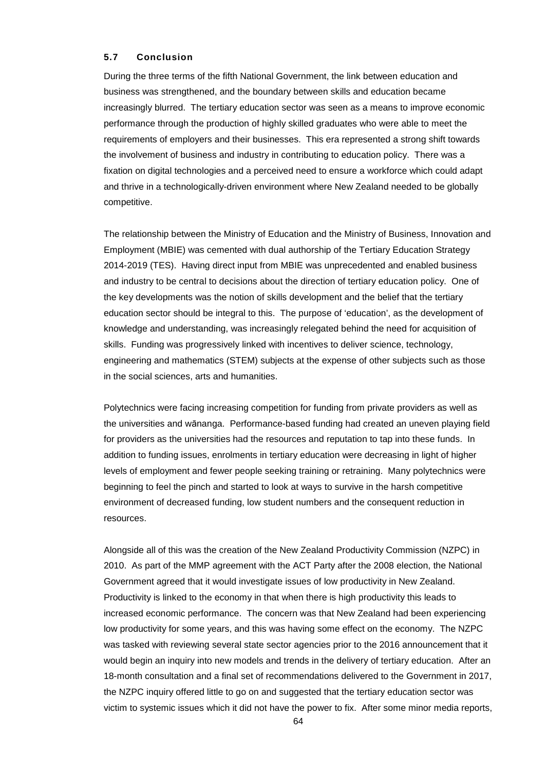### 5.7 Conclusion

During the three terms of the fifth National Government, the link between education and business was strengthened, and the boundary between skills and education became increasingly blurred. The tertiary education sector was seen as a means to improve economic performance through the production of highly skilled graduates who were able to meet the requirements of employers and their businesses. This era represented a strong shift towards the involvement of business and industry in contributing to education policy. There was a fixation on digital technologies and a perceived need to ensure a workforce which could adapt and thrive in a technologically-driven environment where New Zealand needed to be globally competitive.

The relationship between the Ministry of Education and the Ministry of Business, Innovation and Employment (MBIE) was cemented with dual authorship of the Tertiary Education Strategy 2014-2019 (TES). Having direct input from MBIE was unprecedented and enabled business and industry to be central to decisions about the direction of tertiary education policy. One of the key developments was the notion of skills development and the belief that the tertiary education sector should be integral to this. The purpose of 'education', as the development of knowledge and understanding, was increasingly relegated behind the need for acquisition of skills. Funding was progressively linked with incentives to deliver science, technology, engineering and mathematics (STEM) subjects at the expense of other subjects such as those in the social sciences, arts and humanities.

Polytechnics were facing increasing competition for funding from private providers as well as the universities and wānanga. Performance-based funding had created an uneven playing field for providers as the universities had the resources and reputation to tap into these funds. In addition to funding issues, enrolments in tertiary education were decreasing in light of higher levels of employment and fewer people seeking training or retraining. Many polytechnics were beginning to feel the pinch and started to look at ways to survive in the harsh competitive environment of decreased funding, low student numbers and the consequent reduction in resources.

Alongside all of this was the creation of the New Zealand Productivity Commission (NZPC) in 2010. As part of the MMP agreement with the ACT Party after the 2008 election, the National Government agreed that it would investigate issues of low productivity in New Zealand. Productivity is linked to the economy in that when there is high productivity this leads to increased economic performance. The concern was that New Zealand had been experiencing low productivity for some years, and this was having some effect on the economy. The NZPC was tasked with reviewing several state sector agencies prior to the 2016 announcement that it would begin an inquiry into new models and trends in the delivery of tertiary education. After an 18-month consultation and a final set of recommendations delivered to the Government in 2017, the NZPC inquiry offered little to go on and suggested that the tertiary education sector was victim to systemic issues which it did not have the power to fix. After some minor media reports,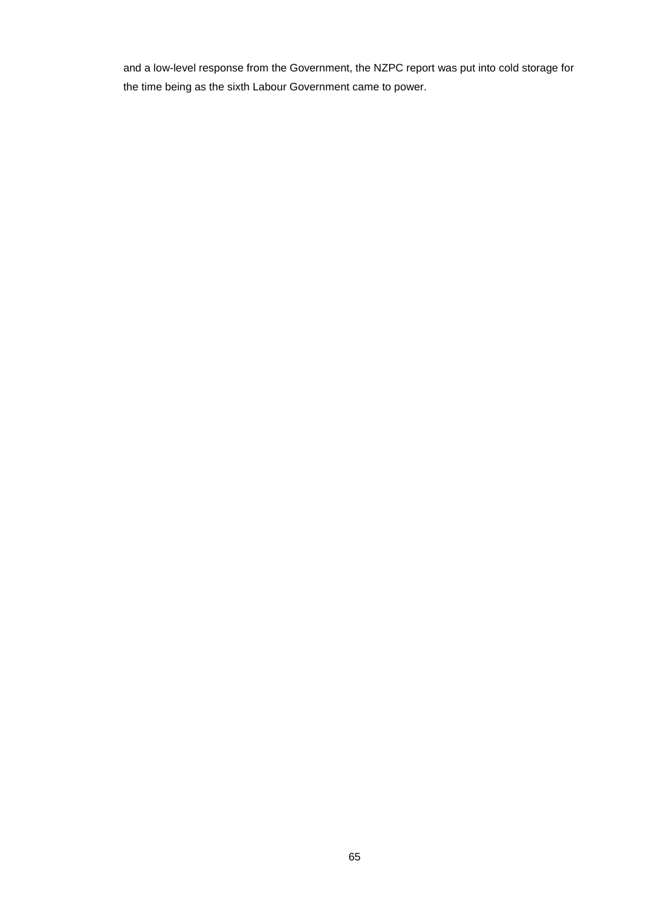and a low-level response from the Government, the NZPC report was put into cold storage for the time being as the sixth Labour Government came to power.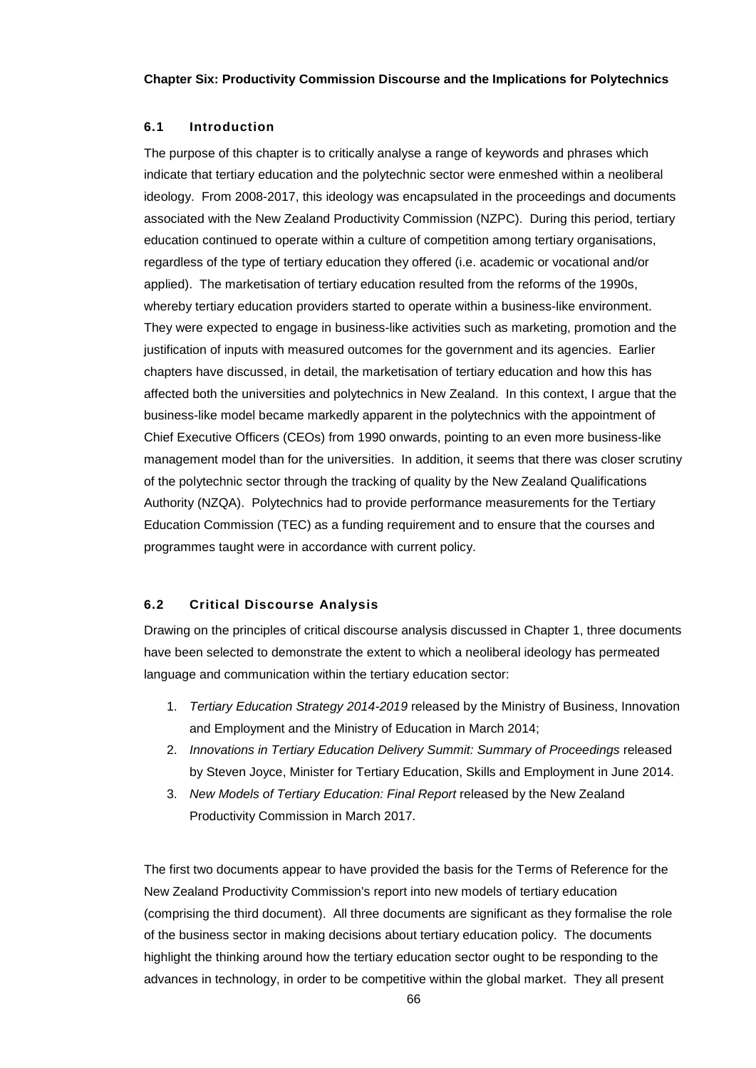**Chapter Six: Productivity Commission Discourse and the Implications for Polytechnics**

## 6.1 Introduction

The purpose of this chapter is to critically analyse a range of keywords and phrases which indicate that tertiary education and the polytechnic sector were enmeshed within a neoliberal ideology. From 2008-2017, this ideology was encapsulated in the proceedings and documents associated with the New Zealand Productivity Commission (NZPC). During this period, tertiary education continued to operate within a culture of competition among tertiary organisations, regardless of the type of tertiary education they offered (i.e. academic or vocational and/or applied). The marketisation of tertiary education resulted from the reforms of the 1990s, whereby tertiary education providers started to operate within a business-like environment. They were expected to engage in business-like activities such as marketing, promotion and the justification of inputs with measured outcomes for the government and its agencies. Earlier chapters have discussed, in detail, the marketisation of tertiary education and how this has affected both the universities and polytechnics in New Zealand. In this context, I argue that the business-like model became markedly apparent in the polytechnics with the appointment of Chief Executive Officers (CEOs) from 1990 onwards, pointing to an even more business-like management model than for the universities. In addition, it seems that there was closer scrutiny of the polytechnic sector through the tracking of quality by the New Zealand Qualifications Authority (NZQA). Polytechnics had to provide performance measurements for the Tertiary Education Commission (TEC) as a funding requirement and to ensure that the courses and programmes taught were in accordance with current policy.

## 6.2 Critical Discourse Analysis

Drawing on the principles of critical discourse analysis discussed in Chapter 1, three documents have been selected to demonstrate the extent to which a neoliberal ideology has permeated language and communication within the tertiary education sector:

1. *Tertiary Education Strategy 2014-2019* released by the Ministry of Business, Innovation and Employment and the Ministry of Education in March 2014;
2. *Innovations in Tertiary Education Delivery Summit: Summary of Proceedings* released by Steven Joyce, Minister for Tertiary Education, Skills and Employment in June 2014.
3. *New Models of Tertiary Education: Final Report* released by the New Zealand Productivity Commission in March 2017.

The first two documents appear to have provided the basis for the Terms of Reference for the New Zealand Productivity Commission's report into new models of tertiary education (comprising the third document). All three documents are significant as they formalise the role of the business sector in making decisions about tertiary education policy. The documents highlight the thinking around how the tertiary education sector ought to be responding to the advances in technology, in order to be competitive within the global market. They all present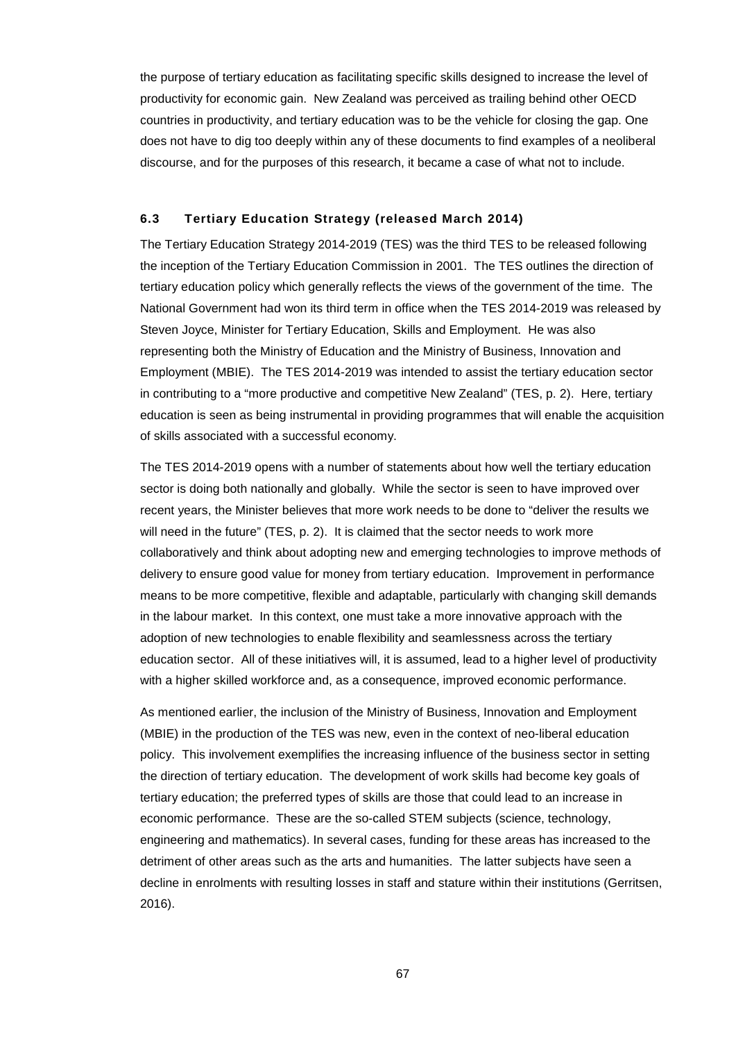the purpose of tertiary education as facilitating specific skills designed to increase the level of productivity for economic gain. New Zealand was perceived as trailing behind other OECD countries in productivity, and tertiary education was to be the vehicle for closing the gap. One does not have to dig too deeply within any of these documents to find examples of a neoliberal discourse, and for the purposes of this research, it became a case of what not to include.

### 6.3 Tertiary Education Strategy (released March 2014)

The Tertiary Education Strategy 2014-2019 (TES) was the third TES to be released following the inception of the Tertiary Education Commission in 2001. The TES outlines the direction of tertiary education policy which generally reflects the views of the government of the time. The National Government had won its third term in office when the TES 2014-2019 was released by Steven Joyce, Minister for Tertiary Education, Skills and Employment. He was also representing both the Ministry of Education and the Ministry of Business, Innovation and Employment (MBIE). The TES 2014-2019 was intended to assist the tertiary education sector in contributing to a "more productive and competitive New Zealand" (TES, p. 2). Here, tertiary education is seen as being instrumental in providing programmes that will enable the acquisition of skills associated with a successful economy.

The TES 2014-2019 opens with a number of statements about how well the tertiary education sector is doing both nationally and globally. While the sector is seen to have improved over recent years, the Minister believes that more work needs to be done to "deliver the results we will need in the future" (TES, p. 2). It is claimed that the sector needs to work more collaboratively and think about adopting new and emerging technologies to improve methods of delivery to ensure good value for money from tertiary education. Improvement in performance means to be more competitive, flexible and adaptable, particularly with changing skill demands in the labour market. In this context, one must take a more innovative approach with the adoption of new technologies to enable flexibility and seamlessness across the tertiary education sector. All of these initiatives will, it is assumed, lead to a higher level of productivity with a higher skilled workforce and, as a consequence, improved economic performance.

As mentioned earlier, the inclusion of the Ministry of Business, Innovation and Employment (MBIE) in the production of the TES was new, even in the context of neo-liberal education policy. This involvement exemplifies the increasing influence of the business sector in setting the direction of tertiary education. The development of work skills had become key goals of tertiary education; the preferred types of skills are those that could lead to an increase in economic performance. These are the so-called STEM subjects (science, technology, engineering and mathematics). In several cases, funding for these areas has increased to the detriment of other areas such as the arts and humanities. The latter subjects have seen a decline in enrolments with resulting losses in staff and stature within their institutions (Gerritsen, 2016).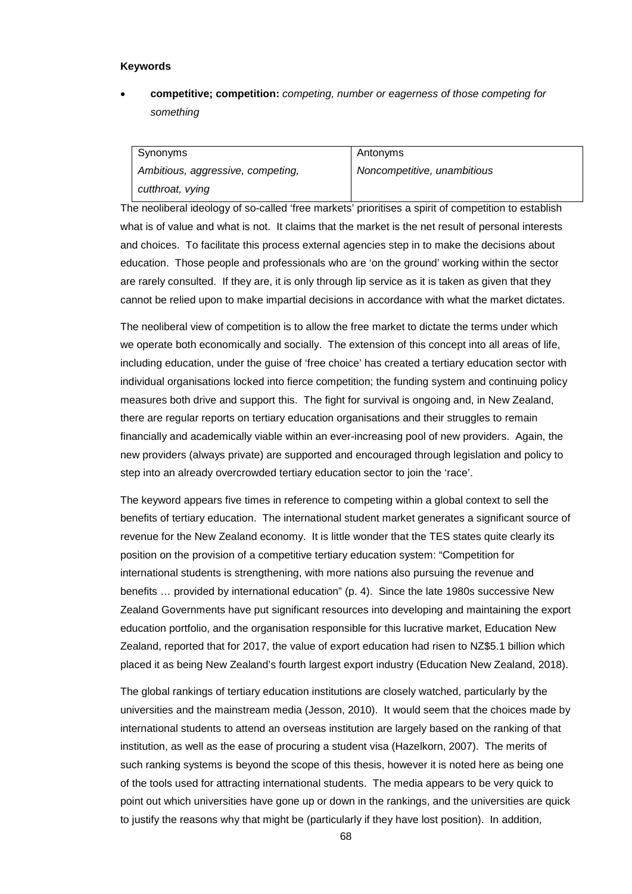**Keywords**

- **competitive; competition:** *competing, number or eagerness of those competing for something*

| Synonyms | Antonyms |
|---|---|
| *Ambitious, aggressive, competing, cutthroat, vying* | *Noncompetitive, unambitious* |

The neoliberal ideology of so-called 'free markets' prioritises a spirit of competition to establish what is of value and what is not. It claims that the market is the net result of personal interests and choices. To facilitate this process external agencies step in to make the decisions about education. Those people and professionals who are 'on the ground' working within the sector are rarely consulted. If they are, it is only through lip service as it is taken as given that they cannot be relied upon to make impartial decisions in accordance with what the market dictates.

The neoliberal view of competition is to allow the free market to dictate the terms under which we operate both economically and socially. The extension of this concept into all areas of life, including education, under the guise of 'free choice' has created a tertiary education sector with individual organisations locked into fierce competition; the funding system and continuing policy measures both drive and support this. The fight for survival is ongoing and, in New Zealand, there are regular reports on tertiary education organisations and their struggles to remain financially and academically viable within an ever-increasing pool of new providers. Again, the new providers (always private) are supported and encouraged through legislation and policy to step into an already overcrowded tertiary education sector to join the 'race'.

The keyword appears five times in reference to competing within a global context to sell the benefits of tertiary education. The international student market generates a significant source of revenue for the New Zealand economy. It is little wonder that the TES states quite clearly its position on the provision of a competitive tertiary education system: "Competition for international students is strengthening, with more nations also pursuing the revenue and benefits … provided by international education" (p. 4). Since the late 1980s successive New Zealand Governments have put significant resources into developing and maintaining the export education portfolio, and the organisation responsible for this lucrative market, Education New Zealand, reported that for 2017, the value of export education had risen to NZ$5.1 billion which placed it as being New Zealand's fourth largest export industry (Education New Zealand, 2018).

The global rankings of tertiary education institutions are closely watched, particularly by the universities and the mainstream media (Jesson, 2010). It would seem that the choices made by international students to attend an overseas institution are largely based on the ranking of that institution, as well as the ease of procuring a student visa (Hazelkorn, 2007). The merits of such ranking systems is beyond the scope of this thesis, however it is noted here as being one of the tools used for attracting international students. The media appears to be very quick to point out which universities have gone up or down in the rankings, and the universities are quick to justify the reasons why that might be (particularly if they have lost position). In addition,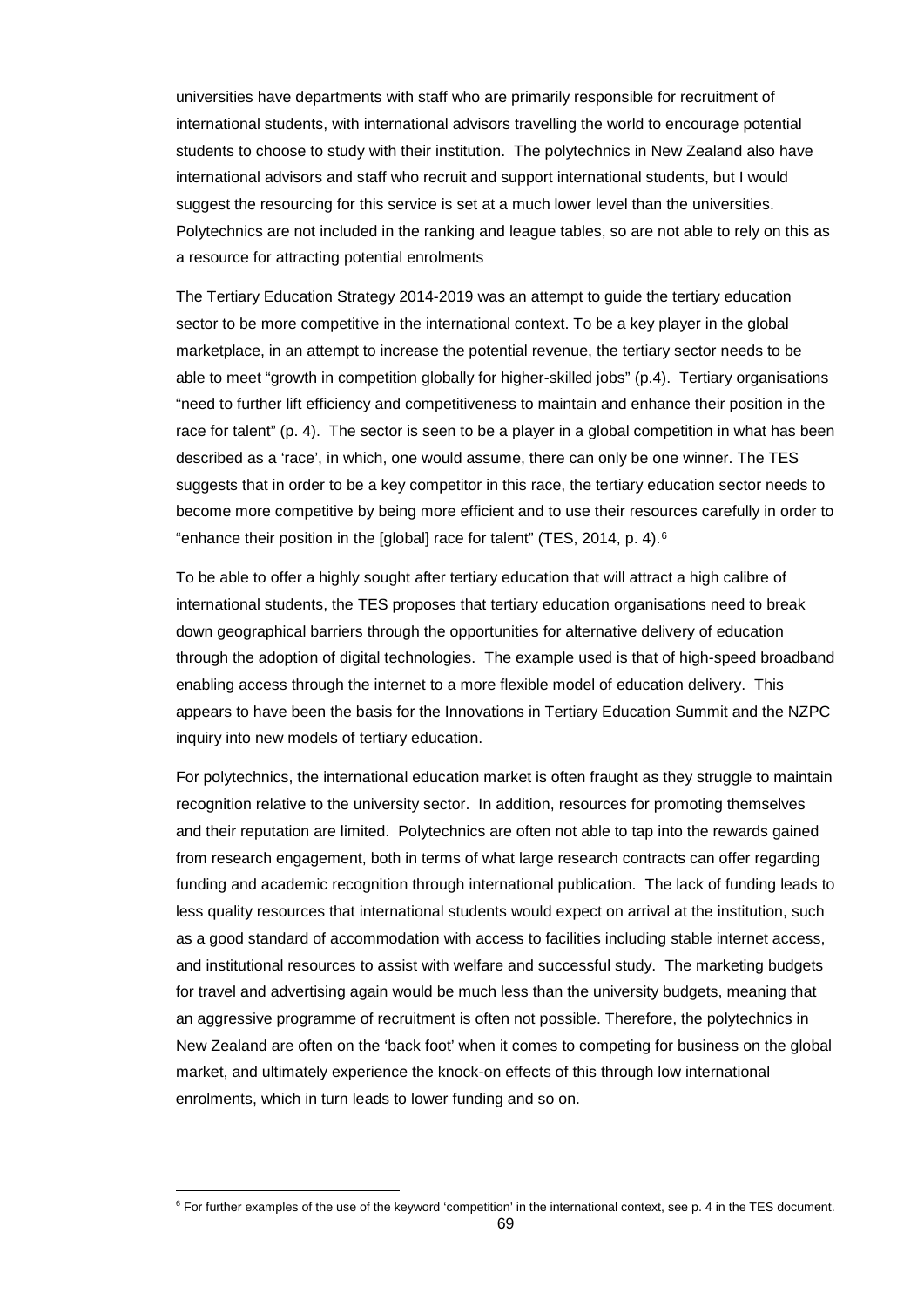universities have departments with staff who are primarily responsible for recruitment of international students, with international advisors travelling the world to encourage potential students to choose to study with their institution. The polytechnics in New Zealand also have international advisors and staff who recruit and support international students, but I would suggest the resourcing for this service is set at a much lower level than the universities. Polytechnics are not included in the ranking and league tables, so are not able to rely on this as a resource for attracting potential enrolments

The Tertiary Education Strategy 2014-2019 was an attempt to guide the tertiary education sector to be more competitive in the international context. To be a key player in the global marketplace, in an attempt to increase the potential revenue, the tertiary sector needs to be able to meet "growth in competition globally for higher-skilled jobs" (p.4). Tertiary organisations "need to further lift efficiency and competitiveness to maintain and enhance their position in the race for talent" (p. 4). The sector is seen to be a player in a global competition in what has been described as a 'race', in which, one would assume, there can only be one winner. The TES suggests that in order to be a key competitor in this race, the tertiary education sector needs to become more competitive by being more efficient and to use their resources carefully in order to "enhance their position in the [global] race for talent" (TES, 2014, p. 4).[6]

To be able to offer a highly sought after tertiary education that will attract a high calibre of international students, the TES proposes that tertiary education organisations need to break down geographical barriers through the opportunities for alternative delivery of education through the adoption of digital technologies. The example used is that of high-speed broadband enabling access through the internet to a more flexible model of education delivery. This appears to have been the basis for the Innovations in Tertiary Education Summit and the NZPC inquiry into new models of tertiary education.

For polytechnics, the international education market is often fraught as they struggle to maintain recognition relative to the university sector. In addition, resources for promoting themselves and their reputation are limited. Polytechnics are often not able to tap into the rewards gained from research engagement, both in terms of what large research contracts can offer regarding funding and academic recognition through international publication. The lack of funding leads to less quality resources that international students would expect on arrival at the institution, such as a good standard of accommodation with access to facilities including stable internet access, and institutional resources to assist with welfare and successful study. The marketing budgets for travel and advertising again would be much less than the university budgets, meaning that an aggressive programme of recruitment is often not possible. Therefore, the polytechnics in New Zealand are often on the 'back foot' when it comes to competing for business on the global market, and ultimately experience the knock-on effects of this through low international enrolments, which in turn leads to lower funding and so on.

[6] For further examples of the use of the keyword 'competition' in the international context, see p. 4 in the TES document.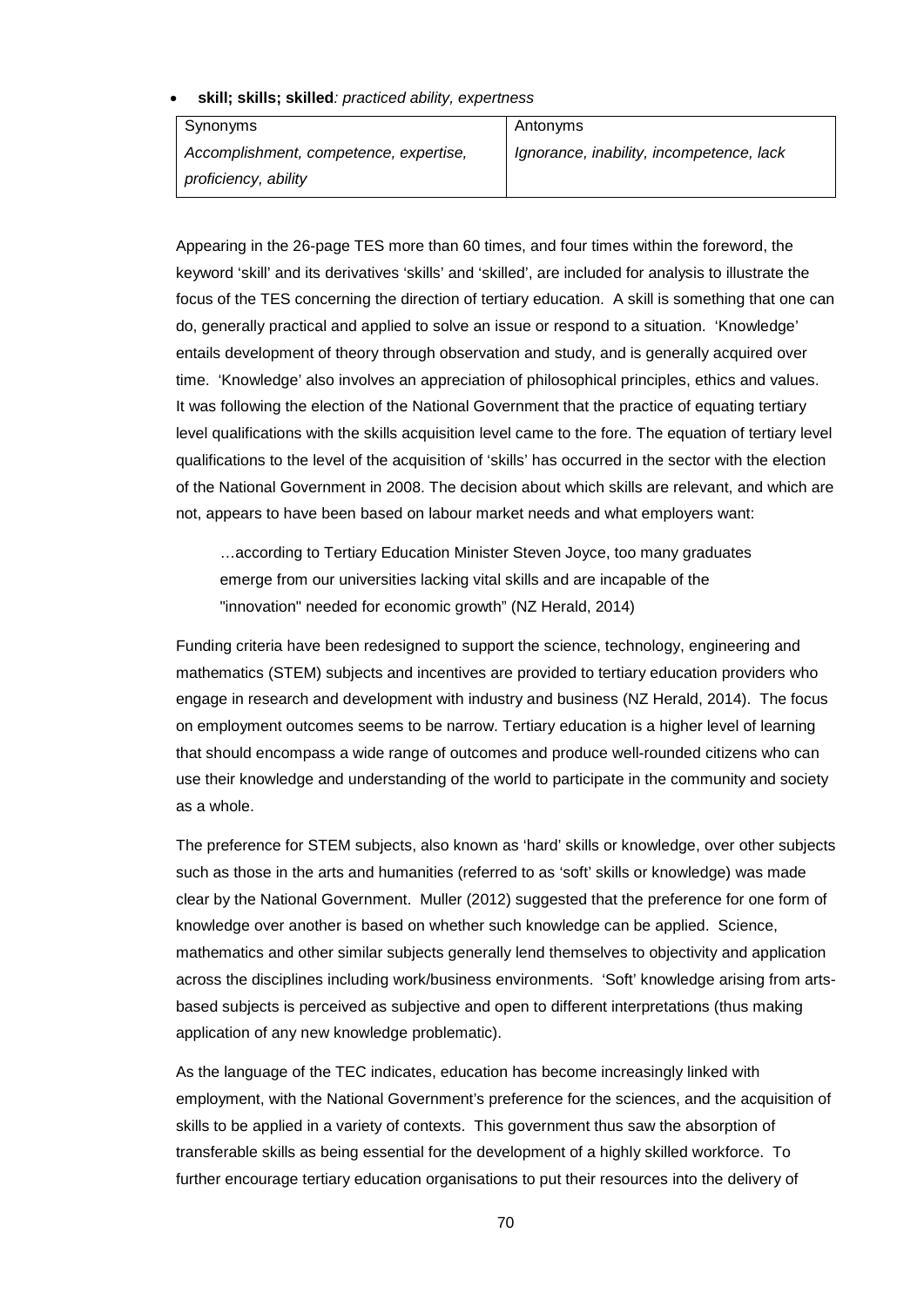- **skill; skills; skilled***: practiced ability, expertness*

| Synonyms | Antonyms |
|---|---|
| *Accomplishment, competence, expertise, proficiency, ability* | *Ignorance, inability, incompetence, lack* |

Appearing in the 26-page TES more than 60 times, and four times within the foreword, the keyword 'skill' and its derivatives 'skills' and 'skilled', are included for analysis to illustrate the focus of the TES concerning the direction of tertiary education. A skill is something that one can do, generally practical and applied to solve an issue or respond to a situation. 'Knowledge' entails development of theory through observation and study, and is generally acquired over time. 'Knowledge' also involves an appreciation of philosophical principles, ethics and values. It was following the election of the National Government that the practice of equating tertiary level qualifications with the skills acquisition level came to the fore. The equation of tertiary level qualifications to the level of the acquisition of 'skills' has occurred in the sector with the election of the National Government in 2008. The decision about which skills are relevant, and which are not, appears to have been based on labour market needs and what employers want:

> …according to Tertiary Education Minister Steven Joyce, too many graduates emerge from our universities lacking vital skills and are incapable of the "innovation" needed for economic growth" (NZ Herald, 2014)

Funding criteria have been redesigned to support the science, technology, engineering and mathematics (STEM) subjects and incentives are provided to tertiary education providers who engage in research and development with industry and business (NZ Herald, 2014). The focus on employment outcomes seems to be narrow. Tertiary education is a higher level of learning that should encompass a wide range of outcomes and produce well-rounded citizens who can use their knowledge and understanding of the world to participate in the community and society as a whole.

The preference for STEM subjects, also known as 'hard' skills or knowledge, over other subjects such as those in the arts and humanities (referred to as 'soft' skills or knowledge) was made clear by the National Government. Muller (2012) suggested that the preference for one form of knowledge over another is based on whether such knowledge can be applied. Science, mathematics and other similar subjects generally lend themselves to objectivity and application across the disciplines including work/business environments. 'Soft' knowledge arising from arts-based subjects is perceived as subjective and open to different interpretations (thus making application of any new knowledge problematic).

As the language of the TEC indicates, education has become increasingly linked with employment, with the National Government's preference for the sciences, and the acquisition of skills to be applied in a variety of contexts. This government thus saw the absorption of transferable skills as being essential for the development of a highly skilled workforce. To further encourage tertiary education organisations to put their resources into the delivery of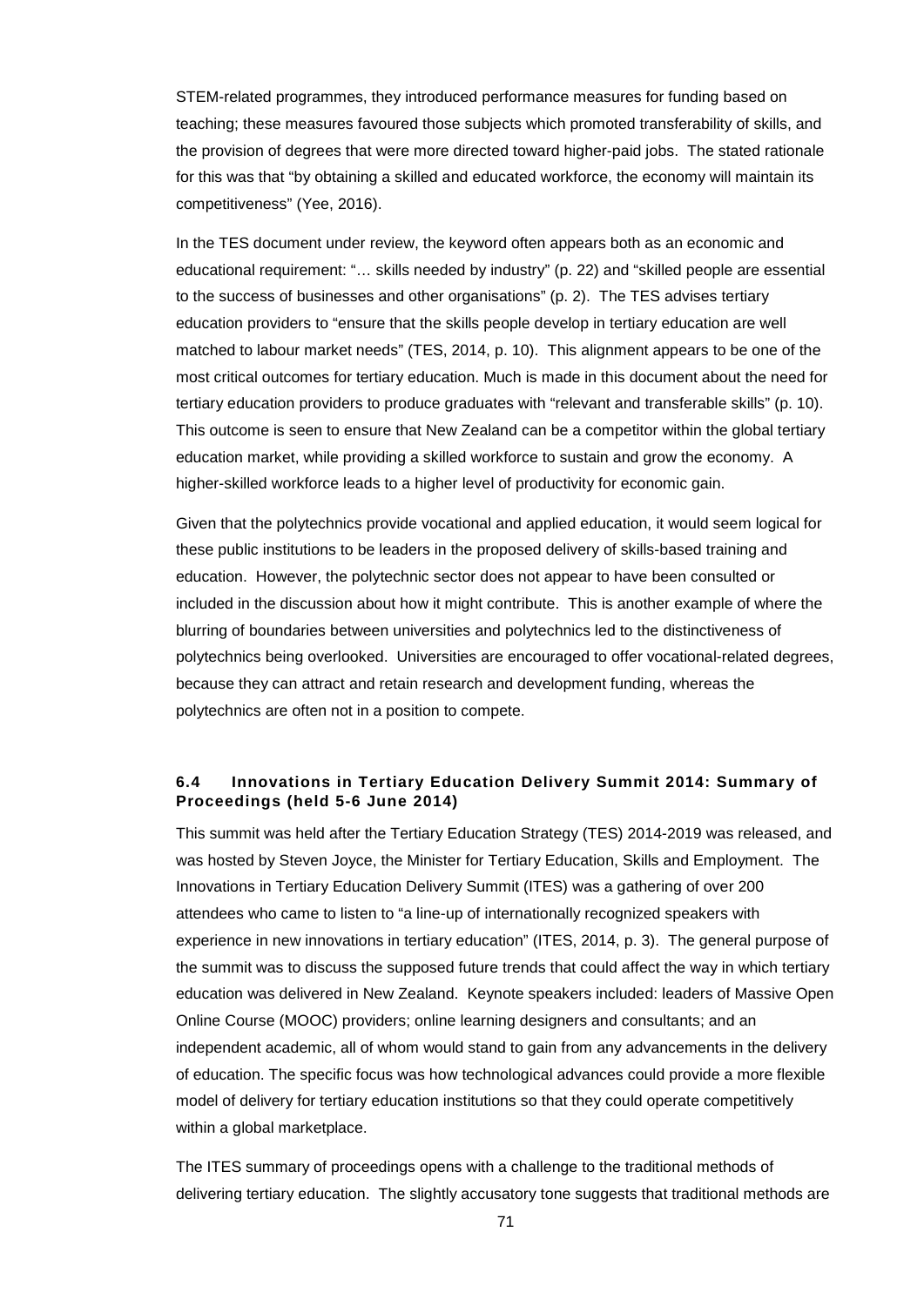STEM-related programmes, they introduced performance measures for funding based on teaching; these measures favoured those subjects which promoted transferability of skills, and the provision of degrees that were more directed toward higher-paid jobs. The stated rationale for this was that "by obtaining a skilled and educated workforce, the economy will maintain its competitiveness" (Yee, 2016).

In the TES document under review, the keyword often appears both as an economic and educational requirement: "… skills needed by industry" (p. 22) and "skilled people are essential to the success of businesses and other organisations" (p. 2). The TES advises tertiary education providers to "ensure that the skills people develop in tertiary education are well matched to labour market needs" (TES, 2014, p. 10). This alignment appears to be one of the most critical outcomes for tertiary education. Much is made in this document about the need for tertiary education providers to produce graduates with "relevant and transferable skills" (p. 10). This outcome is seen to ensure that New Zealand can be a competitor within the global tertiary education market, while providing a skilled workforce to sustain and grow the economy. A higher-skilled workforce leads to a higher level of productivity for economic gain.

Given that the polytechnics provide vocational and applied education, it would seem logical for these public institutions to be leaders in the proposed delivery of skills-based training and education. However, the polytechnic sector does not appear to have been consulted or included in the discussion about how it might contribute. This is another example of where the blurring of boundaries between universities and polytechnics led to the distinctiveness of polytechnics being overlooked. Universities are encouraged to offer vocational-related degrees, because they can attract and retain research and development funding, whereas the polytechnics are often not in a position to compete.

### 6.4 Innovations in Tertiary Education Delivery Summit 2014: Summary of Proceedings (held 5-6 June 2014)

This summit was held after the Tertiary Education Strategy (TES) 2014-2019 was released, and was hosted by Steven Joyce, the Minister for Tertiary Education, Skills and Employment. The Innovations in Tertiary Education Delivery Summit (ITES) was a gathering of over 200 attendees who came to listen to "a line-up of internationally recognized speakers with experience in new innovations in tertiary education" (ITES, 2014, p. 3). The general purpose of the summit was to discuss the supposed future trends that could affect the way in which tertiary education was delivered in New Zealand. Keynote speakers included: leaders of Massive Open Online Course (MOOC) providers; online learning designers and consultants; and an independent academic, all of whom would stand to gain from any advancements in the delivery of education. The specific focus was how technological advances could provide a more flexible model of delivery for tertiary education institutions so that they could operate competitively within a global marketplace.

The ITES summary of proceedings opens with a challenge to the traditional methods of delivering tertiary education. The slightly accusatory tone suggests that traditional methods are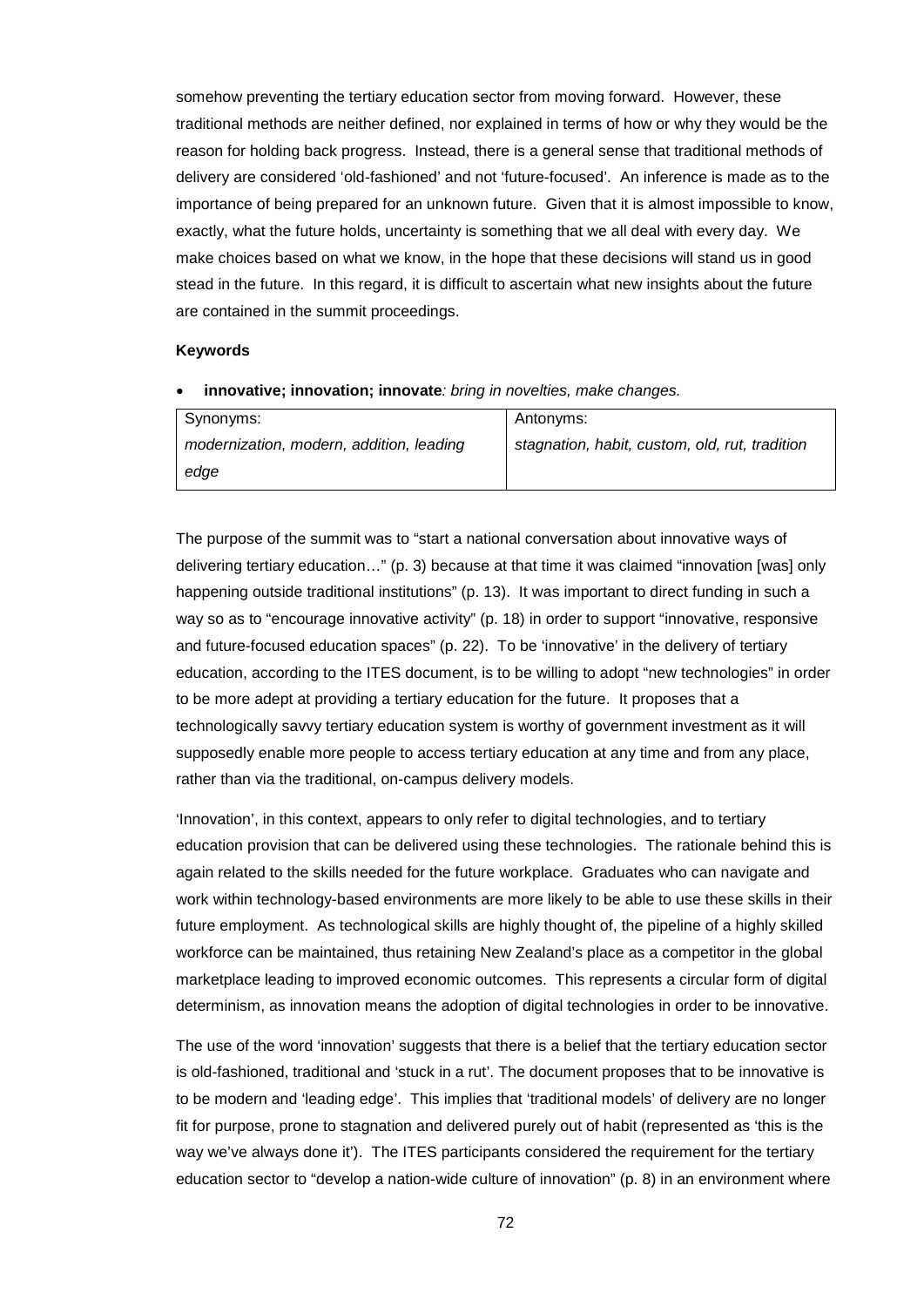somehow preventing the tertiary education sector from moving forward. However, these traditional methods are neither defined, nor explained in terms of how or why they would be the reason for holding back progress. Instead, there is a general sense that traditional methods of delivery are considered 'old-fashioned' and not 'future-focused'. An inference is made as to the importance of being prepared for an unknown future. Given that it is almost impossible to know, exactly, what the future holds, uncertainty is something that we all deal with every day. We make choices based on what we know, in the hope that these decisions will stand us in good stead in the future. In this regard, it is difficult to ascertain what new insights about the future are contained in the summit proceedings.

**Keywords**

- **innovative; innovation; innovate**: *bring in novelties, make changes.*

| Synonyms: | Antonyms: |
|---|---|
| *modernization, modern, addition, leading edge* | *stagnation, habit, custom, old, rut, tradition* |

The purpose of the summit was to "start a national conversation about innovative ways of delivering tertiary education…" (p. 3) because at that time it was claimed "innovation [was] only happening outside traditional institutions" (p. 13). It was important to direct funding in such a way so as to "encourage innovative activity" (p. 18) in order to support "innovative, responsive and future-focused education spaces" (p. 22). To be 'innovative' in the delivery of tertiary education, according to the ITES document, is to be willing to adopt "new technologies" in order to be more adept at providing a tertiary education for the future. It proposes that a technologically savvy tertiary education system is worthy of government investment as it will supposedly enable more people to access tertiary education at any time and from any place, rather than via the traditional, on-campus delivery models.

'Innovation', in this context, appears to only refer to digital technologies, and to tertiary education provision that can be delivered using these technologies. The rationale behind this is again related to the skills needed for the future workplace. Graduates who can navigate and work within technology-based environments are more likely to be able to use these skills in their future employment. As technological skills are highly thought of, the pipeline of a highly skilled workforce can be maintained, thus retaining New Zealand's place as a competitor in the global marketplace leading to improved economic outcomes. This represents a circular form of digital determinism, as innovation means the adoption of digital technologies in order to be innovative.

The use of the word 'innovation' suggests that there is a belief that the tertiary education sector is old-fashioned, traditional and 'stuck in a rut'. The document proposes that to be innovative is to be modern and 'leading edge'. This implies that 'traditional models' of delivery are no longer fit for purpose, prone to stagnation and delivered purely out of habit (represented as 'this is the way we've always done it'). The ITES participants considered the requirement for the tertiary education sector to "develop a nation-wide culture of innovation" (p. 8) in an environment where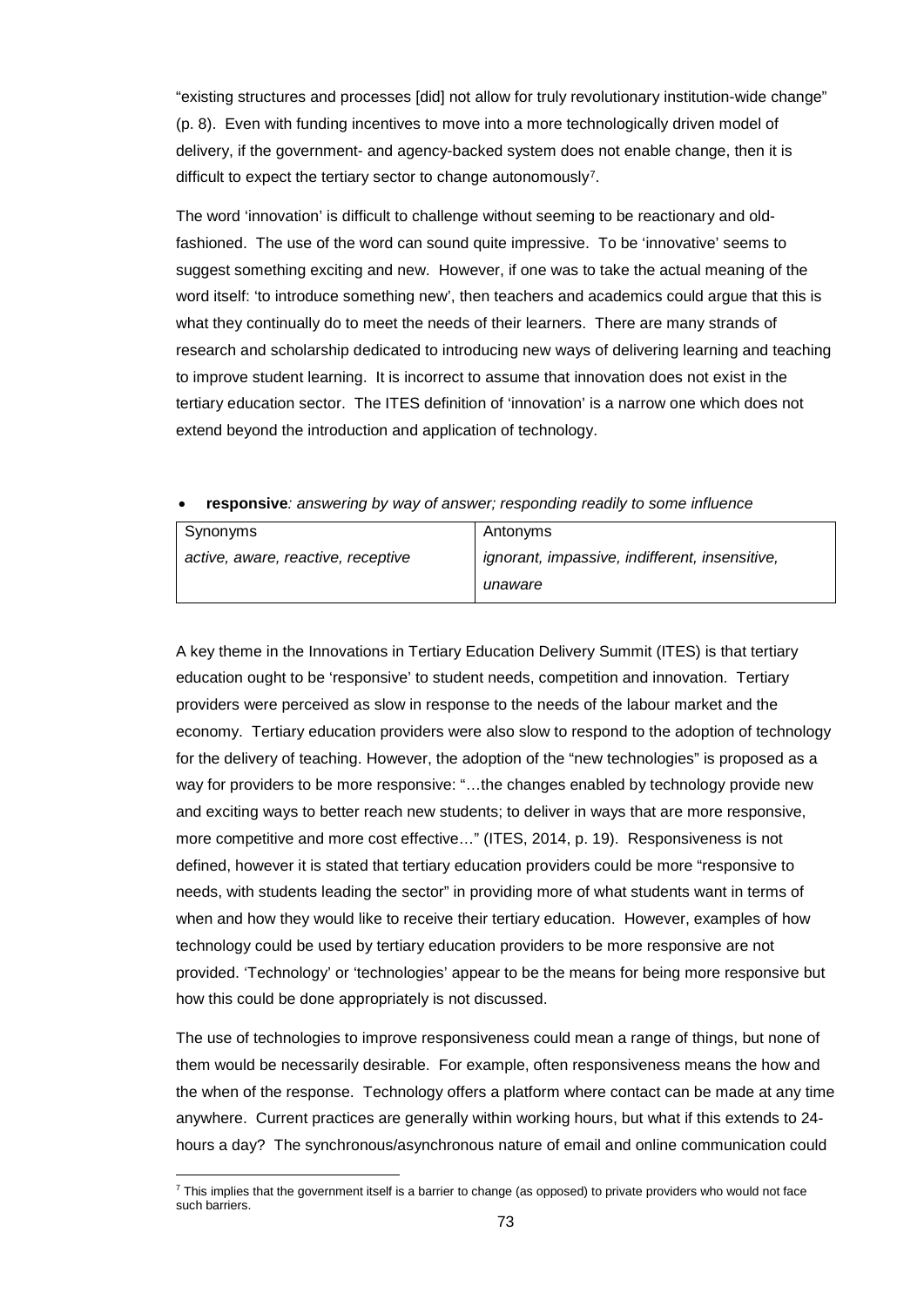"existing structures and processes [did] not allow for truly revolutionary institution-wide change" (p. 8). Even with funding incentives to move into a more technologically driven model of delivery, if the government- and agency-backed system does not enable change, then it is difficult to expect the tertiary sector to change autonomously[7].

The word 'innovation' is difficult to challenge without seeming to be reactionary and old-fashioned. The use of the word can sound quite impressive. To be 'innovative' seems to suggest something exciting and new. However, if one was to take the actual meaning of the word itself: 'to introduce something new', then teachers and academics could argue that this is what they continually do to meet the needs of their learners. There are many strands of research and scholarship dedicated to introducing new ways of delivering learning and teaching to improve student learning. It is incorrect to assume that innovation does not exist in the tertiary education sector. The ITES definition of 'innovation' is a narrow one which does not extend beyond the introduction and application of technology.

- **responsive***: answering by way of answer; responding readily to some influence*

| Synonyms | Antonyms |
|---|---|
| *active, aware, reactive, receptive* | *ignorant, impassive, indifferent, insensitive, unaware* |

A key theme in the Innovations in Tertiary Education Delivery Summit (ITES) is that tertiary education ought to be 'responsive' to student needs, competition and innovation. Tertiary providers were perceived as slow in response to the needs of the labour market and the economy. Tertiary education providers were also slow to respond to the adoption of technology for the delivery of teaching. However, the adoption of the "new technologies" is proposed as a way for providers to be more responsive: "…the changes enabled by technology provide new and exciting ways to better reach new students; to deliver in ways that are more responsive, more competitive and more cost effective…" (ITES, 2014, p. 19). Responsiveness is not defined, however it is stated that tertiary education providers could be more "responsive to needs, with students leading the sector" in providing more of what students want in terms of when and how they would like to receive their tertiary education. However, examples of how technology could be used by tertiary education providers to be more responsive are not provided. 'Technology' or 'technologies' appear to be the means for being more responsive but how this could be done appropriately is not discussed.

The use of technologies to improve responsiveness could mean a range of things, but none of them would be necessarily desirable. For example, often responsiveness means the how and the when of the response. Technology offers a platform where contact can be made at any time anywhere. Current practices are generally within working hours, but what if this extends to 24-hours a day? The synchronous/asynchronous nature of email and online communication could

[7] This implies that the government itself is a barrier to change (as opposed) to private providers who would not face such barriers.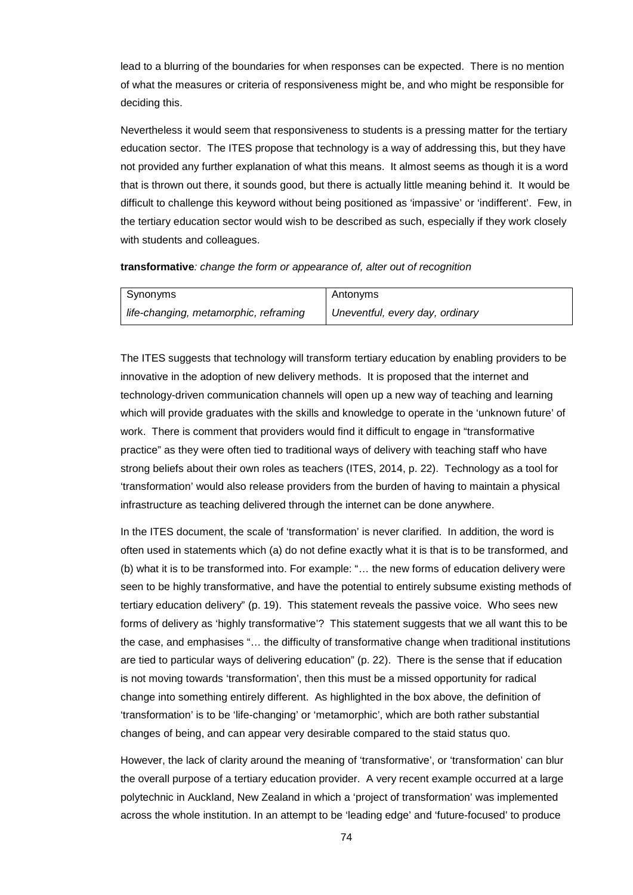lead to a blurring of the boundaries for when responses can be expected. There is no mention of what the measures or criteria of responsiveness might be, and who might be responsible for deciding this.

Nevertheless it would seem that responsiveness to students is a pressing matter for the tertiary education sector. The ITES propose that technology is a way of addressing this, but they have not provided any further explanation of what this means. It almost seems as though it is a word that is thrown out there, it sounds good, but there is actually little meaning behind it. It would be difficult to challenge this keyword without being positioned as 'impassive' or 'indifferent'. Few, in the tertiary education sector would wish to be described as such, especially if they work closely with students and colleagues.

**transformative***: change the form or appearance of, alter out of recognition*

| Synonyms | Antonyms |
|---|---|
| *life-changing, metamorphic, reframing* | *Uneventful, every day, ordinary* |

The ITES suggests that technology will transform tertiary education by enabling providers to be innovative in the adoption of new delivery methods. It is proposed that the internet and technology-driven communication channels will open up a new way of teaching and learning which will provide graduates with the skills and knowledge to operate in the 'unknown future' of work. There is comment that providers would find it difficult to engage in "transformative practice" as they were often tied to traditional ways of delivery with teaching staff who have strong beliefs about their own roles as teachers (ITES, 2014, p. 22). Technology as a tool for 'transformation' would also release providers from the burden of having to maintain a physical infrastructure as teaching delivered through the internet can be done anywhere.

In the ITES document, the scale of 'transformation' is never clarified. In addition, the word is often used in statements which (a) do not define exactly what it is that is to be transformed, and (b) what it is to be transformed into. For example: "… the new forms of education delivery were seen to be highly transformative, and have the potential to entirely subsume existing methods of tertiary education delivery" (p. 19). This statement reveals the passive voice. Who sees new forms of delivery as 'highly transformative'? This statement suggests that we all want this to be the case, and emphasises "… the difficulty of transformative change when traditional institutions are tied to particular ways of delivering education" (p. 22). There is the sense that if education is not moving towards 'transformation', then this must be a missed opportunity for radical change into something entirely different. As highlighted in the box above, the definition of 'transformation' is to be 'life-changing' or 'metamorphic', which are both rather substantial changes of being, and can appear very desirable compared to the staid status quo.

However, the lack of clarity around the meaning of 'transformative', or 'transformation' can blur the overall purpose of a tertiary education provider. A very recent example occurred at a large polytechnic in Auckland, New Zealand in which a 'project of transformation' was implemented across the whole institution. In an attempt to be 'leading edge' and 'future-focused' to produce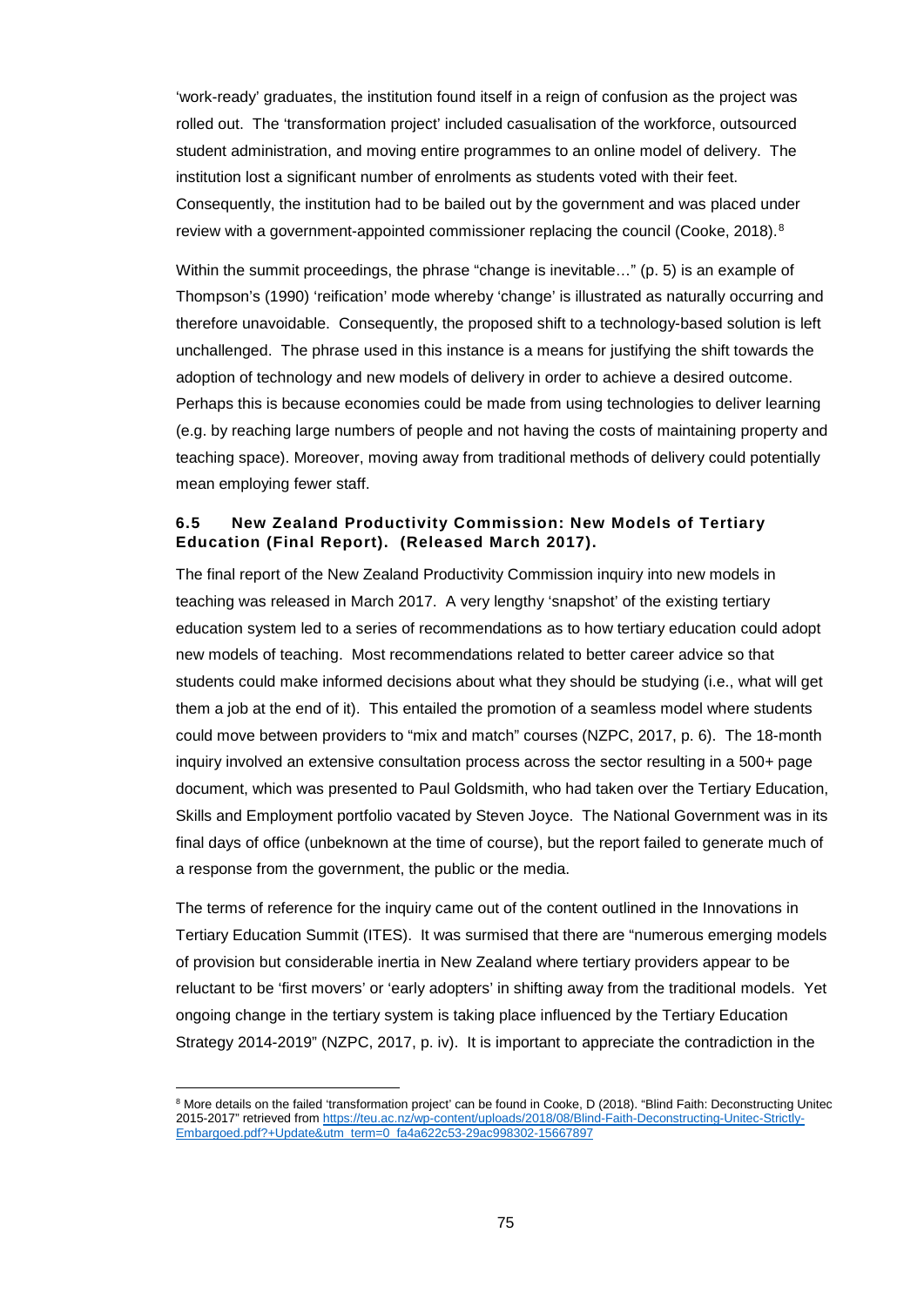'work-ready' graduates, the institution found itself in a reign of confusion as the project was rolled out. The 'transformation project' included casualisation of the workforce, outsourced student administration, and moving entire programmes to an online model of delivery. The institution lost a significant number of enrolments as students voted with their feet. Consequently, the institution had to be bailed out by the government and was placed under review with a government-appointed commissioner replacing the council (Cooke, 2018).[8]

Within the summit proceedings, the phrase "change is inevitable…" (p. 5) is an example of Thompson's (1990) 'reification' mode whereby 'change' is illustrated as naturally occurring and therefore unavoidable. Consequently, the proposed shift to a technology-based solution is left unchallenged. The phrase used in this instance is a means for justifying the shift towards the adoption of technology and new models of delivery in order to achieve a desired outcome. Perhaps this is because economies could be made from using technologies to deliver learning (e.g. by reaching large numbers of people and not having the costs of maintaining property and teaching space). Moreover, moving away from traditional methods of delivery could potentially mean employing fewer staff.

### 6.5 New Zealand Productivity Commission: New Models of Tertiary Education (Final Report). (Released March 2017).

The final report of the New Zealand Productivity Commission inquiry into new models in teaching was released in March 2017. A very lengthy 'snapshot' of the existing tertiary education system led to a series of recommendations as to how tertiary education could adopt new models of teaching. Most recommendations related to better career advice so that students could make informed decisions about what they should be studying (i.e., what will get them a job at the end of it). This entailed the promotion of a seamless model where students could move between providers to "mix and match" courses (NZPC, 2017, p. 6). The 18-month inquiry involved an extensive consultation process across the sector resulting in a 500+ page document, which was presented to Paul Goldsmith, who had taken over the Tertiary Education, Skills and Employment portfolio vacated by Steven Joyce. The National Government was in its final days of office (unbeknown at the time of course), but the report failed to generate much of a response from the government, the public or the media.

The terms of reference for the inquiry came out of the content outlined in the Innovations in Tertiary Education Summit (ITES). It was surmised that there are "numerous emerging models of provision but considerable inertia in New Zealand where tertiary providers appear to be reluctant to be 'first movers' or 'early adopters' in shifting away from the traditional models. Yet ongoing change in the tertiary system is taking place influenced by the Tertiary Education Strategy 2014-2019" (NZPC, 2017, p. iv). It is important to appreciate the contradiction in the

---

[8] More details on the failed 'transformation project' can be found in Cooke, D (2018). "Blind Faith: Deconstructing Unitec 2015-2017" retrieved from https://teu.ac.nz/wp-content/uploads/2018/08/Blind-Faith-Deconstructing-Unitec-Strictly-Embargoed.pdf?+Update&utm_term=0_fa4a622c53-29ac998302-15667897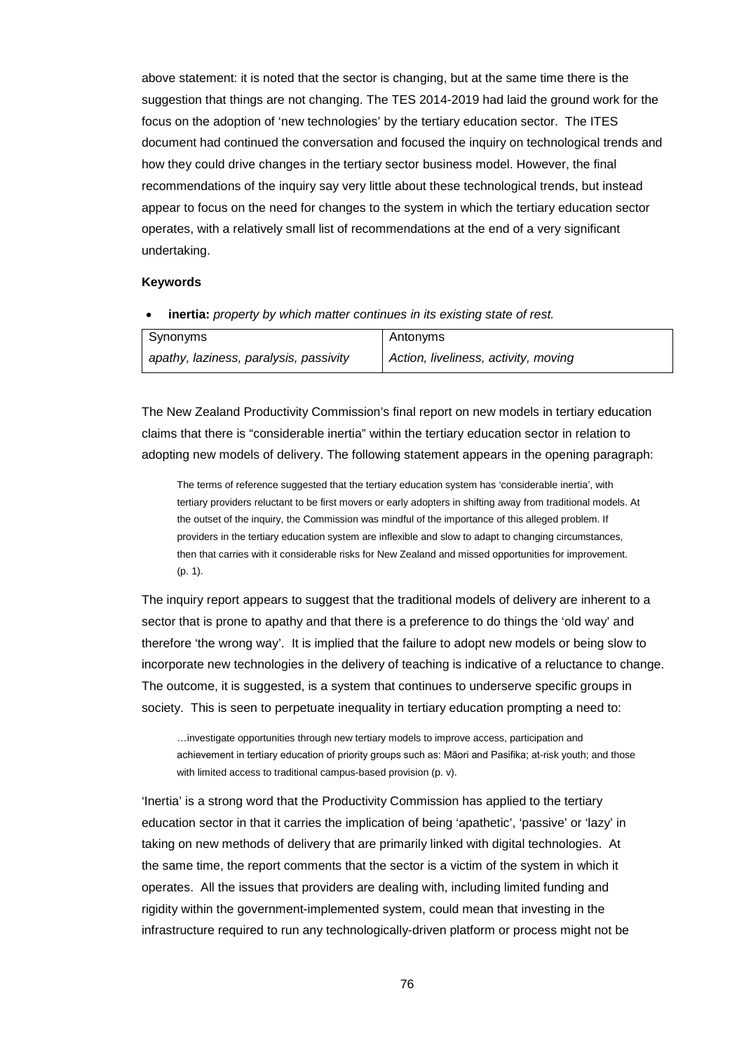above statement: it is noted that the sector is changing, but at the same time there is the suggestion that things are not changing. The TES 2014-2019 had laid the ground work for the focus on the adoption of 'new technologies' by the tertiary education sector. The ITES document had continued the conversation and focused the inquiry on technological trends and how they could drive changes in the tertiary sector business model. However, the final recommendations of the inquiry say very little about these technological trends, but instead appear to focus on the need for changes to the system in which the tertiary education sector operates, with a relatively small list of recommendations at the end of a very significant undertaking.

**Keywords**

- **inertia:** *property by which matter continues in its existing state of rest.*

| Synonyms | Antonyms |
|---|---|
| *apathy, laziness, paralysis, passivity* | *Action, liveliness, activity, moving* |

The New Zealand Productivity Commission's final report on new models in tertiary education claims that there is "considerable inertia" within the tertiary education sector in relation to adopting new models of delivery. The following statement appears in the opening paragraph:

> The terms of reference suggested that the tertiary education system has 'considerable inertia', with tertiary providers reluctant to be first movers or early adopters in shifting away from traditional models. At the outset of the inquiry, the Commission was mindful of the importance of this alleged problem. If providers in the tertiary education system are inflexible and slow to adapt to changing circumstances, then that carries with it considerable risks for New Zealand and missed opportunities for improvement. (p. 1).

The inquiry report appears to suggest that the traditional models of delivery are inherent to a sector that is prone to apathy and that there is a preference to do things the 'old way' and therefore 'the wrong way'. It is implied that the failure to adopt new models or being slow to incorporate new technologies in the delivery of teaching is indicative of a reluctance to change. The outcome, it is suggested, is a system that continues to underserve specific groups in society. This is seen to perpetuate inequality in tertiary education prompting a need to:

> …investigate opportunities through new tertiary models to improve access, participation and achievement in tertiary education of priority groups such as: Māori and Pasifika; at-risk youth; and those with limited access to traditional campus-based provision (p. v).

'Inertia' is a strong word that the Productivity Commission has applied to the tertiary education sector in that it carries the implication of being 'apathetic', 'passive' or 'lazy' in taking on new methods of delivery that are primarily linked with digital technologies. At the same time, the report comments that the sector is a victim of the system in which it operates. All the issues that providers are dealing with, including limited funding and rigidity within the government-implemented system, could mean that investing in the infrastructure required to run any technologically-driven platform or process might not be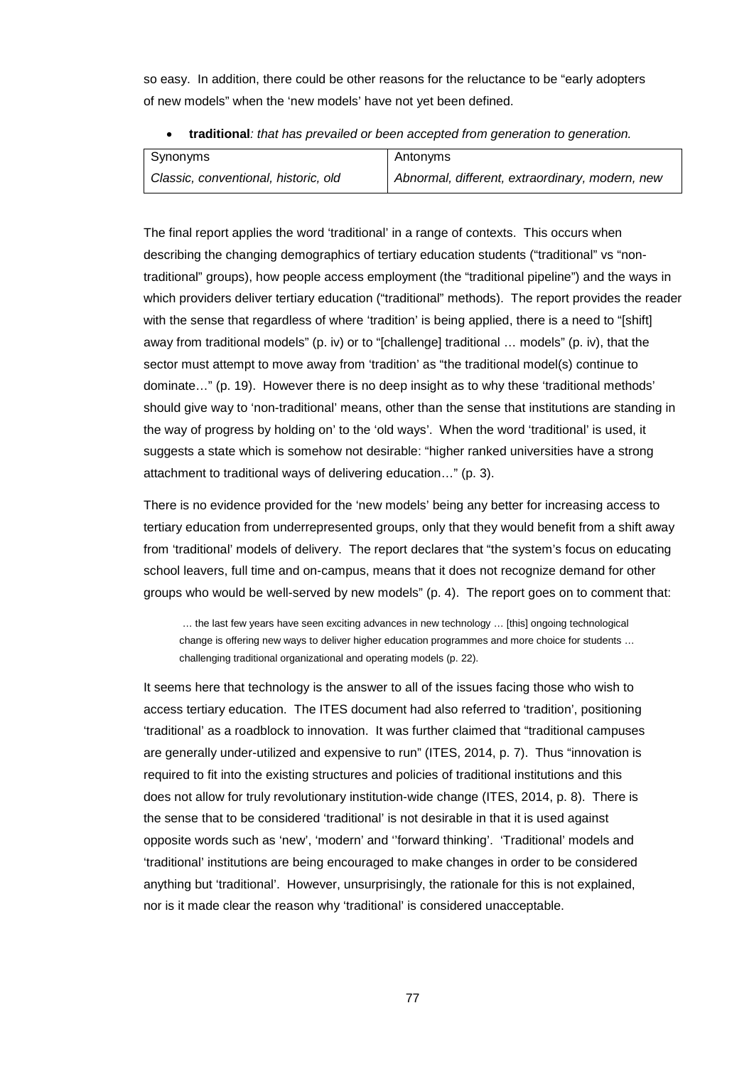so easy. In addition, there could be other reasons for the reluctance to be "early adopters of new models" when the 'new models' have not yet been defined.

- **traditional**: *that has prevailed or been accepted from generation to generation.*

| Synonyms | Antonyms |
|---|---|
| *Classic, conventional, historic, old* | *Abnormal, different, extraordinary, modern, new* |

The final report applies the word 'traditional' in a range of contexts. This occurs when describing the changing demographics of tertiary education students ("traditional" vs "non-traditional" groups), how people access employment (the "traditional pipeline") and the ways in which providers deliver tertiary education ("traditional" methods). The report provides the reader with the sense that regardless of where 'tradition' is being applied, there is a need to "[shift] away from traditional models" (p. iv) or to "[challenge] traditional … models" (p. iv), that the sector must attempt to move away from 'tradition' as "the traditional model(s) continue to dominate…" (p. 19). However there is no deep insight as to why these 'traditional methods' should give way to 'non-traditional' means, other than the sense that institutions are standing in the way of progress by holding on' to the 'old ways'. When the word 'traditional' is used, it suggests a state which is somehow not desirable: "higher ranked universities have a strong attachment to traditional ways of delivering education…" (p. 3).

There is no evidence provided for the 'new models' being any better for increasing access to tertiary education from underrepresented groups, only that they would benefit from a shift away from 'traditional' models of delivery. The report declares that "the system's focus on educating school leavers, full time and on-campus, means that it does not recognize demand for other groups who would be well-served by new models" (p. 4). The report goes on to comment that:

> … the last few years have seen exciting advances in new technology … [this] ongoing technological change is offering new ways to deliver higher education programmes and more choice for students … challenging traditional organizational and operating models (p. 22).

It seems here that technology is the answer to all of the issues facing those who wish to access tertiary education. The ITES document had also referred to 'tradition', positioning 'traditional' as a roadblock to innovation. It was further claimed that "traditional campuses are generally under-utilized and expensive to run" (ITES, 2014, p. 7). Thus "innovation is required to fit into the existing structures and policies of traditional institutions and this does not allow for truly revolutionary institution-wide change (ITES, 2014, p. 8). There is the sense that to be considered 'traditional' is not desirable in that it is used against opposite words such as 'new', 'modern' and '‘forward thinking'. 'Traditional' models and 'traditional' institutions are being encouraged to make changes in order to be considered anything but 'traditional'. However, unsurprisingly, the rationale for this is not explained, nor is it made clear the reason why 'traditional' is considered unacceptable.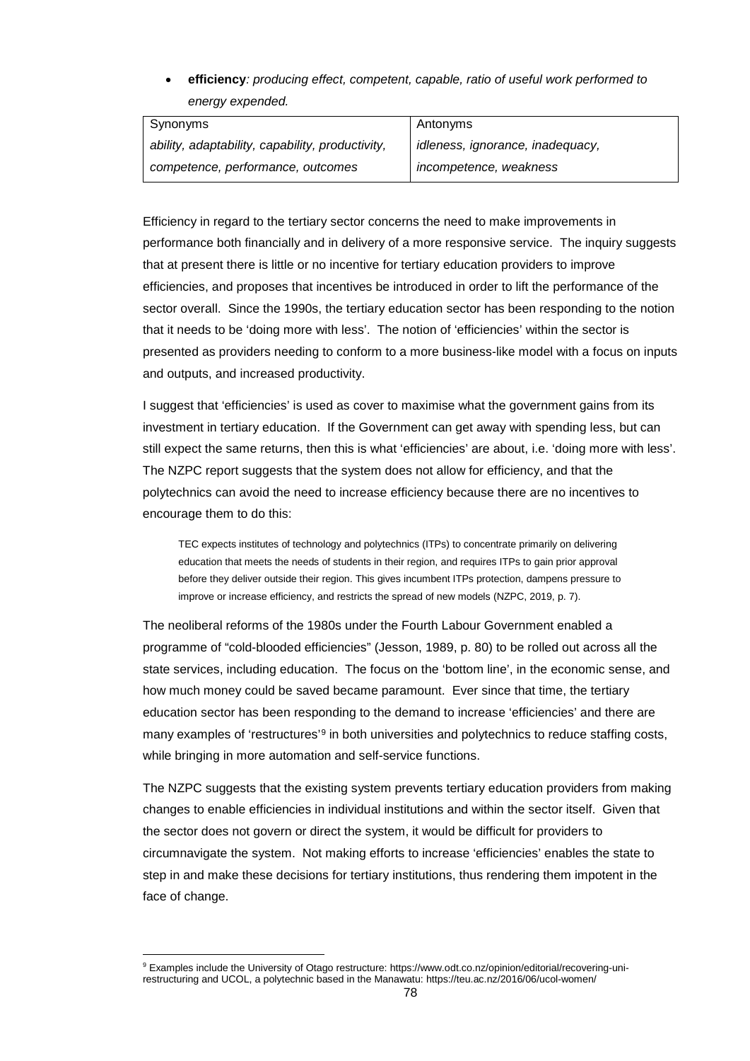- **efficiency**: *producing effect, competent, capable, ratio of useful work performed to energy expended.*

| Synonyms | Antonyms |
|---|---|
| *ability, adaptability, capability, productivity, competence, performance, outcomes* | *idleness, ignorance, inadequacy, incompetence, weakness* |

Efficiency in regard to the tertiary sector concerns the need to make improvements in performance both financially and in delivery of a more responsive service. The inquiry suggests that at present there is little or no incentive for tertiary education providers to improve efficiencies, and proposes that incentives be introduced in order to lift the performance of the sector overall. Since the 1990s, the tertiary education sector has been responding to the notion that it needs to be 'doing more with less'. The notion of 'efficiencies' within the sector is presented as providers needing to conform to a more business-like model with a focus on inputs and outputs, and increased productivity.

I suggest that 'efficiencies' is used as cover to maximise what the government gains from its investment in tertiary education. If the Government can get away with spending less, but can still expect the same returns, then this is what 'efficiencies' are about, i.e. 'doing more with less'. The NZPC report suggests that the system does not allow for efficiency, and that the polytechnics can avoid the need to increase efficiency because there are no incentives to encourage them to do this:

> TEC expects institutes of technology and polytechnics (ITPs) to concentrate primarily on delivering education that meets the needs of students in their region, and requires ITPs to gain prior approval before they deliver outside their region. This gives incumbent ITPs protection, dampens pressure to improve or increase efficiency, and restricts the spread of new models (NZPC, 2019, p. 7).

The neoliberal reforms of the 1980s under the Fourth Labour Government enabled a programme of "cold-blooded efficiencies" (Jesson, 1989, p. 80) to be rolled out across all the state services, including education. The focus on the 'bottom line', in the economic sense, and how much money could be saved became paramount. Ever since that time, the tertiary education sector has been responding to the demand to increase 'efficiencies' and there are many examples of 'restructures'[9] in both universities and polytechnics to reduce staffing costs, while bringing in more automation and self-service functions.

The NZPC suggests that the existing system prevents tertiary education providers from making changes to enable efficiencies in individual institutions and within the sector itself. Given that the sector does not govern or direct the system, it would be difficult for providers to circumnavigate the system. Not making efforts to increase 'efficiencies' enables the state to step in and make these decisions for tertiary institutions, thus rendering them impotent in the face of change.

[9] Examples include the University of Otago restructure: https://www.odt.co.nz/opinion/editorial/recovering-uni-restructuring and UCOL, a polytechnic based in the Manawatu: https://teu.ac.nz/2016/06/ucol-women/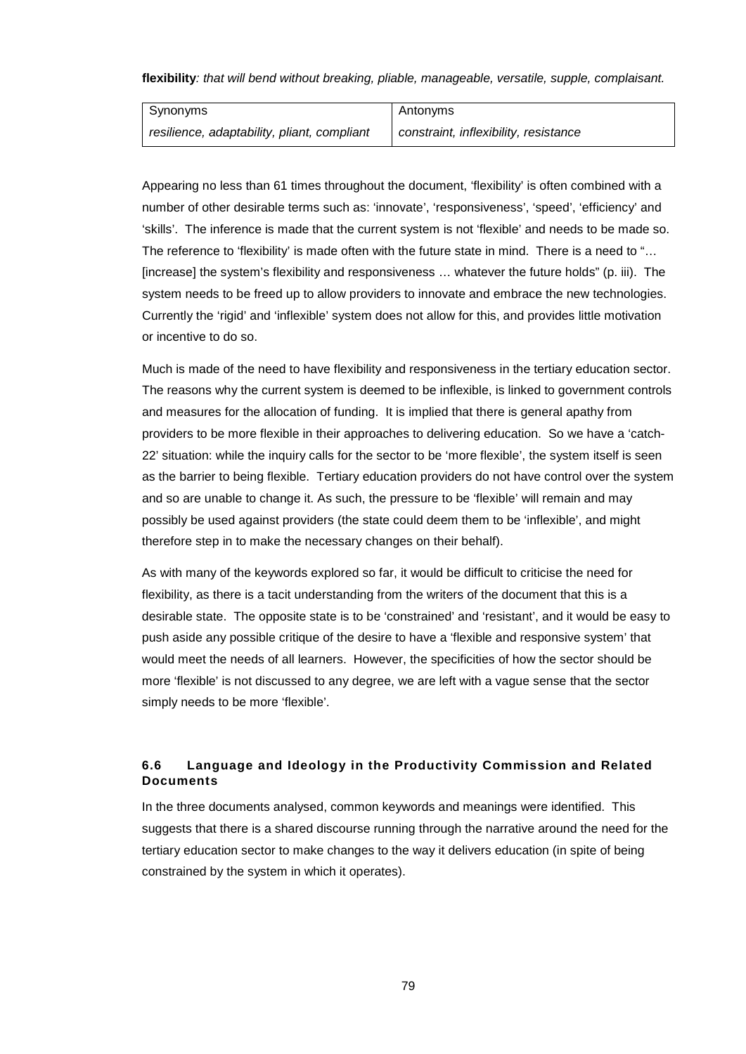**flexibility***: that will bend without breaking, pliable, manageable, versatile, supple, complaisant.*

| Synonyms | Antonyms |
|---|---|
| *resilience, adaptability, pliant, compliant* | *constraint, inflexibility, resistance* |

Appearing no less than 61 times throughout the document, 'flexibility' is often combined with a number of other desirable terms such as: 'innovate', 'responsiveness', 'speed', 'efficiency' and 'skills'. The inference is made that the current system is not 'flexible' and needs to be made so. The reference to 'flexibility' is made often with the future state in mind. There is a need to "… [increase] the system's flexibility and responsiveness … whatever the future holds" (p. iii). The system needs to be freed up to allow providers to innovate and embrace the new technologies. Currently the 'rigid' and 'inflexible' system does not allow for this, and provides little motivation or incentive to do so.

Much is made of the need to have flexibility and responsiveness in the tertiary education sector. The reasons why the current system is deemed to be inflexible, is linked to government controls and measures for the allocation of funding. It is implied that there is general apathy from providers to be more flexible in their approaches to delivering education. So we have a 'catch-22' situation: while the inquiry calls for the sector to be 'more flexible', the system itself is seen as the barrier to being flexible. Tertiary education providers do not have control over the system and so are unable to change it. As such, the pressure to be 'flexible' will remain and may possibly be used against providers (the state could deem them to be 'inflexible', and might therefore step in to make the necessary changes on their behalf).

As with many of the keywords explored so far, it would be difficult to criticise the need for flexibility, as there is a tacit understanding from the writers of the document that this is a desirable state. The opposite state is to be 'constrained' and 'resistant', and it would be easy to push aside any possible critique of the desire to have a 'flexible and responsive system' that would meet the needs of all learners. However, the specificities of how the sector should be more 'flexible' is not discussed to any degree, we are left with a vague sense that the sector simply needs to be more 'flexible'.

### 6.6 Language and Ideology in the Productivity Commission and Related Documents

In the three documents analysed, common keywords and meanings were identified. This suggests that there is a shared discourse running through the narrative around the need for the tertiary education sector to make changes to the way it delivers education (in spite of being constrained by the system in which it operates).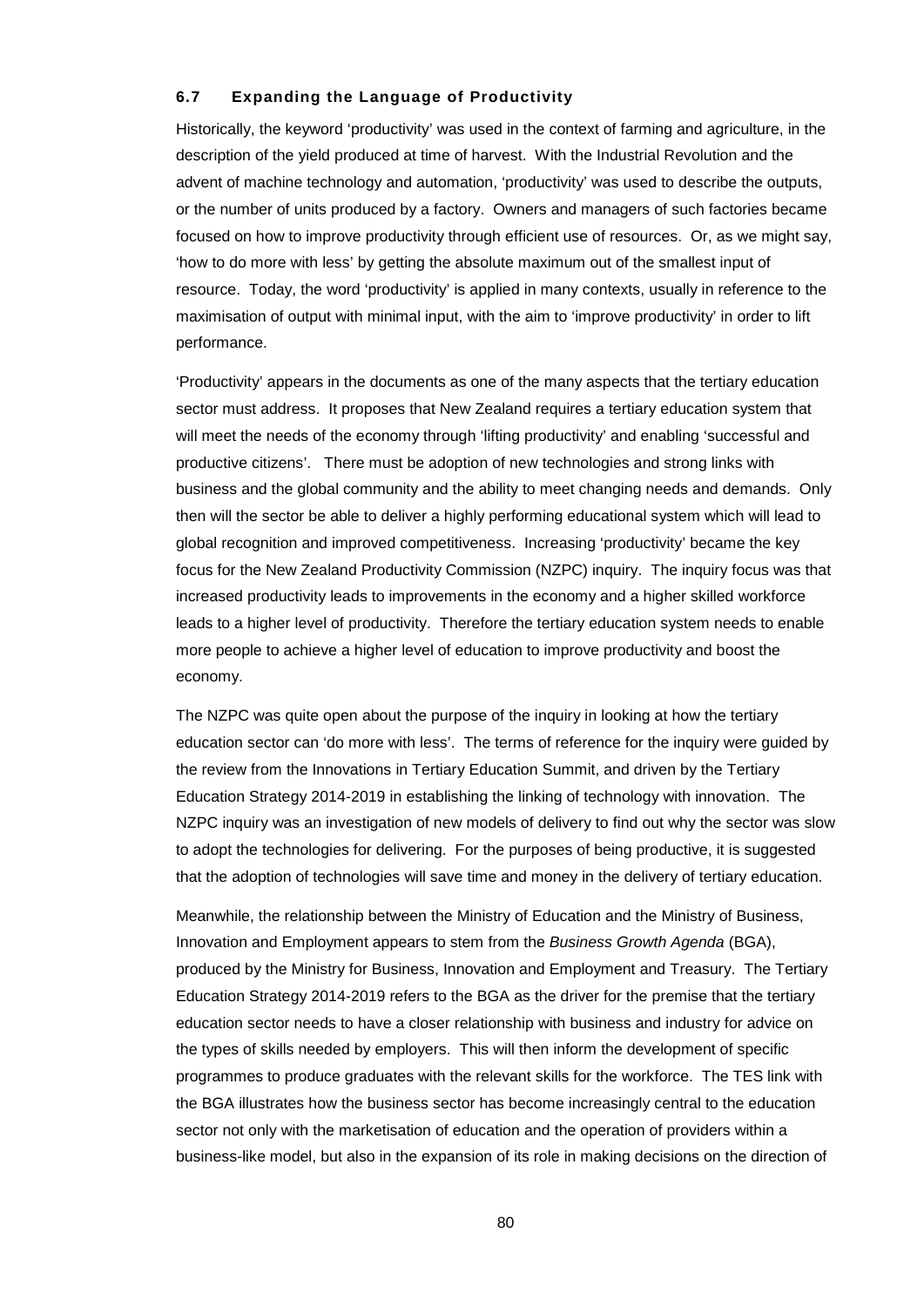### 6.7 Expanding the Language of Productivity

Historically, the keyword 'productivity' was used in the context of farming and agriculture, in the description of the yield produced at time of harvest. With the Industrial Revolution and the advent of machine technology and automation, 'productivity' was used to describe the outputs, or the number of units produced by a factory. Owners and managers of such factories became focused on how to improve productivity through efficient use of resources. Or, as we might say, 'how to do more with less' by getting the absolute maximum out of the smallest input of resource. Today, the word 'productivity' is applied in many contexts, usually in reference to the maximisation of output with minimal input, with the aim to 'improve productivity' in order to lift performance.

'Productivity' appears in the documents as one of the many aspects that the tertiary education sector must address. It proposes that New Zealand requires a tertiary education system that will meet the needs of the economy through 'lifting productivity' and enabling 'successful and productive citizens'. There must be adoption of new technologies and strong links with business and the global community and the ability to meet changing needs and demands. Only then will the sector be able to deliver a highly performing educational system which will lead to global recognition and improved competitiveness. Increasing 'productivity' became the key focus for the New Zealand Productivity Commission (NZPC) inquiry. The inquiry focus was that increased productivity leads to improvements in the economy and a higher skilled workforce leads to a higher level of productivity. Therefore the tertiary education system needs to enable more people to achieve a higher level of education to improve productivity and boost the economy.

The NZPC was quite open about the purpose of the inquiry in looking at how the tertiary education sector can 'do more with less'. The terms of reference for the inquiry were guided by the review from the Innovations in Tertiary Education Summit, and driven by the Tertiary Education Strategy 2014-2019 in establishing the linking of technology with innovation. The NZPC inquiry was an investigation of new models of delivery to find out why the sector was slow to adopt the technologies for delivering. For the purposes of being productive, it is suggested that the adoption of technologies will save time and money in the delivery of tertiary education.

Meanwhile, the relationship between the Ministry of Education and the Ministry of Business, Innovation and Employment appears to stem from the *Business Growth Agenda* (BGA), produced by the Ministry for Business, Innovation and Employment and Treasury. The Tertiary Education Strategy 2014-2019 refers to the BGA as the driver for the premise that the tertiary education sector needs to have a closer relationship with business and industry for advice on the types of skills needed by employers. This will then inform the development of specific programmes to produce graduates with the relevant skills for the workforce. The TES link with the BGA illustrates how the business sector has become increasingly central to the education sector not only with the marketisation of education and the operation of providers within a business-like model, but also in the expansion of its role in making decisions on the direction of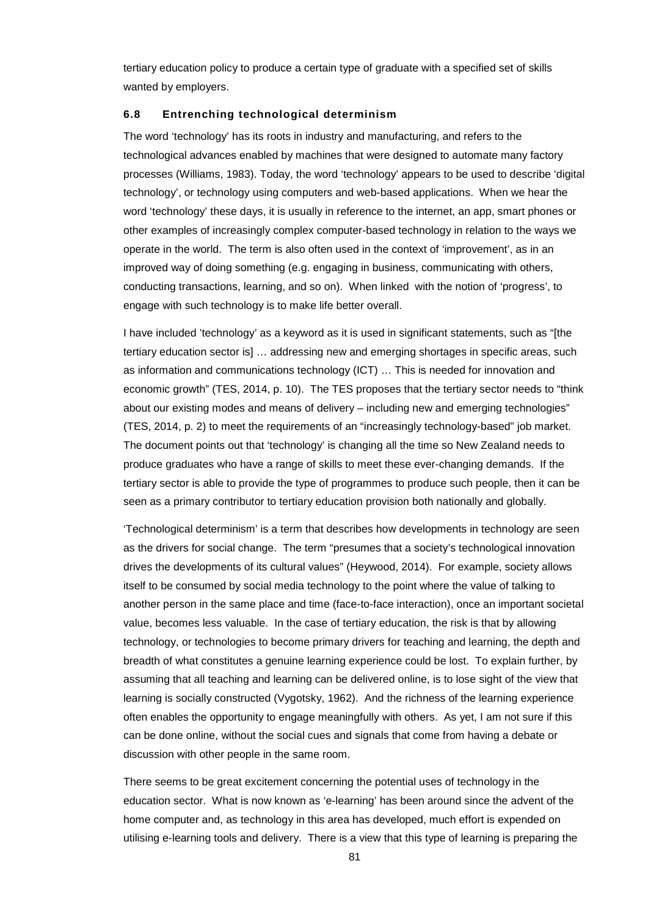tertiary education policy to produce a certain type of graduate with a specified set of skills wanted by employers.

### 6.8 Entrenching technological determinism

The word 'technology' has its roots in industry and manufacturing, and refers to the technological advances enabled by machines that were designed to automate many factory processes (Williams, 1983). Today, the word 'technology' appears to be used to describe 'digital technology', or technology using computers and web-based applications. When we hear the word 'technology' these days, it is usually in reference to the internet, an app, smart phones or other examples of increasingly complex computer-based technology in relation to the ways we operate in the world. The term is also often used in the context of 'improvement', as in an improved way of doing something (e.g. engaging in business, communicating with others, conducting transactions, learning, and so on). When linked with the notion of 'progress', to engage with such technology is to make life better overall.

I have included 'technology' as a keyword as it is used in significant statements, such as "[the tertiary education sector is] … addressing new and emerging shortages in specific areas, such as information and communications technology (ICT) … This is needed for innovation and economic growth" (TES, 2014, p. 10). The TES proposes that the tertiary sector needs to "think about our existing modes and means of delivery – including new and emerging technologies" (TES, 2014, p. 2) to meet the requirements of an "increasingly technology-based" job market. The document points out that 'technology' is changing all the time so New Zealand needs to produce graduates who have a range of skills to meet these ever-changing demands. If the tertiary sector is able to provide the type of programmes to produce such people, then it can be seen as a primary contributor to tertiary education provision both nationally and globally.

'Technological determinism' is a term that describes how developments in technology are seen as the drivers for social change. The term "presumes that a society's technological innovation drives the developments of its cultural values" (Heywood, 2014). For example, society allows itself to be consumed by social media technology to the point where the value of talking to another person in the same place and time (face-to-face interaction), once an important societal value, becomes less valuable. In the case of tertiary education, the risk is that by allowing technology, or technologies to become primary drivers for teaching and learning, the depth and breadth of what constitutes a genuine learning experience could be lost. To explain further, by assuming that all teaching and learning can be delivered online, is to lose sight of the view that learning is socially constructed (Vygotsky, 1962). And the richness of the learning experience often enables the opportunity to engage meaningfully with others. As yet, I am not sure if this can be done online, without the social cues and signals that come from having a debate or discussion with other people in the same room.

There seems to be great excitement concerning the potential uses of technology in the education sector. What is now known as 'e-learning' has been around since the advent of the home computer and, as technology in this area has developed, much effort is expended on utilising e-learning tools and delivery. There is a view that this type of learning is preparing the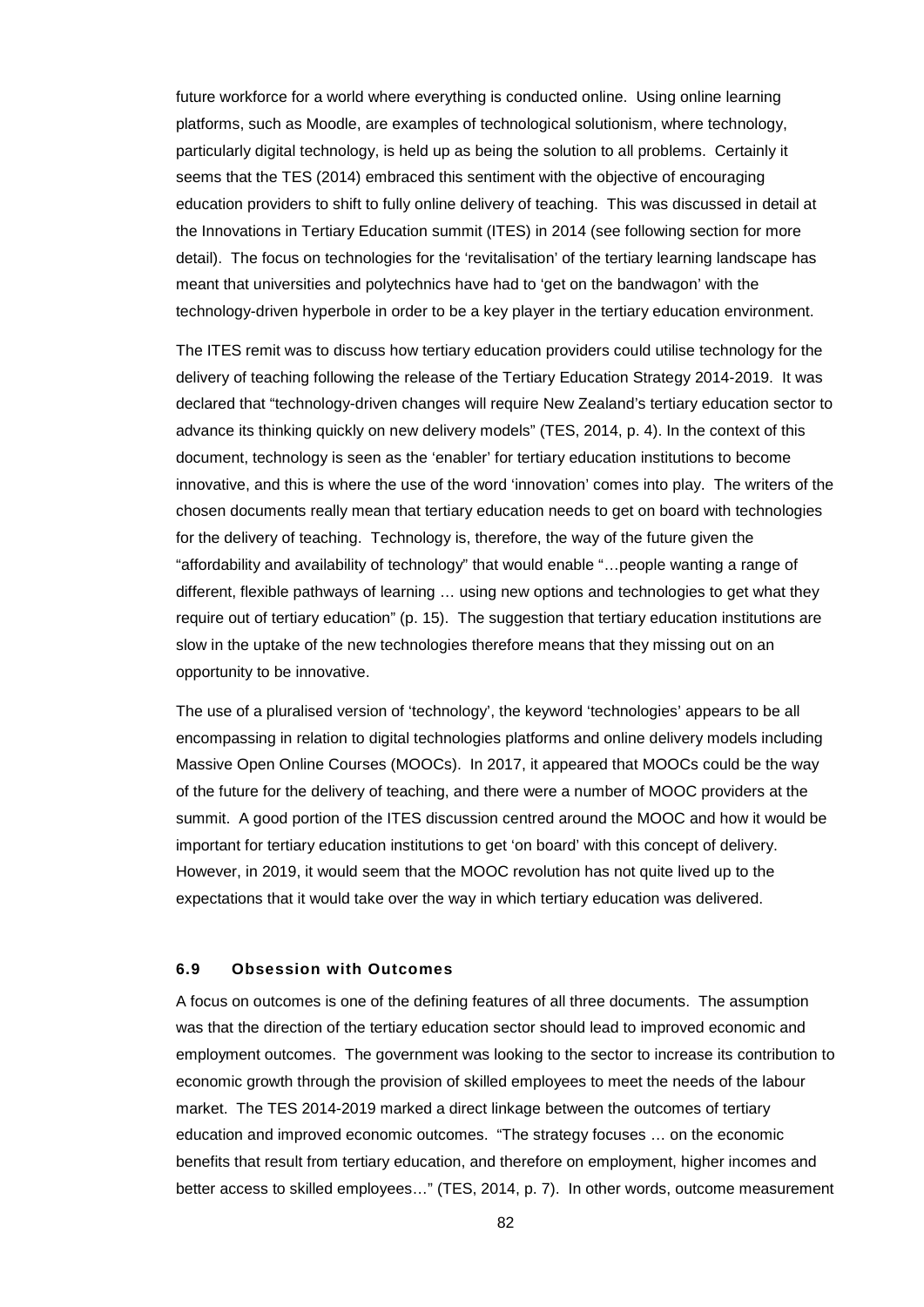future workforce for a world where everything is conducted online. Using online learning platforms, such as Moodle, are examples of technological solutionism, where technology, particularly digital technology, is held up as being the solution to all problems. Certainly it seems that the TES (2014) embraced this sentiment with the objective of encouraging education providers to shift to fully online delivery of teaching. This was discussed in detail at the Innovations in Tertiary Education summit (ITES) in 2014 (see following section for more detail). The focus on technologies for the 'revitalisation' of the tertiary learning landscape has meant that universities and polytechnics have had to 'get on the bandwagon' with the technology-driven hyperbole in order to be a key player in the tertiary education environment.

The ITES remit was to discuss how tertiary education providers could utilise technology for the delivery of teaching following the release of the Tertiary Education Strategy 2014-2019. It was declared that "technology-driven changes will require New Zealand's tertiary education sector to advance its thinking quickly on new delivery models" (TES, 2014, p. 4). In the context of this document, technology is seen as the 'enabler' for tertiary education institutions to become innovative, and this is where the use of the word 'innovation' comes into play. The writers of the chosen documents really mean that tertiary education needs to get on board with technologies for the delivery of teaching. Technology is, therefore, the way of the future given the "affordability and availability of technology" that would enable "…people wanting a range of different, flexible pathways of learning … using new options and technologies to get what they require out of tertiary education" (p. 15). The suggestion that tertiary education institutions are slow in the uptake of the new technologies therefore means that they missing out on an opportunity to be innovative.

The use of a pluralised version of 'technology', the keyword 'technologies' appears to be all encompassing in relation to digital technologies platforms and online delivery models including Massive Open Online Courses (MOOCs). In 2017, it appeared that MOOCs could be the way of the future for the delivery of teaching, and there were a number of MOOC providers at the summit. A good portion of the ITES discussion centred around the MOOC and how it would be important for tertiary education institutions to get 'on board' with this concept of delivery. However, in 2019, it would seem that the MOOC revolution has not quite lived up to the expectations that it would take over the way in which tertiary education was delivered.

### 6.9 Obsession with Outcomes

A focus on outcomes is one of the defining features of all three documents. The assumption was that the direction of the tertiary education sector should lead to improved economic and employment outcomes. The government was looking to the sector to increase its contribution to economic growth through the provision of skilled employees to meet the needs of the labour market. The TES 2014-2019 marked a direct linkage between the outcomes of tertiary education and improved economic outcomes. "The strategy focuses … on the economic benefits that result from tertiary education, and therefore on employment, higher incomes and better access to skilled employees…" (TES, 2014, p. 7). In other words, outcome measurement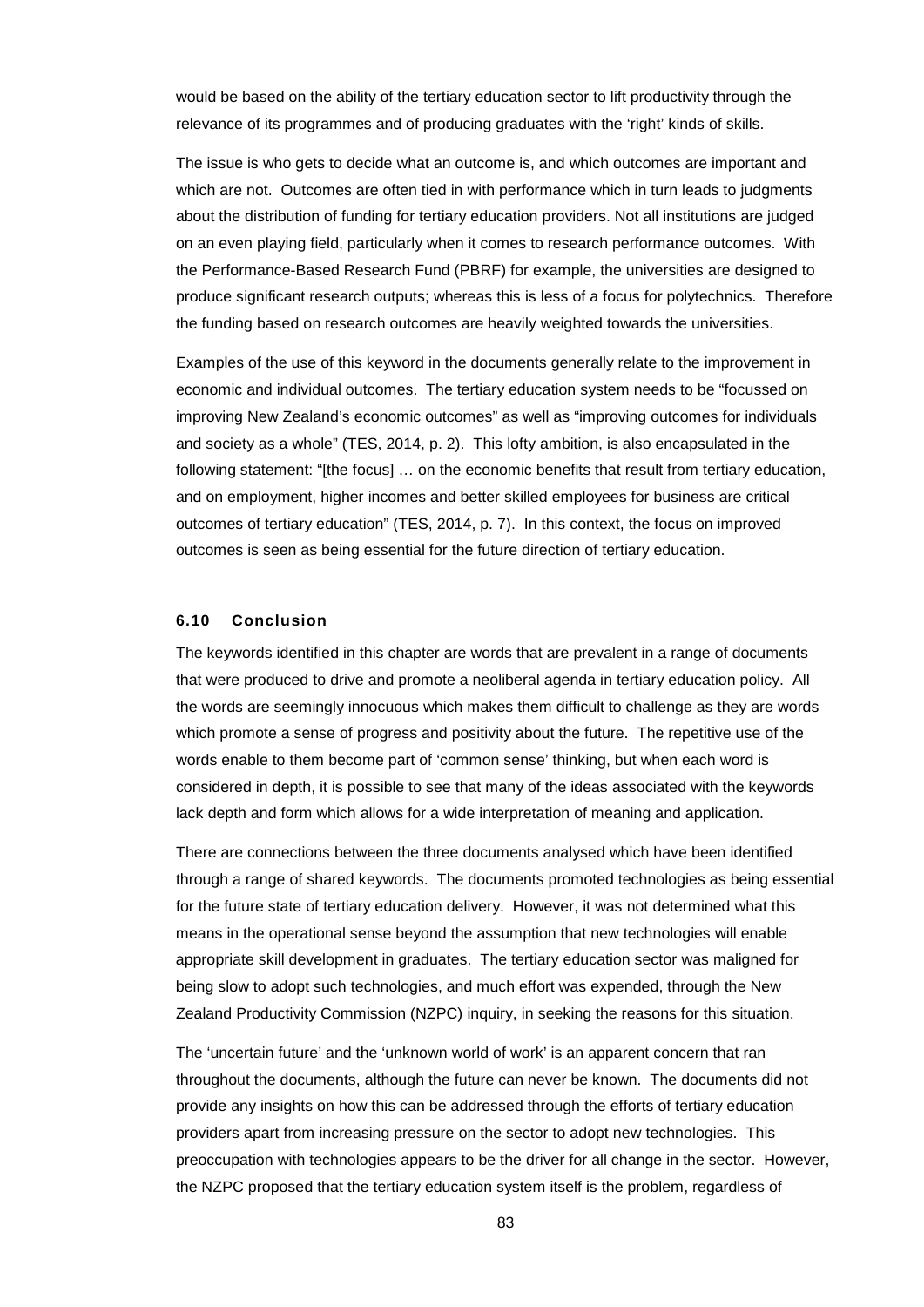would be based on the ability of the tertiary education sector to lift productivity through the relevance of its programmes and of producing graduates with the 'right' kinds of skills.

The issue is who gets to decide what an outcome is, and which outcomes are important and which are not. Outcomes are often tied in with performance which in turn leads to judgments about the distribution of funding for tertiary education providers. Not all institutions are judged on an even playing field, particularly when it comes to research performance outcomes. With the Performance-Based Research Fund (PBRF) for example, the universities are designed to produce significant research outputs; whereas this is less of a focus for polytechnics. Therefore the funding based on research outcomes are heavily weighted towards the universities.

Examples of the use of this keyword in the documents generally relate to the improvement in economic and individual outcomes. The tertiary education system needs to be "focussed on improving New Zealand's economic outcomes" as well as "improving outcomes for individuals and society as a whole" (TES, 2014, p. 2). This lofty ambition, is also encapsulated in the following statement: "[the focus] … on the economic benefits that result from tertiary education, and on employment, higher incomes and better skilled employees for business are critical outcomes of tertiary education" (TES, 2014, p. 7). In this context, the focus on improved outcomes is seen as being essential for the future direction of tertiary education.

### 6.10 Conclusion

The keywords identified in this chapter are words that are prevalent in a range of documents that were produced to drive and promote a neoliberal agenda in tertiary education policy. All the words are seemingly innocuous which makes them difficult to challenge as they are words which promote a sense of progress and positivity about the future. The repetitive use of the words enable to them become part of 'common sense' thinking, but when each word is considered in depth, it is possible to see that many of the ideas associated with the keywords lack depth and form which allows for a wide interpretation of meaning and application.

There are connections between the three documents analysed which have been identified through a range of shared keywords. The documents promoted technologies as being essential for the future state of tertiary education delivery. However, it was not determined what this means in the operational sense beyond the assumption that new technologies will enable appropriate skill development in graduates. The tertiary education sector was maligned for being slow to adopt such technologies, and much effort was expended, through the New Zealand Productivity Commission (NZPC) inquiry, in seeking the reasons for this situation.

The 'uncertain future' and the 'unknown world of work' is an apparent concern that ran throughout the documents, although the future can never be known. The documents did not provide any insights on how this can be addressed through the efforts of tertiary education providers apart from increasing pressure on the sector to adopt new technologies. This preoccupation with technologies appears to be the driver for all change in the sector. However, the NZPC proposed that the tertiary education system itself is the problem, regardless of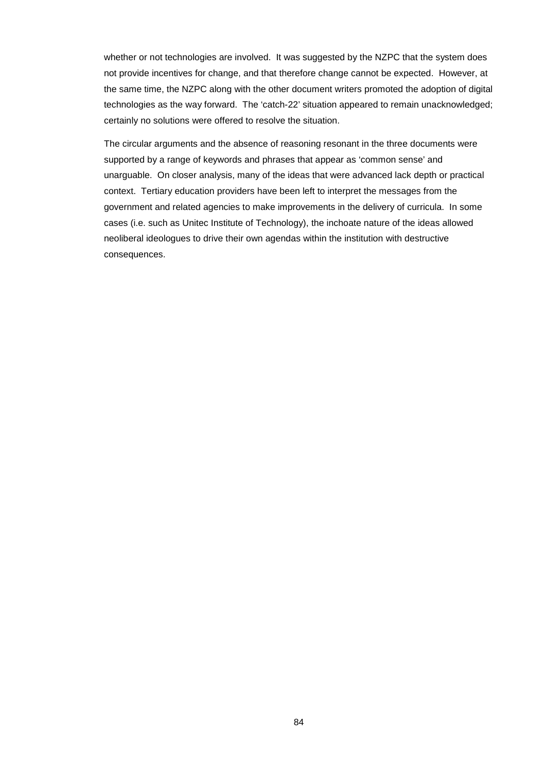whether or not technologies are involved. It was suggested by the NZPC that the system does not provide incentives for change, and that therefore change cannot be expected. However, at the same time, the NZPC along with the other document writers promoted the adoption of digital technologies as the way forward. The 'catch-22' situation appeared to remain unacknowledged; certainly no solutions were offered to resolve the situation.

The circular arguments and the absence of reasoning resonant in the three documents were supported by a range of keywords and phrases that appear as 'common sense' and unarguable. On closer analysis, many of the ideas that were advanced lack depth or practical context. Tertiary education providers have been left to interpret the messages from the government and related agencies to make improvements in the delivery of curricula. In some cases (i.e. such as Unitec Institute of Technology), the inchoate nature of the ideas allowed neoliberal ideologues to drive their own agendas within the institution with destructive consequences.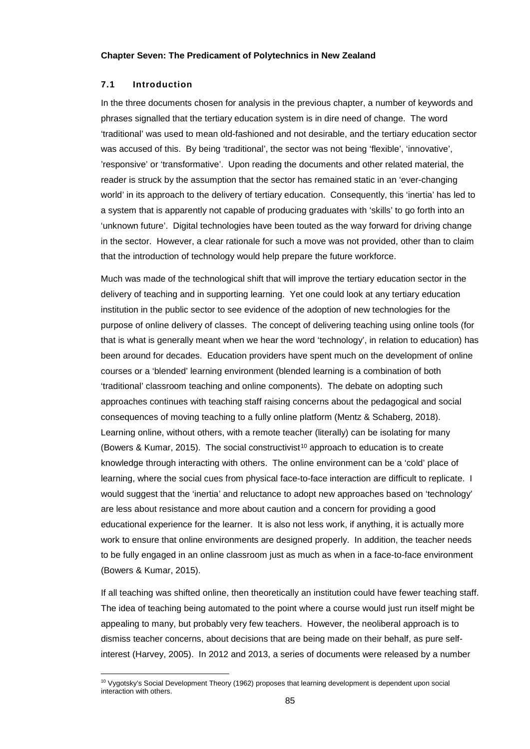**Chapter Seven: The Predicament of Polytechnics in New Zealand**

### 7.1 Introduction

In the three documents chosen for analysis in the previous chapter, a number of keywords and phrases signalled that the tertiary education system is in dire need of change. The word 'traditional' was used to mean old-fashioned and not desirable, and the tertiary education sector was accused of this. By being 'traditional', the sector was not being 'flexible', 'innovative', 'responsive' or 'transformative'. Upon reading the documents and other related material, the reader is struck by the assumption that the sector has remained static in an 'ever-changing world' in its approach to the delivery of tertiary education. Consequently, this 'inertia' has led to a system that is apparently not capable of producing graduates with 'skills' to go forth into an 'unknown future'. Digital technologies have been touted as the way forward for driving change in the sector. However, a clear rationale for such a move was not provided, other than to claim that the introduction of technology would help prepare the future workforce.

Much was made of the technological shift that will improve the tertiary education sector in the delivery of teaching and in supporting learning. Yet one could look at any tertiary education institution in the public sector to see evidence of the adoption of new technologies for the purpose of online delivery of classes. The concept of delivering teaching using online tools (for that is what is generally meant when we hear the word 'technology', in relation to education) has been around for decades. Education providers have spent much on the development of online courses or a 'blended' learning environment (blended learning is a combination of both 'traditional' classroom teaching and online components). The debate on adopting such approaches continues with teaching staff raising concerns about the pedagogical and social consequences of moving teaching to a fully online platform (Mentz & Schaberg, 2018). Learning online, without others, with a remote teacher (literally) can be isolating for many (Bowers & Kumar, 2015). The social constructivist[10] approach to education is to create knowledge through interacting with others. The online environment can be a 'cold' place of learning, where the social cues from physical face-to-face interaction are difficult to replicate. I would suggest that the 'inertia' and reluctance to adopt new approaches based on 'technology' are less about resistance and more about caution and a concern for providing a good educational experience for the learner. It is also not less work, if anything, it is actually more work to ensure that online environments are designed properly. In addition, the teacher needs to be fully engaged in an online classroom just as much as when in a face-to-face environment (Bowers & Kumar, 2015).

If all teaching was shifted online, then theoretically an institution could have fewer teaching staff. The idea of teaching being automated to the point where a course would just run itself might be appealing to many, but probably very few teachers. However, the neoliberal approach is to dismiss teacher concerns, about decisions that are being made on their behalf, as pure self-interest (Harvey, 2005). In 2012 and 2013, a series of documents were released by a number

---

[10] Vygotsky's Social Development Theory (1962) proposes that learning development is dependent upon social interaction with others.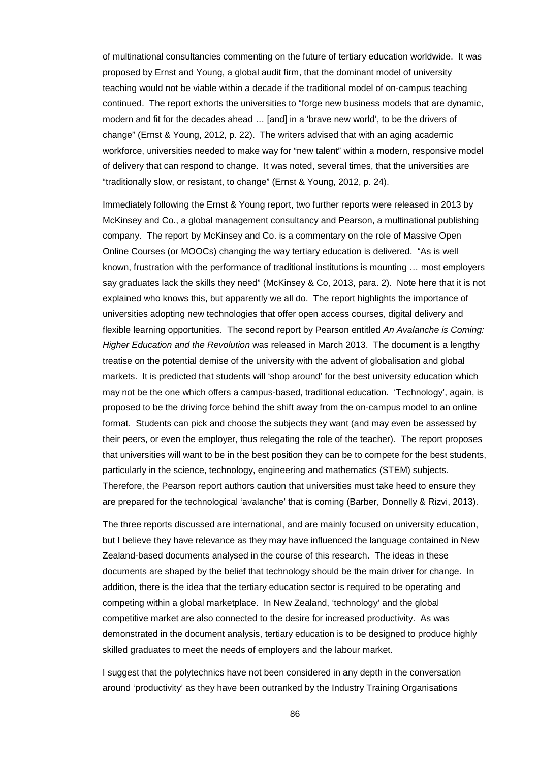of multinational consultancies commenting on the future of tertiary education worldwide. It was proposed by Ernst and Young, a global audit firm, that the dominant model of university teaching would not be viable within a decade if the traditional model of on-campus teaching continued. The report exhorts the universities to "forge new business models that are dynamic, modern and fit for the decades ahead … [and] in a 'brave new world', to be the drivers of change" (Ernst & Young, 2012, p. 22). The writers advised that with an aging academic workforce, universities needed to make way for "new talent" within a modern, responsive model of delivery that can respond to change. It was noted, several times, that the universities are "traditionally slow, or resistant, to change" (Ernst & Young, 2012, p. 24).

Immediately following the Ernst & Young report, two further reports were released in 2013 by McKinsey and Co., a global management consultancy and Pearson, a multinational publishing company. The report by McKinsey and Co. is a commentary on the role of Massive Open Online Courses (or MOOCs) changing the way tertiary education is delivered. "As is well known, frustration with the performance of traditional institutions is mounting … most employers say graduates lack the skills they need" (McKinsey & Co, 2013, para. 2). Note here that it is not explained who knows this, but apparently we all do. The report highlights the importance of universities adopting new technologies that offer open access courses, digital delivery and flexible learning opportunities. The second report by Pearson entitled *An Avalanche is Coming: Higher Education and the Revolution* was released in March 2013. The document is a lengthy treatise on the potential demise of the university with the advent of globalisation and global markets. It is predicted that students will 'shop around' for the best university education which may not be the one which offers a campus-based, traditional education. 'Technology', again, is proposed to be the driving force behind the shift away from the on-campus model to an online format. Students can pick and choose the subjects they want (and may even be assessed by their peers, or even the employer, thus relegating the role of the teacher). The report proposes that universities will want to be in the best position they can be to compete for the best students, particularly in the science, technology, engineering and mathematics (STEM) subjects. Therefore, the Pearson report authors caution that universities must take heed to ensure they are prepared for the technological 'avalanche' that is coming (Barber, Donnelly & Rizvi, 2013).

The three reports discussed are international, and are mainly focused on university education, but I believe they have relevance as they may have influenced the language contained in New Zealand-based documents analysed in the course of this research. The ideas in these documents are shaped by the belief that technology should be the main driver for change. In addition, there is the idea that the tertiary education sector is required to be operating and competing within a global marketplace. In New Zealand, 'technology' and the global competitive market are also connected to the desire for increased productivity. As was demonstrated in the document analysis, tertiary education is to be designed to produce highly skilled graduates to meet the needs of employers and the labour market.

I suggest that the polytechnics have not been considered in any depth in the conversation around 'productivity' as they have been outranked by the Industry Training Organisations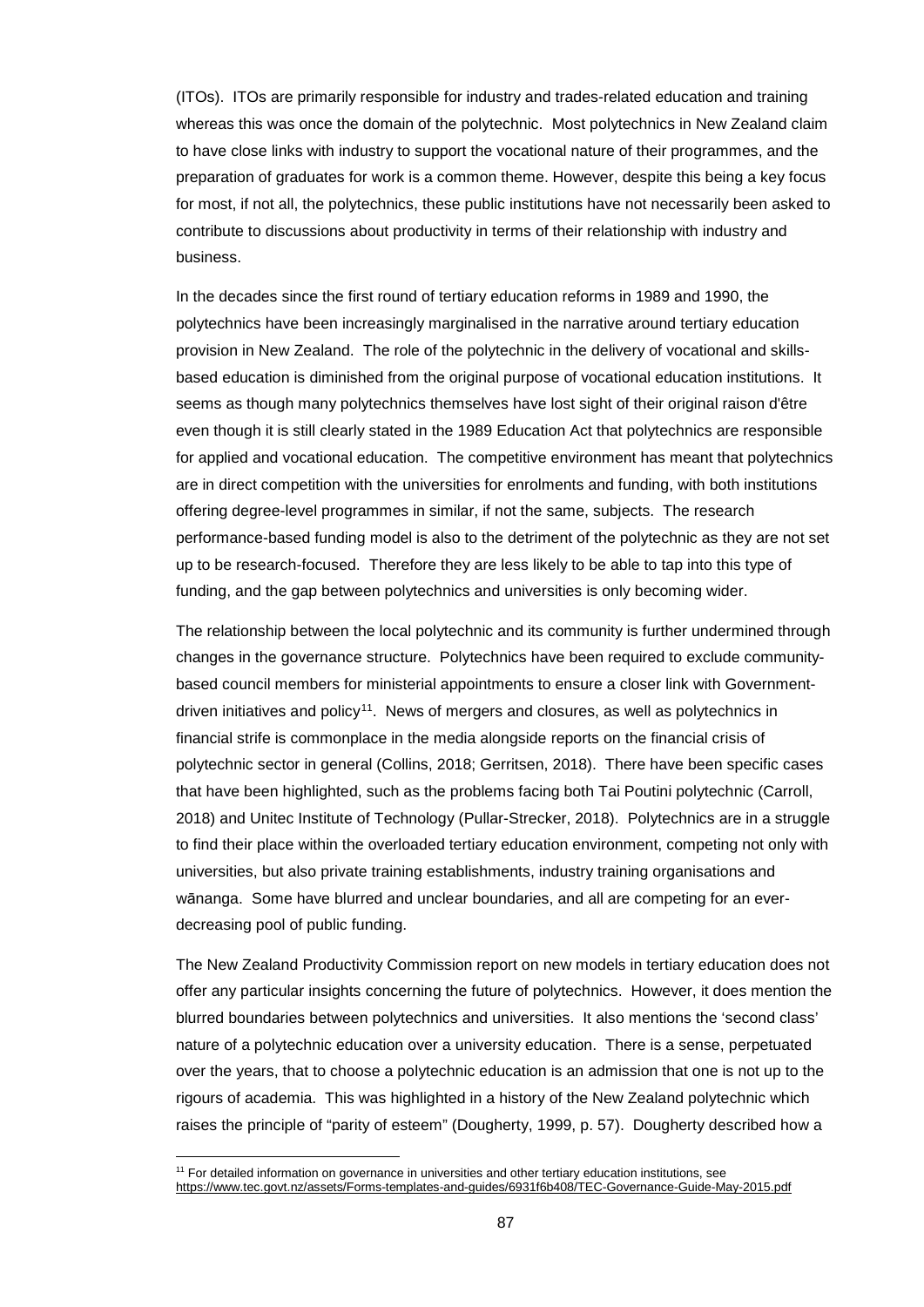(ITOs). ITOs are primarily responsible for industry and trades-related education and training whereas this was once the domain of the polytechnic. Most polytechnics in New Zealand claim to have close links with industry to support the vocational nature of their programmes, and the preparation of graduates for work is a common theme. However, despite this being a key focus for most, if not all, the polytechnics, these public institutions have not necessarily been asked to contribute to discussions about productivity in terms of their relationship with industry and business.

In the decades since the first round of tertiary education reforms in 1989 and 1990, the polytechnics have been increasingly marginalised in the narrative around tertiary education provision in New Zealand. The role of the polytechnic in the delivery of vocational and skills-based education is diminished from the original purpose of vocational education institutions. It seems as though many polytechnics themselves have lost sight of their original raison d'être even though it is still clearly stated in the 1989 Education Act that polytechnics are responsible for applied and vocational education. The competitive environment has meant that polytechnics are in direct competition with the universities for enrolments and funding, with both institutions offering degree-level programmes in similar, if not the same, subjects. The research performance-based funding model is also to the detriment of the polytechnic as they are not set up to be research-focused. Therefore they are less likely to be able to tap into this type of funding, and the gap between polytechnics and universities is only becoming wider.

The relationship between the local polytechnic and its community is further undermined through changes in the governance structure. Polytechnics have been required to exclude community-based council members for ministerial appointments to ensure a closer link with Government-driven initiatives and policy[11]. News of mergers and closures, as well as polytechnics in financial strife is commonplace in the media alongside reports on the financial crisis of polytechnic sector in general (Collins, 2018; Gerritsen, 2018). There have been specific cases that have been highlighted, such as the problems facing both Tai Poutini polytechnic (Carroll, 2018) and Unitec Institute of Technology (Pullar-Strecker, 2018). Polytechnics are in a struggle to find their place within the overloaded tertiary education environment, competing not only with universities, but also private training establishments, industry training organisations and wānanga. Some have blurred and unclear boundaries, and all are competing for an ever-decreasing pool of public funding.

The New Zealand Productivity Commission report on new models in tertiary education does not offer any particular insights concerning the future of polytechnics. However, it does mention the blurred boundaries between polytechnics and universities. It also mentions the 'second class' nature of a polytechnic education over a university education. There is a sense, perpetuated over the years, that to choose a polytechnic education is an admission that one is not up to the rigours of academia. This was highlighted in a history of the New Zealand polytechnic which raises the principle of "parity of esteem" (Dougherty, 1999, p. 57). Dougherty described how a

[11] For detailed information on governance in universities and other tertiary education institutions, see https://www.tec.govt.nz/assets/Forms-templates-and-guides/6931f6b408/TEC-Governance-Guide-May-2015.pdf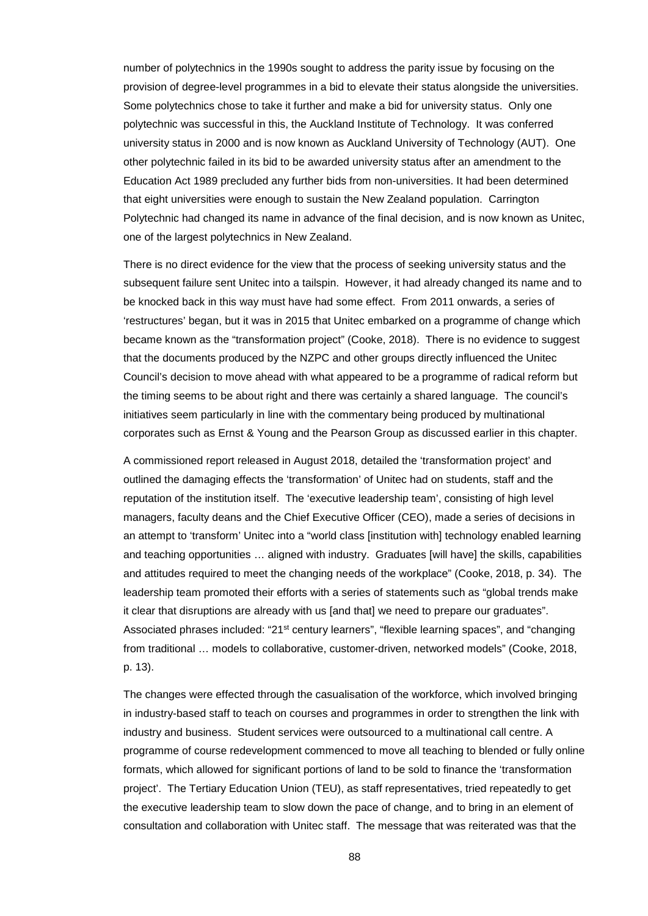number of polytechnics in the 1990s sought to address the parity issue by focusing on the provision of degree-level programmes in a bid to elevate their status alongside the universities. Some polytechnics chose to take it further and make a bid for university status. Only one polytechnic was successful in this, the Auckland Institute of Technology. It was conferred university status in 2000 and is now known as Auckland University of Technology (AUT). One other polytechnic failed in its bid to be awarded university status after an amendment to the Education Act 1989 precluded any further bids from non-universities. It had been determined that eight universities were enough to sustain the New Zealand population. Carrington Polytechnic had changed its name in advance of the final decision, and is now known as Unitec, one of the largest polytechnics in New Zealand.

There is no direct evidence for the view that the process of seeking university status and the subsequent failure sent Unitec into a tailspin. However, it had already changed its name and to be knocked back in this way must have had some effect. From 2011 onwards, a series of 'restructures' began, but it was in 2015 that Unitec embarked on a programme of change which became known as the "transformation project" (Cooke, 2018). There is no evidence to suggest that the documents produced by the NZPC and other groups directly influenced the Unitec Council's decision to move ahead with what appeared to be a programme of radical reform but the timing seems to be about right and there was certainly a shared language. The council's initiatives seem particularly in line with the commentary being produced by multinational corporates such as Ernst & Young and the Pearson Group as discussed earlier in this chapter.

A commissioned report released in August 2018, detailed the 'transformation project' and outlined the damaging effects the 'transformation' of Unitec had on students, staff and the reputation of the institution itself. The 'executive leadership team', consisting of high level managers, faculty deans and the Chief Executive Officer (CEO), made a series of decisions in an attempt to 'transform' Unitec into a "world class [institution with] technology enabled learning and teaching opportunities … aligned with industry. Graduates [will have] the skills, capabilities and attitudes required to meet the changing needs of the workplace" (Cooke, 2018, p. 34). The leadership team promoted their efforts with a series of statements such as "global trends make it clear that disruptions are already with us [and that] we need to prepare our graduates". Associated phrases included: "21st century learners", "flexible learning spaces", and "changing from traditional … models to collaborative, customer-driven, networked models" (Cooke, 2018, p. 13).

The changes were effected through the casualisation of the workforce, which involved bringing in industry-based staff to teach on courses and programmes in order to strengthen the link with industry and business. Student services were outsourced to a multinational call centre. A programme of course redevelopment commenced to move all teaching to blended or fully online formats, which allowed for significant portions of land to be sold to finance the 'transformation project'. The Tertiary Education Union (TEU), as staff representatives, tried repeatedly to get the executive leadership team to slow down the pace of change, and to bring in an element of consultation and collaboration with Unitec staff. The message that was reiterated was that the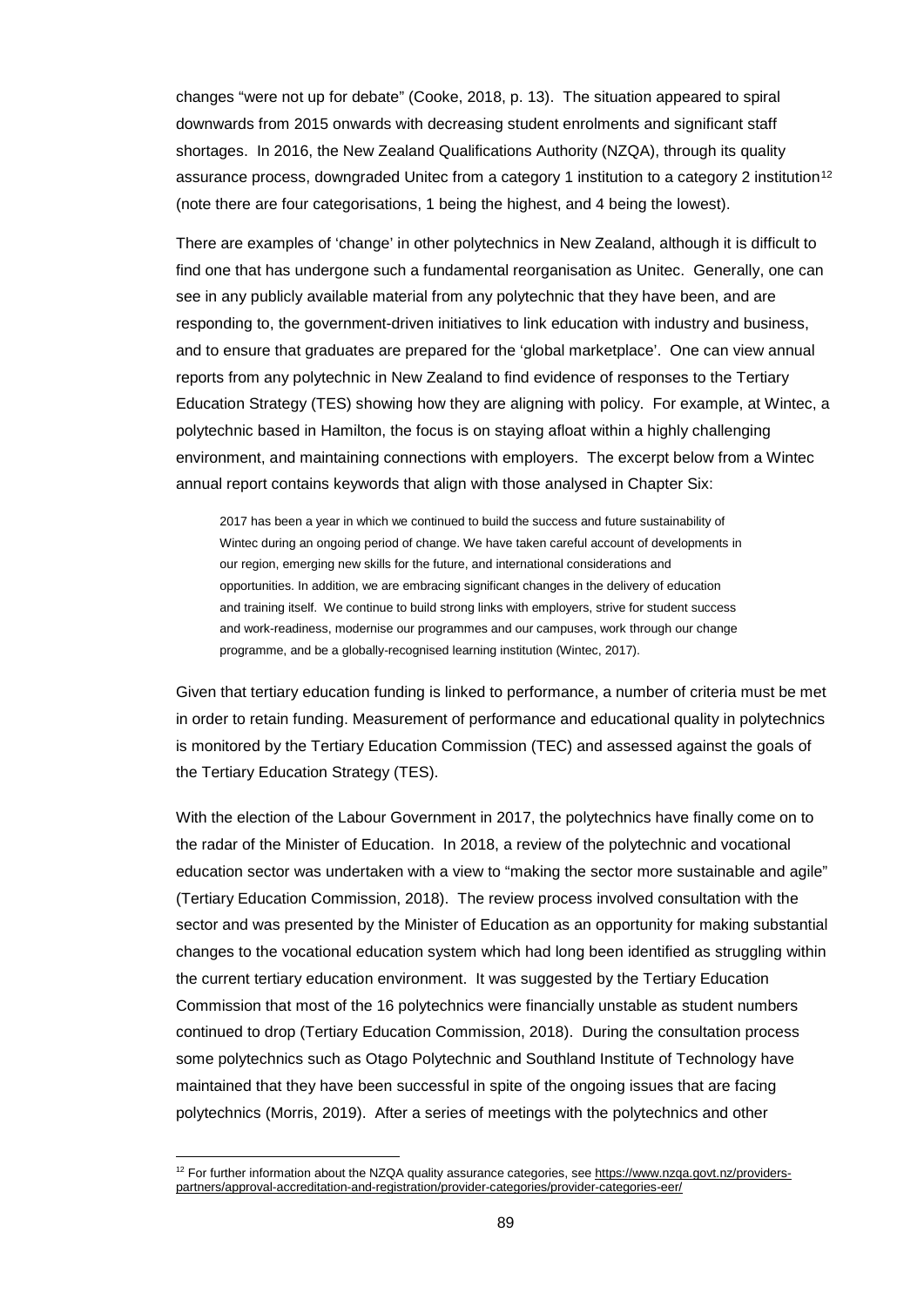changes "were not up for debate" (Cooke, 2018, p. 13). The situation appeared to spiral downwards from 2015 onwards with decreasing student enrolments and significant staff shortages. In 2016, the New Zealand Qualifications Authority (NZQA), through its quality assurance process, downgraded Unitec from a category 1 institution to a category 2 institution[12] (note there are four categorisations, 1 being the highest, and 4 being the lowest).

There are examples of 'change' in other polytechnics in New Zealand, although it is difficult to find one that has undergone such a fundamental reorganisation as Unitec. Generally, one can see in any publicly available material from any polytechnic that they have been, and are responding to, the government-driven initiatives to link education with industry and business, and to ensure that graduates are prepared for the 'global marketplace'. One can view annual reports from any polytechnic in New Zealand to find evidence of responses to the Tertiary Education Strategy (TES) showing how they are aligning with policy. For example, at Wintec, a polytechnic based in Hamilton, the focus is on staying afloat within a highly challenging environment, and maintaining connections with employers. The excerpt below from a Wintec annual report contains keywords that align with those analysed in Chapter Six:

> 2017 has been a year in which we continued to build the success and future sustainability of Wintec during an ongoing period of change. We have taken careful account of developments in our region, emerging new skills for the future, and international considerations and opportunities. In addition, we are embracing significant changes in the delivery of education and training itself. We continue to build strong links with employers, strive for student success and work-readiness, modernise our programmes and our campuses, work through our change programme, and be a globally-recognised learning institution (Wintec, 2017).

Given that tertiary education funding is linked to performance, a number of criteria must be met in order to retain funding. Measurement of performance and educational quality in polytechnics is monitored by the Tertiary Education Commission (TEC) and assessed against the goals of the Tertiary Education Strategy (TES).

With the election of the Labour Government in 2017, the polytechnics have finally come on to the radar of the Minister of Education. In 2018, a review of the polytechnic and vocational education sector was undertaken with a view to "making the sector more sustainable and agile" (Tertiary Education Commission, 2018). The review process involved consultation with the sector and was presented by the Minister of Education as an opportunity for making substantial changes to the vocational education system which had long been identified as struggling within the current tertiary education environment. It was suggested by the Tertiary Education Commission that most of the 16 polytechnics were financially unstable as student numbers continued to drop (Tertiary Education Commission, 2018). During the consultation process some polytechnics such as Otago Polytechnic and Southland Institute of Technology have maintained that they have been successful in spite of the ongoing issues that are facing polytechnics (Morris, 2019). After a series of meetings with the polytechnics and other

[12] For further information about the NZQA quality assurance categories, see https://www.nzqa.govt.nz/providers-partners/approval-accreditation-and-registration/provider-categories/provider-categories-eer/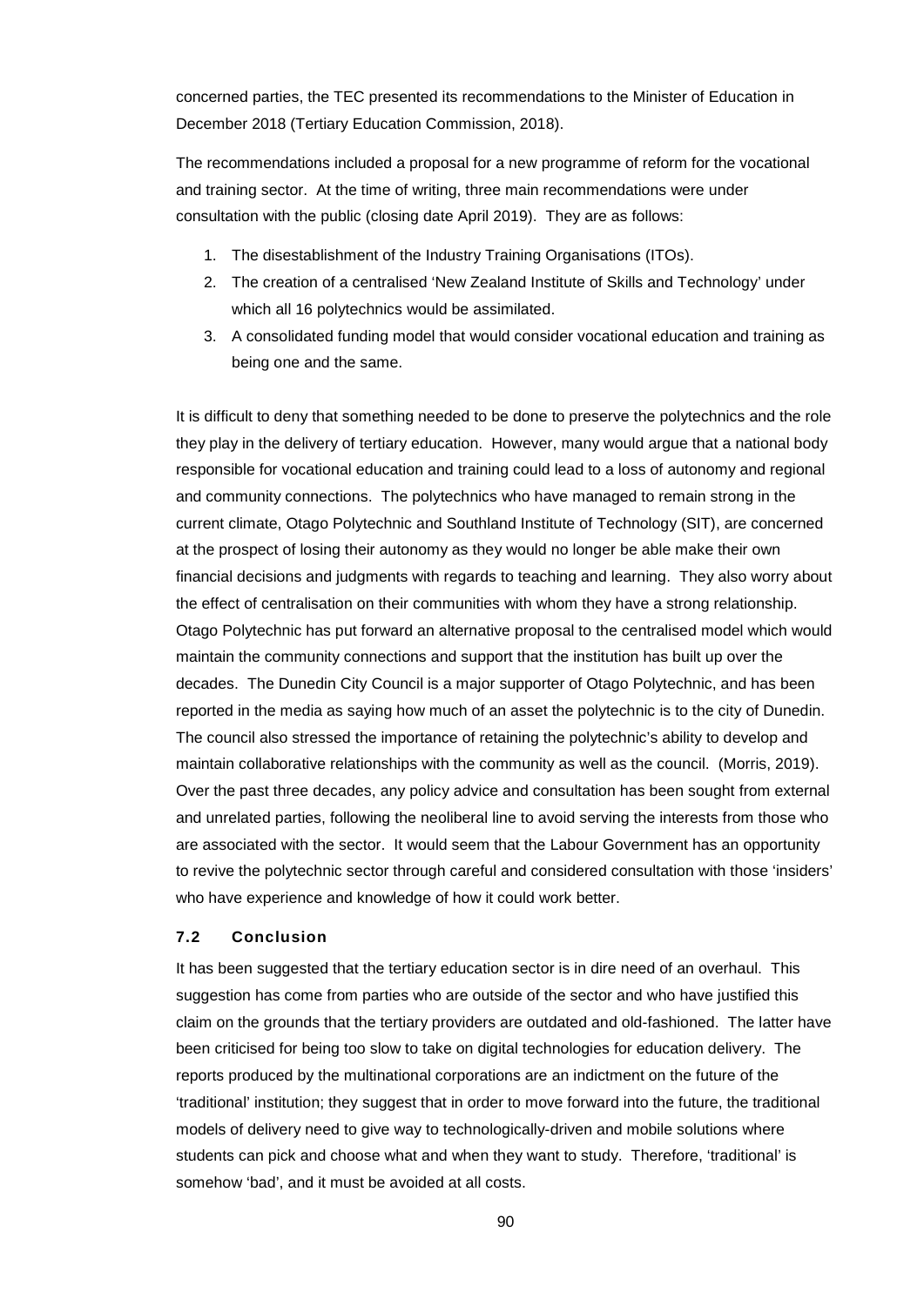concerned parties, the TEC presented its recommendations to the Minister of Education in December 2018 (Tertiary Education Commission, 2018).

The recommendations included a proposal for a new programme of reform for the vocational and training sector. At the time of writing, three main recommendations were under consultation with the public (closing date April 2019). They are as follows:

1. The disestablishment of the Industry Training Organisations (ITOs).
2. The creation of a centralised 'New Zealand Institute of Skills and Technology' under which all 16 polytechnics would be assimilated.
3. A consolidated funding model that would consider vocational education and training as being one and the same.

It is difficult to deny that something needed to be done to preserve the polytechnics and the role they play in the delivery of tertiary education. However, many would argue that a national body responsible for vocational education and training could lead to a loss of autonomy and regional and community connections. The polytechnics who have managed to remain strong in the current climate, Otago Polytechnic and Southland Institute of Technology (SIT), are concerned at the prospect of losing their autonomy as they would no longer be able make their own financial decisions and judgments with regards to teaching and learning. They also worry about the effect of centralisation on their communities with whom they have a strong relationship. Otago Polytechnic has put forward an alternative proposal to the centralised model which would maintain the community connections and support that the institution has built up over the decades. The Dunedin City Council is a major supporter of Otago Polytechnic, and has been reported in the media as saying how much of an asset the polytechnic is to the city of Dunedin. The council also stressed the importance of retaining the polytechnic's ability to develop and maintain collaborative relationships with the community as well as the council. (Morris, 2019). Over the past three decades, any policy advice and consultation has been sought from external and unrelated parties, following the neoliberal line to avoid serving the interests from those who are associated with the sector. It would seem that the Labour Government has an opportunity to revive the polytechnic sector through careful and considered consultation with those 'insiders' who have experience and knowledge of how it could work better.

### 7.2 Conclusion

It has been suggested that the tertiary education sector is in dire need of an overhaul. This suggestion has come from parties who are outside of the sector and who have justified this claim on the grounds that the tertiary providers are outdated and old-fashioned. The latter have been criticised for being too slow to take on digital technologies for education delivery. The reports produced by the multinational corporations are an indictment on the future of the 'traditional' institution; they suggest that in order to move forward into the future, the traditional models of delivery need to give way to technologically-driven and mobile solutions where students can pick and choose what and when they want to study. Therefore, 'traditional' is somehow 'bad', and it must be avoided at all costs.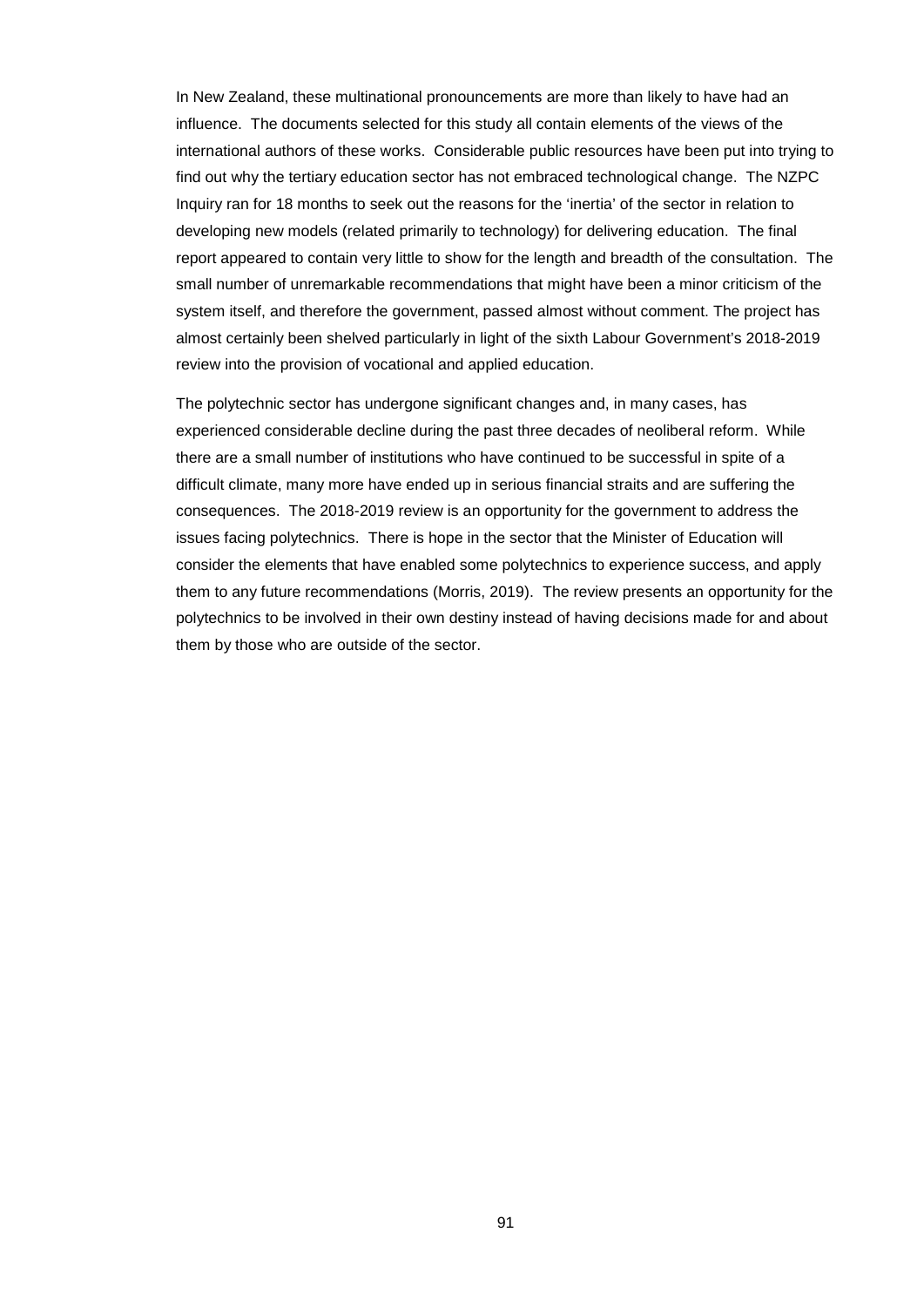In New Zealand, these multinational pronouncements are more than likely to have had an influence. The documents selected for this study all contain elements of the views of the international authors of these works. Considerable public resources have been put into trying to find out why the tertiary education sector has not embraced technological change. The NZPC Inquiry ran for 18 months to seek out the reasons for the 'inertia' of the sector in relation to developing new models (related primarily to technology) for delivering education. The final report appeared to contain very little to show for the length and breadth of the consultation. The small number of unremarkable recommendations that might have been a minor criticism of the system itself, and therefore the government, passed almost without comment. The project has almost certainly been shelved particularly in light of the sixth Labour Government's 2018-2019 review into the provision of vocational and applied education.

The polytechnic sector has undergone significant changes and, in many cases, has experienced considerable decline during the past three decades of neoliberal reform. While there are a small number of institutions who have continued to be successful in spite of a difficult climate, many more have ended up in serious financial straits and are suffering the consequences. The 2018-2019 review is an opportunity for the government to address the issues facing polytechnics. There is hope in the sector that the Minister of Education will consider the elements that have enabled some polytechnics to experience success, and apply them to any future recommendations (Morris, 2019). The review presents an opportunity for the polytechnics to be involved in their own destiny instead of having decisions made for and about them by those who are outside of the sector.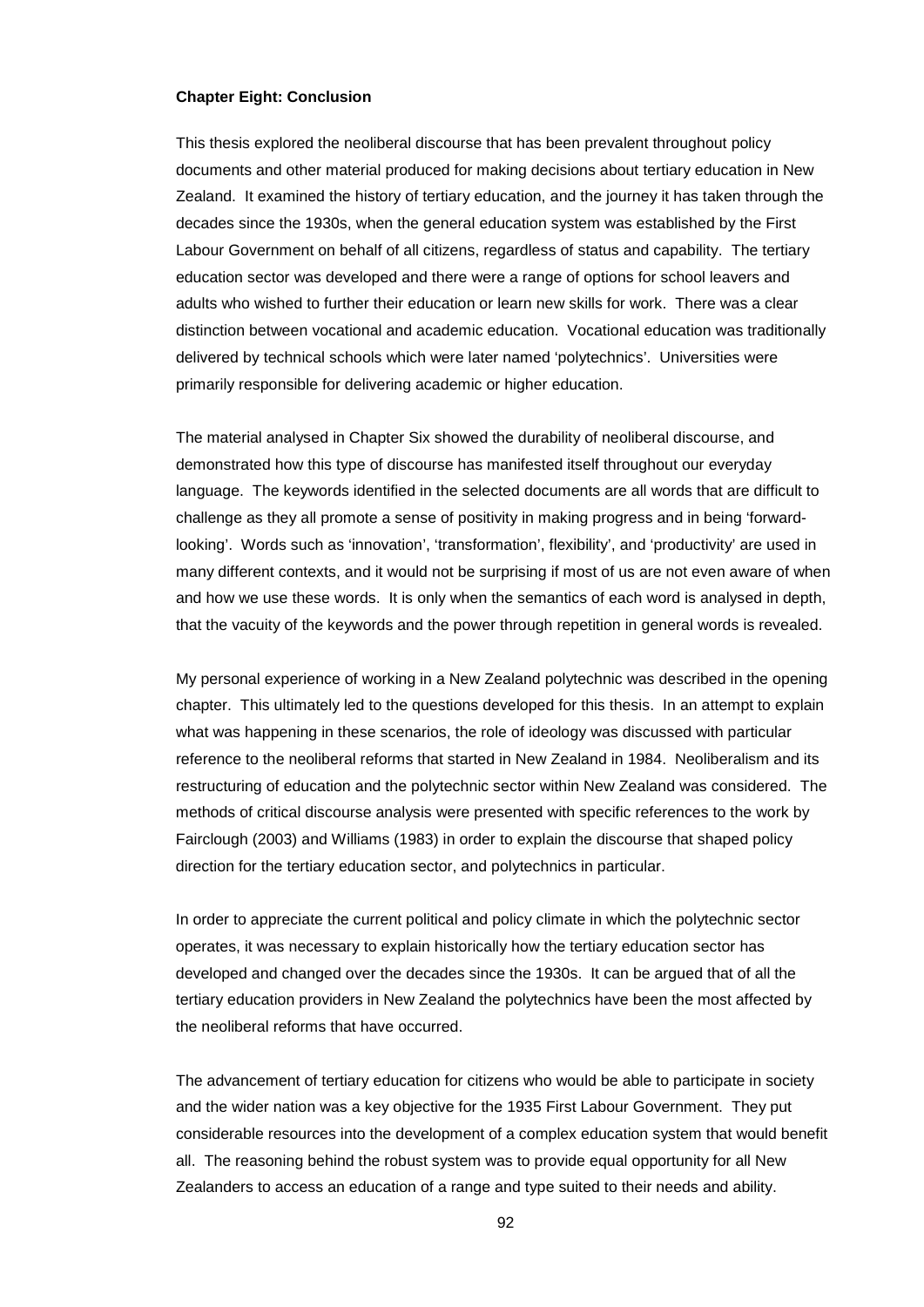**Chapter Eight: Conclusion**

This thesis explored the neoliberal discourse that has been prevalent throughout policy documents and other material produced for making decisions about tertiary education in New Zealand. It examined the history of tertiary education, and the journey it has taken through the decades since the 1930s, when the general education system was established by the First Labour Government on behalf of all citizens, regardless of status and capability. The tertiary education sector was developed and there were a range of options for school leavers and adults who wished to further their education or learn new skills for work. There was a clear distinction between vocational and academic education. Vocational education was traditionally delivered by technical schools which were later named 'polytechnics'. Universities were primarily responsible for delivering academic or higher education.

The material analysed in Chapter Six showed the durability of neoliberal discourse, and demonstrated how this type of discourse has manifested itself throughout our everyday language. The keywords identified in the selected documents are all words that are difficult to challenge as they all promote a sense of positivity in making progress and in being 'forward-looking'. Words such as 'innovation', 'transformation', flexibility', and 'productivity' are used in many different contexts, and it would not be surprising if most of us are not even aware of when and how we use these words. It is only when the semantics of each word is analysed in depth, that the vacuity of the keywords and the power through repetition in general words is revealed.

My personal experience of working in a New Zealand polytechnic was described in the opening chapter. This ultimately led to the questions developed for this thesis. In an attempt to explain what was happening in these scenarios, the role of ideology was discussed with particular reference to the neoliberal reforms that started in New Zealand in 1984. Neoliberalism and its restructuring of education and the polytechnic sector within New Zealand was considered. The methods of critical discourse analysis were presented with specific references to the work by Fairclough (2003) and Williams (1983) in order to explain the discourse that shaped policy direction for the tertiary education sector, and polytechnics in particular.

In order to appreciate the current political and policy climate in which the polytechnic sector operates, it was necessary to explain historically how the tertiary education sector has developed and changed over the decades since the 1930s. It can be argued that of all the tertiary education providers in New Zealand the polytechnics have been the most affected by the neoliberal reforms that have occurred.

The advancement of tertiary education for citizens who would be able to participate in society and the wider nation was a key objective for the 1935 First Labour Government. They put considerable resources into the development of a complex education system that would benefit all. The reasoning behind the robust system was to provide equal opportunity for all New Zealanders to access an education of a range and type suited to their needs and ability.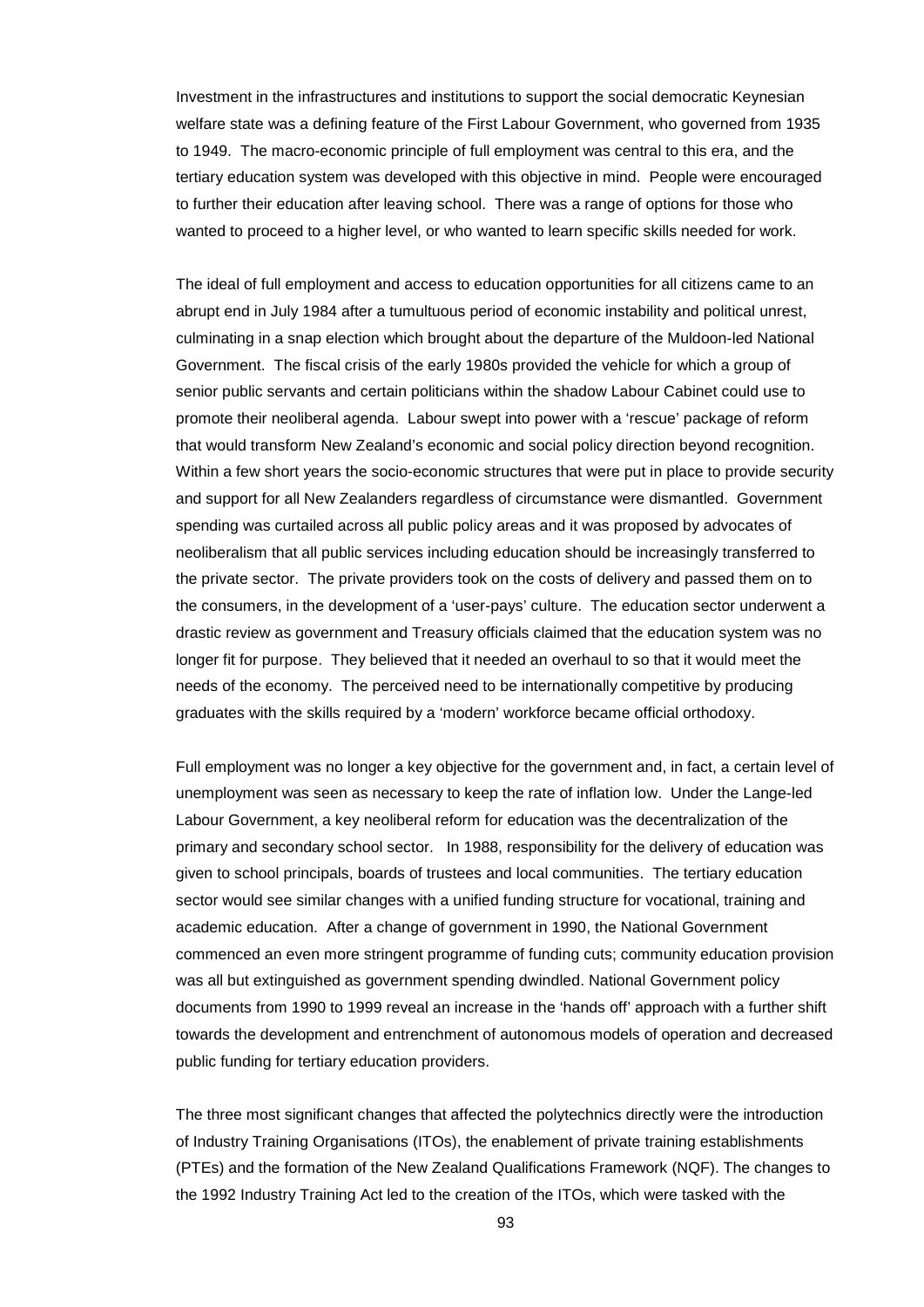Investment in the infrastructures and institutions to support the social democratic Keynesian welfare state was a defining feature of the First Labour Government, who governed from 1935 to 1949. The macro-economic principle of full employment was central to this era, and the tertiary education system was developed with this objective in mind. People were encouraged to further their education after leaving school. There was a range of options for those who wanted to proceed to a higher level, or who wanted to learn specific skills needed for work.

The ideal of full employment and access to education opportunities for all citizens came to an abrupt end in July 1984 after a tumultuous period of economic instability and political unrest, culminating in a snap election which brought about the departure of the Muldoon-led National Government. The fiscal crisis of the early 1980s provided the vehicle for which a group of senior public servants and certain politicians within the shadow Labour Cabinet could use to promote their neoliberal agenda. Labour swept into power with a 'rescue' package of reform that would transform New Zealand's economic and social policy direction beyond recognition. Within a few short years the socio-economic structures that were put in place to provide security and support for all New Zealanders regardless of circumstance were dismantled. Government spending was curtailed across all public policy areas and it was proposed by advocates of neoliberalism that all public services including education should be increasingly transferred to the private sector. The private providers took on the costs of delivery and passed them on to the consumers, in the development of a 'user-pays' culture. The education sector underwent a drastic review as government and Treasury officials claimed that the education system was no longer fit for purpose. They believed that it needed an overhaul to so that it would meet the needs of the economy. The perceived need to be internationally competitive by producing graduates with the skills required by a 'modern' workforce became official orthodoxy.

Full employment was no longer a key objective for the government and, in fact, a certain level of unemployment was seen as necessary to keep the rate of inflation low. Under the Lange-led Labour Government, a key neoliberal reform for education was the decentralization of the primary and secondary school sector. In 1988, responsibility for the delivery of education was given to school principals, boards of trustees and local communities. The tertiary education sector would see similar changes with a unified funding structure for vocational, training and academic education. After a change of government in 1990, the National Government commenced an even more stringent programme of funding cuts; community education provision was all but extinguished as government spending dwindled. National Government policy documents from 1990 to 1999 reveal an increase in the 'hands off' approach with a further shift towards the development and entrenchment of autonomous models of operation and decreased public funding for tertiary education providers.

The three most significant changes that affected the polytechnics directly were the introduction of Industry Training Organisations (ITOs), the enablement of private training establishments (PTEs) and the formation of the New Zealand Qualifications Framework (NQF). The changes to the 1992 Industry Training Act led to the creation of the ITOs, which were tasked with the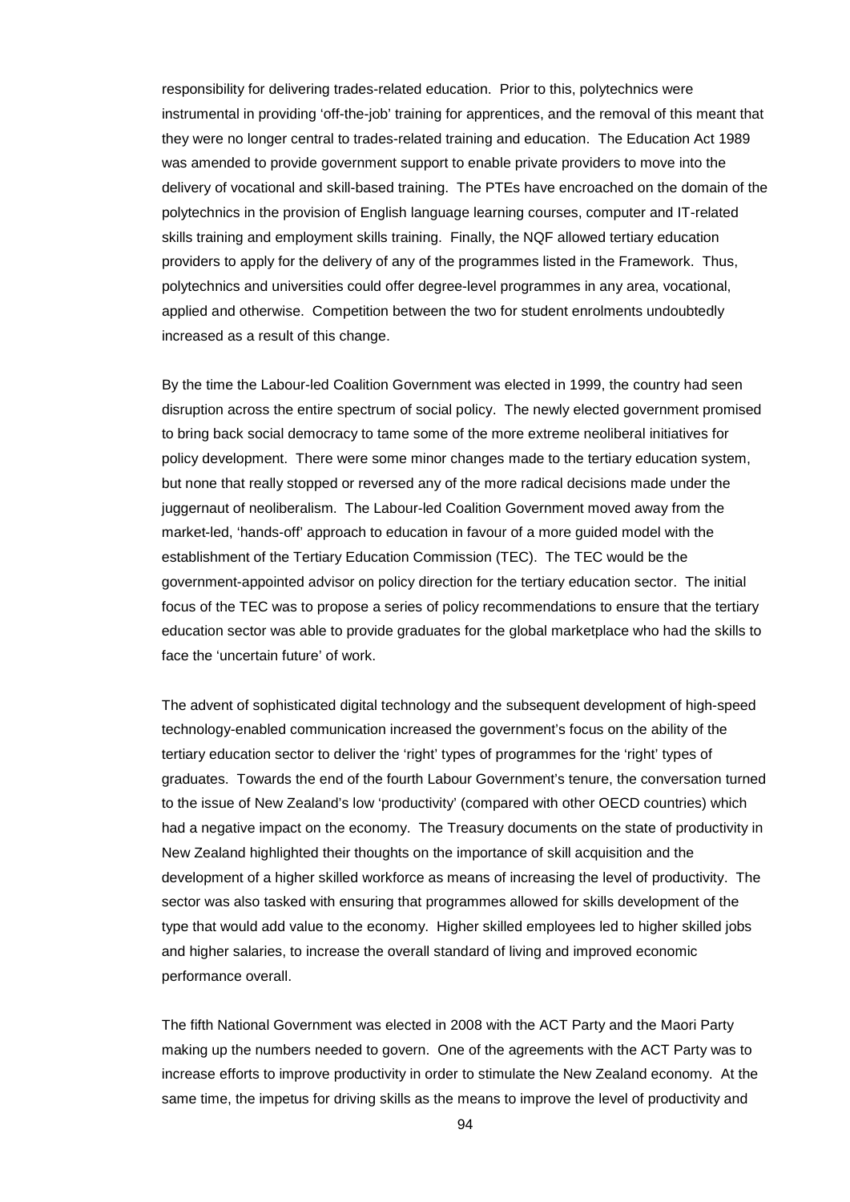responsibility for delivering trades-related education. Prior to this, polytechnics were instrumental in providing 'off-the-job' training for apprentices, and the removal of this meant that they were no longer central to trades-related training and education. The Education Act 1989 was amended to provide government support to enable private providers to move into the delivery of vocational and skill-based training. The PTEs have encroached on the domain of the polytechnics in the provision of English language learning courses, computer and IT-related skills training and employment skills training. Finally, the NQF allowed tertiary education providers to apply for the delivery of any of the programmes listed in the Framework. Thus, polytechnics and universities could offer degree-level programmes in any area, vocational, applied and otherwise. Competition between the two for student enrolments undoubtedly increased as a result of this change.

By the time the Labour-led Coalition Government was elected in 1999, the country had seen disruption across the entire spectrum of social policy. The newly elected government promised to bring back social democracy to tame some of the more extreme neoliberal initiatives for policy development. There were some minor changes made to the tertiary education system, but none that really stopped or reversed any of the more radical decisions made under the juggernaut of neoliberalism. The Labour-led Coalition Government moved away from the market-led, 'hands-off' approach to education in favour of a more guided model with the establishment of the Tertiary Education Commission (TEC). The TEC would be the government-appointed advisor on policy direction for the tertiary education sector. The initial focus of the TEC was to propose a series of policy recommendations to ensure that the tertiary education sector was able to provide graduates for the global marketplace who had the skills to face the 'uncertain future' of work.

The advent of sophisticated digital technology and the subsequent development of high-speed technology-enabled communication increased the government's focus on the ability of the tertiary education sector to deliver the 'right' types of programmes for the 'right' types of graduates. Towards the end of the fourth Labour Government's tenure, the conversation turned to the issue of New Zealand's low 'productivity' (compared with other OECD countries) which had a negative impact on the economy. The Treasury documents on the state of productivity in New Zealand highlighted their thoughts on the importance of skill acquisition and the development of a higher skilled workforce as means of increasing the level of productivity. The sector was also tasked with ensuring that programmes allowed for skills development of the type that would add value to the economy. Higher skilled employees led to higher skilled jobs and higher salaries, to increase the overall standard of living and improved economic performance overall.

The fifth National Government was elected in 2008 with the ACT Party and the Maori Party making up the numbers needed to govern. One of the agreements with the ACT Party was to increase efforts to improve productivity in order to stimulate the New Zealand economy. At the same time, the impetus for driving skills as the means to improve the level of productivity and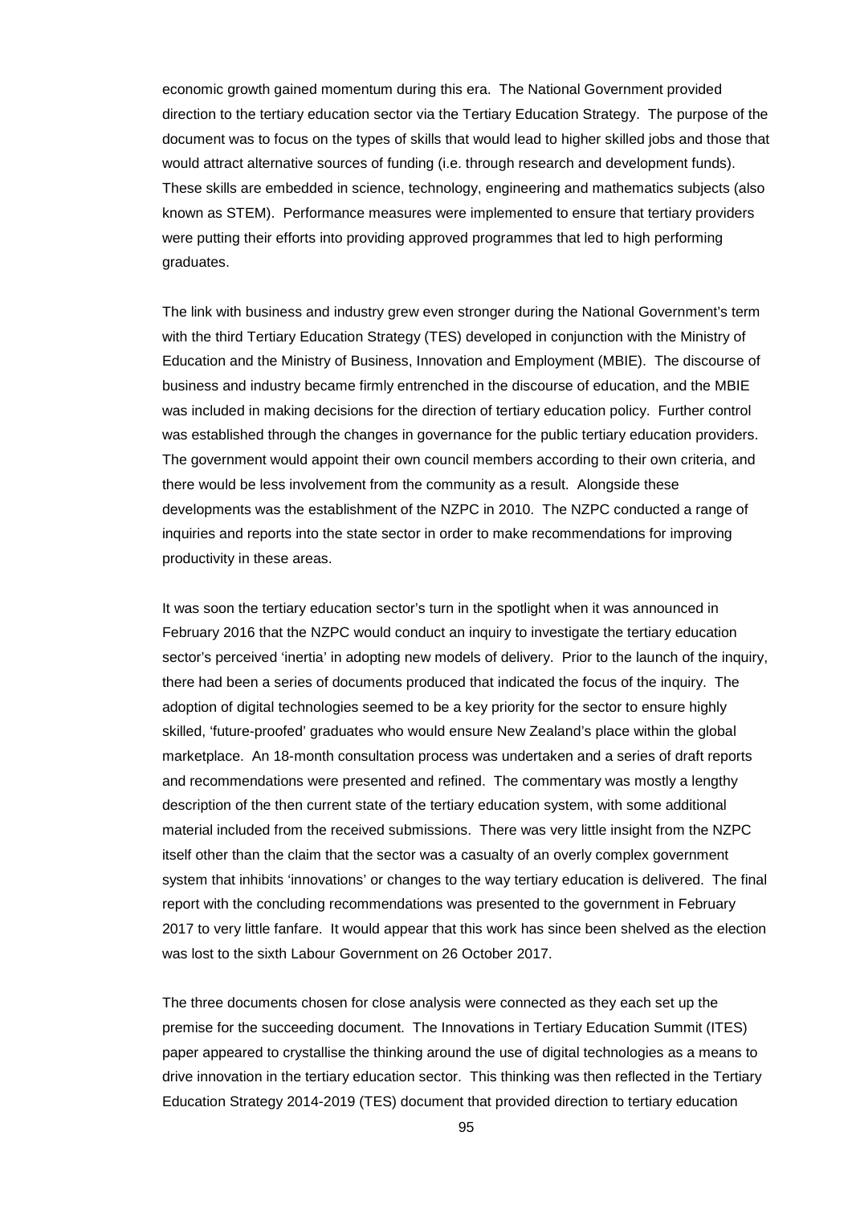economic growth gained momentum during this era. The National Government provided direction to the tertiary education sector via the Tertiary Education Strategy. The purpose of the document was to focus on the types of skills that would lead to higher skilled jobs and those that would attract alternative sources of funding (i.e. through research and development funds). These skills are embedded in science, technology, engineering and mathematics subjects (also known as STEM). Performance measures were implemented to ensure that tertiary providers were putting their efforts into providing approved programmes that led to high performing graduates.

The link with business and industry grew even stronger during the National Government's term with the third Tertiary Education Strategy (TES) developed in conjunction with the Ministry of Education and the Ministry of Business, Innovation and Employment (MBIE). The discourse of business and industry became firmly entrenched in the discourse of education, and the MBIE was included in making decisions for the direction of tertiary education policy. Further control was established through the changes in governance for the public tertiary education providers. The government would appoint their own council members according to their own criteria, and there would be less involvement from the community as a result. Alongside these developments was the establishment of the NZPC in 2010. The NZPC conducted a range of inquiries and reports into the state sector in order to make recommendations for improving productivity in these areas.

It was soon the tertiary education sector's turn in the spotlight when it was announced in February 2016 that the NZPC would conduct an inquiry to investigate the tertiary education sector's perceived 'inertia' in adopting new models of delivery. Prior to the launch of the inquiry, there had been a series of documents produced that indicated the focus of the inquiry. The adoption of digital technologies seemed to be a key priority for the sector to ensure highly skilled, 'future-proofed' graduates who would ensure New Zealand's place within the global marketplace. An 18-month consultation process was undertaken and a series of draft reports and recommendations were presented and refined. The commentary was mostly a lengthy description of the then current state of the tertiary education system, with some additional material included from the received submissions. There was very little insight from the NZPC itself other than the claim that the sector was a casualty of an overly complex government system that inhibits 'innovations' or changes to the way tertiary education is delivered. The final report with the concluding recommendations was presented to the government in February 2017 to very little fanfare. It would appear that this work has since been shelved as the election was lost to the sixth Labour Government on 26 October 2017.

The three documents chosen for close analysis were connected as they each set up the premise for the succeeding document. The Innovations in Tertiary Education Summit (ITES) paper appeared to crystallise the thinking around the use of digital technologies as a means to drive innovation in the tertiary education sector. This thinking was then reflected in the Tertiary Education Strategy 2014-2019 (TES) document that provided direction to tertiary education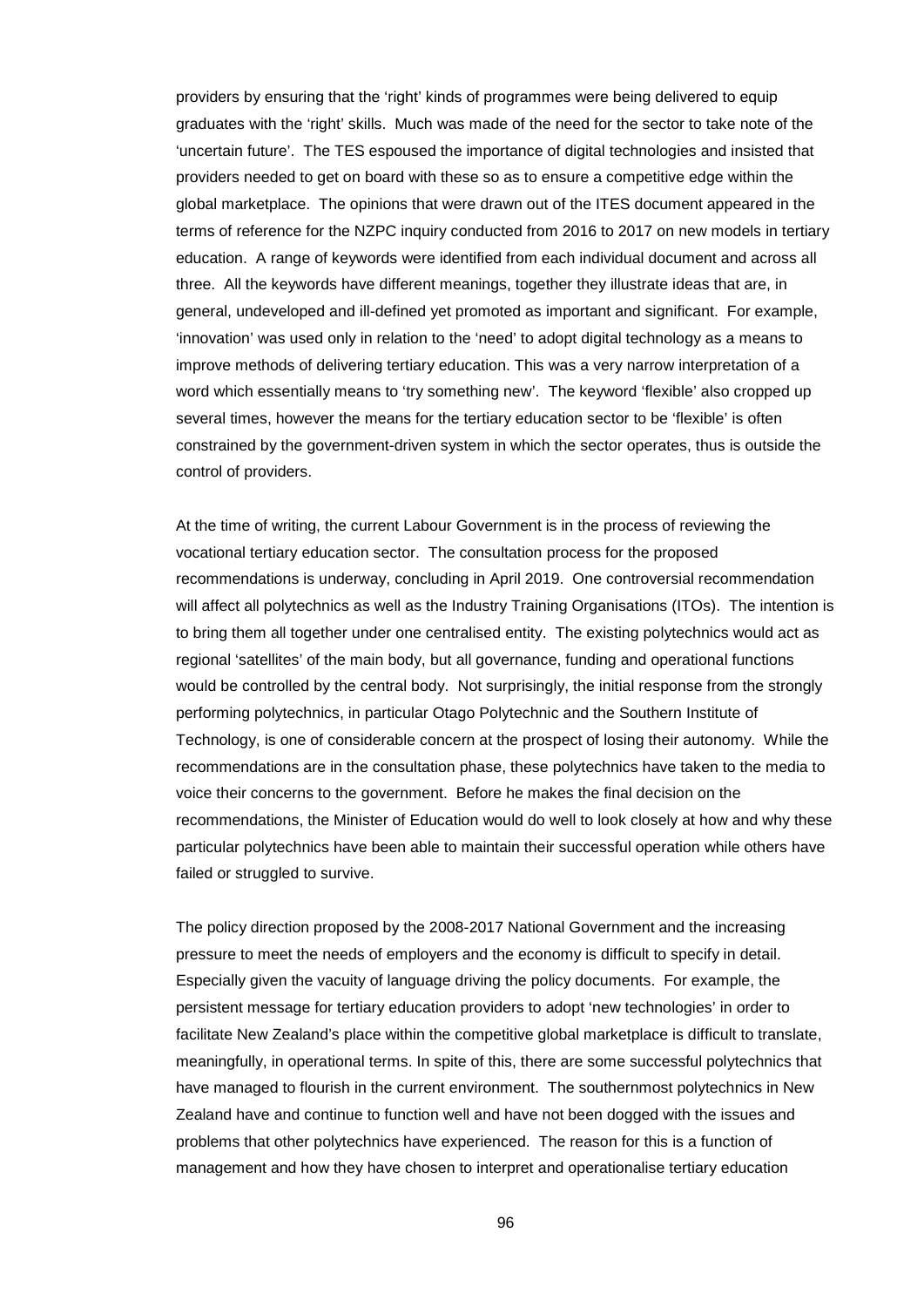providers by ensuring that the 'right' kinds of programmes were being delivered to equip graduates with the 'right' skills. Much was made of the need for the sector to take note of the 'uncertain future'. The TES espoused the importance of digital technologies and insisted that providers needed to get on board with these so as to ensure a competitive edge within the global marketplace. The opinions that were drawn out of the ITES document appeared in the terms of reference for the NZPC inquiry conducted from 2016 to 2017 on new models in tertiary education. A range of keywords were identified from each individual document and across all three. All the keywords have different meanings, together they illustrate ideas that are, in general, undeveloped and ill-defined yet promoted as important and significant. For example, 'innovation' was used only in relation to the 'need' to adopt digital technology as a means to improve methods of delivering tertiary education. This was a very narrow interpretation of a word which essentially means to 'try something new'. The keyword 'flexible' also cropped up several times, however the means for the tertiary education sector to be 'flexible' is often constrained by the government-driven system in which the sector operates, thus is outside the control of providers.

At the time of writing, the current Labour Government is in the process of reviewing the vocational tertiary education sector. The consultation process for the proposed recommendations is underway, concluding in April 2019. One controversial recommendation will affect all polytechnics as well as the Industry Training Organisations (ITOs). The intention is to bring them all together under one centralised entity. The existing polytechnics would act as regional 'satellites' of the main body, but all governance, funding and operational functions would be controlled by the central body. Not surprisingly, the initial response from the strongly performing polytechnics, in particular Otago Polytechnic and the Southern Institute of Technology, is one of considerable concern at the prospect of losing their autonomy. While the recommendations are in the consultation phase, these polytechnics have taken to the media to voice their concerns to the government. Before he makes the final decision on the recommendations, the Minister of Education would do well to look closely at how and why these particular polytechnics have been able to maintain their successful operation while others have failed or struggled to survive.

The policy direction proposed by the 2008-2017 National Government and the increasing pressure to meet the needs of employers and the economy is difficult to specify in detail. Especially given the vacuity of language driving the policy documents. For example, the persistent message for tertiary education providers to adopt 'new technologies' in order to facilitate New Zealand's place within the competitive global marketplace is difficult to translate, meaningfully, in operational terms. In spite of this, there are some successful polytechnics that have managed to flourish in the current environment. The southernmost polytechnics in New Zealand have and continue to function well and have not been dogged with the issues and problems that other polytechnics have experienced. The reason for this is a function of management and how they have chosen to interpret and operationalise tertiary education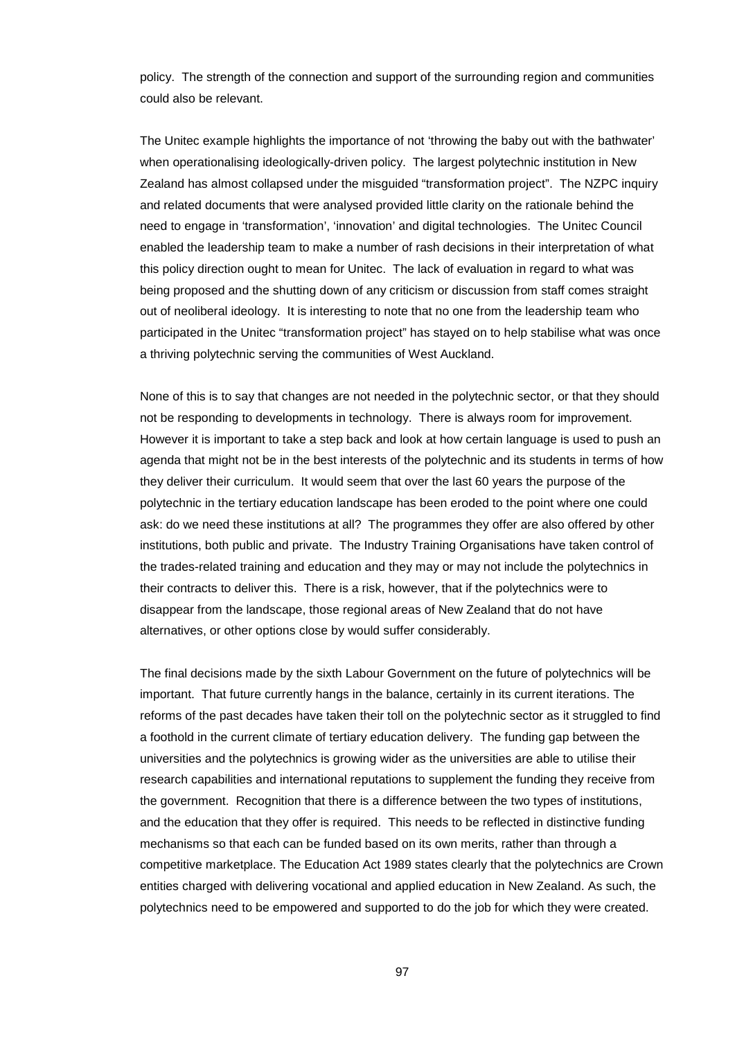policy. The strength of the connection and support of the surrounding region and communities could also be relevant.

The Unitec example highlights the importance of not 'throwing the baby out with the bathwater' when operationalising ideologically-driven policy. The largest polytechnic institution in New Zealand has almost collapsed under the misguided "transformation project". The NZPC inquiry and related documents that were analysed provided little clarity on the rationale behind the need to engage in 'transformation', 'innovation' and digital technologies. The Unitec Council enabled the leadership team to make a number of rash decisions in their interpretation of what this policy direction ought to mean for Unitec. The lack of evaluation in regard to what was being proposed and the shutting down of any criticism or discussion from staff comes straight out of neoliberal ideology. It is interesting to note that no one from the leadership team who participated in the Unitec "transformation project" has stayed on to help stabilise what was once a thriving polytechnic serving the communities of West Auckland.

None of this is to say that changes are not needed in the polytechnic sector, or that they should not be responding to developments in technology. There is always room for improvement. However it is important to take a step back and look at how certain language is used to push an agenda that might not be in the best interests of the polytechnic and its students in terms of how they deliver their curriculum. It would seem that over the last 60 years the purpose of the polytechnic in the tertiary education landscape has been eroded to the point where one could ask: do we need these institutions at all? The programmes they offer are also offered by other institutions, both public and private. The Industry Training Organisations have taken control of the trades-related training and education and they may or may not include the polytechnics in their contracts to deliver this. There is a risk, however, that if the polytechnics were to disappear from the landscape, those regional areas of New Zealand that do not have alternatives, or other options close by would suffer considerably.

The final decisions made by the sixth Labour Government on the future of polytechnics will be important. That future currently hangs in the balance, certainly in its current iterations. The reforms of the past decades have taken their toll on the polytechnic sector as it struggled to find a foothold in the current climate of tertiary education delivery. The funding gap between the universities and the polytechnics is growing wider as the universities are able to utilise their research capabilities and international reputations to supplement the funding they receive from the government. Recognition that there is a difference between the two types of institutions, and the education that they offer is required. This needs to be reflected in distinctive funding mechanisms so that each can be funded based on its own merits, rather than through a competitive marketplace. The Education Act 1989 states clearly that the polytechnics are Crown entities charged with delivering vocational and applied education in New Zealand. As such, the polytechnics need to be empowered and supported to do the job for which they were created.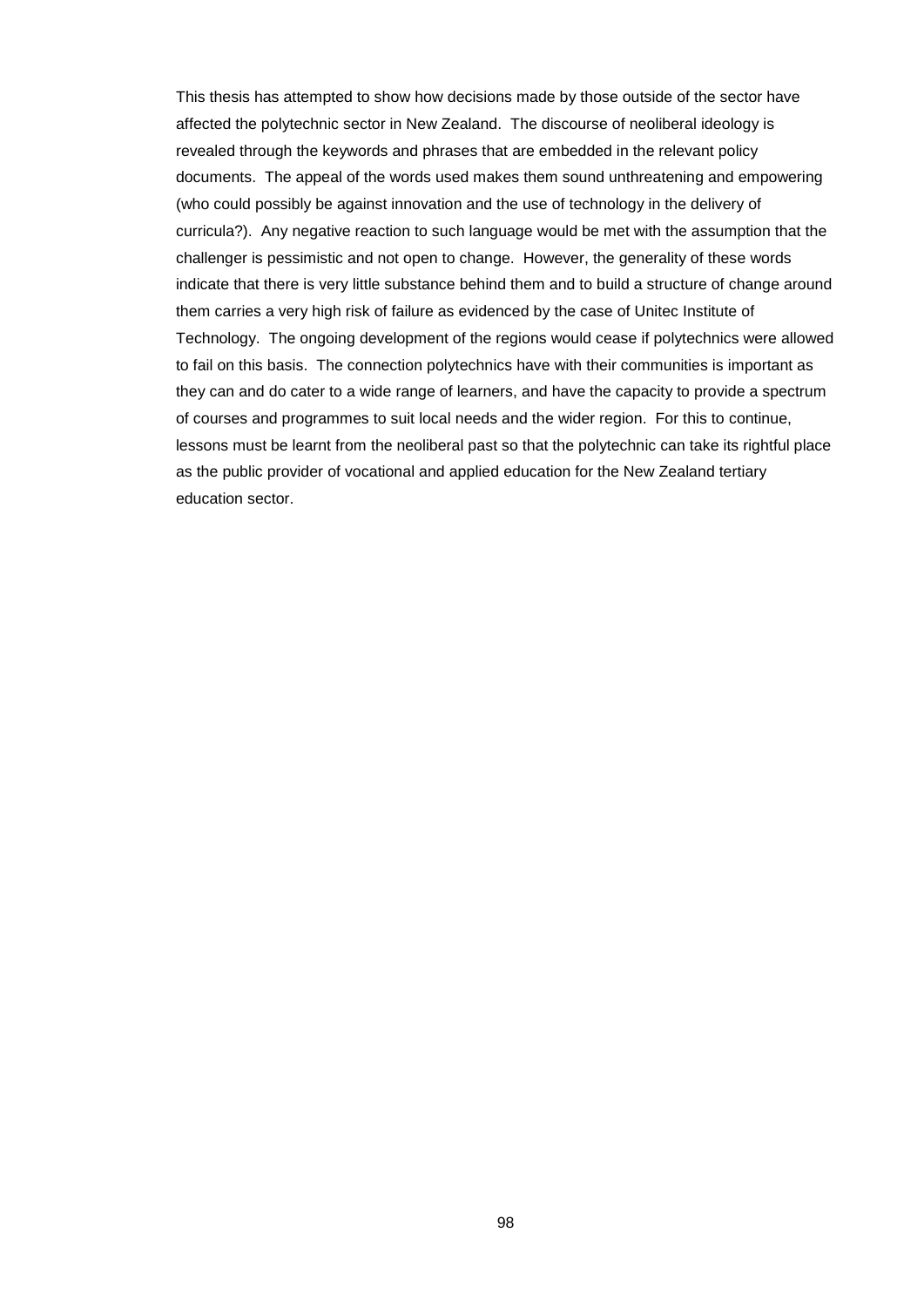This thesis has attempted to show how decisions made by those outside of the sector have affected the polytechnic sector in New Zealand. The discourse of neoliberal ideology is revealed through the keywords and phrases that are embedded in the relevant policy documents. The appeal of the words used makes them sound unthreatening and empowering (who could possibly be against innovation and the use of technology in the delivery of curricula?). Any negative reaction to such language would be met with the assumption that the challenger is pessimistic and not open to change. However, the generality of these words indicate that there is very little substance behind them and to build a structure of change around them carries a very high risk of failure as evidenced by the case of Unitec Institute of Technology. The ongoing development of the regions would cease if polytechnics were allowed to fail on this basis. The connection polytechnics have with their communities is important as they can and do cater to a wide range of learners, and have the capacity to provide a spectrum of courses and programmes to suit local needs and the wider region. For this to continue, lessons must be learnt from the neoliberal past so that the polytechnic can take its rightful place as the public provider of vocational and applied education for the New Zealand tertiary education sector.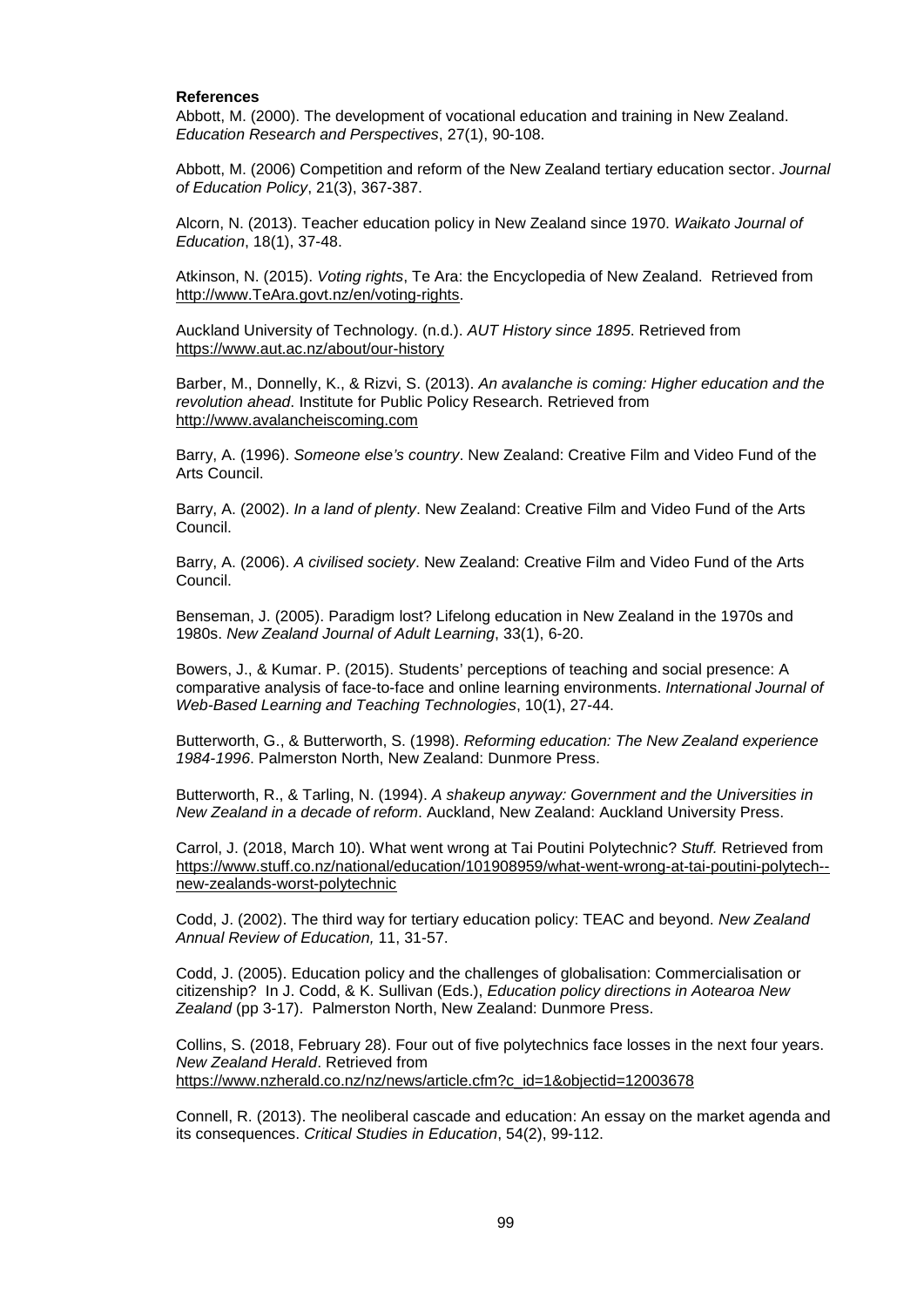**References**

Abbott, M. (2000). The development of vocational education and training in New Zealand. *Education Research and Perspectives*, 27(1), 90-108.

Abbott, M. (2006) Competition and reform of the New Zealand tertiary education sector. *Journal of Education Policy*, 21(3), 367-387.

Alcorn, N. (2013). Teacher education policy in New Zealand since 1970. *Waikato Journal of Education*, 18(1), 37-48.

Atkinson, N. (2015). *Voting rights*, Te Ara: the Encyclopedia of New Zealand. Retrieved from http://www.TeAra.govt.nz/en/voting-rights.

Auckland University of Technology. (n.d.). *AUT History since 1895*. Retrieved from https://www.aut.ac.nz/about/our-history

Barber, M., Donnelly, K., & Rizvi, S. (2013). *An avalanche is coming: Higher education and the revolution ahead*. Institute for Public Policy Research. Retrieved from http://www.avalancheiscoming.com

Barry, A. (1996). *Someone else's country*. New Zealand: Creative Film and Video Fund of the Arts Council.

Barry, A. (2002). *In a land of plenty*. New Zealand: Creative Film and Video Fund of the Arts Council.

Barry, A. (2006). *A civilised society*. New Zealand: Creative Film and Video Fund of the Arts Council.

Benseman, J. (2005). Paradigm lost? Lifelong education in New Zealand in the 1970s and 1980s. *New Zealand Journal of Adult Learning*, 33(1), 6-20.

Bowers, J., & Kumar. P. (2015). Students' perceptions of teaching and social presence: A comparative analysis of face-to-face and online learning environments. *International Journal of Web-Based Learning and Teaching Technologies*, 10(1), 27-44.

Butterworth, G., & Butterworth, S. (1998). *Reforming education: The New Zealand experience 1984-1996*. Palmerston North, New Zealand: Dunmore Press.

Butterworth, R., & Tarling, N. (1994). *A shakeup anyway: Government and the Universities in New Zealand in a decade of reform*. Auckland, New Zealand: Auckland University Press.

Carrol, J. (2018, March 10). What went wrong at Tai Poutini Polytechnic? *Stuff.* Retrieved from https://www.stuff.co.nz/national/education/101908959/what-went-wrong-at-tai-poutini-polytech--new-zealands-worst-polytechnic

Codd, J. (2002). The third way for tertiary education policy: TEAC and beyond. *New Zealand Annual Review of Education,* 11, 31-57.

Codd, J. (2005). Education policy and the challenges of globalisation: Commercialisation or citizenship? In J. Codd, & K. Sullivan (Eds.), *Education policy directions in Aotearoa New Zealand* (pp 3-17). Palmerston North, New Zealand: Dunmore Press.

Collins, S. (2018, February 28). Four out of five polytechnics face losses in the next four years. *New Zealand Herald*. Retrieved from https://www.nzherald.co.nz/nz/news/article.cfm?c_id=1&objectid=12003678

Connell, R. (2013). The neoliberal cascade and education: An essay on the market agenda and its consequences. *Critical Studies in Education*, 54(2), 99-112.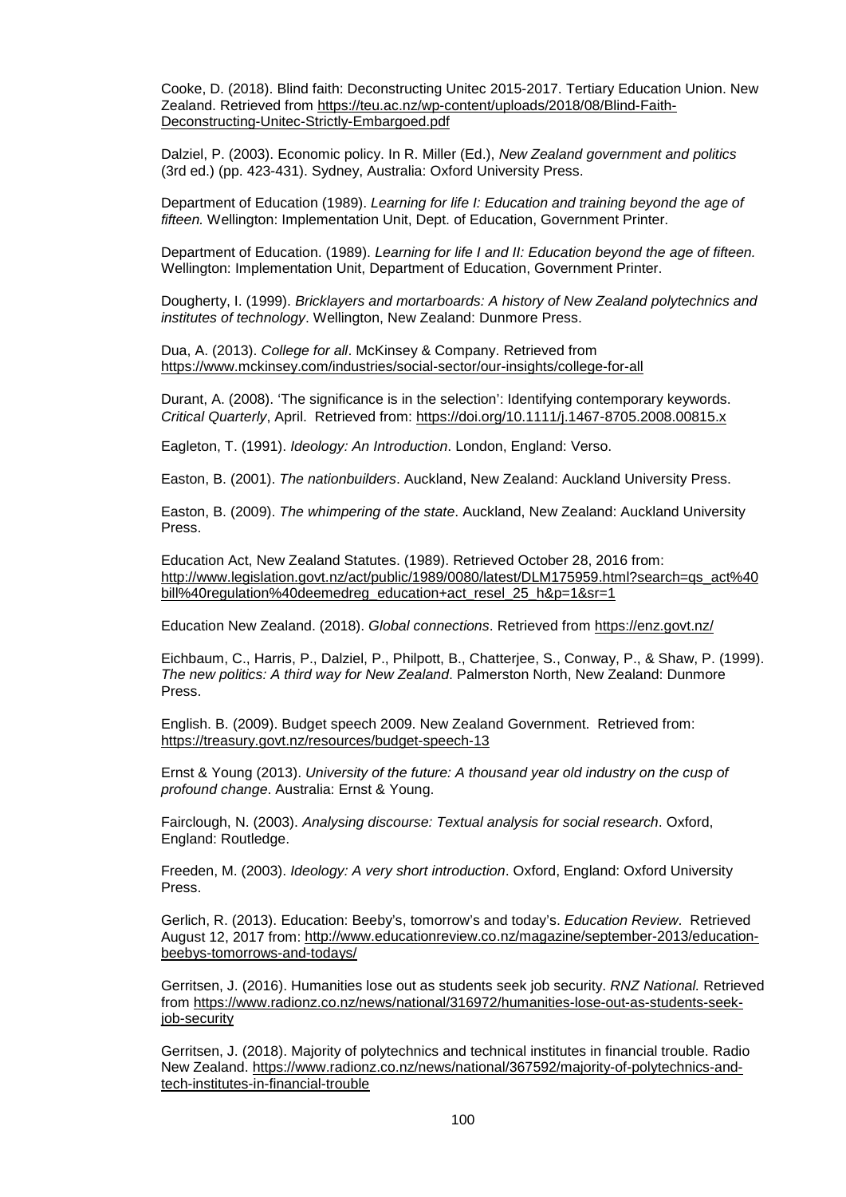Cooke, D. (2018). Blind faith: Deconstructing Unitec 2015-2017. Tertiary Education Union. New Zealand. Retrieved from https://teu.ac.nz/wp-content/uploads/2018/08/Blind-Faith-Deconstructing-Unitec-Strictly-Embargoed.pdf

Dalziel, P. (2003). Economic policy. In R. Miller (Ed.), *New Zealand government and politics* (3rd ed.) (pp. 423-431). Sydney, Australia: Oxford University Press.

Department of Education (1989). *Learning for life I: Education and training beyond the age of fifteen.* Wellington: Implementation Unit, Dept. of Education, Government Printer.

Department of Education. (1989). *Learning for life I and II: Education beyond the age of fifteen.* Wellington: Implementation Unit, Department of Education, Government Printer.

Dougherty, I. (1999). *Bricklayers and mortarboards: A history of New Zealand polytechnics and institutes of technology*. Wellington, New Zealand: Dunmore Press.

Dua, A. (2013). *College for all*. McKinsey & Company. Retrieved from https://www.mckinsey.com/industries/social-sector/our-insights/college-for-all

Durant, A. (2008). 'The significance is in the selection': Identifying contemporary keywords. *Critical Quarterly*, April. Retrieved from: https://doi.org/10.1111/j.1467-8705.2008.00815.x

Eagleton, T. (1991). *Ideology: An Introduction*. London, England: Verso.

Easton, B. (2001). *The nationbuilders*. Auckland, New Zealand: Auckland University Press.

Easton, B. (2009). *The whimpering of the state*. Auckland, New Zealand: Auckland University Press.

Education Act, New Zealand Statutes. (1989). Retrieved October 28, 2016 from: http://www.legislation.govt.nz/act/public/1989/0080/latest/DLM175959.html?search=qs_act%40bill%40regulation%40deemedreg_education+act_resel_25_h&p=1&sr=1

Education New Zealand. (2018). *Global connections*. Retrieved from https://enz.govt.nz/

Eichbaum, C., Harris, P., Dalziel, P., Philpott, B., Chatterjee, S., Conway, P., & Shaw, P. (1999). *The new politics: A third way for New Zealand*. Palmerston North, New Zealand: Dunmore Press.

English. B. (2009). Budget speech 2009. New Zealand Government. Retrieved from: https://treasury.govt.nz/resources/budget-speech-13

Ernst & Young (2013). *University of the future: A thousand year old industry on the cusp of profound change*. Australia: Ernst & Young.

Fairclough, N. (2003). *Analysing discourse: Textual analysis for social research*. Oxford, England: Routledge.

Freeden, M. (2003). *Ideology: A very short introduction*. Oxford, England: Oxford University Press.

Gerlich, R. (2013). Education: Beeby's, tomorrow's and today's. *Education Review*. Retrieved August 12, 2017 from: http://www.educationreview.co.nz/magazine/september-2013/education-beebys-tomorrows-and-todays/

Gerritsen, J. (2016). Humanities lose out as students seek job security. *RNZ National.* Retrieved from https://www.radionz.co.nz/news/national/316972/humanities-lose-out-as-students-seek-job-security

Gerritsen, J. (2018). Majority of polytechnics and technical institutes in financial trouble. Radio New Zealand. https://www.radionz.co.nz/news/national/367592/majority-of-polytechnics-and-tech-institutes-in-financial-trouble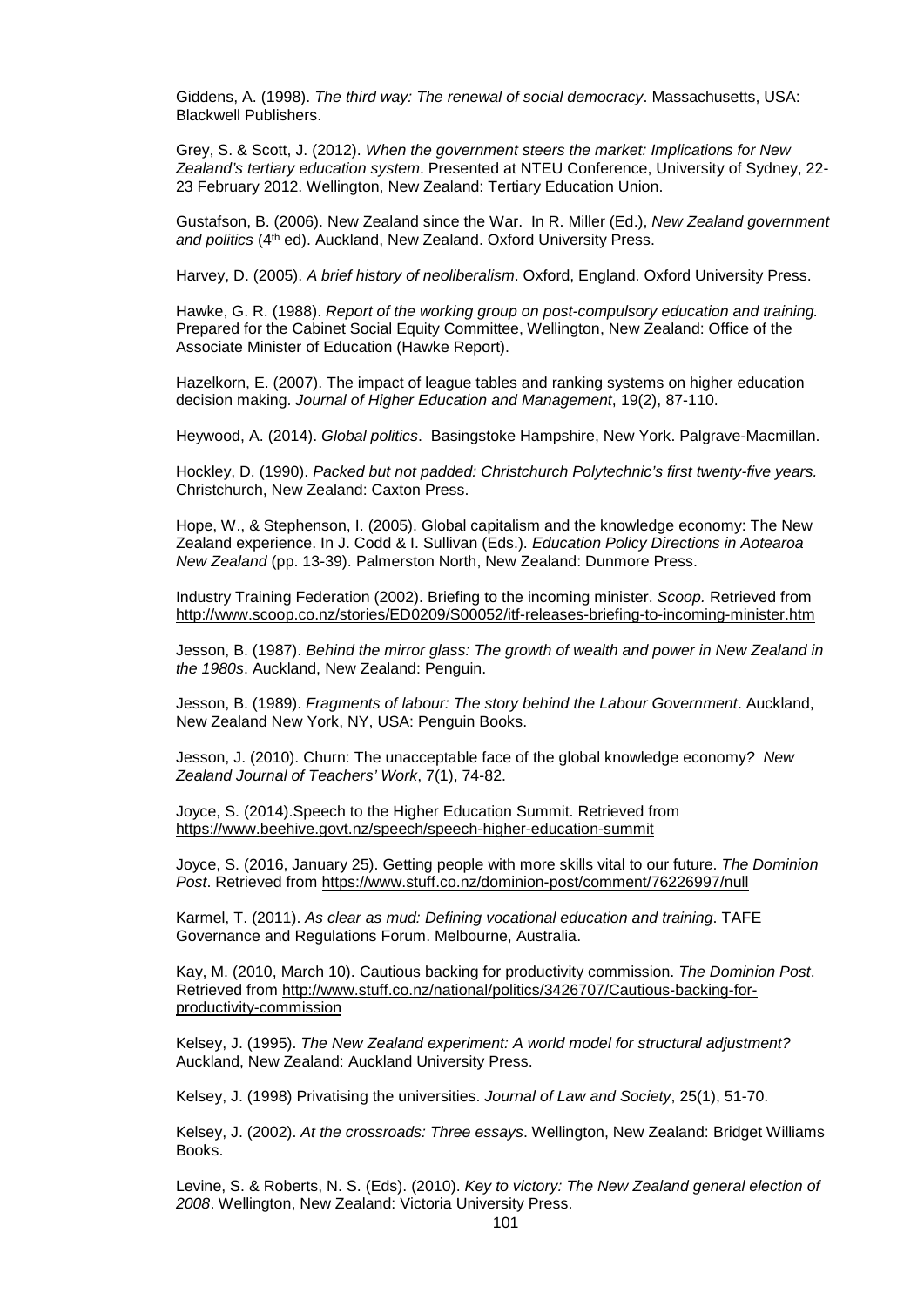Giddens, A. (1998). *The third way: The renewal of social democracy*. Massachusetts, USA: Blackwell Publishers.

Grey, S. & Scott, J. (2012). *When the government steers the market: Implications for New Zealand's tertiary education system*. Presented at NTEU Conference, University of Sydney, 22-23 February 2012. Wellington, New Zealand: Tertiary Education Union.

Gustafson, B. (2006). New Zealand since the War. In R. Miller (Ed.), *New Zealand government and politics* (4th ed). Auckland, New Zealand. Oxford University Press.

Harvey, D. (2005). *A brief history of neoliberalism*. Oxford, England. Oxford University Press.

Hawke, G. R. (1988). *Report of the working group on post-compulsory education and training.* Prepared for the Cabinet Social Equity Committee, Wellington, New Zealand: Office of the Associate Minister of Education (Hawke Report).

Hazelkorn, E. (2007). The impact of league tables and ranking systems on higher education decision making. *Journal of Higher Education and Management*, 19(2), 87-110.

Heywood, A. (2014). *Global politics*. Basingstoke Hampshire, New York. Palgrave-Macmillan.

Hockley, D. (1990). *Packed but not padded: Christchurch Polytechnic's first twenty-five years.* Christchurch, New Zealand: Caxton Press.

Hope, W., & Stephenson, I. (2005). Global capitalism and the knowledge economy: The New Zealand experience. In J. Codd & I. Sullivan (Eds.). *Education Policy Directions in Aotearoa New Zealand* (pp. 13-39). Palmerston North, New Zealand: Dunmore Press.

Industry Training Federation (2002). Briefing to the incoming minister. *Scoop.* Retrieved from http://www.scoop.co.nz/stories/ED0209/S00052/itf-releases-briefing-to-incoming-minister.htm

Jesson, B. (1987). *Behind the mirror glass: The growth of wealth and power in New Zealand in the 1980s*. Auckland, New Zealand: Penguin.

Jesson, B. (1989). *Fragments of labour: The story behind the Labour Government*. Auckland, New Zealand New York, NY, USA: Penguin Books.

Jesson, J. (2010). Churn: The unacceptable face of the global knowledge economy*? New Zealand Journal of Teachers' Work*, 7(1), 74-82.

Joyce, S. (2014).Speech to the Higher Education Summit. Retrieved from https://www.beehive.govt.nz/speech/speech-higher-education-summit

Joyce, S. (2016, January 25). Getting people with more skills vital to our future. *The Dominion Post*. Retrieved from https://www.stuff.co.nz/dominion-post/comment/76226997/null

Karmel, T. (2011). *As clear as mud: Defining vocational education and training*. TAFE Governance and Regulations Forum. Melbourne, Australia.

Kay, M. (2010, March 10). Cautious backing for productivity commission. *The Dominion Post*. Retrieved from http://www.stuff.co.nz/national/politics/3426707/Cautious-backing-for-productivity-commission

Kelsey, J. (1995). *The New Zealand experiment: A world model for structural adjustment?* Auckland, New Zealand: Auckland University Press.

Kelsey, J. (1998) Privatising the universities. *Journal of Law and Society*, 25(1), 51-70.

Kelsey, J. (2002). *At the crossroads: Three essays*. Wellington, New Zealand: Bridget Williams Books.

Levine, S. & Roberts, N. S. (Eds). (2010). *Key to victory: The New Zealand general election of 2008*. Wellington, New Zealand: Victoria University Press.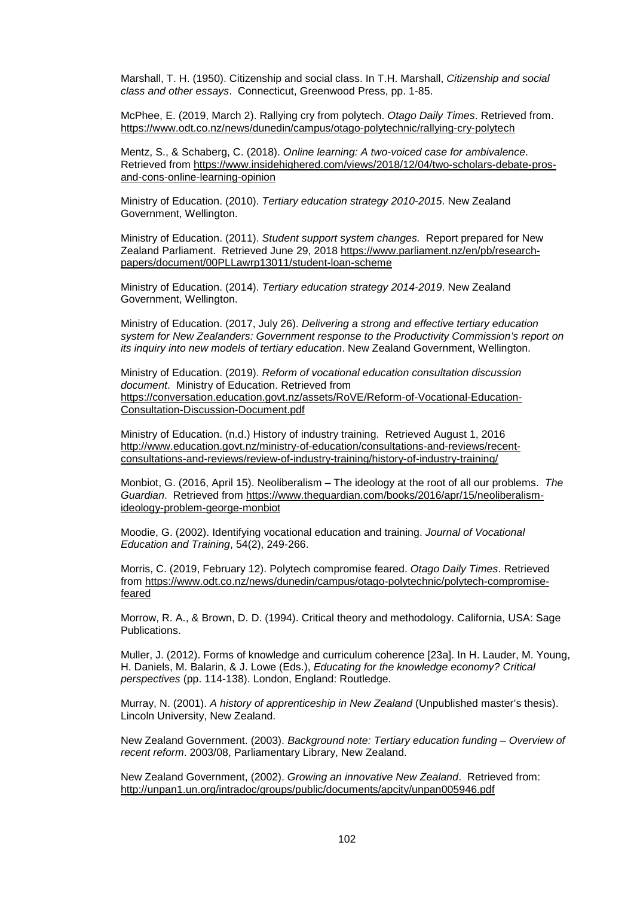Marshall, T. H. (1950). Citizenship and social class. In T.H. Marshall, *Citizenship and social class and other essays*. Connecticut, Greenwood Press, pp. 1-85.

McPhee, E. (2019, March 2). Rallying cry from polytech. *Otago Daily Times*. Retrieved from. https://www.odt.co.nz/news/dunedin/campus/otago-polytechnic/rallying-cry-polytech

Mentz, S., & Schaberg, C. (2018). *Online learning: A two-voiced case for ambivalence*. Retrieved from https://www.insidehighered.com/views/2018/12/04/two-scholars-debate-pros-and-cons-online-learning-opinion

Ministry of Education. (2010). *Tertiary education strategy 2010-2015*. New Zealand Government, Wellington.

Ministry of Education. (2011). *Student support system changes.* Report prepared for New Zealand Parliament. Retrieved June 29, 2018 https://www.parliament.nz/en/pb/research-papers/document/00PLLawrp13011/student-loan-scheme

Ministry of Education. (2014). *Tertiary education strategy 2014-2019*. New Zealand Government, Wellington.

Ministry of Education. (2017, July 26). *Delivering a strong and effective tertiary education system for New Zealanders: Government response to the Productivity Commission's report on its inquiry into new models of tertiary education*. New Zealand Government, Wellington.

Ministry of Education. (2019). *Reform of vocational education consultation discussion document*. Ministry of Education. Retrieved from https://conversation.education.govt.nz/assets/RoVE/Reform-of-Vocational-Education-Consultation-Discussion-Document.pdf

Ministry of Education. (n.d.) History of industry training. Retrieved August 1, 2016 http://www.education.govt.nz/ministry-of-education/consultations-and-reviews/recent-consultations-and-reviews/review-of-industry-training/history-of-industry-training/

Monbiot, G. (2016, April 15). Neoliberalism – The ideology at the root of all our problems. *The Guardian*. Retrieved from https://www.theguardian.com/books/2016/apr/15/neoliberalism-ideology-problem-george-monbiot

Moodie, G. (2002). Identifying vocational education and training. *Journal of Vocational Education and Training*, 54(2), 249-266.

Morris, C. (2019, February 12). Polytech compromise feared. *Otago Daily Times*. Retrieved from https://www.odt.co.nz/news/dunedin/campus/otago-polytechnic/polytech-compromise-feared

Morrow, R. A., & Brown, D. D. (1994). Critical theory and methodology. California, USA: Sage Publications.

Muller, J. (2012). Forms of knowledge and curriculum coherence [23a]. In H. Lauder, M. Young, H. Daniels, M. Balarin, & J. Lowe (Eds.), *Educating for the knowledge economy? Critical perspectives* (pp. 114-138). London, England: Routledge.

Murray, N. (2001). *A history of apprenticeship in New Zealand* (Unpublished master's thesis). Lincoln University, New Zealand.

New Zealand Government. (2003). *Background note: Tertiary education funding – Overview of recent reform*. 2003/08, Parliamentary Library, New Zealand.

New Zealand Government, (2002). *Growing an innovative New Zealand*. Retrieved from: http://unpan1.un.org/intradoc/groups/public/documents/apcity/unpan005946.pdf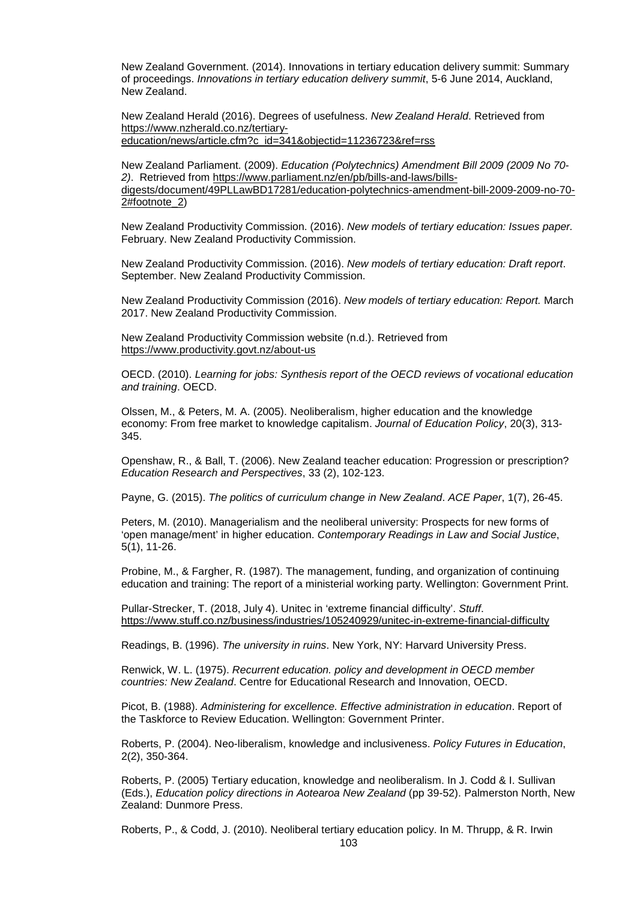New Zealand Government. (2014). Innovations in tertiary education delivery summit: Summary of proceedings. *Innovations in tertiary education delivery summit*, 5-6 June 2014, Auckland, New Zealand.

New Zealand Herald (2016). Degrees of usefulness. *New Zealand Herald*. Retrieved from https://www.nzherald.co.nz/tertiary-education/news/article.cfm?c_id=341&objectid=11236723&ref=rss

New Zealand Parliament. (2009). *Education (Polytechnics) Amendment Bill 2009 (2009 No 70-2)*. Retrieved from https://www.parliament.nz/en/pb/bills-and-laws/bills-digests/document/49PLLawBD17281/education-polytechnics-amendment-bill-2009-2009-no-70-2#footnote_2)

New Zealand Productivity Commission. (2016). *New models of tertiary education: Issues paper.* February. New Zealand Productivity Commission.

New Zealand Productivity Commission. (2016). *New models of tertiary education: Draft report*. September. New Zealand Productivity Commission.

New Zealand Productivity Commission (2016). *New models of tertiary education: Report.* March 2017. New Zealand Productivity Commission.

New Zealand Productivity Commission website (n.d.). Retrieved from https://www.productivity.govt.nz/about-us

OECD. (2010). *Learning for jobs: Synthesis report of the OECD reviews of vocational education and training*. OECD.

Olssen, M., & Peters, M. A. (2005). Neoliberalism, higher education and the knowledge economy: From free market to knowledge capitalism. *Journal of Education Policy*, 20(3), 313-345.

Openshaw, R., & Ball, T. (2006). New Zealand teacher education: Progression or prescription? *Education Research and Perspectives*, 33 (2), 102-123.

Payne, G. (2015). *The politics of curriculum change in New Zealand*. *ACE Paper*, 1(7), 26-45.

Peters, M. (2010). Managerialism and the neoliberal university: Prospects for new forms of 'open manage/ment' in higher education. *Contemporary Readings in Law and Social Justice*, 5(1), 11-26.

Probine, M., & Fargher, R. (1987). The management, funding, and organization of continuing education and training: The report of a ministerial working party. Wellington: Government Print.

Pullar-Strecker, T. (2018, July 4). Unitec in 'extreme financial difficulty'. *Stuff*. https://www.stuff.co.nz/business/industries/105240929/unitec-in-extreme-financial-difficulty

Readings, B. (1996). *The university in ruins*. New York, NY: Harvard University Press.

Renwick, W. L. (1975). *Recurrent education. policy and development in OECD member countries: New Zealand*. Centre for Educational Research and Innovation, OECD.

Picot, B. (1988). *Administering for excellence. Effective administration in education*. Report of the Taskforce to Review Education. Wellington: Government Printer.

Roberts, P. (2004). Neo-liberalism, knowledge and inclusiveness. *Policy Futures in Education*, 2(2), 350-364.

Roberts, P. (2005) Tertiary education, knowledge and neoliberalism. In J. Codd & I. Sullivan (Eds.), *Education policy directions in Aotearoa New Zealand* (pp 39-52). Palmerston North, New Zealand: Dunmore Press.

Roberts, P., & Codd, J. (2010). Neoliberal tertiary education policy. In M. Thrupp, & R. Irwin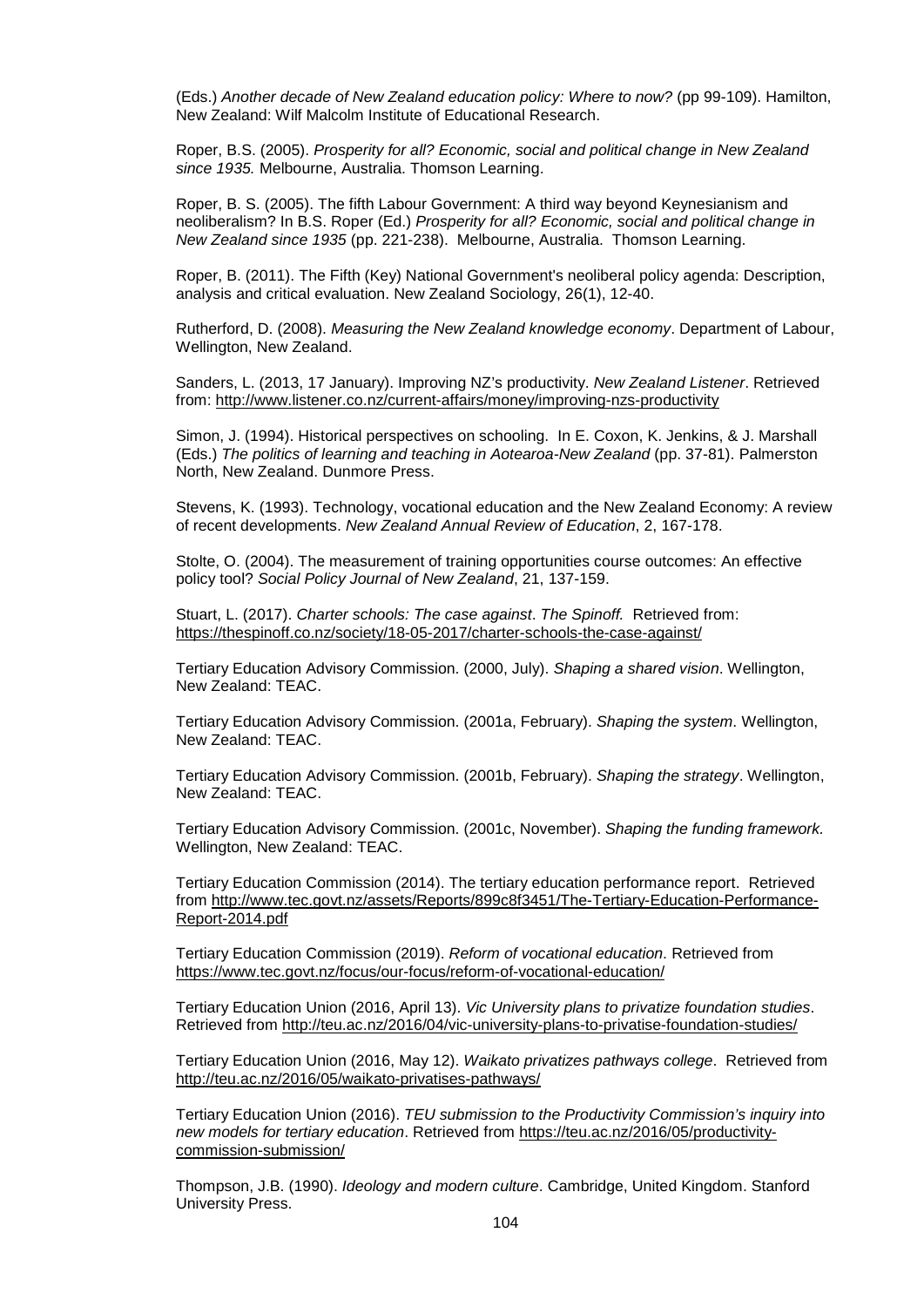(Eds.) *Another decade of New Zealand education policy: Where to now?* (pp 99-109). Hamilton, New Zealand: Wilf Malcolm Institute of Educational Research.

Roper, B.S. (2005). *Prosperity for all? Economic, social and political change in New Zealand since 1935.* Melbourne, Australia. Thomson Learning.

Roper, B. S. (2005). The fifth Labour Government: A third way beyond Keynesianism and neoliberalism? In B.S. Roper (Ed.) *Prosperity for all? Economic, social and political change in New Zealand since 1935* (pp. 221-238). Melbourne, Australia. Thomson Learning.

Roper, B. (2011). The Fifth (Key) National Government's neoliberal policy agenda: Description, analysis and critical evaluation. New Zealand Sociology, 26(1), 12-40.

Rutherford, D. (2008). *Measuring the New Zealand knowledge economy*. Department of Labour, Wellington, New Zealand.

Sanders, L. (2013, 17 January). Improving NZ's productivity. *New Zealand Listener*. Retrieved from: http://www.listener.co.nz/current-affairs/money/improving-nzs-productivity

Simon, J. (1994). Historical perspectives on schooling. In E. Coxon, K. Jenkins, & J. Marshall (Eds.) *The politics of learning and teaching in Aotearoa-New Zealand* (pp. 37-81). Palmerston North, New Zealand. Dunmore Press.

Stevens, K. (1993). Technology, vocational education and the New Zealand Economy: A review of recent developments. *New Zealand Annual Review of Education*, 2, 167-178.

Stolte, O. (2004). The measurement of training opportunities course outcomes: An effective policy tool? *Social Policy Journal of New Zealand*, 21, 137-159.

Stuart, L. (2017). *Charter schools: The case against*. *The Spinoff.* Retrieved from: https://thespinoff.co.nz/society/18-05-2017/charter-schools-the-case-against/

Tertiary Education Advisory Commission. (2000, July). *Shaping a shared vision*. Wellington, New Zealand: TEAC.

Tertiary Education Advisory Commission. (2001a, February). *Shaping the system*. Wellington, New Zealand: TEAC.

Tertiary Education Advisory Commission. (2001b, February). *Shaping the strategy*. Wellington, New Zealand: TEAC.

Tertiary Education Advisory Commission. (2001c, November). *Shaping the funding framework.* Wellington, New Zealand: TEAC.

Tertiary Education Commission (2014). The tertiary education performance report. Retrieved from http://www.tec.govt.nz/assets/Reports/899c8f3451/The-Tertiary-Education-Performance-Report-2014.pdf

Tertiary Education Commission (2019). *Reform of vocational education*. Retrieved from https://www.tec.govt.nz/focus/our-focus/reform-of-vocational-education/

Tertiary Education Union (2016, April 13). *Vic University plans to privatize foundation studies*. Retrieved from http://teu.ac.nz/2016/04/vic-university-plans-to-privatise-foundation-studies/

Tertiary Education Union (2016, May 12). *Waikato privatizes pathways college*. Retrieved from http://teu.ac.nz/2016/05/waikato-privatises-pathways/

Tertiary Education Union (2016). *TEU submission to the Productivity Commission's inquiry into new models for tertiary education*. Retrieved from https://teu.ac.nz/2016/05/productivity-commission-submission/

Thompson, J.B. (1990). *Ideology and modern culture*. Cambridge, United Kingdom. Stanford University Press.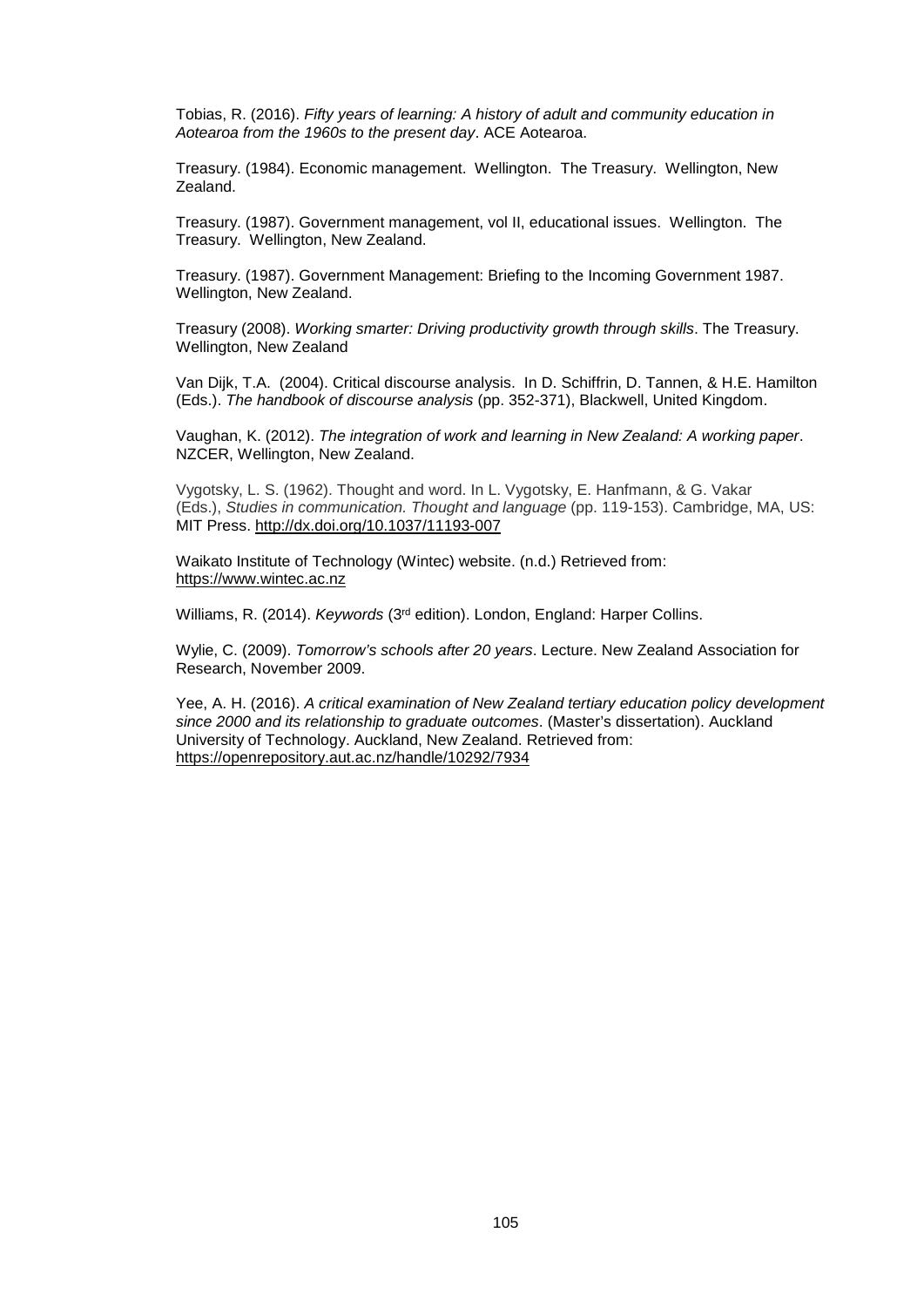Tobias, R. (2016). *Fifty years of learning: A history of adult and community education in Aotearoa from the 1960s to the present day*. ACE Aotearoa.

Treasury. (1984). Economic management. Wellington. The Treasury. Wellington, New Zealand.

Treasury. (1987). Government management, vol II, educational issues. Wellington. The Treasury. Wellington, New Zealand.

Treasury. (1987). Government Management: Briefing to the Incoming Government 1987. Wellington, New Zealand.

Treasury (2008). *Working smarter: Driving productivity growth through skills*. The Treasury. Wellington, New Zealand

Van Dijk, T.A. (2004). Critical discourse analysis. In D. Schiffrin, D. Tannen, & H.E. Hamilton (Eds.). *The handbook of discourse analysis* (pp. 352-371), Blackwell, United Kingdom.

Vaughan, K. (2012). *The integration of work and learning in New Zealand: A working paper*. NZCER, Wellington, New Zealand.

Vygotsky, L. S. (1962). Thought and word. In L. Vygotsky, E. Hanfmann, & G. Vakar (Eds.), *Studies in communication. Thought and language* (pp. 119-153). Cambridge, MA, US: MIT Press. http://dx.doi.org/10.1037/11193-007

Waikato Institute of Technology (Wintec) website. (n.d.) Retrieved from: https://www.wintec.ac.nz

Williams, R. (2014). *Keywords* (3rd edition). London, England: Harper Collins.

Wylie, C. (2009). *Tomorrow's schools after 20 years*. Lecture. New Zealand Association for Research, November 2009.

Yee, A. H. (2016). *A critical examination of New Zealand tertiary education policy development since 2000 and its relationship to graduate outcomes*. (Master's dissertation). Auckland University of Technology. Auckland, New Zealand. Retrieved from: https://openrepository.aut.ac.nz/handle/10292/7934